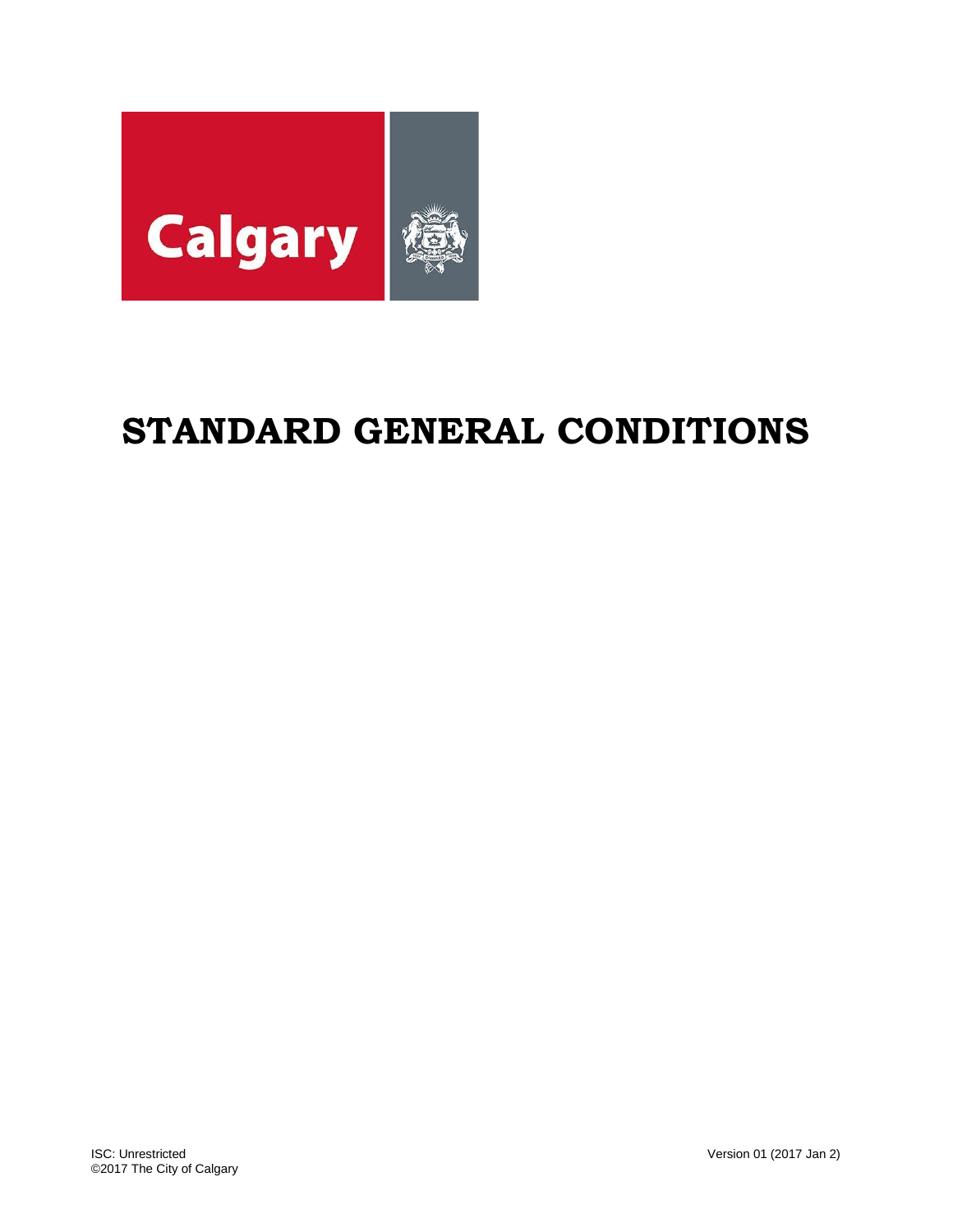Calgary

# STANDARD GENERAL CONDITIONS

ISC: Unrestricted
©2017 The City of Calgary

Version 01 (2017 Jan 2)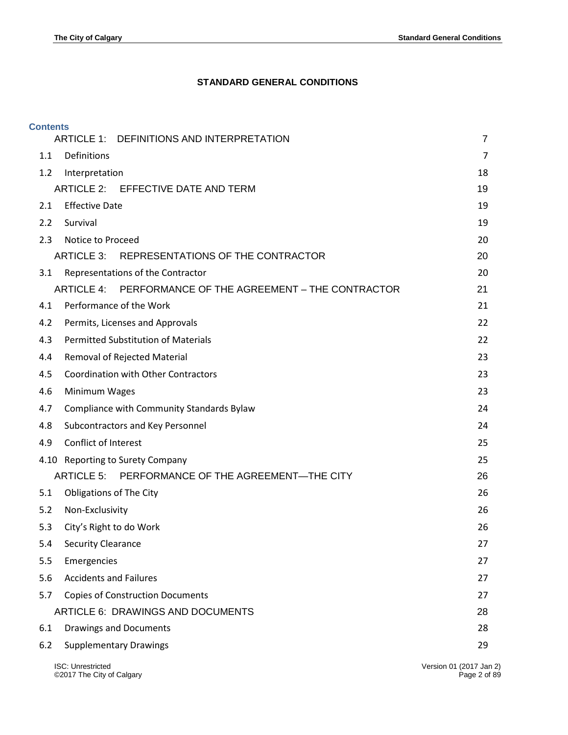**STANDARD GENERAL CONDITIONS**

**Contents**

| | | |
|---|---|---|
| | ARTICLE 1: DEFINITIONS AND INTERPRETATION | 7 |
| 1.1 | Definitions | 7 |
| 1.2 | Interpretation | 18 |
| | ARTICLE 2: EFFECTIVE DATE AND TERM | 19 |
| 2.1 | Effective Date | 19 |
| 2.2 | Survival | 19 |
| 2.3 | Notice to Proceed | 20 |
| | ARTICLE 3: REPRESENTATIONS OF THE CONTRACTOR | 20 |
| 3.1 | Representations of the Contractor | 20 |
| | ARTICLE 4: PERFORMANCE OF THE AGREEMENT – THE CONTRACTOR | 21 |
| 4.1 | Performance of the Work | 21 |
| 4.2 | Permits, Licenses and Approvals | 22 |
| 4.3 | Permitted Substitution of Materials | 22 |
| 4.4 | Removal of Rejected Material | 23 |
| 4.5 | Coordination with Other Contractors | 23 |
| 4.6 | Minimum Wages | 23 |
| 4.7 | Compliance with Community Standards Bylaw | 24 |
| 4.8 | Subcontractors and Key Personnel | 24 |
| 4.9 | Conflict of Interest | 25 |
| 4.10 | Reporting to Surety Company | 25 |
| | ARTICLE 5: PERFORMANCE OF THE AGREEMENT—THE CITY | 26 |
| 5.1 | Obligations of The City | 26 |
| 5.2 | Non-Exclusivity | 26 |
| 5.3 | City's Right to do Work | 26 |
| 5.4 | Security Clearance | 27 |
| 5.5 | Emergencies | 27 |
| 5.6 | Accidents and Failures | 27 |
| 5.7 | Copies of Construction Documents | 27 |
| | ARTICLE 6: DRAWINGS AND DOCUMENTS | 28 |
| 6.1 | Drawings and Documents | 28 |
| 6.2 | Supplementary Drawings | 29 |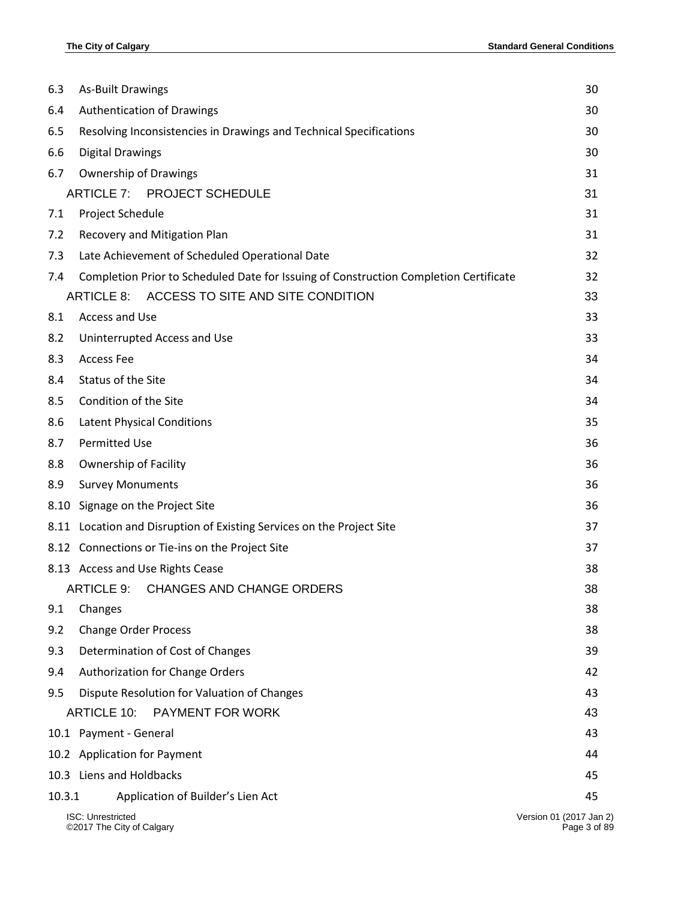6.3 As-Built Drawings 30

6.4 Authentication of Drawings 30

6.5 Resolving Inconsistencies in Drawings and Technical Specifications 30

6.6 Digital Drawings 30

6.7 Ownership of Drawings 31

ARTICLE 7: PROJECT SCHEDULE 31

7.1 Project Schedule 31

7.2 Recovery and Mitigation Plan 31

7.3 Late Achievement of Scheduled Operational Date 32

7.4 Completion Prior to Scheduled Date for Issuing of Construction Completion Certificate 32

ARTICLE 8: ACCESS TO SITE AND SITE CONDITION 33

8.1 Access and Use 33

8.2 Uninterrupted Access and Use 33

8.3 Access Fee 34

8.4 Status of the Site 34

8.5 Condition of the Site 34

8.6 Latent Physical Conditions 35

8.7 Permitted Use 36

8.8 Ownership of Facility 36

8.9 Survey Monuments 36

8.10 Signage on the Project Site 36

8.11 Location and Disruption of Existing Services on the Project Site 37

8.12 Connections or Tie-ins on the Project Site 37

8.13 Access and Use Rights Cease 38

ARTICLE 9: CHANGES AND CHANGE ORDERS 38

9.1 Changes 38

9.2 Change Order Process 38

9.3 Determination of Cost of Changes 39

9.4 Authorization for Change Orders 42

9.5 Dispute Resolution for Valuation of Changes 43

ARTICLE 10: PAYMENT FOR WORK 43

10.1 Payment - General 43

10.2 Application for Payment 44

10.3 Liens and Holdbacks 45

10.3.1 Application of Builder's Lien Act 45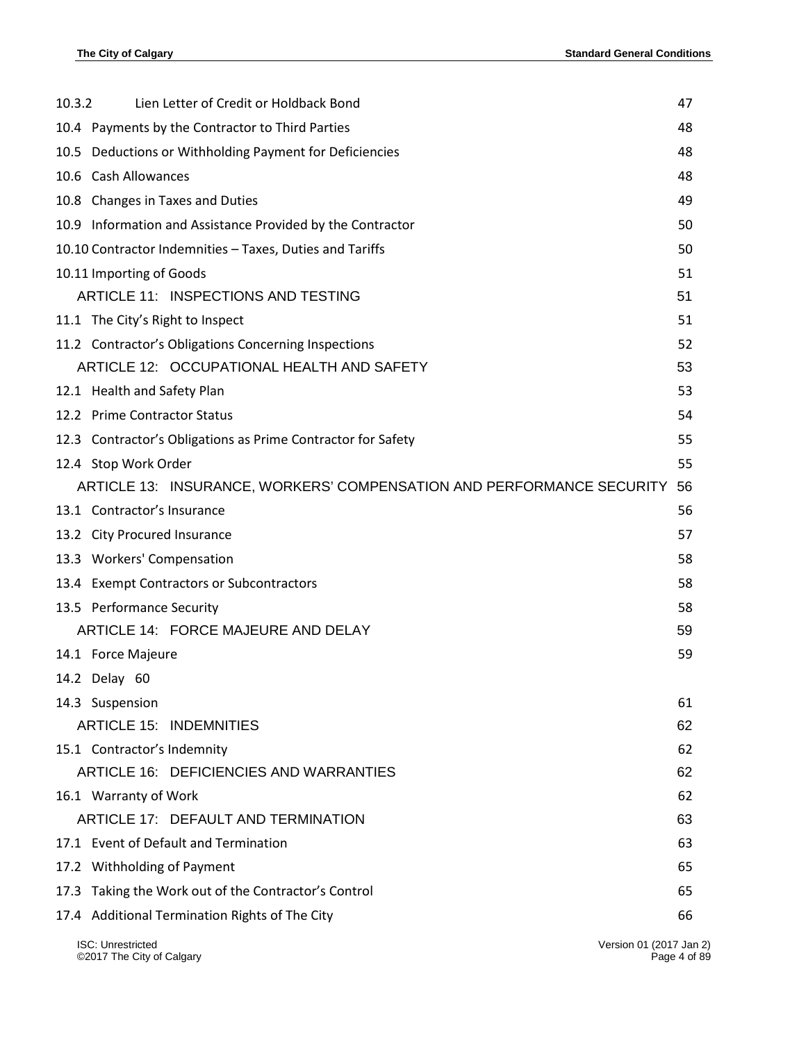| | |
|---|---|
| 10.3.2 Lien Letter of Credit or Holdback Bond | 47 |
| 10.4 Payments by the Contractor to Third Parties | 48 |
| 10.5 Deductions or Withholding Payment for Deficiencies | 48 |
| 10.6 Cash Allowances | 48 |
| 10.8 Changes in Taxes and Duties | 49 |
| 10.9 Information and Assistance Provided by the Contractor | 50 |
| 10.10 Contractor Indemnities – Taxes, Duties and Tariffs | 50 |
| 10.11 Importing of Goods | 51 |
| ARTICLE 11: INSPECTIONS AND TESTING | 51 |
| 11.1 The City's Right to Inspect | 51 |
| 11.2 Contractor's Obligations Concerning Inspections | 52 |
| ARTICLE 12: OCCUPATIONAL HEALTH AND SAFETY | 53 |
| 12.1 Health and Safety Plan | 53 |
| 12.2 Prime Contractor Status | 54 |
| 12.3 Contractor's Obligations as Prime Contractor for Safety | 55 |
| 12.4 Stop Work Order | 55 |
| ARTICLE 13: INSURANCE, WORKERS' COMPENSATION AND PERFORMANCE SECURITY | 56 |
| 13.1 Contractor's Insurance | 56 |
| 13.2 City Procured Insurance | 57 |
| 13.3 Workers' Compensation | 58 |
| 13.4 Exempt Contractors or Subcontractors | 58 |
| 13.5 Performance Security | 58 |
| ARTICLE 14: FORCE MAJEURE AND DELAY | 59 |
| 14.1 Force Majeure | 59 |
| 14.2 Delay 60 | |
| 14.3 Suspension | 61 |
| ARTICLE 15: INDEMNITIES | 62 |
| 15.1 Contractor's Indemnity | 62 |
| ARTICLE 16: DEFICIENCIES AND WARRANTIES | 62 |
| 16.1 Warranty of Work | 62 |
| ARTICLE 17: DEFAULT AND TERMINATION | 63 |
| 17.1 Event of Default and Termination | 63 |
| 17.2 Withholding of Payment | 65 |
| 17.3 Taking the Work out of the Contractor's Control | 65 |
| 17.4 Additional Termination Rights of The City | 66 |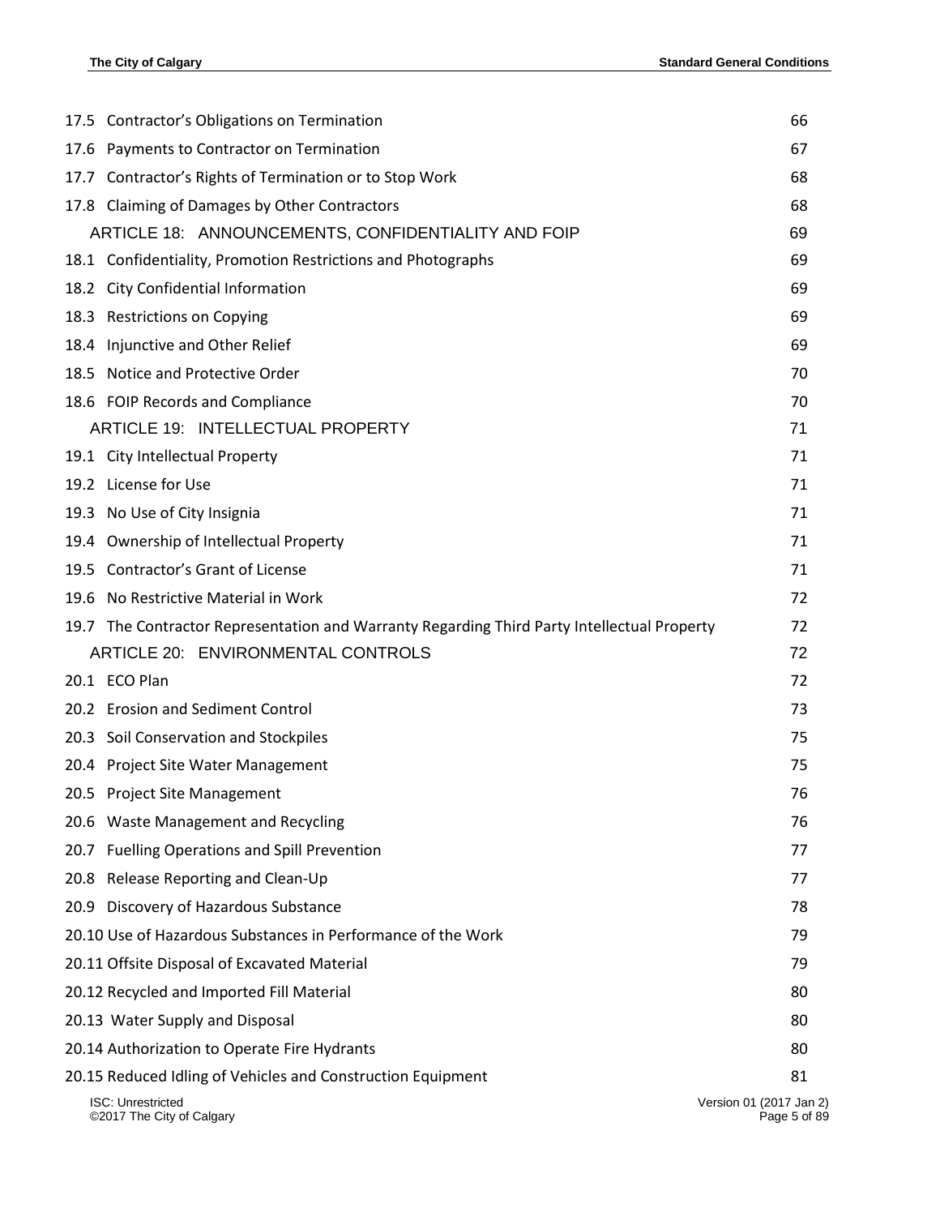| | |
|---|---|
| 17.5 Contractor's Obligations on Termination | 66 |
| 17.6 Payments to Contractor on Termination | 67 |
| 17.7 Contractor's Rights of Termination or to Stop Work | 68 |
| 17.8 Claiming of Damages by Other Contractors | 68 |
| ARTICLE 18: ANNOUNCEMENTS, CONFIDENTIALITY AND FOIP | 69 |
| 18.1 Confidentiality, Promotion Restrictions and Photographs | 69 |
| 18.2 City Confidential Information | 69 |
| 18.3 Restrictions on Copying | 69 |
| 18.4 Injunctive and Other Relief | 69 |
| 18.5 Notice and Protective Order | 70 |
| 18.6 FOIP Records and Compliance | 70 |
| ARTICLE 19: INTELLECTUAL PROPERTY | 71 |
| 19.1 City Intellectual Property | 71 |
| 19.2 License for Use | 71 |
| 19.3 No Use of City Insignia | 71 |
| 19.4 Ownership of Intellectual Property | 71 |
| 19.5 Contractor's Grant of License | 71 |
| 19.6 No Restrictive Material in Work | 72 |
| 19.7 The Contractor Representation and Warranty Regarding Third Party Intellectual Property | 72 |
| ARTICLE 20: ENVIRONMENTAL CONTROLS | 72 |
| 20.1 ECO Plan | 72 |
| 20.2 Erosion and Sediment Control | 73 |
| 20.3 Soil Conservation and Stockpiles | 75 |
| 20.4 Project Site Water Management | 75 |
| 20.5 Project Site Management | 76 |
| 20.6 Waste Management and Recycling | 76 |
| 20.7 Fuelling Operations and Spill Prevention | 77 |
| 20.8 Release Reporting and Clean-Up | 77 |
| 20.9 Discovery of Hazardous Substance | 78 |
| 20.10 Use of Hazardous Substances in Performance of the Work | 79 |
| 20.11 Offsite Disposal of Excavated Material | 79 |
| 20.12 Recycled and Imported Fill Material | 80 |
| 20.13 Water Supply and Disposal | 80 |
| 20.14 Authorization to Operate Fire Hydrants | 80 |
| 20.15 Reduced Idling of Vehicles and Construction Equipment | 81 |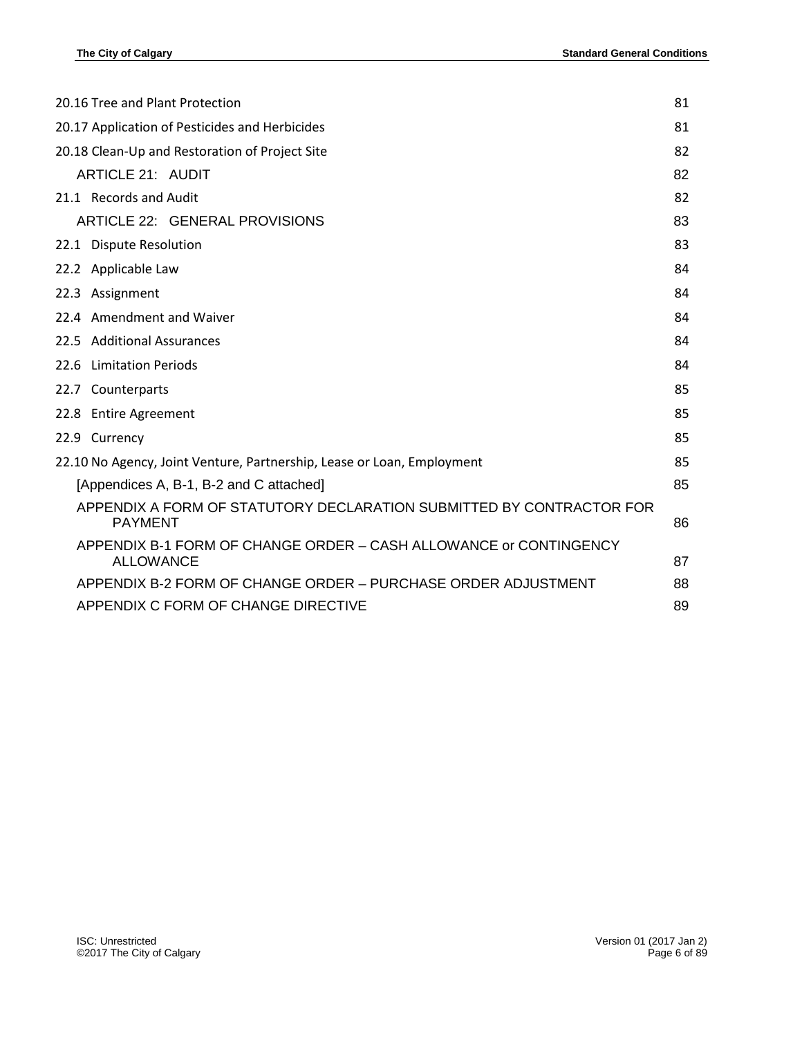| | |
|---|---|
| 20.16 Tree and Plant Protection | 81 |
| 20.17 Application of Pesticides and Herbicides | 81 |
| 20.18 Clean-Up and Restoration of Project Site | 82 |
| ARTICLE 21: AUDIT | 82 |
| 21.1 Records and Audit | 82 |
| ARTICLE 22: GENERAL PROVISIONS | 83 |
| 22.1 Dispute Resolution | 83 |
| 22.2 Applicable Law | 84 |
| 22.3 Assignment | 84 |
| 22.4 Amendment and Waiver | 84 |
| 22.5 Additional Assurances | 84 |
| 22.6 Limitation Periods | 84 |
| 22.7 Counterparts | 85 |
| 22.8 Entire Agreement | 85 |
| 22.9 Currency | 85 |
| 22.10 No Agency, Joint Venture, Partnership, Lease or Loan, Employment | 85 |
| [Appendices A, B-1, B-2 and C attached] | 85 |
| APPENDIX A FORM OF STATUTORY DECLARATION SUBMITTED BY CONTRACTOR FOR PAYMENT | 86 |
| APPENDIX B-1 FORM OF CHANGE ORDER – CASH ALLOWANCE or CONTINGENCY ALLOWANCE | 87 |
| APPENDIX B-2 FORM OF CHANGE ORDER – PURCHASE ORDER ADJUSTMENT | 88 |
| APPENDIX C FORM OF CHANGE DIRECTIVE | 89 |

ISC: Unrestricted
©2017 The City of Calgary
Version 01 (2017 Jan 2)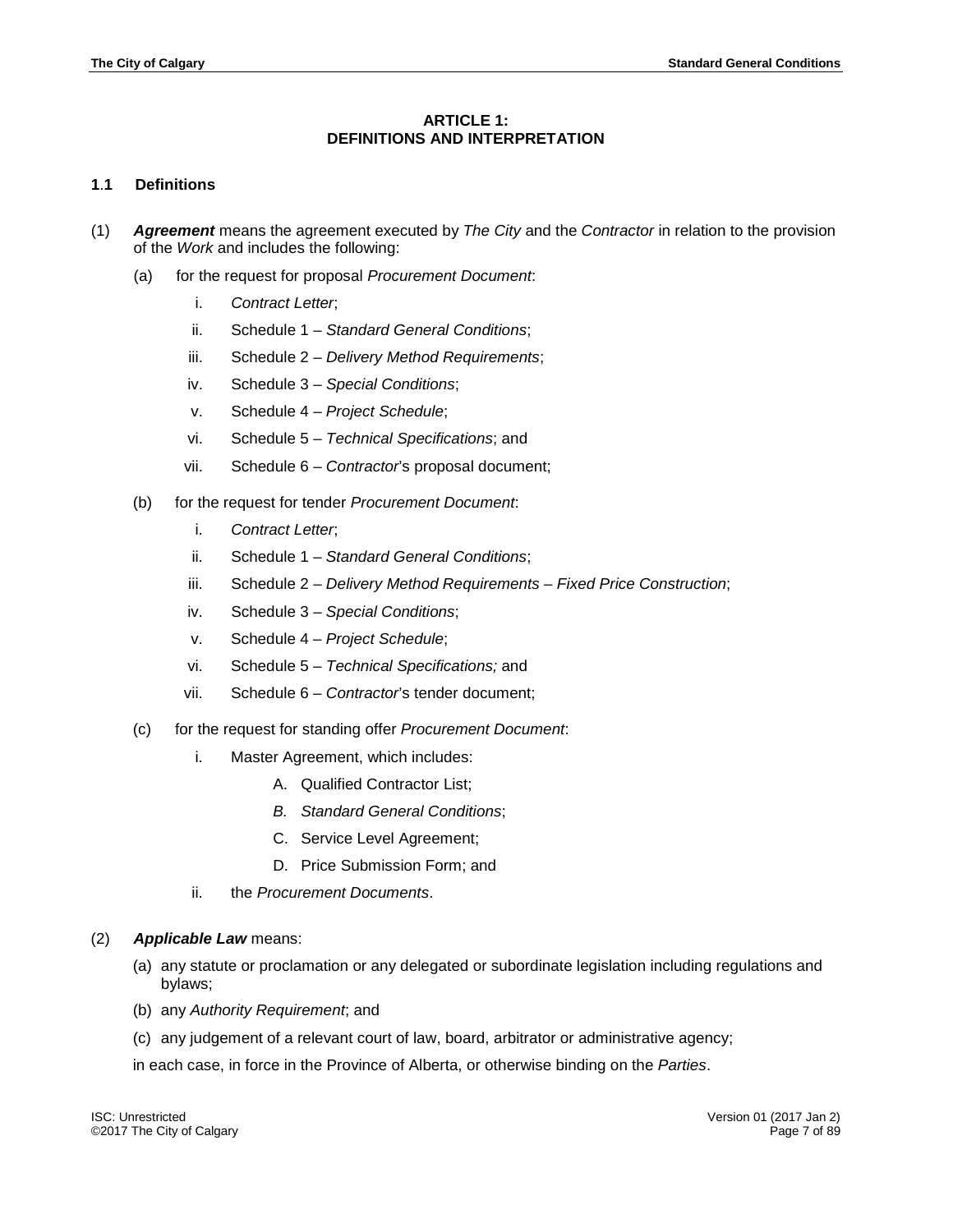## ARTICLE 1: DEFINITIONS AND INTERPRETATION

### 1.1 Definitions

(1) ***Agreement*** means the agreement executed by *The City* and the *Contractor* in relation to the provision of the *Work* and includes the following:

   (a) for the request for proposal *Procurement Document*:

      i. *Contract Letter*;

      ii. Schedule 1 – *Standard General Conditions*;

      iii. Schedule 2 – *Delivery Method Requirements*;

      iv. Schedule 3 – *Special Conditions*;

      v. Schedule 4 – *Project Schedule*;

      vi. Schedule 5 – *Technical Specifications*; and

      vii. Schedule 6 – *Contractor*'s proposal document;

   (b) for the request for tender *Procurement Document*:

      i. *Contract Letter*;

      ii. Schedule 1 – *Standard General Conditions*;

      iii. Schedule 2 – *Delivery Method Requirements – Fixed Price Construction*;

      iv. Schedule 3 – *Special Conditions*;

      v. Schedule 4 – *Project Schedule*;

      vi. Schedule 5 – *Technical Specifications;* and

      vii. Schedule 6 – *Contractor*'s tender document;

   (c) for the request for standing offer *Procurement Document*:

      i. Master Agreement, which includes:

         A. Qualified Contractor List;

         *B. Standard General Conditions*;

         C. Service Level Agreement;

         D. Price Submission Form; and

      ii. the *Procurement Documents*.

(2) ***Applicable Law*** means:

   (a) any statute or proclamation or any delegated or subordinate legislation including regulations and bylaws;

   (b) any *Authority Requirement*; and

   (c) any judgement of a relevant court of law, board, arbitrator or administrative agency;

   in each case, in force in the Province of Alberta, or otherwise binding on the *Parties*.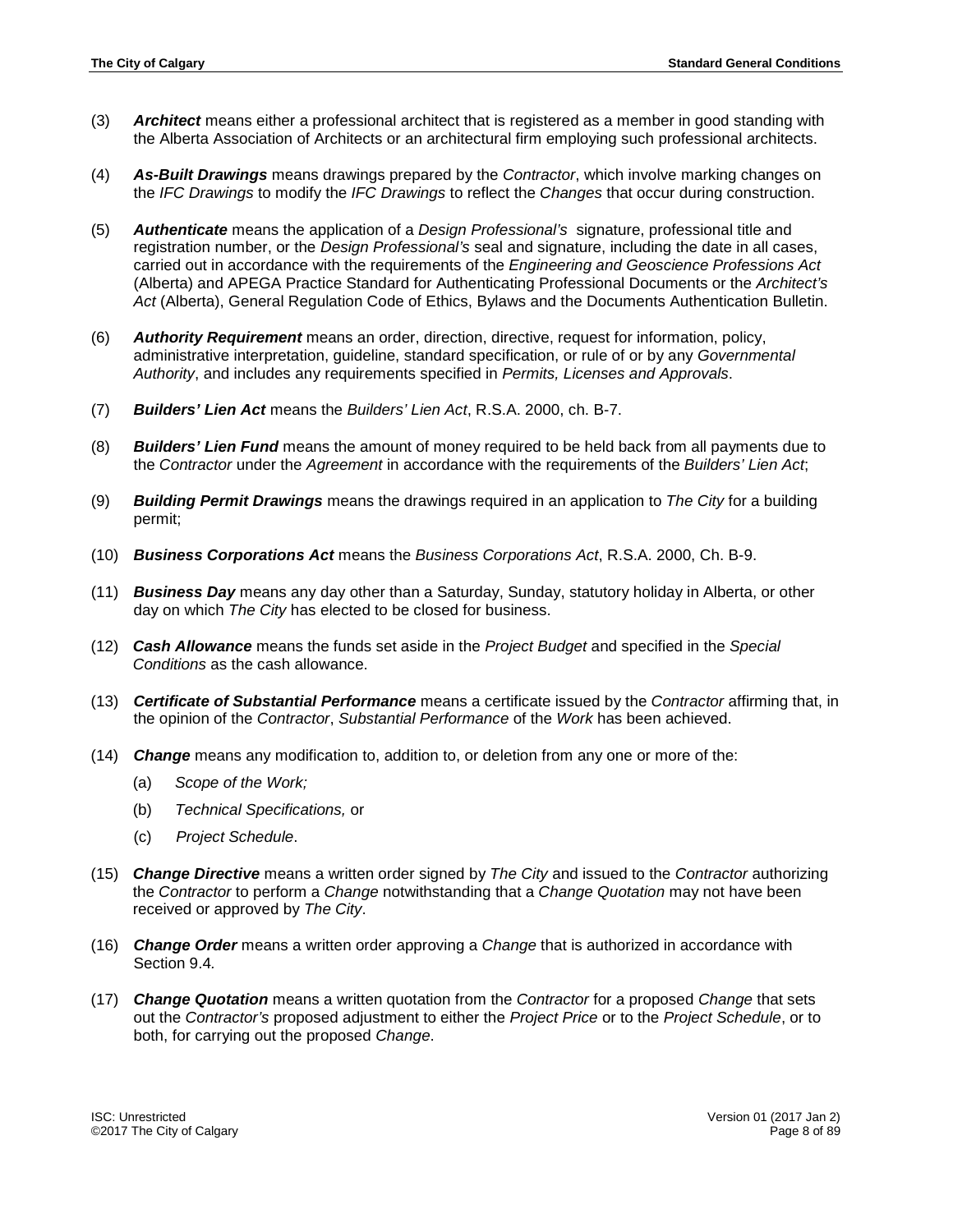(3) ***Architect*** means either a professional architect that is registered as a member in good standing with the Alberta Association of Architects or an architectural firm employing such professional architects.

(4) ***As-Built Drawings*** means drawings prepared by the *Contractor*, which involve marking changes on the *IFC Drawings* to modify the *IFC Drawings* to reflect the *Changes* that occur during construction.

(5) ***Authenticate*** means the application of a *Design Professional's* signature, professional title and registration number, or the *Design Professional's* seal and signature, including the date in all cases, carried out in accordance with the requirements of the *Engineering and Geoscience Professions Act* (Alberta) and APEGA Practice Standard for Authenticating Professional Documents or the *Architect's Act* (Alberta), General Regulation Code of Ethics, Bylaws and the Documents Authentication Bulletin.

(6) ***Authority Requirement*** means an order, direction, directive, request for information, policy, administrative interpretation, guideline, standard specification, or rule of or by any *Governmental Authority*, and includes any requirements specified in *Permits, Licenses and Approvals*.

(7) ***Builders' Lien Act*** means the *Builders' Lien Act*, R.S.A. 2000, ch. B-7.

(8) ***Builders' Lien Fund*** means the amount of money required to be held back from all payments due to the *Contractor* under the *Agreement* in accordance with the requirements of the *Builders' Lien Act*;

(9) ***Building Permit Drawings*** means the drawings required in an application to *The City* for a building permit;

(10) ***Business Corporations Act*** means the *Business Corporations Act*, R.S.A. 2000, Ch. B-9.

(11) ***Business Day*** means any day other than a Saturday, Sunday, statutory holiday in Alberta, or other day on which *The City* has elected to be closed for business.

(12) ***Cash Allowance*** means the funds set aside in the *Project Budget* and specified in the *Special Conditions* as the cash allowance.

(13) ***Certificate of Substantial Performance*** means a certificate issued by the *Contractor* affirming that, in the opinion of the *Contractor*, *Substantial Performance* of the *Work* has been achieved.

(14) ***Change*** means any modification to, addition to, or deletion from any one or more of the:

   (a) *Scope of the Work;*

   (b) *Technical Specifications,* or

   (c) *Project Schedule*.

(15) ***Change Directive*** means a written order signed by *The City* and issued to the *Contractor* authorizing the *Contractor* to perform a *Change* notwithstanding that a *Change Quotation* may not have been received or approved by *The City*.

(16) ***Change Order*** means a written order approving a *Change* that is authorized in accordance with Section 9.4.

(17) ***Change Quotation*** means a written quotation from the *Contractor* for a proposed *Change* that sets out the *Contractor's* proposed adjustment to either the *Project Price* or to the *Project Schedule*, or to both, for carrying out the proposed *Change*.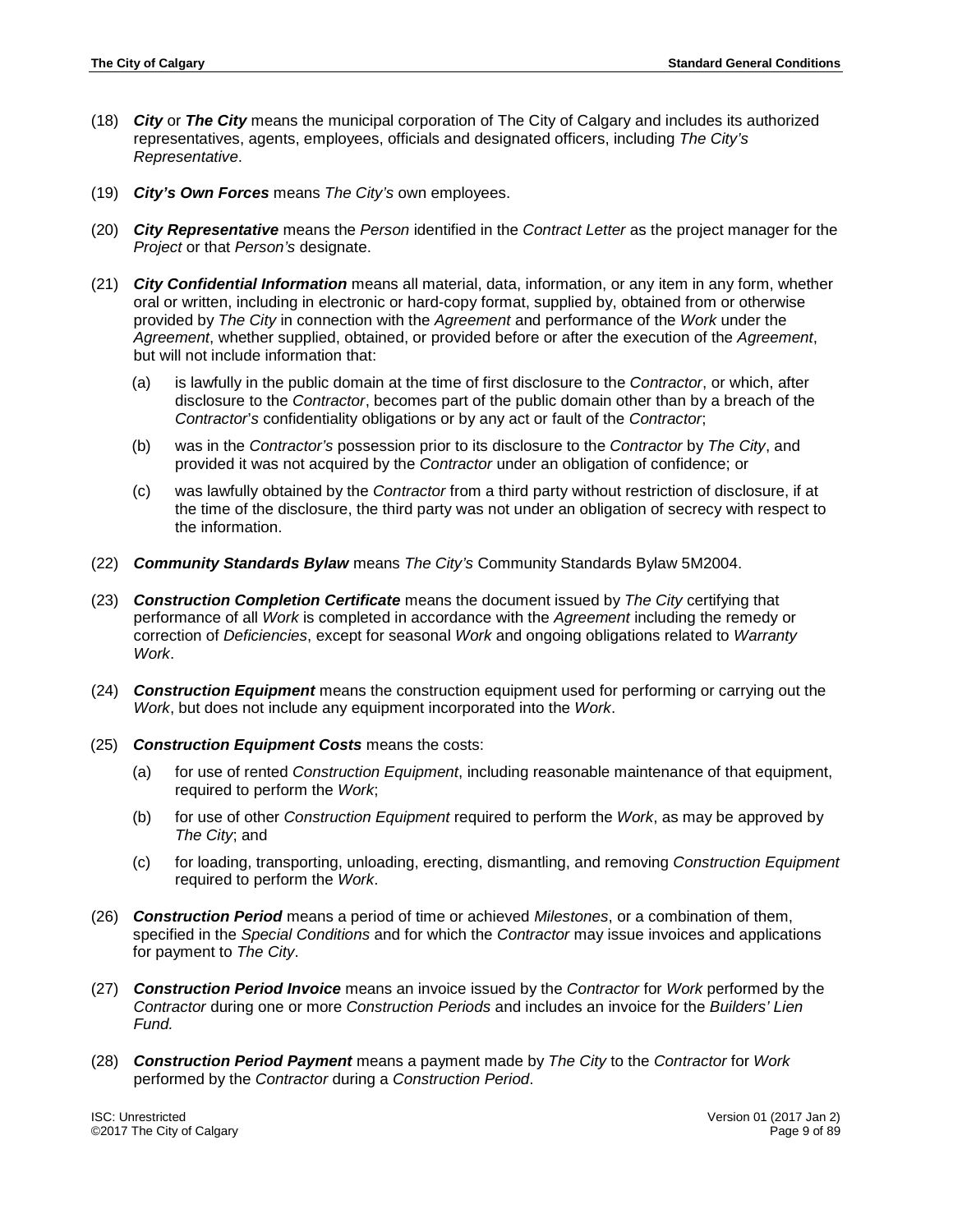(18) ***City*** or ***The City*** means the municipal corporation of The City of Calgary and includes its authorized representatives, agents, employees, officials and designated officers, including *The City's Representative*.

(19) ***City's Own Forces*** means *The City's* own employees.

(20) ***City Representative*** means the *Person* identified in the *Contract Letter* as the project manager for the *Project* or that *Person's* designate.

(21) ***City Confidential Information*** means all material, data, information, or any item in any form, whether oral or written, including in electronic or hard-copy format, supplied by, obtained from or otherwise provided by *The City* in connection with the *Agreement* and performance of the *Work* under the *Agreement*, whether supplied, obtained, or provided before or after the execution of the *Agreement*, but will not include information that:

   (a) is lawfully in the public domain at the time of first disclosure to the *Contractor*, or which, after disclosure to the *Contractor*, becomes part of the public domain other than by a breach of the *Contractor's* confidentiality obligations or by any act or fault of the *Contractor*;

   (b) was in the *Contractor's* possession prior to its disclosure to the *Contractor* by *The City*, and provided it was not acquired by the *Contractor* under an obligation of confidence; or

   (c) was lawfully obtained by the *Contractor* from a third party without restriction of disclosure, if at the time of the disclosure, the third party was not under an obligation of secrecy with respect to the information.

(22) ***Community Standards Bylaw*** means *The City's* Community Standards Bylaw 5M2004.

(23) ***Construction Completion Certificate*** means the document issued by *The City* certifying that performance of all *Work* is completed in accordance with the *Agreement* including the remedy or correction of *Deficiencies*, except for seasonal *Work* and ongoing obligations related to *Warranty Work*.

(24) ***Construction Equipment*** means the construction equipment used for performing or carrying out the *Work*, but does not include any equipment incorporated into the *Work*.

(25) ***Construction Equipment Costs*** means the costs:

   (a) for use of rented *Construction Equipment*, including reasonable maintenance of that equipment, required to perform the *Work*;

   (b) for use of other *Construction Equipment* required to perform the *Work*, as may be approved by *The City*; and

   (c) for loading, transporting, unloading, erecting, dismantling, and removing *Construction Equipment* required to perform the *Work*.

(26) ***Construction Period*** means a period of time or achieved *Milestones*, or a combination of them, specified in the *Special Conditions* and for which the *Contractor* may issue invoices and applications for payment to *The City*.

(27) ***Construction Period Invoice*** means an invoice issued by the *Contractor* for *Work* performed by the *Contractor* during one or more *Construction Periods* and includes an invoice for the *Builders' Lien Fund.*

(28) ***Construction Period Payment*** means a payment made by *The City* to the *Contractor* for *Work* performed by the *Contractor* during a *Construction Period*.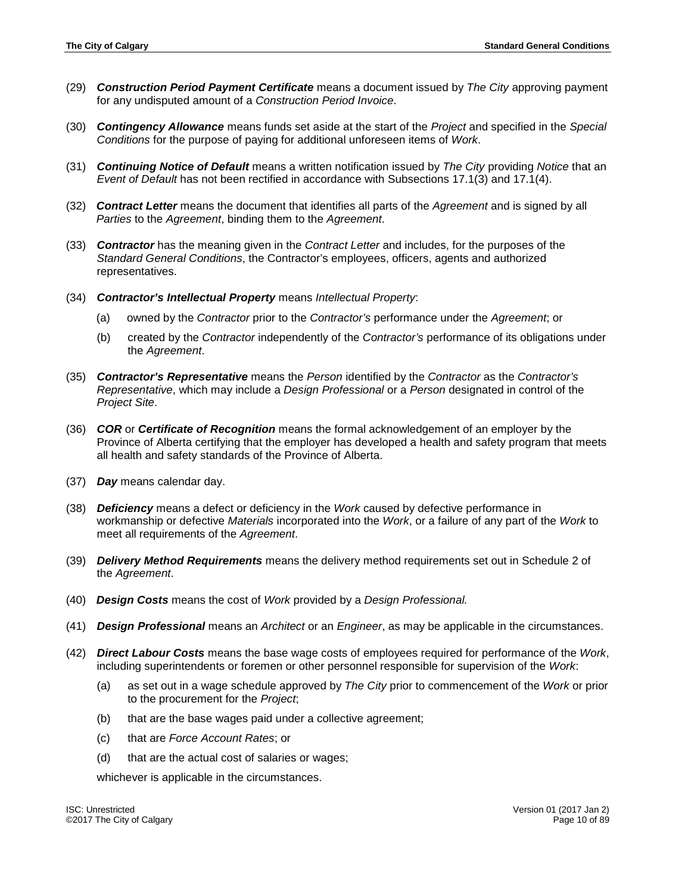(29) ***Construction Period Payment Certificate*** means a document issued by *The City* approving payment for any undisputed amount of a *Construction Period Invoice*.

(30) ***Contingency Allowance*** means funds set aside at the start of the *Project* and specified in the *Special Conditions* for the purpose of paying for additional unforeseen items of *Work*.

(31) ***Continuing Notice of Default*** means a written notification issued by *The City* providing *Notice* that an *Event of Default* has not been rectified in accordance with Subsections 17.1(3) and 17.1(4).

(32) ***Contract Letter*** means the document that identifies all parts of the *Agreement* and is signed by all *Parties* to the *Agreement*, binding them to the *Agreement*.

(33) ***Contractor*** has the meaning given in the *Contract Letter* and includes, for the purposes of the *Standard General Conditions*, the Contractor's employees, officers, agents and authorized representatives.

(34) ***Contractor's Intellectual Property*** means *Intellectual Property*:

- (a) owned by the *Contractor* prior to the *Contractor's* performance under the *Agreement*; or
- (b) created by the *Contractor* independently of the *Contractor's* performance of its obligations under the *Agreement*.

(35) ***Contractor's Representative*** means the *Person* identified by the *Contractor* as the *Contractor's Representative*, which may include a *Design Professional* or a *Person* designated in control of the *Project Site*.

(36) ***COR*** or ***Certificate of Recognition*** means the formal acknowledgement of an employer by the Province of Alberta certifying that the employer has developed a health and safety program that meets all health and safety standards of the Province of Alberta.

(37) ***Day*** means calendar day.

(38) ***Deficiency*** means a defect or deficiency in the *Work* caused by defective performance in workmanship or defective *Materials* incorporated into the *Work*, or a failure of any part of the *Work* to meet all requirements of the *Agreement*.

(39) ***Delivery Method Requirements*** means the delivery method requirements set out in Schedule 2 of the *Agreement*.

(40) ***Design Costs*** means the cost of *Work* provided by a *Design Professional.*

(41) ***Design Professional*** means an *Architect* or an *Engineer*, as may be applicable in the circumstances.

(42) ***Direct Labour Costs*** means the base wage costs of employees required for performance of the *Work*, including superintendents or foremen or other personnel responsible for supervision of the *Work*:

- (a) as set out in a wage schedule approved by *The City* prior to commencement of the *Work* or prior to the procurement for the *Project*;
- (b) that are the base wages paid under a collective agreement;
- (c) that are *Force Account Rates*; or
- (d) that are the actual cost of salaries or wages;

whichever is applicable in the circumstances.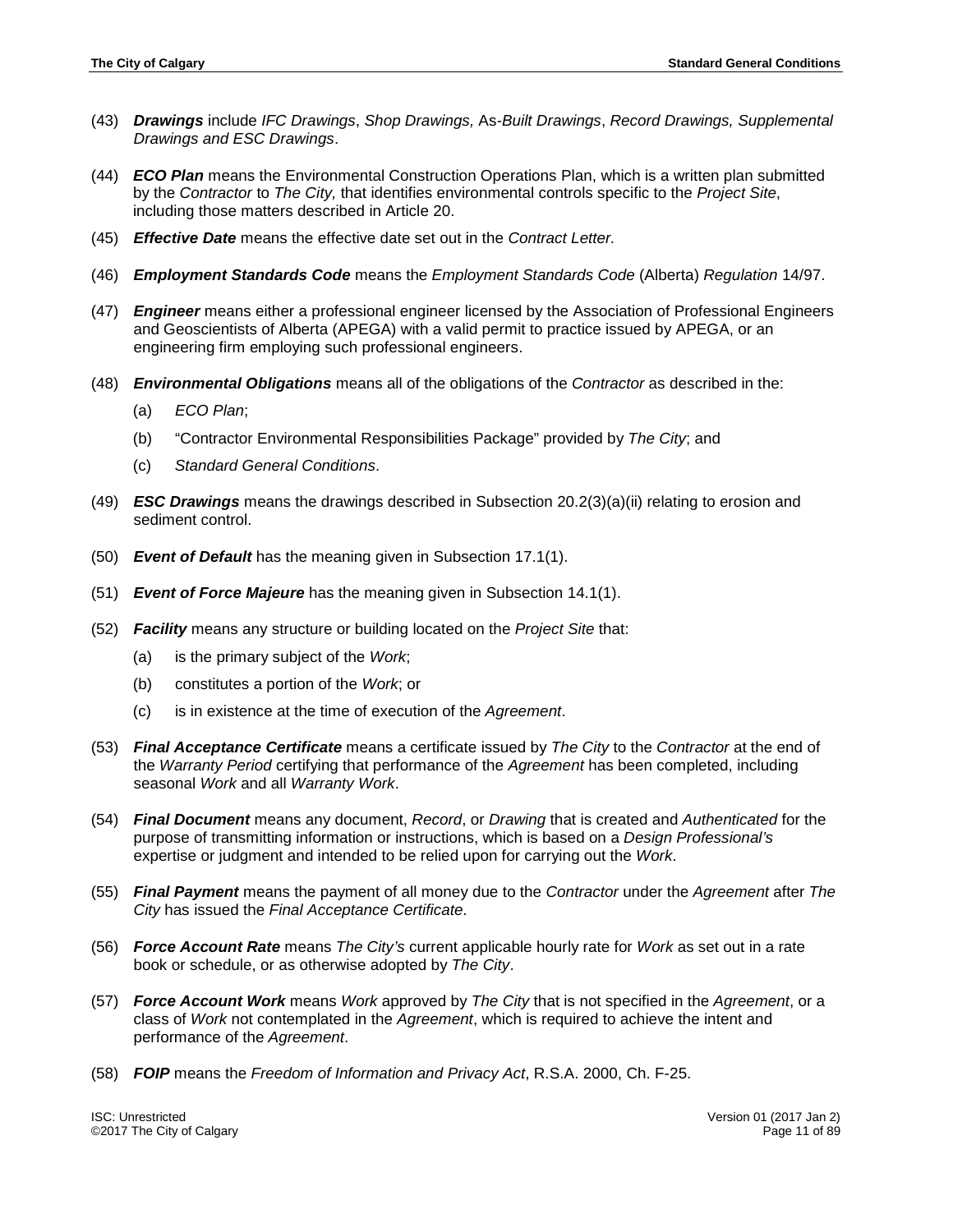(43) ***Drawings*** include *IFC Drawings*, *Shop Drawings,* As-*Built Drawings*, *Record Drawings, Supplemental Drawings and ESC Drawings*.

(44) ***ECO Plan*** means the Environmental Construction Operations Plan, which is a written plan submitted by the *Contractor* to *The City,* that identifies environmental controls specific to the *Project Site*, including those matters described in Article 20.

(45) ***Effective Date*** means the effective date set out in the *Contract Letter.*

(46) ***Employment Standards Code*** means the *Employment Standards Code* (Alberta) *Regulation* 14/97.

(47) ***Engineer*** means either a professional engineer licensed by the Association of Professional Engineers and Geoscientists of Alberta (APEGA) with a valid permit to practice issued by APEGA, or an engineering firm employing such professional engineers.

(48) ***Environmental Obligations*** means all of the obligations of the *Contractor* as described in the:

   (a) *ECO Plan*;

   (b) "Contractor Environmental Responsibilities Package" provided by *The City*; and

   (c) *Standard General Conditions*.

(49) ***ESC Drawings*** means the drawings described in Subsection 20.2(3)(a)(ii) relating to erosion and sediment control.

(50) ***Event of Default*** has the meaning given in Subsection 17.1(1).

(51) ***Event of Force Majeure*** has the meaning given in Subsection 14.1(1).

(52) ***Facility*** means any structure or building located on the *Project Site* that:

   (a) is the primary subject of the *Work*;

   (b) constitutes a portion of the *Work*; or

   (c) is in existence at the time of execution of the *Agreement*.

(53) ***Final Acceptance Certificate*** means a certificate issued by *The City* to the *Contractor* at the end of the *Warranty Period* certifying that performance of the *Agreement* has been completed, including seasonal *Work* and all *Warranty Work*.

(54) ***Final Document*** means any document, *Record*, or *Drawing* that is created and *Authenticated* for the purpose of transmitting information or instructions, which is based on a *Design Professional's* expertise or judgment and intended to be relied upon for carrying out the *Work*.

(55) ***Final Payment*** means the payment of all money due to the *Contractor* under the *Agreement* after *The City* has issued the *Final Acceptance Certificate*.

(56) ***Force Account Rate*** means *The City's* current applicable hourly rate for *Work* as set out in a rate book or schedule, or as otherwise adopted by *The City*.

(57) ***Force Account Work*** means *Work* approved by *The City* that is not specified in the *Agreement*, or a class of *Work* not contemplated in the *Agreement*, which is required to achieve the intent and performance of the *Agreement*.

(58) ***FOIP*** means the *Freedom of Information and Privacy Act*, R.S.A. 2000, Ch. F-25.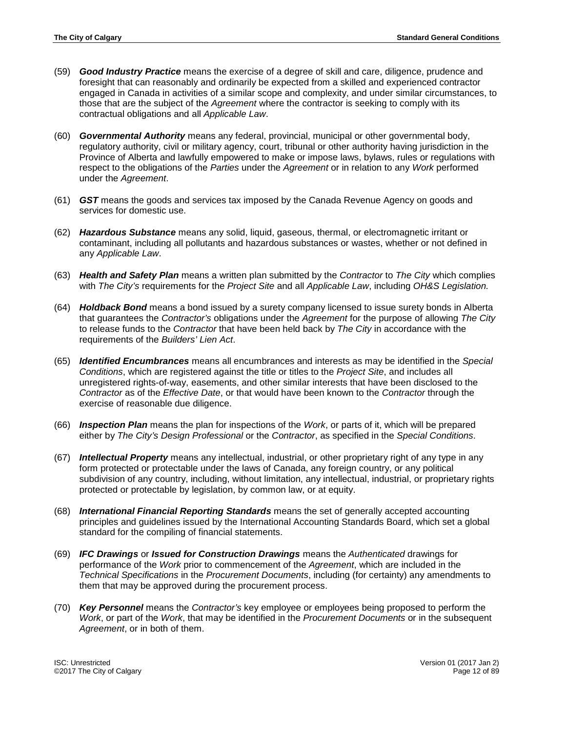(59) ***Good Industry Practice*** means the exercise of a degree of skill and care, diligence, prudence and foresight that can reasonably and ordinarily be expected from a skilled and experienced contractor engaged in Canada in activities of a similar scope and complexity, and under similar circumstances, to those that are the subject of the *Agreement* where the contractor is seeking to comply with its contractual obligations and all *Applicable Law*.

(60) ***Governmental Authority*** means any federal, provincial, municipal or other governmental body, regulatory authority, civil or military agency, court, tribunal or other authority having jurisdiction in the Province of Alberta and lawfully empowered to make or impose laws, bylaws, rules or regulations with respect to the obligations of the *Parties* under the *Agreement* or in relation to any *Work* performed under the *Agreement*.

(61) ***GST*** means the goods and services tax imposed by the Canada Revenue Agency on goods and services for domestic use.

(62) ***Hazardous Substance*** means any solid, liquid, gaseous, thermal, or electromagnetic irritant or contaminant, including all pollutants and hazardous substances or wastes, whether or not defined in any *Applicable Law*.

(63) ***Health and Safety Plan*** means a written plan submitted by the *Contractor* to *The City* which complies with *The City's* requirements for the *Project Site* and all *Applicable Law*, including *OH&S Legislation.*

(64) ***Holdback Bond*** means a bond issued by a surety company licensed to issue surety bonds in Alberta that guarantees the *Contractor's* obligations under the *Agreement* for the purpose of allowing *The City* to release funds to the *Contractor* that have been held back by *The City* in accordance with the requirements of the *Builders' Lien Act*.

(65) ***Identified Encumbrances*** means all encumbrances and interests as may be identified in the *Special Conditions*, which are registered against the title or titles to the *Project Site*, and includes all unregistered rights-of-way, easements, and other similar interests that have been disclosed to the *Contractor* as of the *Effective Date*, or that would have been known to the *Contractor* through the exercise of reasonable due diligence.

(66) ***Inspection Plan*** means the plan for inspections of the *Work*, or parts of it, which will be prepared either by *The City's Design Professional* or the *Contractor*, as specified in the *Special Conditions*.

(67) ***Intellectual Property*** means any intellectual, industrial, or other proprietary right of any type in any form protected or protectable under the laws of Canada, any foreign country, or any political subdivision of any country, including, without limitation, any intellectual, industrial, or proprietary rights protected or protectable by legislation, by common law, or at equity.

(68) ***International Financial Reporting Standards*** means the set of generally accepted accounting principles and guidelines issued by the International Accounting Standards Board, which set a global standard for the compiling of financial statements.

(69) ***IFC Drawings*** or ***Issued for Construction Drawings*** means the *Authenticated* drawings for performance of the *Work* prior to commencement of the *Agreement*, which are included in the *Technical Specifications* in the *Procurement Documents*, including (for certainty) any amendments to them that may be approved during the procurement process.

(70) ***Key Personnel*** means the *Contractor's* key employee or employees being proposed to perform the *Work*, or part of the *Work*, that may be identified in the *Procurement Documents* or in the subsequent *Agreement*, or in both of them.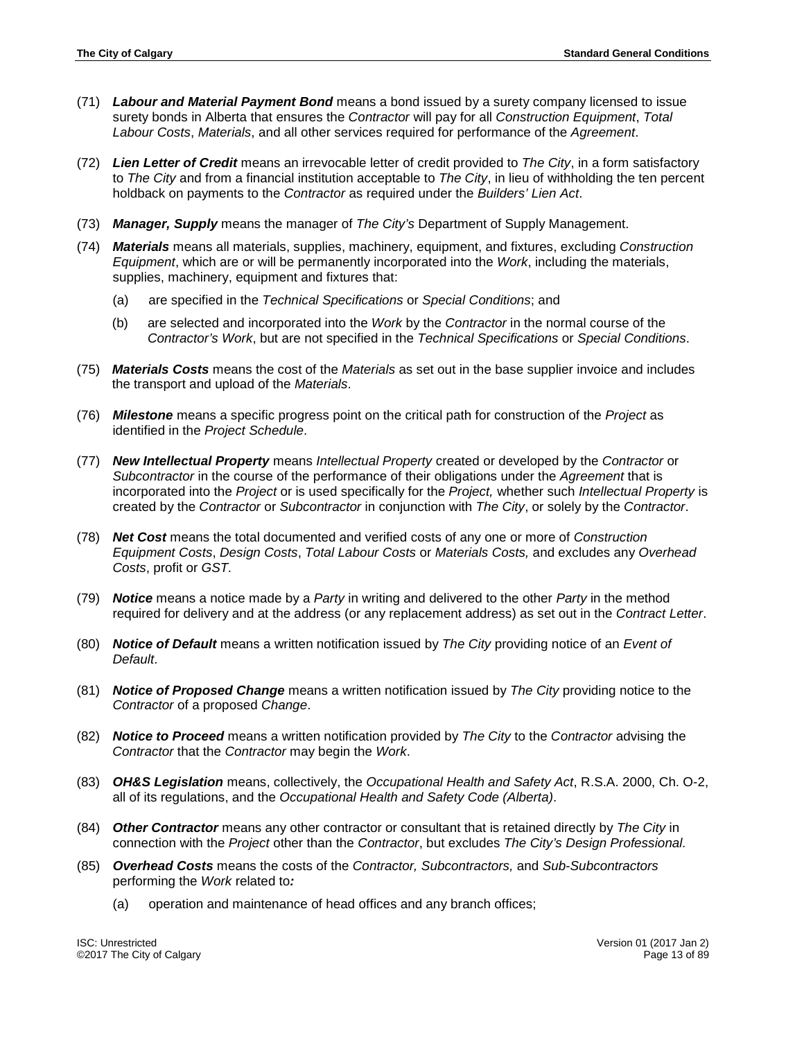(71) ***Labour and Material Payment Bond*** means a bond issued by a surety company licensed to issue surety bonds in Alberta that ensures the *Contractor* will pay for all *Construction Equipment*, *Total Labour Costs*, *Materials*, and all other services required for performance of the *Agreement*.

(72) ***Lien Letter of Credit*** means an irrevocable letter of credit provided to *The City*, in a form satisfactory to *The City* and from a financial institution acceptable to *The City*, in lieu of withholding the ten percent holdback on payments to the *Contractor* as required under the *Builders' Lien Act*.

(73) ***Manager, Supply*** means the manager of *The City's* Department of Supply Management.

(74) ***Materials*** means all materials, supplies, machinery, equipment, and fixtures, excluding *Construction Equipment*, which are or will be permanently incorporated into the *Work*, including the materials, supplies, machinery, equipment and fixtures that:

- (a) are specified in the *Technical Specifications* or *Special Conditions*; and
- (b) are selected and incorporated into the *Work* by the *Contractor* in the normal course of the *Contractor's Work*, but are not specified in the *Technical Specifications* or *Special Conditions*.

(75) ***Materials Costs*** means the cost of the *Materials* as set out in the base supplier invoice and includes the transport and upload of the *Materials*.

(76) ***Milestone*** means a specific progress point on the critical path for construction of the *Project* as identified in the *Project Schedule*.

(77) ***New Intellectual Property*** means *Intellectual Property* created or developed by the *Contractor* or *Subcontractor* in the course of the performance of their obligations under the *Agreement* that is incorporated into the *Project* or is used specifically for the *Project,* whether such *Intellectual Property* is created by the *Contractor* or *Subcontractor* in conjunction with *The City*, or solely by the *Contractor*.

(78) ***Net Cost*** means the total documented and verified costs of any one or more of *Construction Equipment Costs*, *Design Costs*, *Total Labour Costs* or *Materials Costs,* and excludes any *Overhead Costs*, profit or *GST.*

(79) ***Notice*** means a notice made by a *Party* in writing and delivered to the other *Party* in the method required for delivery and at the address (or any replacement address) as set out in the *Contract Letter*.

(80) ***Notice of Default*** means a written notification issued by *The City* providing notice of an *Event of Default*.

(81) ***Notice of Proposed Change*** means a written notification issued by *The City* providing notice to the *Contractor* of a proposed *Change*.

(82) ***Notice to Proceed*** means a written notification provided by *The City* to the *Contractor* advising the *Contractor* that the *Contractor* may begin the *Work*.

(83) ***OH&S Legislation*** means, collectively, the *Occupational Health and Safety Act*, R.S.A. 2000, Ch. O-2, all of its regulations, and the *Occupational Health and Safety Code (Alberta)*.

(84) ***Other Contractor*** means any other contractor or consultant that is retained directly by *The City* in connection with the *Project* other than the *Contractor*, but excludes *The City's Design Professional.*

(85) ***Overhead Costs*** means the costs of the *Contractor, Subcontractors,* and *Sub-Subcontractors* performing the *Work* related to***:***

- (a) operation and maintenance of head offices and any branch offices;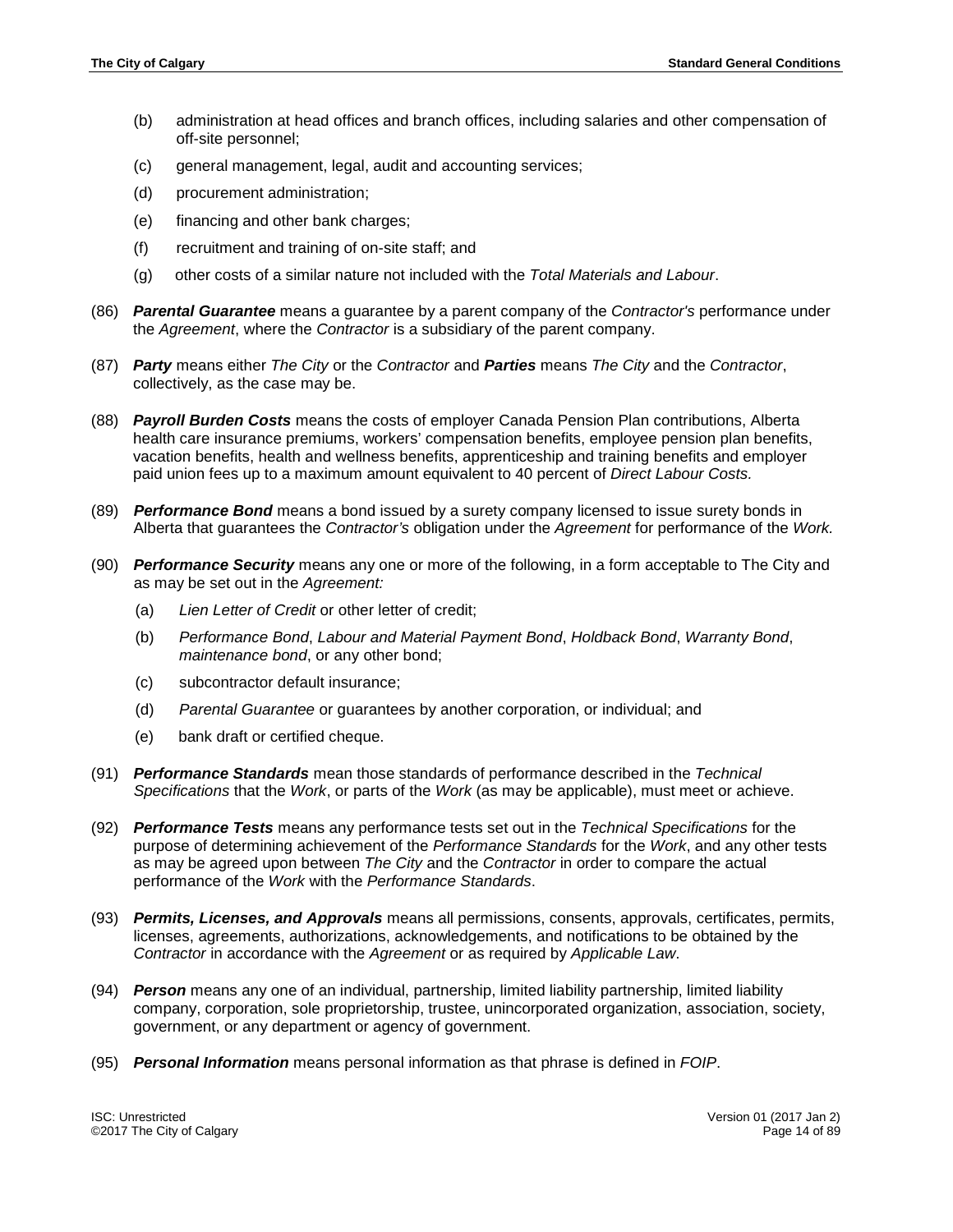(b) administration at head offices and branch offices, including salaries and other compensation of off-site personnel;

(c) general management, legal, audit and accounting services;

(d) procurement administration;

(e) financing and other bank charges;

(f) recruitment and training of on-site staff; and

(g) other costs of a similar nature not included with the *Total Materials and Labour*.

(86) ***Parental Guarantee*** means a guarantee by a parent company of the *Contractor's* performance under the *Agreement*, where the *Contractor* is a subsidiary of the parent company.

(87) ***Party*** means either *The City* or the *Contractor* and ***Parties*** means *The City* and the *Contractor*, collectively, as the case may be.

(88) ***Payroll Burden Costs*** means the costs of employer Canada Pension Plan contributions, Alberta health care insurance premiums, workers' compensation benefits, employee pension plan benefits, vacation benefits, health and wellness benefits, apprenticeship and training benefits and employer paid union fees up to a maximum amount equivalent to 40 percent of *Direct Labour Costs.*

(89) ***Performance Bond*** means a bond issued by a surety company licensed to issue surety bonds in Alberta that guarantees the *Contractor's* obligation under the *Agreement* for performance of the *Work.*

(90) ***Performance Security*** means any one or more of the following, in a form acceptable to The City and as may be set out in the *Agreement:*

(a) *Lien Letter of Credit* or other letter of credit;

(b) *Performance Bond*, *Labour and Material Payment Bond*, *Holdback Bond*, *Warranty Bond*, *maintenance bond*, or any other bond;

(c) subcontractor default insurance;

(d) *Parental Guarantee* or guarantees by another corporation, or individual; and

(e) bank draft or certified cheque.

(91) ***Performance Standards*** mean those standards of performance described in the *Technical Specifications* that the *Work*, or parts of the *Work* (as may be applicable), must meet or achieve.

(92) ***Performance Tests*** means any performance tests set out in the *Technical Specifications* for the purpose of determining achievement of the *Performance Standards* for the *Work*, and any other tests as may be agreed upon between *The City* and the *Contractor* in order to compare the actual performance of the *Work* with the *Performance Standards*.

(93) ***Permits, Licenses, and Approvals*** means all permissions, consents, approvals, certificates, permits, licenses, agreements, authorizations, acknowledgements, and notifications to be obtained by the *Contractor* in accordance with the *Agreement* or as required by *Applicable Law*.

(94) ***Person*** means any one of an individual, partnership, limited liability partnership, limited liability company, corporation, sole proprietorship, trustee, unincorporated organization, association, society, government, or any department or agency of government.

(95) ***Personal Information*** means personal information as that phrase is defined in *FOIP*.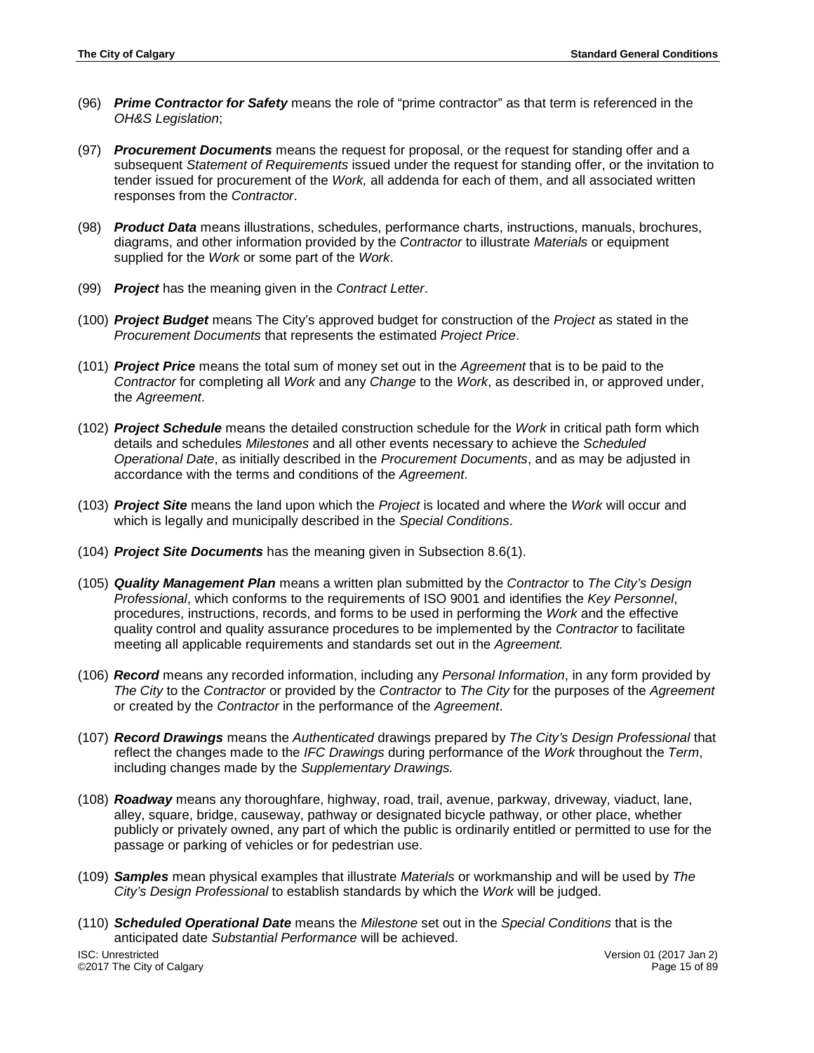(96) ***Prime Contractor for Safety*** means the role of "prime contractor" as that term is referenced in the *OH&S Legislation*;

(97) ***Procurement Documents*** means the request for proposal, or the request for standing offer and a subsequent *Statement of Requirements* issued under the request for standing offer, or the invitation to tender issued for procurement of the *Work,* all addenda for each of them, and all associated written responses from the *Contractor*.

(98) ***Product Data*** means illustrations, schedules, performance charts, instructions, manuals, brochures, diagrams, and other information provided by the *Contractor* to illustrate *Materials* or equipment supplied for the *Work* or some part of the *Work*.

(99) ***Project*** has the meaning given in the *Contract Letter*.

(100) ***Project Budget*** means The City's approved budget for construction of the *Project* as stated in the *Procurement Documents* that represents the estimated *Project Price*.

(101) ***Project Price*** means the total sum of money set out in the *Agreement* that is to be paid to the *Contractor* for completing all *Work* and any *Change* to the *Work*, as described in, or approved under, the *Agreement*.

(102) ***Project Schedule*** means the detailed construction schedule for the *Work* in critical path form which details and schedules *Milestones* and all other events necessary to achieve the *Scheduled Operational Date*, as initially described in the *Procurement Documents*, and as may be adjusted in accordance with the terms and conditions of the *Agreement*.

(103) ***Project Site*** means the land upon which the *Project* is located and where the *Work* will occur and which is legally and municipally described in the *Special Conditions*.

(104) ***Project Site Documents*** has the meaning given in Subsection 8.6(1).

(105) ***Quality Management Plan*** means a written plan submitted by the *Contractor* to *The City's Design Professional*, which conforms to the requirements of ISO 9001 and identifies the *Key Personnel*, procedures, instructions, records, and forms to be used in performing the *Work* and the effective quality control and quality assurance procedures to be implemented by the *Contractor* to facilitate meeting all applicable requirements and standards set out in the *Agreement.*

(106) ***Record*** means any recorded information, including any *Personal Information*, in any form provided by *The City* to the *Contractor* or provided by the *Contractor* to *The City* for the purposes of the *Agreement* or created by the *Contractor* in the performance of the *Agreement*.

(107) ***Record Drawings*** means the *Authenticated* drawings prepared by *The City's Design Professional* that reflect the changes made to the *IFC Drawings* during performance of the *Work* throughout the *Term*, including changes made by the *Supplementary Drawings.*

(108) ***Roadway*** means any thoroughfare, highway, road, trail, avenue, parkway, driveway, viaduct, lane, alley, square, bridge, causeway, pathway or designated bicycle pathway, or other place, whether publicly or privately owned, any part of which the public is ordinarily entitled or permitted to use for the passage or parking of vehicles or for pedestrian use.

(109) ***Samples*** mean physical examples that illustrate *Materials* or workmanship and will be used by *The City's Design Professional* to establish standards by which the *Work* will be judged.

(110) ***Scheduled Operational Date*** means the *Milestone* set out in the *Special Conditions* that is the anticipated date *Substantial Performance* will be achieved.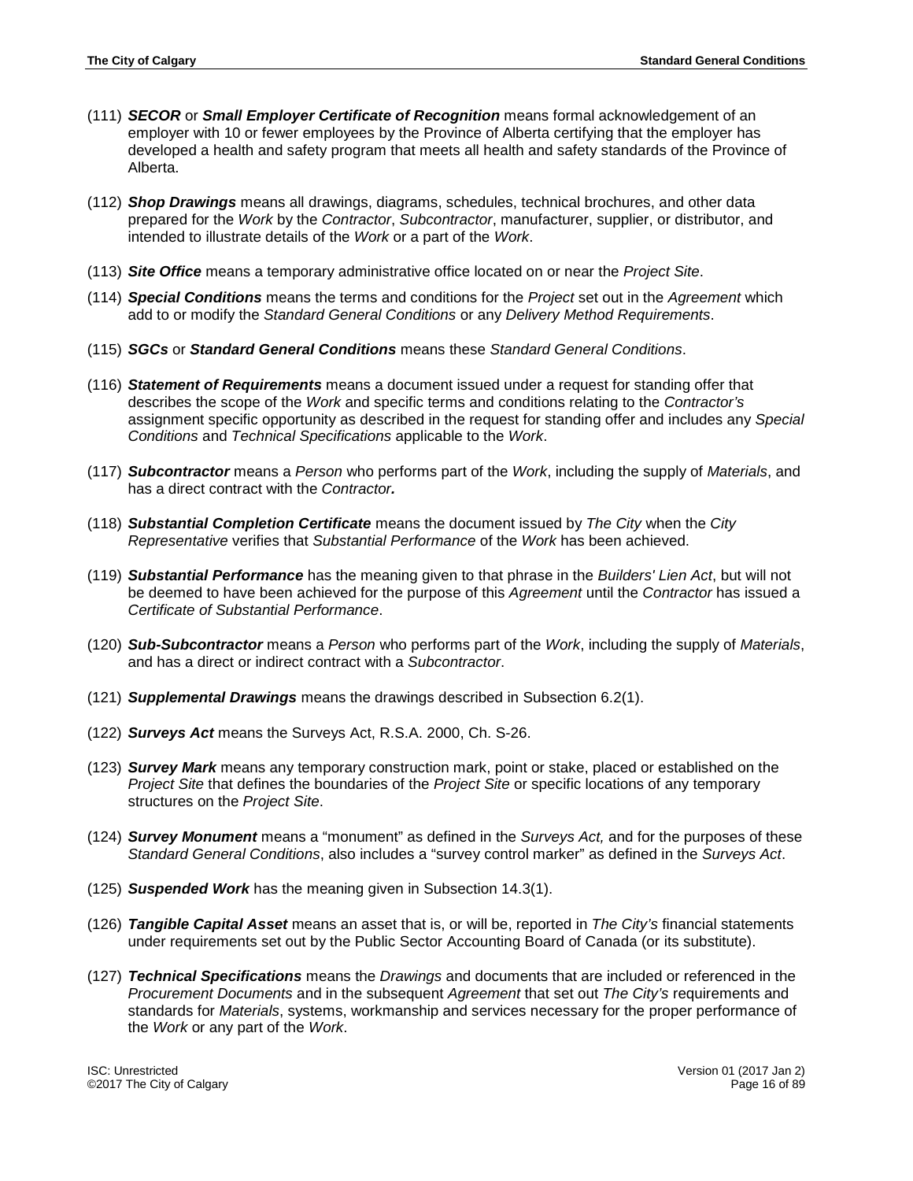(111) ***SECOR*** or ***Small Employer Certificate of Recognition*** means formal acknowledgement of an employer with 10 or fewer employees by the Province of Alberta certifying that the employer has developed a health and safety program that meets all health and safety standards of the Province of Alberta.

(112) ***Shop Drawings*** means all drawings, diagrams, schedules, technical brochures, and other data prepared for the *Work* by the *Contractor*, *Subcontractor*, manufacturer, supplier, or distributor, and intended to illustrate details of the *Work* or a part of the *Work*.

(113) ***Site Office*** means a temporary administrative office located on or near the *Project Site*.

(114) ***Special Conditions*** means the terms and conditions for the *Project* set out in the *Agreement* which add to or modify the *Standard General Conditions* or any *Delivery Method Requirements*.

(115) ***SGCs*** or ***Standard General Conditions*** means these *Standard General Conditions*.

(116) ***Statement of Requirements*** means a document issued under a request for standing offer that describes the scope of the *Work* and specific terms and conditions relating to the *Contractor's* assignment specific opportunity as described in the request for standing offer and includes any *Special Conditions* and *Technical Specifications* applicable to the *Work*.

(117) ***Subcontractor*** means a *Person* who performs part of the *Work*, including the supply of *Materials*, and has a direct contract with the *Contractor.*

(118) ***Substantial Completion Certificate*** means the document issued by *The City* when the *City Representative* verifies that *Substantial Performance* of the *Work* has been achieved.

(119) ***Substantial Performance*** has the meaning given to that phrase in the *Builders' Lien Act*, but will not be deemed to have been achieved for the purpose of this *Agreement* until the *Contractor* has issued a *Certificate of Substantial Performance*.

(120) ***Sub-Subcontractor*** means a *Person* who performs part of the *Work*, including the supply of *Materials*, and has a direct or indirect contract with a *Subcontractor*.

(121) ***Supplemental Drawings*** means the drawings described in Subsection 6.2(1).

(122) ***Surveys Act*** means the Surveys Act, R.S.A. 2000, Ch. S-26.

(123) ***Survey Mark*** means any temporary construction mark, point or stake, placed or established on the *Project Site* that defines the boundaries of the *Project Site* or specific locations of any temporary structures on the *Project Site*.

(124) ***Survey Monument*** means a "monument" as defined in the *Surveys Act,* and for the purposes of these *Standard General Conditions*, also includes a "survey control marker" as defined in the *Surveys Act*.

(125) ***Suspended Work*** has the meaning given in Subsection 14.3(1).

(126) ***Tangible Capital Asset*** means an asset that is, or will be, reported in *The City's* financial statements under requirements set out by the Public Sector Accounting Board of Canada (or its substitute).

(127) ***Technical Specifications*** means the *Drawings* and documents that are included or referenced in the *Procurement Documents* and in the subsequent *Agreement* that set out *The City's* requirements and standards for *Materials*, systems, workmanship and services necessary for the proper performance of the *Work* or any part of the *Work*.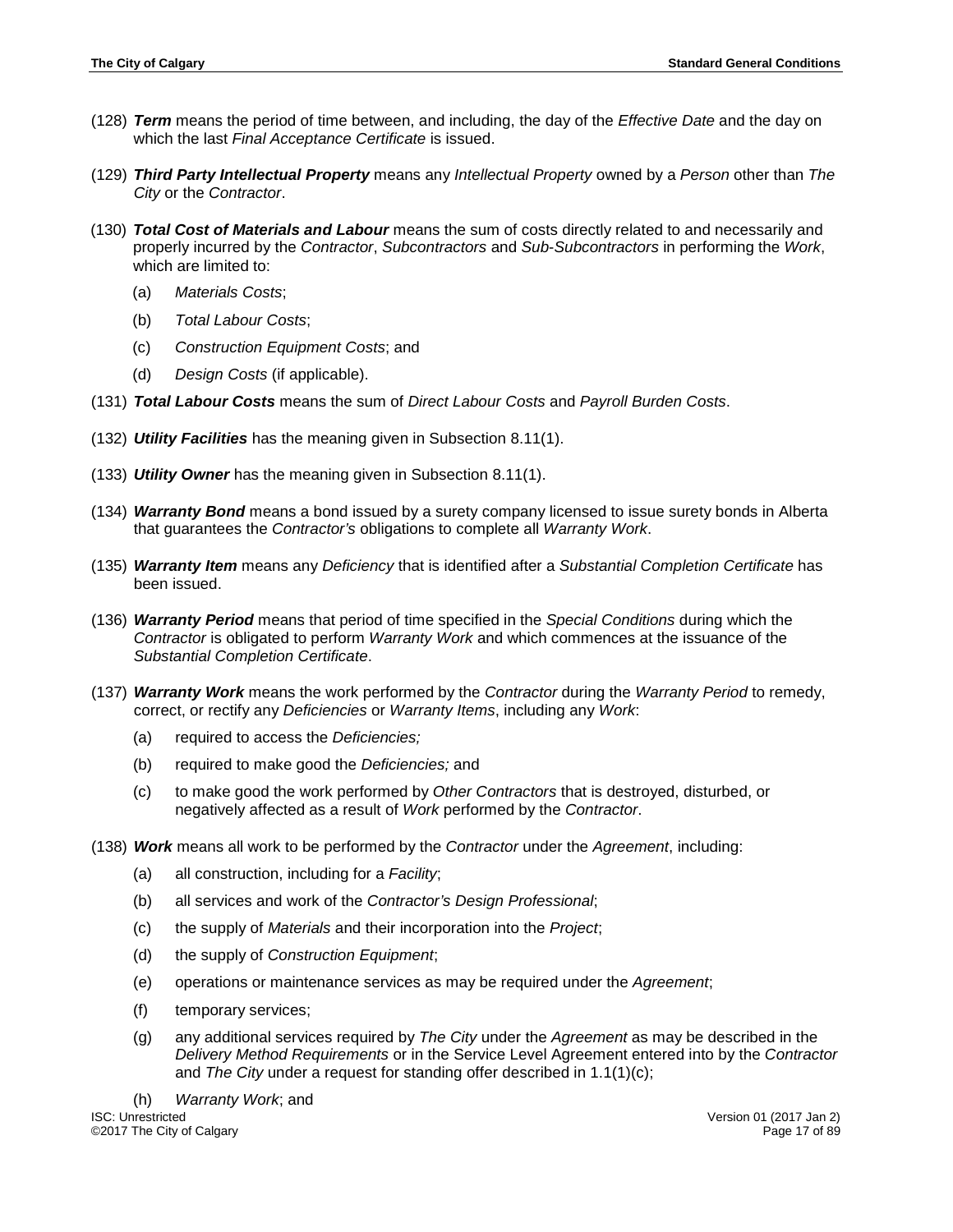(128) ***Term*** means the period of time between, and including, the day of the *Effective Date* and the day on which the last *Final Acceptance Certificate* is issued.

(129) ***Third Party Intellectual Property*** means any *Intellectual Property* owned by a *Person* other than *The City* or the *Contractor*.

(130) ***Total Cost of Materials and Labour*** means the sum of costs directly related to and necessarily and properly incurred by the *Contractor*, *Subcontractors* and *Sub-Subcontractors* in performing the *Work*, which are limited to:

  (a) *Materials Costs*;

  (b) *Total Labour Costs*;

  (c) *Construction Equipment Costs*; and

  (d) *Design Costs* (if applicable).

(131) ***Total Labour Costs*** means the sum of *Direct Labour Costs* and *Payroll Burden Costs*.

(132) ***Utility Facilities*** has the meaning given in Subsection 8.11(1).

(133) ***Utility Owner*** has the meaning given in Subsection 8.11(1).

(134) ***Warranty Bond*** means a bond issued by a surety company licensed to issue surety bonds in Alberta that guarantees the *Contractor's* obligations to complete all *Warranty Work*.

(135) ***Warranty Item*** means any *Deficiency* that is identified after a *Substantial Completion Certificate* has been issued.

(136) ***Warranty Period*** means that period of time specified in the *Special Conditions* during which the *Contractor* is obligated to perform *Warranty Work* and which commences at the issuance of the *Substantial Completion Certificate*.

(137) ***Warranty Work*** means the work performed by the *Contractor* during the *Warranty Period* to remedy, correct, or rectify any *Deficiencies* or *Warranty Items*, including any *Work*:

  (a) required to access the *Deficiencies;*

  (b) required to make good the *Deficiencies;* and

  (c) to make good the work performed by *Other Contractors* that is destroyed, disturbed, or negatively affected as a result of *Work* performed by the *Contractor*.

(138) ***Work*** means all work to be performed by the *Contractor* under the *Agreement*, including:

  (a) all construction, including for a *Facility*;

  (b) all services and work of the *Contractor's Design Professional*;

  (c) the supply of *Materials* and their incorporation into the *Project*;

  (d) the supply of *Construction Equipment*;

  (e) operations or maintenance services as may be required under the *Agreement*;

  (f) temporary services;

  (g) any additional services required by *The City* under the *Agreement* as may be described in the *Delivery Method Requirements* or in the Service Level Agreement entered into by the *Contractor* and *The City* under a request for standing offer described in 1.1(1)(c);

  (h) *Warranty Work*; and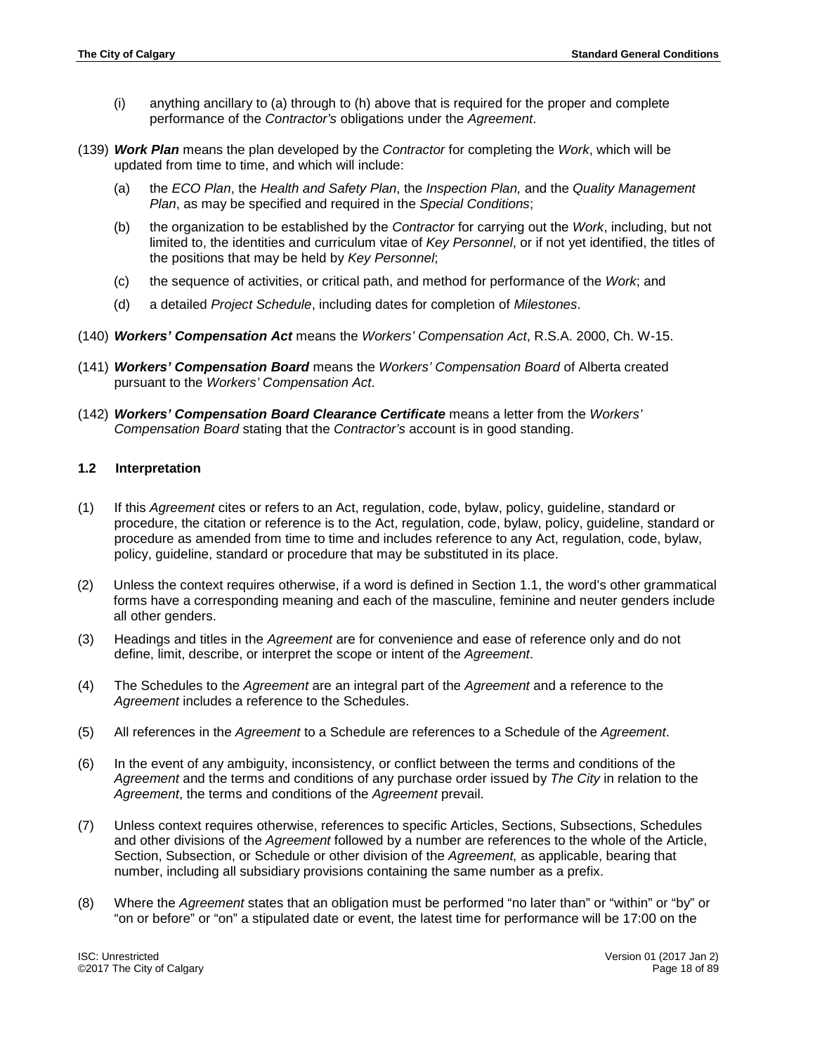(i) anything ancillary to (a) through to (h) above that is required for the proper and complete performance of the *Contractor's* obligations under the *Agreement*.

(139) ***Work Plan*** means the plan developed by the *Contractor* for completing the *Work*, which will be updated from time to time, and which will include:

(a) the *ECO Plan*, the *Health and Safety Plan*, the *Inspection Plan,* and the *Quality Management Plan*, as may be specified and required in the *Special Conditions*;

(b) the organization to be established by the *Contractor* for carrying out the *Work*, including, but not limited to, the identities and curriculum vitae of *Key Personnel*, or if not yet identified, the titles of the positions that may be held by *Key Personnel*;

(c) the sequence of activities, or critical path, and method for performance of the *Work*; and

(d) a detailed *Project Schedule*, including dates for completion of *Milestones*.

(140) ***Workers' Compensation Act*** means the *Workers' Compensation Act*, R.S.A. 2000, Ch. W-15.

(141) ***Workers' Compensation Board*** means the *Workers' Compensation Board* of Alberta created pursuant to the *Workers' Compensation Act*.

(142) ***Workers' Compensation Board Clearance Certificate*** means a letter from the *Workers' Compensation Board* stating that the *Contractor's* account is in good standing.

### 1.2 Interpretation

(1) If this *Agreement* cites or refers to an Act, regulation, code, bylaw, policy, guideline, standard or procedure, the citation or reference is to the Act, regulation, code, bylaw, policy, guideline, standard or procedure as amended from time to time and includes reference to any Act, regulation, code, bylaw, policy, guideline, standard or procedure that may be substituted in its place.

(2) Unless the context requires otherwise, if a word is defined in Section 1.1, the word's other grammatical forms have a corresponding meaning and each of the masculine, feminine and neuter genders include all other genders.

(3) Headings and titles in the *Agreement* are for convenience and ease of reference only and do not define, limit, describe, or interpret the scope or intent of the *Agreement*.

(4) The Schedules to the *Agreement* are an integral part of the *Agreement* and a reference to the *Agreement* includes a reference to the Schedules.

(5) All references in the *Agreement* to a Schedule are references to a Schedule of the *Agreement*.

(6) In the event of any ambiguity, inconsistency, or conflict between the terms and conditions of the *Agreement* and the terms and conditions of any purchase order issued by *The City* in relation to the *Agreement*, the terms and conditions of the *Agreement* prevail.

(7) Unless context requires otherwise, references to specific Articles, Sections, Subsections, Schedules and other divisions of the *Agreement* followed by a number are references to the whole of the Article, Section, Subsection, or Schedule or other division of the *Agreement,* as applicable, bearing that number, including all subsidiary provisions containing the same number as a prefix.

(8) Where the *Agreement* states that an obligation must be performed "no later than" or "within" or "by" or "on or before" or "on" a stipulated date or event, the latest time for performance will be 17:00 on the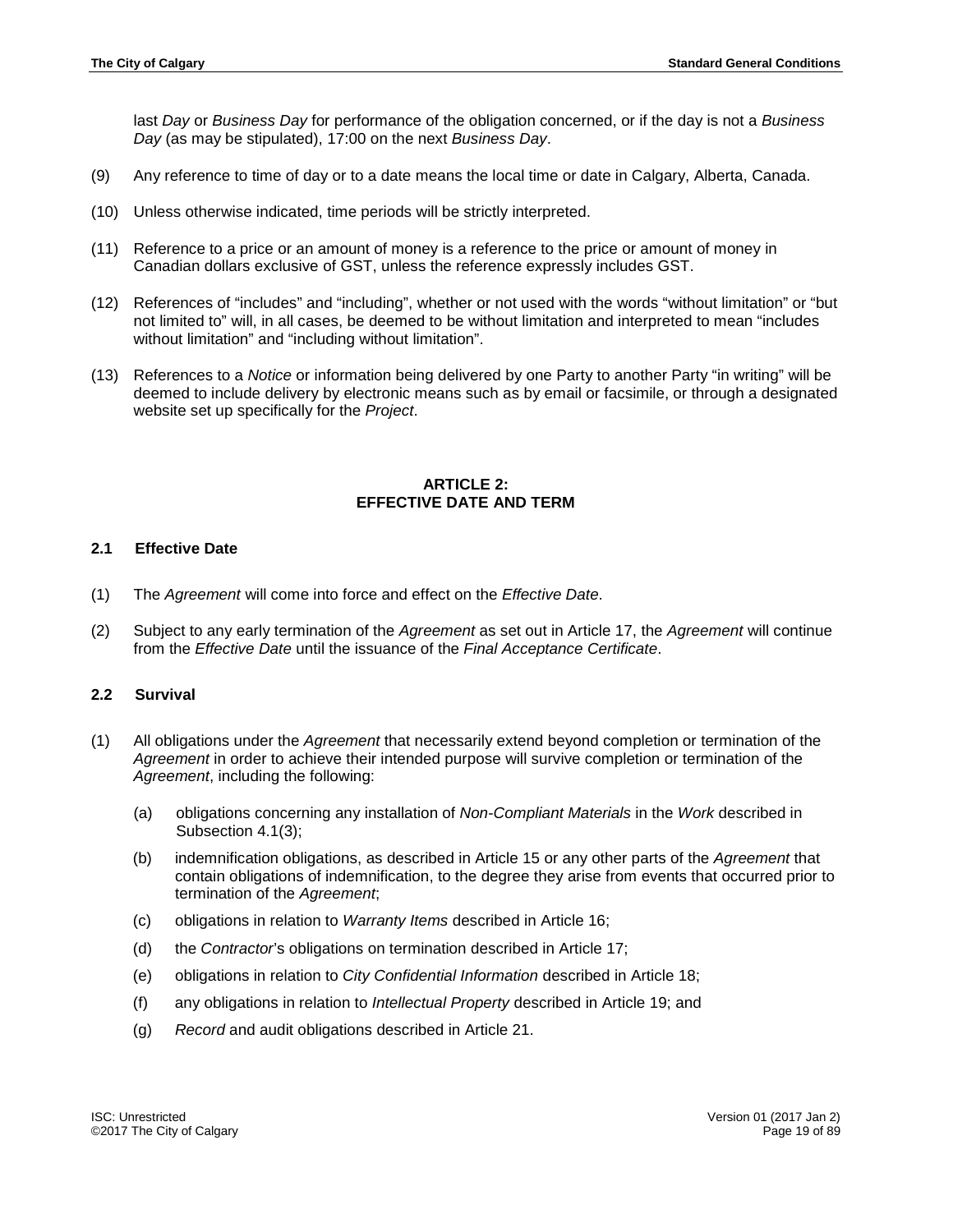last *Day* or *Business Day* for performance of the obligation concerned, or if the day is not a *Business Day* (as may be stipulated), 17:00 on the next *Business Day*.

(9) Any reference to time of day or to a date means the local time or date in Calgary, Alberta, Canada.

(10) Unless otherwise indicated, time periods will be strictly interpreted.

(11) Reference to a price or an amount of money is a reference to the price or amount of money in Canadian dollars exclusive of GST, unless the reference expressly includes GST.

(12) References of "includes" and "including", whether or not used with the words "without limitation" or "but not limited to" will, in all cases, be deemed to be without limitation and interpreted to mean "includes without limitation" and "including without limitation".

(13) References to a *Notice* or information being delivered by one Party to another Party "in writing" will be deemed to include delivery by electronic means such as by email or facsimile, or through a designated website set up specifically for the *Project*.

## ARTICLE 2: EFFECTIVE DATE AND TERM

### 2.1 Effective Date

(1) The *Agreement* will come into force and effect on the *Effective Date*.

(2) Subject to any early termination of the *Agreement* as set out in Article 17, the *Agreement* will continue from the *Effective Date* until the issuance of the *Final Acceptance Certificate*.

### 2.2 Survival

(1) All obligations under the *Agreement* that necessarily extend beyond completion or termination of the *Agreement* in order to achieve their intended purpose will survive completion or termination of the *Agreement*, including the following:

  (a) obligations concerning any installation of *Non-Compliant Materials* in the *Work* described in Subsection 4.1(3);

  (b) indemnification obligations, as described in Article 15 or any other parts of the *Agreement* that contain obligations of indemnification, to the degree they arise from events that occurred prior to termination of the *Agreement*;

  (c) obligations in relation to *Warranty Items* described in Article 16;

  (d) the *Contractor*'s obligations on termination described in Article 17;

  (e) obligations in relation to *City Confidential Information* described in Article 18;

  (f) any obligations in relation to *Intellectual Property* described in Article 19; and

  (g) *Record* and audit obligations described in Article 21.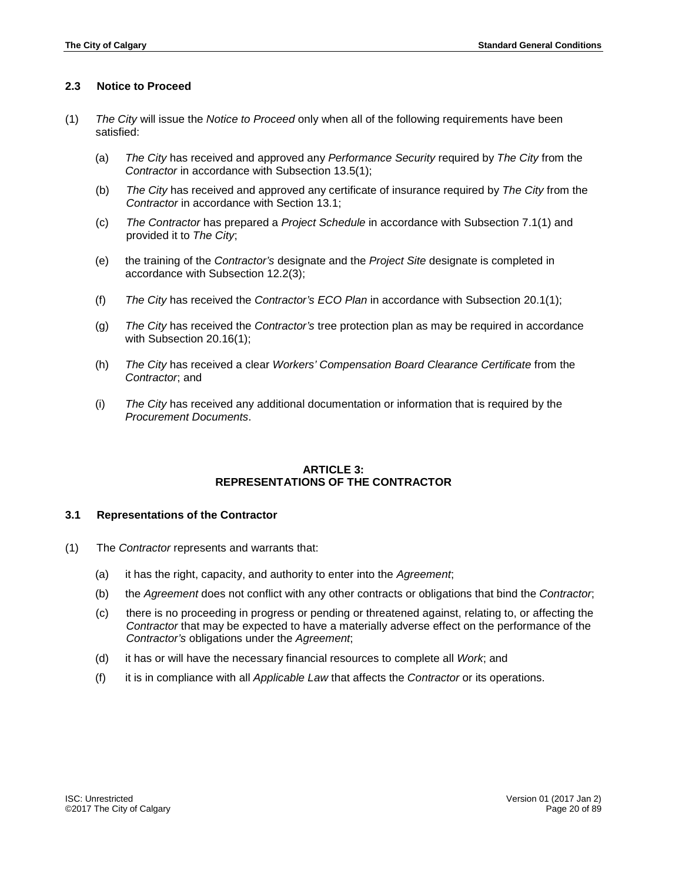### 2.3 Notice to Proceed

(1) *The City* will issue the *Notice to Proceed* only when all of the following requirements have been satisfied:

  (a) *The City* has received and approved any *Performance Security* required by *The City* from the *Contractor* in accordance with Subsection 13.5(1);

  (b) *The City* has received and approved any certificate of insurance required by *The City* from the *Contractor* in accordance with Section 13.1;

  (c) *The Contractor* has prepared a *Project Schedule* in accordance with Subsection 7.1(1) and provided it to *The City*;

  (e) the training of the *Contractor's* designate and the *Project Site* designate is completed in accordance with Subsection 12.2(3);

  (f) *The City* has received the *Contractor's ECO Plan* in accordance with Subsection 20.1(1);

  (g) *The City* has received the *Contractor's* tree protection plan as may be required in accordance with Subsection 20.16(1);

  (h) *The City* has received a clear *Workers' Compensation Board Clearance Certificate* from the *Contractor*; and

  (i) *The City* has received any additional documentation or information that is required by the *Procurement Documents*.

## ARTICLE 3: REPRESENTATIONS OF THE CONTRACTOR

### 3.1 Representations of the Contractor

(1) The *Contractor* represents and warrants that:

  (a) it has the right, capacity, and authority to enter into the *Agreement*;

  (b) the *Agreement* does not conflict with any other contracts or obligations that bind the *Contractor*;

  (c) there is no proceeding in progress or pending or threatened against, relating to, or affecting the *Contractor* that may be expected to have a materially adverse effect on the performance of the *Contractor's* obligations under the *Agreement*;

  (d) it has or will have the necessary financial resources to complete all *Work*; and

  (f) it is in compliance with all *Applicable Law* that affects the *Contractor* or its operations.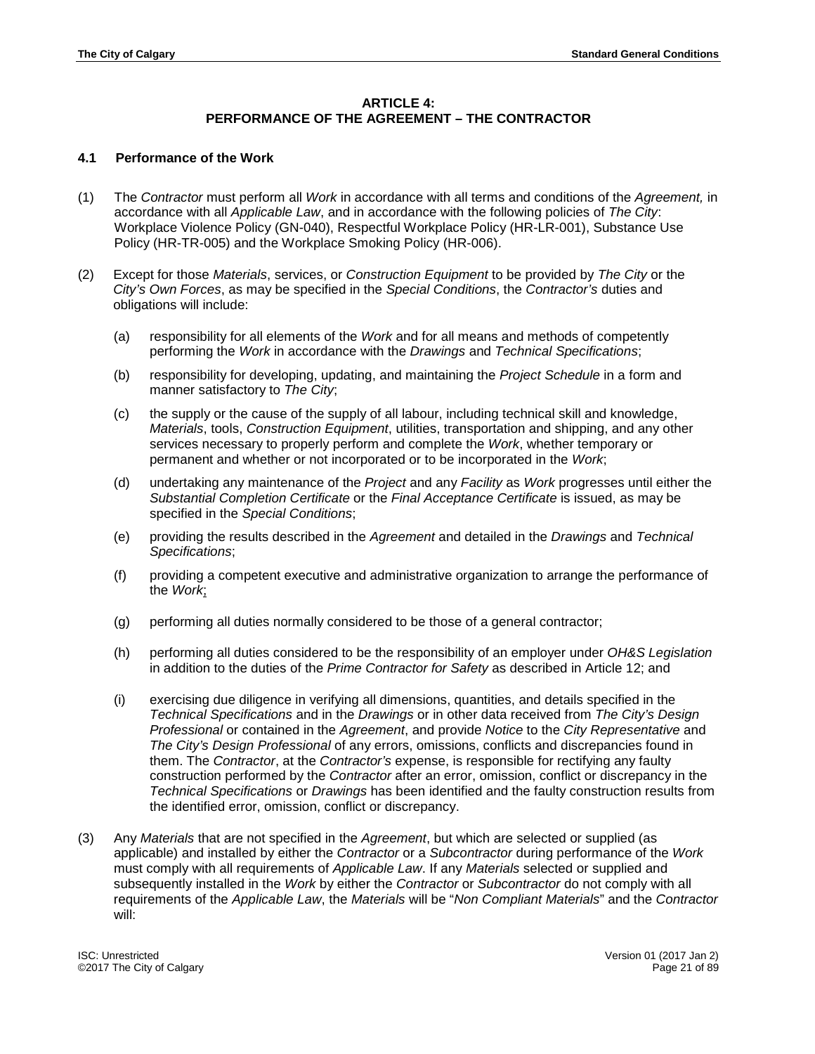## ARTICLE 4:
## PERFORMANCE OF THE AGREEMENT – THE CONTRACTOR

### 4.1 Performance of the Work

(1) The *Contractor* must perform all *Work* in accordance with all terms and conditions of the *Agreement,* in accordance with all *Applicable Law*, and in accordance with the following policies of *The City*: Workplace Violence Policy (GN-040), Respectful Workplace Policy (HR-LR-001), Substance Use Policy (HR-TR-005) and the Workplace Smoking Policy (HR-006).

(2) Except for those *Materials*, services, or *Construction Equipment* to be provided by *The City* or the *City's Own Forces*, as may be specified in the *Special Conditions*, the *Contractor's* duties and obligations will include:

  (a) responsibility for all elements of the *Work* and for all means and methods of competently performing the *Work* in accordance with the *Drawings* and *Technical Specifications*;

  (b) responsibility for developing, updating, and maintaining the *Project Schedule* in a form and manner satisfactory to *The City*;

  (c) the supply or the cause of the supply of all labour, including technical skill and knowledge, *Materials*, tools, *Construction Equipment*, utilities, transportation and shipping, and any other services necessary to properly perform and complete the *Work*, whether temporary or permanent and whether or not incorporated or to be incorporated in the *Work*;

  (d) undertaking any maintenance of the *Project* and any *Facility* as *Work* progresses until either the *Substantial Completion Certificate* or the *Final Acceptance Certificate* is issued, as may be specified in the *Special Conditions*;

  (e) providing the results described in the *Agreement* and detailed in the *Drawings* and *Technical Specifications*;

  (f) providing a competent executive and administrative organization to arrange the performance of the *Work*;

  (g) performing all duties normally considered to be those of a general contractor;

  (h) performing all duties considered to be the responsibility of an employer under *OH&S Legislation* in addition to the duties of the *Prime Contractor for Safety* as described in Article 12; and

  (i) exercising due diligence in verifying all dimensions, quantities, and details specified in the *Technical Specifications* and in the *Drawings* or in other data received from *The City's Design Professional* or contained in the *Agreement*, and provide *Notice* to the *City Representative* and *The City's Design Professional* of any errors, omissions, conflicts and discrepancies found in them. The *Contractor*, at the *Contractor's* expense, is responsible for rectifying any faulty construction performed by the *Contractor* after an error, omission, conflict or discrepancy in the *Technical Specifications* or *Drawings* has been identified and the faulty construction results from the identified error, omission, conflict or discrepancy.

(3) Any *Materials* that are not specified in the *Agreement*, but which are selected or supplied (as applicable) and installed by either the *Contractor* or a *Subcontractor* during performance of the *Work* must comply with all requirements of *Applicable Law*. If any *Materials* selected or supplied and subsequently installed in the *Work* by either the *Contractor* or *Subcontractor* do not comply with all requirements of the *Applicable Law*, the *Materials* will be "*Non Compliant Materials*" and the *Contractor* will: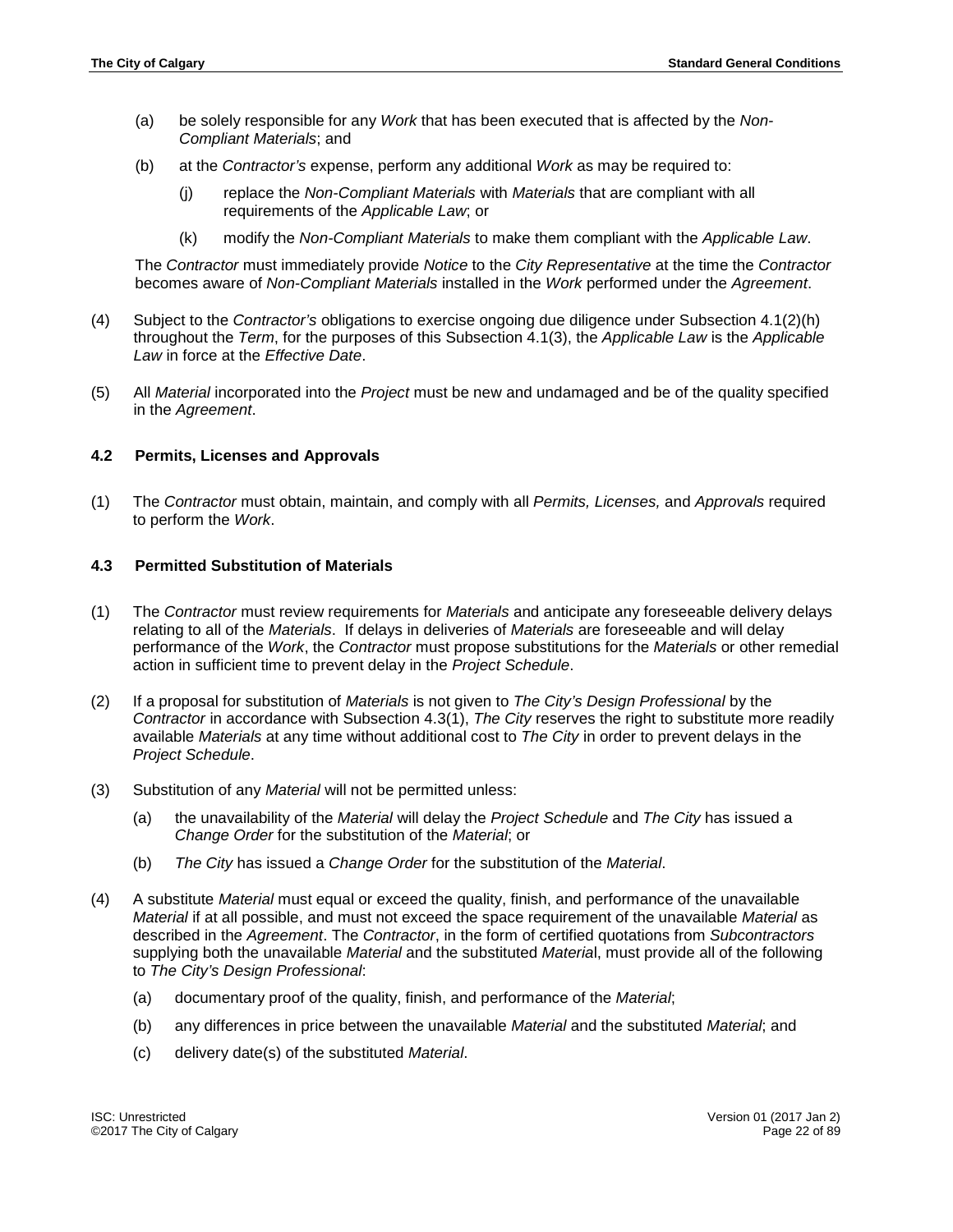(a) be solely responsible for any *Work* that has been executed that is affected by the *Non-Compliant Materials*; and

(b) at the *Contractor's* expense, perform any additional *Work* as may be required to:

(j) replace the *Non-Compliant Materials* with *Materials* that are compliant with all requirements of the *Applicable Law*; or

(k) modify the *Non-Compliant Materials* to make them compliant with the *Applicable Law*.

The *Contractor* must immediately provide *Notice* to the *City Representative* at the time the *Contractor* becomes aware of *Non-Compliant Materials* installed in the *Work* performed under the *Agreement*.

(4) Subject to the *Contractor's* obligations to exercise ongoing due diligence under Subsection 4.1(2)(h) throughout the *Term*, for the purposes of this Subsection 4.1(3), the *Applicable Law* is the *Applicable Law* in force at the *Effective Date*.

(5) All *Material* incorporated into the *Project* must be new and undamaged and be of the quality specified in the *Agreement*.

### 4.2 Permits, Licenses and Approvals

(1) The *Contractor* must obtain, maintain, and comply with all *Permits, Licenses,* and *Approvals* required to perform the *Work*.

### 4.3 Permitted Substitution of Materials

(1) The *Contractor* must review requirements for *Materials* and anticipate any foreseeable delivery delays relating to all of the *Materials*. If delays in deliveries of *Materials* are foreseeable and will delay performance of the *Work*, the *Contractor* must propose substitutions for the *Materials* or other remedial action in sufficient time to prevent delay in the *Project Schedule*.

(2) If a proposal for substitution of *Materials* is not given to *The City's Design Professional* by the *Contractor* in accordance with Subsection 4.3(1), *The City* reserves the right to substitute more readily available *Materials* at any time without additional cost to *The City* in order to prevent delays in the *Project Schedule*.

(3) Substitution of any *Material* will not be permitted unless:

(a) the unavailability of the *Material* will delay the *Project Schedule* and *The City* has issued a *Change Order* for the substitution of the *Material*; or

(b) *The City* has issued a *Change Order* for the substitution of the *Material*.

(4) A substitute *Material* must equal or exceed the quality, finish, and performance of the unavailable *Material* if at all possible, and must not exceed the space requirement of the unavailable *Material* as described in the *Agreement*. The *Contractor*, in the form of certified quotations from *Subcontractors* supplying both the unavailable *Material* and the substituted *Material*, must provide all of the following to *The City's Design Professional*:

(a) documentary proof of the quality, finish, and performance of the *Material*;

(b) any differences in price between the unavailable *Material* and the substituted *Material*; and

(c) delivery date(s) of the substituted *Material*.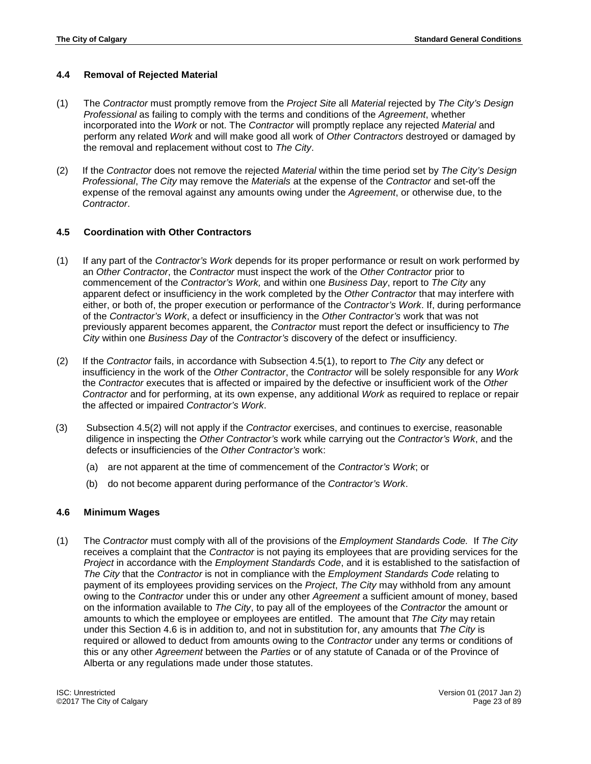### 4.4 Removal of Rejected Material

(1) The *Contractor* must promptly remove from the *Project Site* all *Material* rejected by *The City's Design Professional* as failing to comply with the terms and conditions of the *Agreement*, whether incorporated into the *Work* or not. The *Contractor* will promptly replace any rejected *Material* and perform any related *Work* and will make good all work of *Other Contractors* destroyed or damaged by the removal and replacement without cost to *The City*.

(2) If the *Contractor* does not remove the rejected *Material* within the time period set by *The City's Design Professional*, *The City* may remove the *Materials* at the expense of the *Contractor* and set-off the expense of the removal against any amounts owing under the *Agreement*, or otherwise due, to the *Contractor*.

### 4.5 Coordination with Other Contractors

(1) If any part of the *Contractor's Work* depends for its proper performance or result on work performed by an *Other Contractor*, the *Contractor* must inspect the work of the *Other Contractor* prior to commencement of the *Contractor's Work,* and within one *Business Day*, report to *The City* any apparent defect or insufficiency in the work completed by the *Other Contractor* that may interfere with either, or both of, the proper execution or performance of the *Contractor's Work*. If, during performance of the *Contractor's Work*, a defect or insufficiency in the *Other Contractor's* work that was not previously apparent becomes apparent, the *Contractor* must report the defect or insufficiency to *The City* within one *Business Day* of the *Contractor's* discovery of the defect or insufficiency.

(2) If the *Contractor* fails, in accordance with Subsection 4.5(1), to report to *The City* any defect or insufficiency in the work of the *Other Contractor*, the *Contractor* will be solely responsible for any *Work* the *Contractor* executes that is affected or impaired by the defective or insufficient work of the *Other Contractor* and for performing, at its own expense, any additional *Work* as required to replace or repair the affected or impaired *Contractor's Work*.

(3) Subsection 4.5(2) will not apply if the *Contractor* exercises, and continues to exercise, reasonable diligence in inspecting the *Other Contractor's* work while carrying out the *Contractor's Work*, and the defects or insufficiencies of the *Other Contractor's* work:

  (a) are not apparent at the time of commencement of the *Contractor's Work*; or

  (b) do not become apparent during performance of the *Contractor's Work*.

### 4.6 Minimum Wages

(1) The *Contractor* must comply with all of the provisions of the *Employment Standards Code.* If *The City* receives a complaint that the *Contractor* is not paying its employees that are providing services for the *Project* in accordance with the *Employment Standards Code*, and it is established to the satisfaction of *The City* that the *Contractor* is not in compliance with the *Employment Standards Code* relating to payment of its employees providing services on the *Project*, *The City* may withhold from any amount owing to the *Contractor* under this or under any other *Agreement* a sufficient amount of money, based on the information available to *The City*, to pay all of the employees of the *Contractor* the amount or amounts to which the employee or employees are entitled. The amount that *The City* may retain under this Section 4.6 is in addition to, and not in substitution for, any amounts that *The City* is required or allowed to deduct from amounts owing to the *Contractor* under any terms or conditions of this or any other *Agreement* between the *Parties* or of any statute of Canada or of the Province of Alberta or any regulations made under those statutes.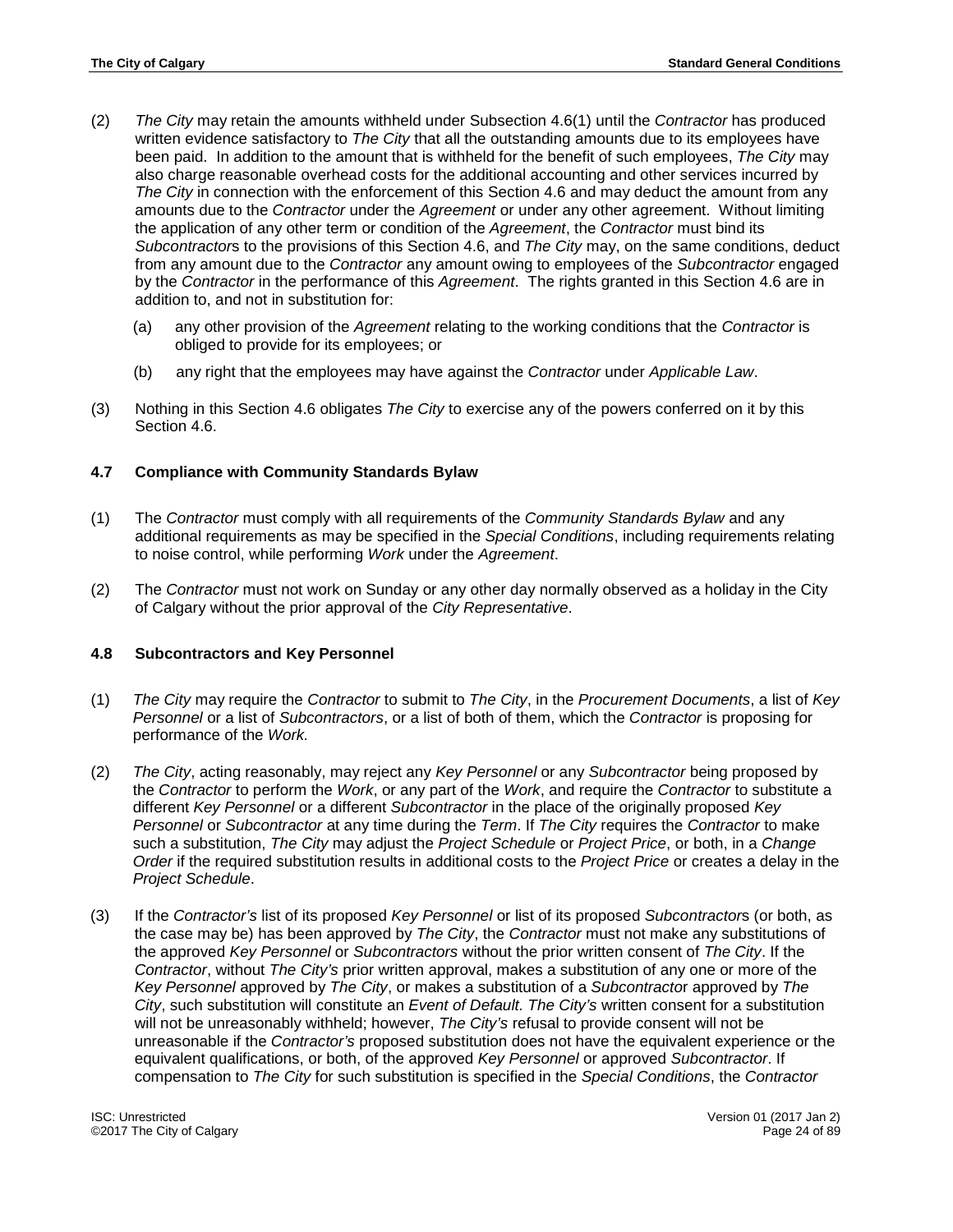(2) *The City* may retain the amounts withheld under Subsection 4.6(1) until the *Contractor* has produced written evidence satisfactory to *The City* that all the outstanding amounts due to its employees have been paid. In addition to the amount that is withheld for the benefit of such employees, *The City* may also charge reasonable overhead costs for the additional accounting and other services incurred by *The City* in connection with the enforcement of this Section 4.6 and may deduct the amount from any amounts due to the *Contractor* under the *Agreement* or under any other agreement. Without limiting the application of any other term or condition of the *Agreement*, the *Contractor* must bind its *Subcontractor*s to the provisions of this Section 4.6, and *The City* may, on the same conditions, deduct from any amount due to the *Contractor* any amount owing to employees of the *Subcontractor* engaged by the *Contractor* in the performance of this *Agreement*. The rights granted in this Section 4.6 are in addition to, and not in substitution for:

(a) any other provision of the *Agreement* relating to the working conditions that the *Contractor* is obliged to provide for its employees; or

(b) any right that the employees may have against the *Contractor* under *Applicable Law*.

(3) Nothing in this Section 4.6 obligates *The City* to exercise any of the powers conferred on it by this Section 4.6.

### 4.7 Compliance with Community Standards Bylaw

(1) The *Contractor* must comply with all requirements of the *Community Standards Bylaw* and any additional requirements as may be specified in the *Special Conditions*, including requirements relating to noise control, while performing *Work* under the *Agreement*.

(2) The *Contractor* must not work on Sunday or any other day normally observed as a holiday in the City of Calgary without the prior approval of the *City Representative*.

### 4.8 Subcontractors and Key Personnel

(1) *The City* may require the *Contractor* to submit to *The City*, in the *Procurement Documents*, a list of *Key Personnel* or a list of *Subcontractors*, or a list of both of them, which the *Contractor* is proposing for performance of the *Work.*

(2) *The City*, acting reasonably, may reject any *Key Personnel* or any *Subcontractor* being proposed by the *Contractor* to perform the *Work*, or any part of the *Work*, and require the *Contractor* to substitute a different *Key Personnel* or a different *Subcontractor* in the place of the originally proposed *Key Personnel* or *Subcontractor* at any time during the *Term*. If *The City* requires the *Contractor* to make such a substitution, *The City* may adjust the *Project Schedule* or *Project Price*, or both, in a *Change Order* if the required substitution results in additional costs to the *Project Price* or creates a delay in the *Project Schedule*.

(3) If the *Contractor's* list of its proposed *Key Personnel* or list of its proposed *Subcontractor*s (or both, as the case may be) has been approved by *The City*, the *Contractor* must not make any substitutions of the approved *Key Personnel* or *Subcontractors* without the prior written consent of *The City*. If the *Contractor*, without *The City's* prior written approval, makes a substitution of any one or more of the *Key Personnel* approved by *The City*, or makes a substitution of a *Subcontractor* approved by *The City*, such substitution will constitute an *Event of Default. The City's* written consent for a substitution will not be unreasonably withheld; however, *The City's* refusal to provide consent will not be unreasonable if the *Contractor's* proposed substitution does not have the equivalent experience or the equivalent qualifications, or both, of the approved *Key Personnel* or approved *Subcontractor*. If compensation to *The City* for such substitution is specified in the *Special Conditions*, the *Contractor*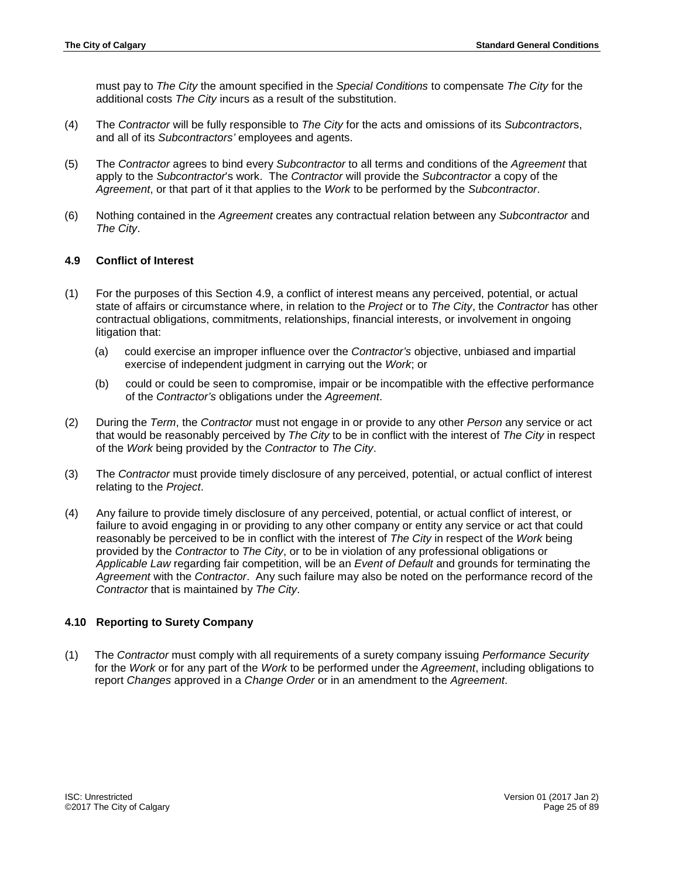must pay to *The City* the amount specified in the *Special Conditions* to compensate *The City* for the additional costs *The City* incurs as a result of the substitution.

(4) The *Contractor* will be fully responsible to *The City* for the acts and omissions of its *Subcontractor*s, and all of its *Subcontractors'* employees and agents.

(5) The *Contractor* agrees to bind every *Subcontractor* to all terms and conditions of the *Agreement* that apply to the *Subcontractor*'s work. The *Contractor* will provide the *Subcontractor* a copy of the *Agreement*, or that part of it that applies to the *Work* to be performed by the *Subcontractor*.

(6) Nothing contained in the *Agreement* creates any contractual relation between any *Subcontractor* and *The City*.

### 4.9 Conflict of Interest

(1) For the purposes of this Section 4.9, a conflict of interest means any perceived, potential, or actual state of affairs or circumstance where, in relation to the *Project* or to *The City*, the *Contractor* has other contractual obligations, commitments, relationships, financial interests, or involvement in ongoing litigation that:

   (a) could exercise an improper influence over the *Contractor's* objective, unbiased and impartial exercise of independent judgment in carrying out the *Work*; or

   (b) could or could be seen to compromise, impair or be incompatible with the effective performance of the *Contractor's* obligations under the *Agreement*.

(2) During the *Term*, the *Contractor* must not engage in or provide to any other *Person* any service or act that would be reasonably perceived by *The City* to be in conflict with the interest of *The City* in respect of the *Work* being provided by the *Contractor* to *The City*.

(3) The *Contractor* must provide timely disclosure of any perceived, potential, or actual conflict of interest relating to the *Project*.

(4) Any failure to provide timely disclosure of any perceived, potential, or actual conflict of interest, or failure to avoid engaging in or providing to any other company or entity any service or act that could reasonably be perceived to be in conflict with the interest of *The City* in respect of the *Work* being provided by the *Contractor* to *The City*, or to be in violation of any professional obligations or *Applicable Law* regarding fair competition, will be an *Event of Default* and grounds for terminating the *Agreement* with the *Contractor*. Any such failure may also be noted on the performance record of the *Contractor* that is maintained by *The City*.

### 4.10 Reporting to Surety Company

(1) The *Contractor* must comply with all requirements of a surety company issuing *Performance Security* for the *Work* or for any part of the *Work* to be performed under the *Agreement*, including obligations to report *Changes* approved in a *Change Order* or in an amendment to the *Agreement*.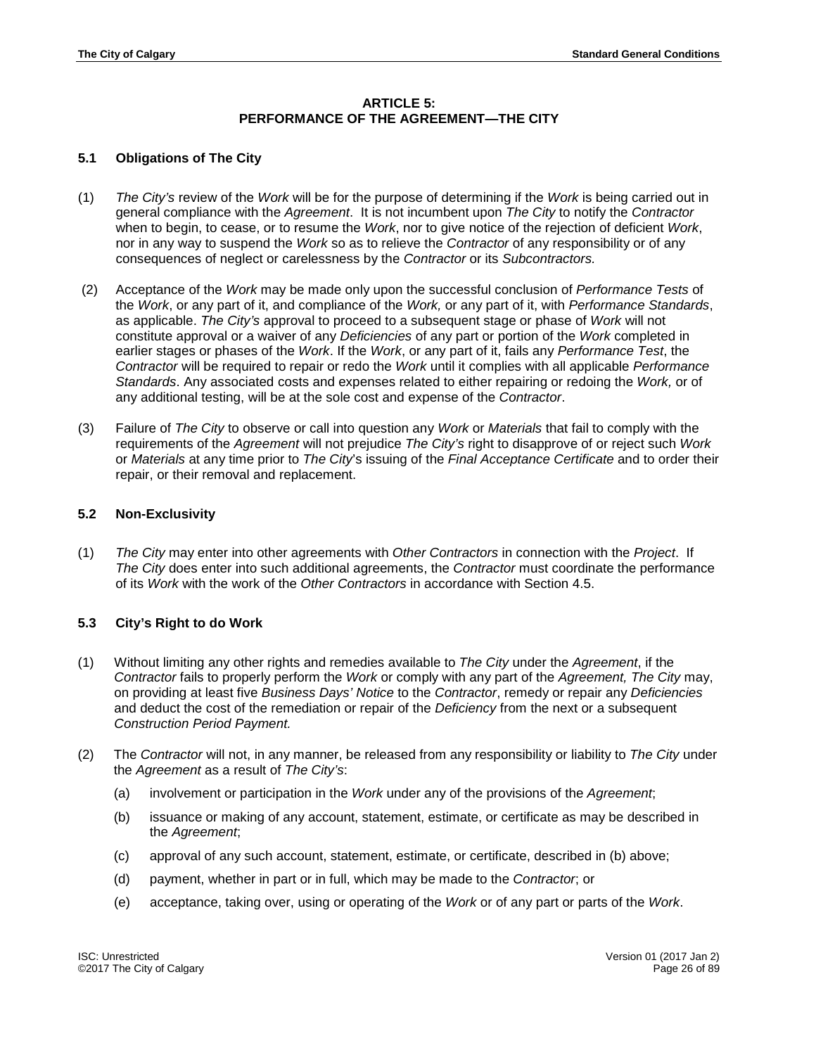# ARTICLE 5: PERFORMANCE OF THE AGREEMENT—THE CITY

## 5.1 Obligations of The City

(1) *The City's* review of the *Work* will be for the purpose of determining if the *Work* is being carried out in general compliance with the *Agreement*. It is not incumbent upon *The City* to notify the *Contractor* when to begin, to cease, or to resume the *Work*, nor to give notice of the rejection of deficient *Work*, nor in any way to suspend the *Work* so as to relieve the *Contractor* of any responsibility or of any consequences of neglect or carelessness by the *Contractor* or its *Subcontractors.*

(2) Acceptance of the *Work* may be made only upon the successful conclusion of *Performance Tests* of the *Work*, or any part of it, and compliance of the *Work,* or any part of it, with *Performance Standards*, as applicable. *The City's* approval to proceed to a subsequent stage or phase of *Work* will not constitute approval or a waiver of any *Deficiencies* of any part or portion of the *Work* completed in earlier stages or phases of the *Work*. If the *Work*, or any part of it, fails any *Performance Test*, the *Contractor* will be required to repair or redo the *Work* until it complies with all applicable *Performance Standards*. Any associated costs and expenses related to either repairing or redoing the *Work,* or of any additional testing, will be at the sole cost and expense of the *Contractor*.

(3) Failure of *The City* to observe or call into question any *Work* or *Materials* that fail to comply with the requirements of the *Agreement* will not prejudice *The City's* right to disapprove of or reject such *Work* or *Materials* at any time prior to *The City*'s issuing of the *Final Acceptance Certificate* and to order their repair, or their removal and replacement.

## 5.2 Non-Exclusivity

(1) *The City* may enter into other agreements with *Other Contractors* in connection with the *Project*. If *The City* does enter into such additional agreements, the *Contractor* must coordinate the performance of its *Work* with the work of the *Other Contractors* in accordance with Section 4.5.

## 5.3 City's Right to do Work

(1) Without limiting any other rights and remedies available to *The City* under the *Agreement*, if the *Contractor* fails to properly perform the *Work* or comply with any part of the *Agreement, The City* may, on providing at least five *Business Days' Notice* to the *Contractor*, remedy or repair any *Deficiencies* and deduct the cost of the remediation or repair of the *Deficiency* from the next or a subsequent *Construction Period Payment.*

(2) The *Contractor* will not, in any manner, be released from any responsibility or liability to *The City* under the *Agreement* as a result of *The City's*:

   (a) involvement or participation in the *Work* under any of the provisions of the *Agreement*;

   (b) issuance or making of any account, statement, estimate, or certificate as may be described in the *Agreement*;

   (c) approval of any such account, statement, estimate, or certificate, described in (b) above;

   (d) payment, whether in part or in full, which may be made to the *Contractor*; or

   (e) acceptance, taking over, using or operating of the *Work* or of any part or parts of the *Work*.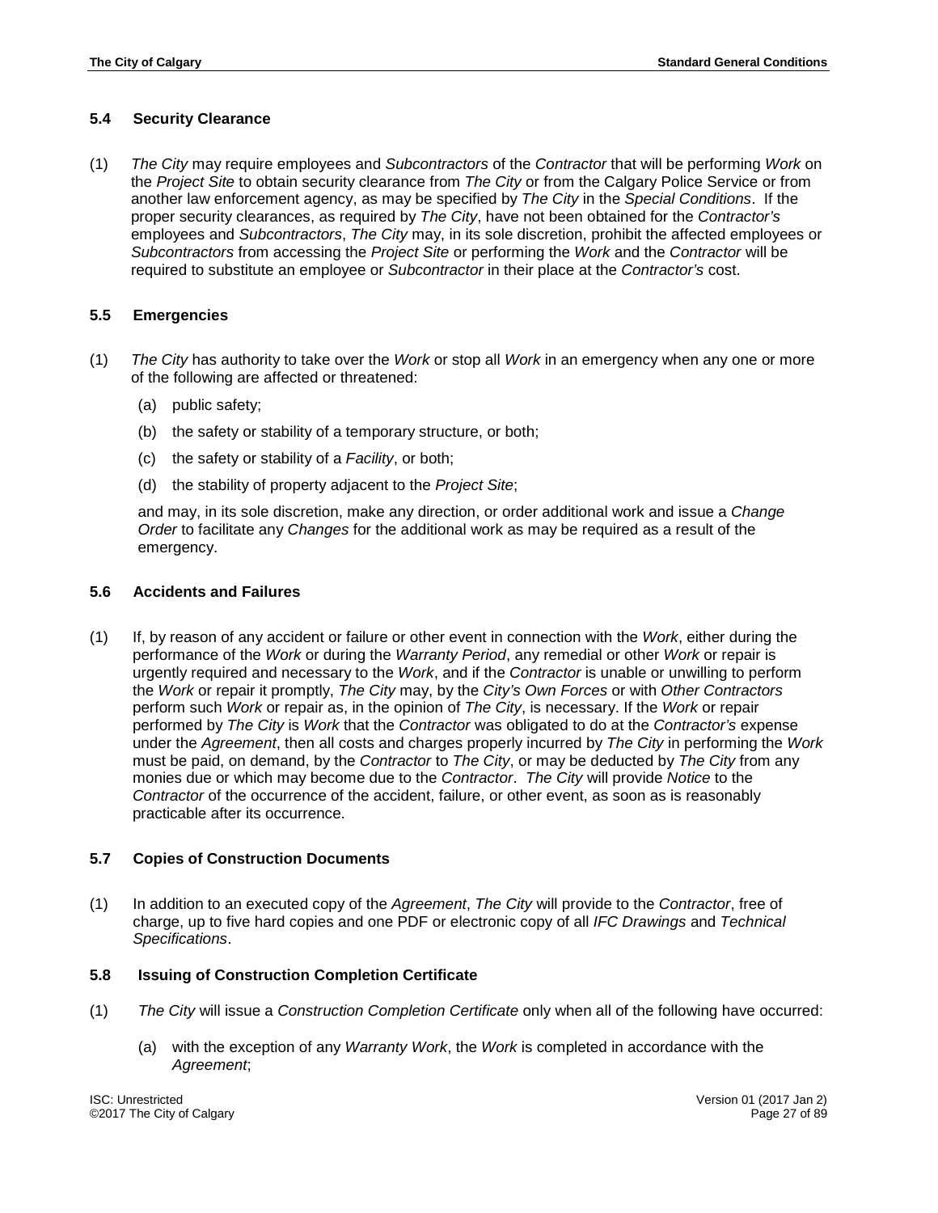### 5.4 Security Clearance

(1) *The City* may require employees and *Subcontractors* of the *Contractor* that will be performing *Work* on the *Project Site* to obtain security clearance from *The City* or from the Calgary Police Service or from another law enforcement agency, as may be specified by *The City* in the *Special Conditions*. If the proper security clearances, as required by *The City*, have not been obtained for the *Contractor's* employees and *Subcontractors*, *The City* may, in its sole discretion, prohibit the affected employees or *Subcontractors* from accessing the *Project Site* or performing the *Work* and the *Contractor* will be required to substitute an employee or *Subcontractor* in their place at the *Contractor's* cost.

### 5.5 Emergencies

(1) *The City* has authority to take over the *Work* or stop all *Work* in an emergency when any one or more of the following are affected or threatened:

- (a) public safety;
- (b) the safety or stability of a temporary structure, or both;
- (c) the safety or stability of a *Facility*, or both;
- (d) the stability of property adjacent to the *Project Site*;

and may, in its sole discretion, make any direction, or order additional work and issue a *Change Order* to facilitate any *Changes* for the additional work as may be required as a result of the emergency.

### 5.6 Accidents and Failures

(1) If, by reason of any accident or failure or other event in connection with the *Work*, either during the performance of the *Work* or during the *Warranty Period*, any remedial or other *Work* or repair is urgently required and necessary to the *Work*, and if the *Contractor* is unable or unwilling to perform the *Work* or repair it promptly, *The City* may, by the *City's Own Forces* or with *Other Contractors* perform such *Work* or repair as, in the opinion of *The City*, is necessary. If the *Work* or repair performed by *The City* is *Work* that the *Contractor* was obligated to do at the *Contractor's* expense under the *Agreement*, then all costs and charges properly incurred by *The City* in performing the *Work* must be paid, on demand, by the *Contractor* to *The City*, or may be deducted by *The City* from any monies due or which may become due to the *Contractor*. *The City* will provide *Notice* to the *Contractor* of the occurrence of the accident, failure, or other event, as soon as is reasonably practicable after its occurrence.

### 5.7 Copies of Construction Documents

(1) In addition to an executed copy of the *Agreement*, *The City* will provide to the *Contractor*, free of charge, up to five hard copies and one PDF or electronic copy of all *IFC Drawings* and *Technical Specifications*.

### 5.8 Issuing of Construction Completion Certificate

(1) *The City* will issue a *Construction Completion Certificate* only when all of the following have occurred:

- (a) with the exception of any *Warranty Work*, the *Work* is completed in accordance with the *Agreement*;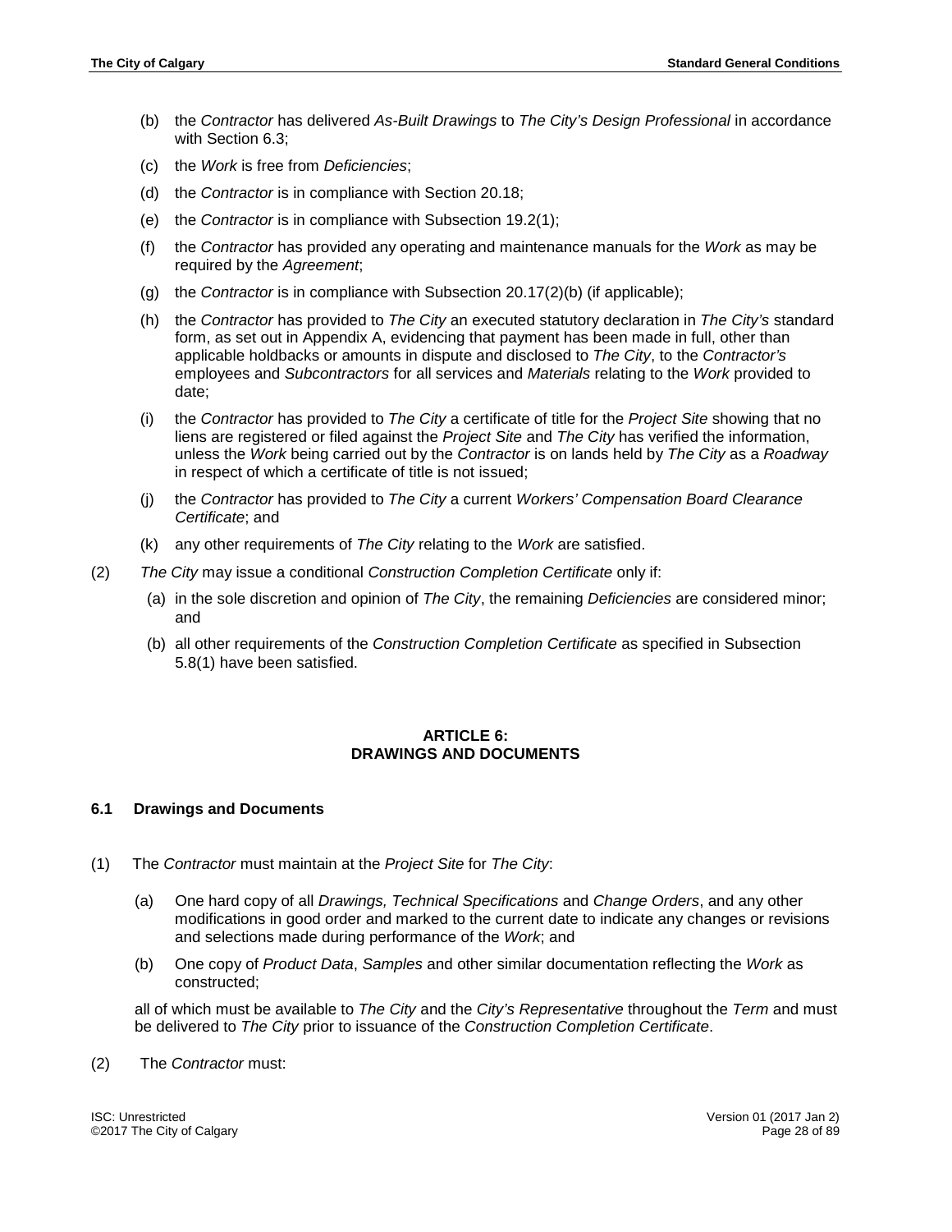(b) the *Contractor* has delivered *As-Built Drawings* to *The City's Design Professional* in accordance with Section 6.3;

(c) the *Work* is free from *Deficiencies*;

(d) the *Contractor* is in compliance with Section 20.18;

(e) the *Contractor* is in compliance with Subsection 19.2(1);

(f) the *Contractor* has provided any operating and maintenance manuals for the *Work* as may be required by the *Agreement*;

(g) the *Contractor* is in compliance with Subsection 20.17(2)(b) (if applicable);

(h) the *Contractor* has provided to *The City* an executed statutory declaration in *The City's* standard form, as set out in Appendix A, evidencing that payment has been made in full, other than applicable holdbacks or amounts in dispute and disclosed to *The City*, to the *Contractor's* employees and *Subcontractors* for all services and *Materials* relating to the *Work* provided to date;

(i) the *Contractor* has provided to *The City* a certificate of title for the *Project Site* showing that no liens are registered or filed against the *Project Site* and *The City* has verified the information, unless the *Work* being carried out by the *Contractor* is on lands held by *The City* as a *Roadway* in respect of which a certificate of title is not issued;

(j) the *Contractor* has provided to *The City* a current *Workers' Compensation Board Clearance Certificate*; and

(k) any other requirements of *The City* relating to the *Work* are satisfied.

(2) *The City* may issue a conditional *Construction Completion Certificate* only if:

(a) in the sole discretion and opinion of *The City*, the remaining *Deficiencies* are considered minor; and

(b) all other requirements of the *Construction Completion Certificate* as specified in Subsection 5.8(1) have been satisfied.

## ARTICLE 6: DRAWINGS AND DOCUMENTS

### 6.1 Drawings and Documents

(1) The *Contractor* must maintain at the *Project Site* for *The City*:

(a) One hard copy of all *Drawings, Technical Specifications* and *Change Orders*, and any other modifications in good order and marked to the current date to indicate any changes or revisions and selections made during performance of the *Work*; and

(b) One copy of *Product Data*, *Samples* and other similar documentation reflecting the *Work* as constructed;

all of which must be available to *The City* and the *City's Representative* throughout the *Term* and must be delivered to *The City* prior to issuance of the *Construction Completion Certificate*.

(2) The *Contractor* must: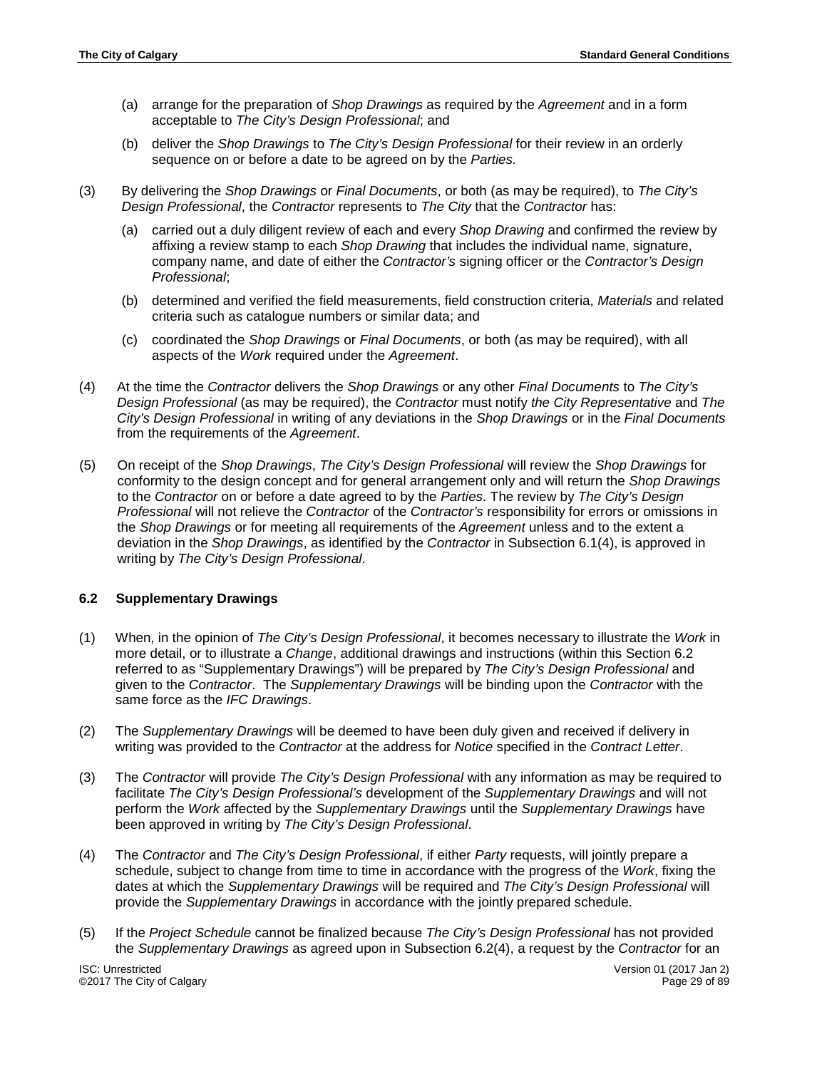(a) arrange for the preparation of *Shop Drawings* as required by the *Agreement* and in a form acceptable to *The City's Design Professional*; and

(b) deliver the *Shop Drawings* to *The City's Design Professional* for their review in an orderly sequence on or before a date to be agreed on by the *Parties.*

(3) By delivering the *Shop Drawings* or *Final Documents*, or both (as may be required), to *The City's Design Professional*, the *Contractor* represents to *The City* that the *Contractor* has:

(a) carried out a duly diligent review of each and every *Shop Drawing* and confirmed the review by affixing a review stamp to each *Shop Drawing* that includes the individual name, signature, company name, and date of either the *Contractor's* signing officer or the *Contractor's Design Professional*;

(b) determined and verified the field measurements, field construction criteria, *Materials* and related criteria such as catalogue numbers or similar data; and

(c) coordinated the *Shop Drawings* or *Final Documents*, or both (as may be required), with all aspects of the *Work* required under the *Agreement*.

(4) At the time the *Contractor* delivers the *Shop Drawings* or any other *Final Documents* to *The City's Design Professional* (as may be required), the *Contractor* must notify *the City Representative* and *The City's Design Professional* in writing of any deviations in the *Shop Drawings* or in the *Final Documents* from the requirements of the *Agreement*.

(5) On receipt of the *Shop Drawings*, *The City's Design Professional* will review the *Shop Drawings* for conformity to the design concept and for general arrangement only and will return the *Shop Drawings* to the *Contractor* on or before a date agreed to by the *Parties*. The review by *The City's Design Professional* will not relieve the *Contractor* of the *Contractor's* responsibility for errors or omissions in the *Shop Drawings* or for meeting all requirements of the *Agreement* unless and to the extent a deviation in the *Shop Drawings*, as identified by the *Contractor* in Subsection 6.1(4), is approved in writing by *The City's Design Professional*.

### 6.2 Supplementary Drawings

(1) When, in the opinion of *The City's Design Professional*, it becomes necessary to illustrate the *Work* in more detail, or to illustrate a *Change*, additional drawings and instructions (within this Section 6.2 referred to as "Supplementary Drawings") will be prepared by *The City's Design Professional* and given to the *Contractor*. The *Supplementary Drawings* will be binding upon the *Contractor* with the same force as the *IFC Drawings*.

(2) The *Supplementary Drawings* will be deemed to have been duly given and received if delivery in writing was provided to the *Contractor* at the address for *Notice* specified in the *Contract Letter*.

(3) The *Contractor* will provide *The City's Design Professional* with any information as may be required to facilitate *The City's Design Professional's* development of the *Supplementary Drawings* and will not perform the *Work* affected by the *Supplementary Drawings* until the *Supplementary Drawings* have been approved in writing by *The City's Design Professional*.

(4) The *Contractor* and *The City's Design Professional*, if either *Party* requests, will jointly prepare a schedule, subject to change from time to time in accordance with the progress of the *Work*, fixing the dates at which the *Supplementary Drawings* will be required and *The City's Design Professional* will provide the *Supplementary Drawings* in accordance with the jointly prepared schedule.

(5) If the *Project Schedule* cannot be finalized because *The City's Design Professional* has not provided the *Supplementary Drawings* as agreed upon in Subsection 6.2(4), a request by the *Contractor* for an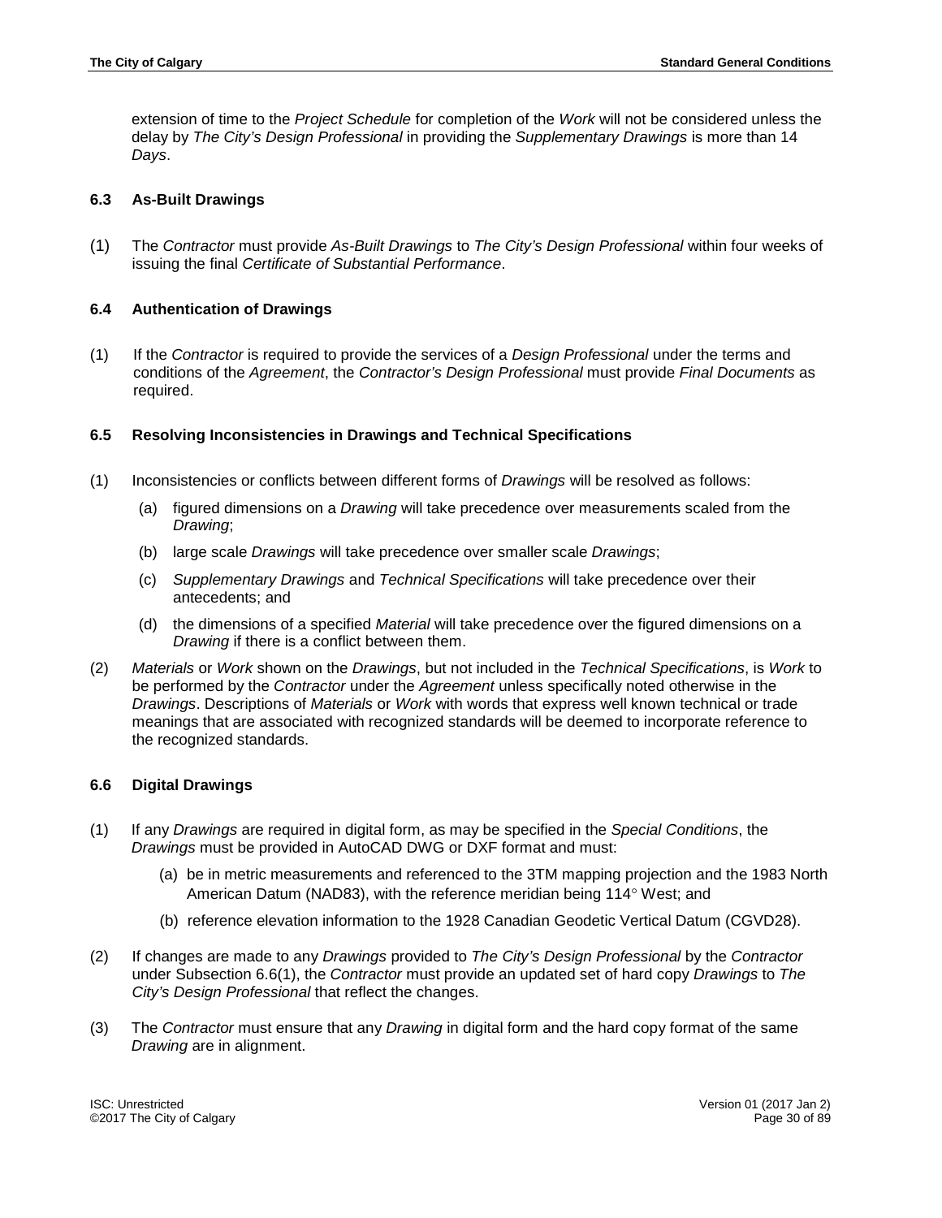extension of time to the *Project Schedule* for completion of the *Work* will not be considered unless the delay by *The City's Design Professional* in providing the *Supplementary Drawings* is more than 14 *Days*.

### 6.3 As-Built Drawings

(1) The *Contractor* must provide *As-Built Drawings* to *The City's Design Professional* within four weeks of issuing the final *Certificate of Substantial Performance*.

### 6.4 Authentication of Drawings

(1) If the *Contractor* is required to provide the services of a *Design Professional* under the terms and conditions of the *Agreement*, the *Contractor's Design Professional* must provide *Final Documents* as required.

### 6.5 Resolving Inconsistencies in Drawings and Technical Specifications

(1) Inconsistencies or conflicts between different forms of *Drawings* will be resolved as follows:

  (a) figured dimensions on a *Drawing* will take precedence over measurements scaled from the *Drawing*;

  (b) large scale *Drawings* will take precedence over smaller scale *Drawings*;

  (c) *Supplementary Drawings* and *Technical Specifications* will take precedence over their antecedents; and

  (d) the dimensions of a specified *Material* will take precedence over the figured dimensions on a *Drawing* if there is a conflict between them.

(2) *Materials* or *Work* shown on the *Drawings*, but not included in the *Technical Specifications*, is *Work* to be performed by the *Contractor* under the *Agreement* unless specifically noted otherwise in the *Drawings*. Descriptions of *Materials* or *Work* with words that express well known technical or trade meanings that are associated with recognized standards will be deemed to incorporate reference to the recognized standards.

### 6.6 Digital Drawings

(1) If any *Drawings* are required in digital form, as may be specified in the *Special Conditions*, the *Drawings* must be provided in AutoCAD DWG or DXF format and must:

  (a) be in metric measurements and referenced to the 3TM mapping projection and the 1983 North American Datum (NAD83), with the reference meridian being 114° West; and

  (b) reference elevation information to the 1928 Canadian Geodetic Vertical Datum (CGVD28).

(2) If changes are made to any *Drawings* provided to *The City's Design Professional* by the *Contractor* under Subsection 6.6(1), the *Contractor* must provide an updated set of hard copy *Drawings* to *The City's Design Professional* that reflect the changes.

(3) The *Contractor* must ensure that any *Drawing* in digital form and the hard copy format of the same *Drawing* are in alignment.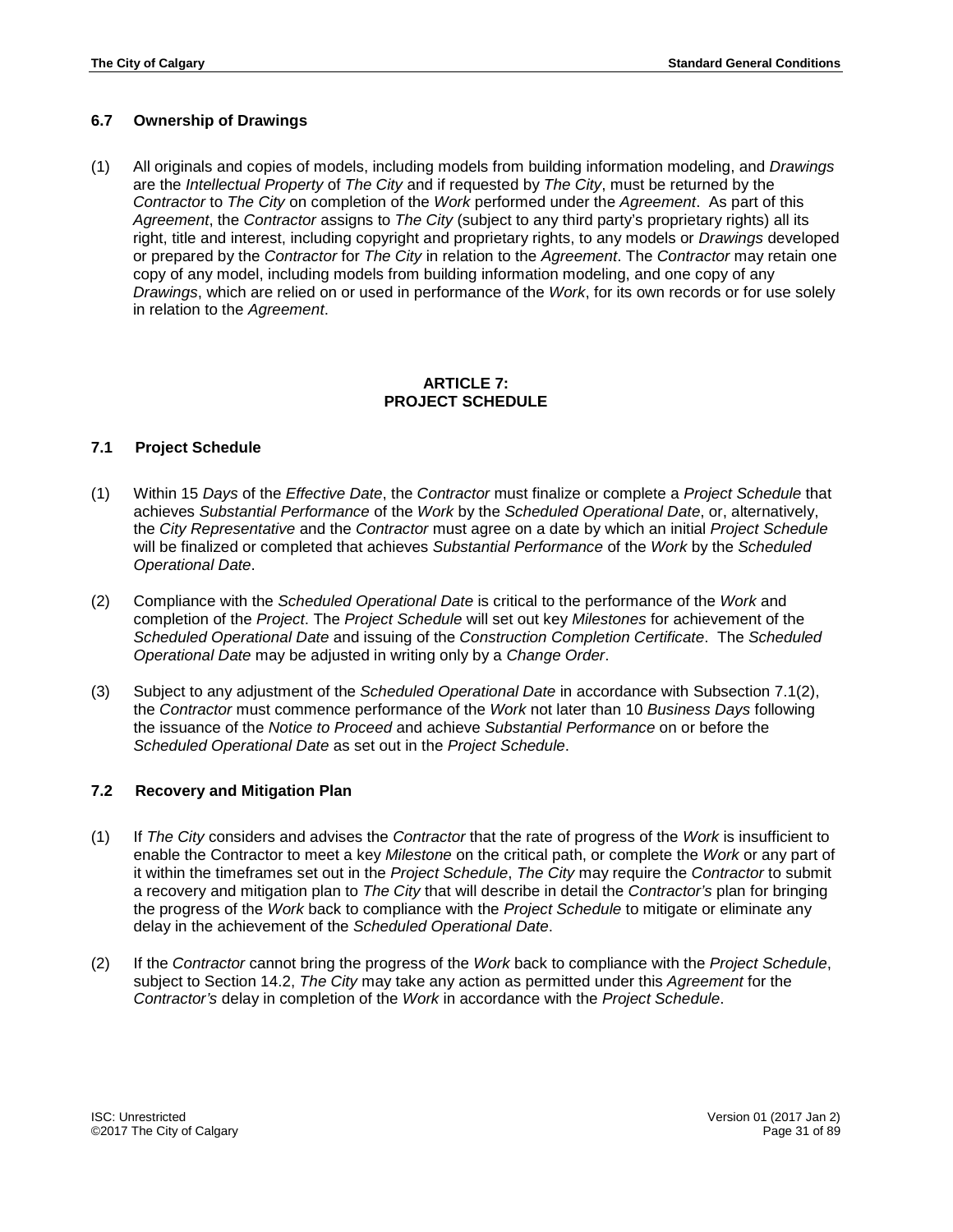### 6.7 Ownership of Drawings

(1) All originals and copies of models, including models from building information modeling, and *Drawings* are the *Intellectual Property* of *The City* and if requested by *The City*, must be returned by the *Contractor* to *The City* on completion of the *Work* performed under the *Agreement*. As part of this *Agreement*, the *Contractor* assigns to *The City* (subject to any third party's proprietary rights) all its right, title and interest, including copyright and proprietary rights, to any models or *Drawings* developed or prepared by the *Contractor* for *The City* in relation to the *Agreement*. The *Contractor* may retain one copy of any model, including models from building information modeling, and one copy of any *Drawings*, which are relied on or used in performance of the *Work*, for its own records or for use solely in relation to the *Agreement*.

## ARTICLE 7: PROJECT SCHEDULE

### 7.1 Project Schedule

(1) Within 15 *Days* of the *Effective Date*, the *Contractor* must finalize or complete a *Project Schedule* that achieves *Substantial Performance* of the *Work* by the *Scheduled Operational Date*, or, alternatively, the *City Representative* and the *Contractor* must agree on a date by which an initial *Project Schedule* will be finalized or completed that achieves *Substantial Performance* of the *Work* by the *Scheduled Operational Date*.

(2) Compliance with the *Scheduled Operational Date* is critical to the performance of the *Work* and completion of the *Project*. The *Project Schedule* will set out key *Milestones* for achievement of the *Scheduled Operational Date* and issuing of the *Construction Completion Certificate*. The *Scheduled Operational Date* may be adjusted in writing only by a *Change Order*.

(3) Subject to any adjustment of the *Scheduled Operational Date* in accordance with Subsection 7.1(2), the *Contractor* must commence performance of the *Work* not later than 10 *Business Days* following the issuance of the *Notice to Proceed* and achieve *Substantial Performance* on or before the *Scheduled Operational Date* as set out in the *Project Schedule*.

### 7.2 Recovery and Mitigation Plan

(1) If *The City* considers and advises the *Contractor* that the rate of progress of the *Work* is insufficient to enable the Contractor to meet a key *Milestone* on the critical path, or complete the *Work* or any part of it within the timeframes set out in the *Project Schedule*, *The City* may require the *Contractor* to submit a recovery and mitigation plan to *The City* that will describe in detail the *Contractor's* plan for bringing the progress of the *Work* back to compliance with the *Project Schedule* to mitigate or eliminate any delay in the achievement of the *Scheduled Operational Date*.

(2) If the *Contractor* cannot bring the progress of the *Work* back to compliance with the *Project Schedule*, subject to Section 14.2, *The City* may take any action as permitted under this *Agreement* for the *Contractor's* delay in completion of the *Work* in accordance with the *Project Schedule*.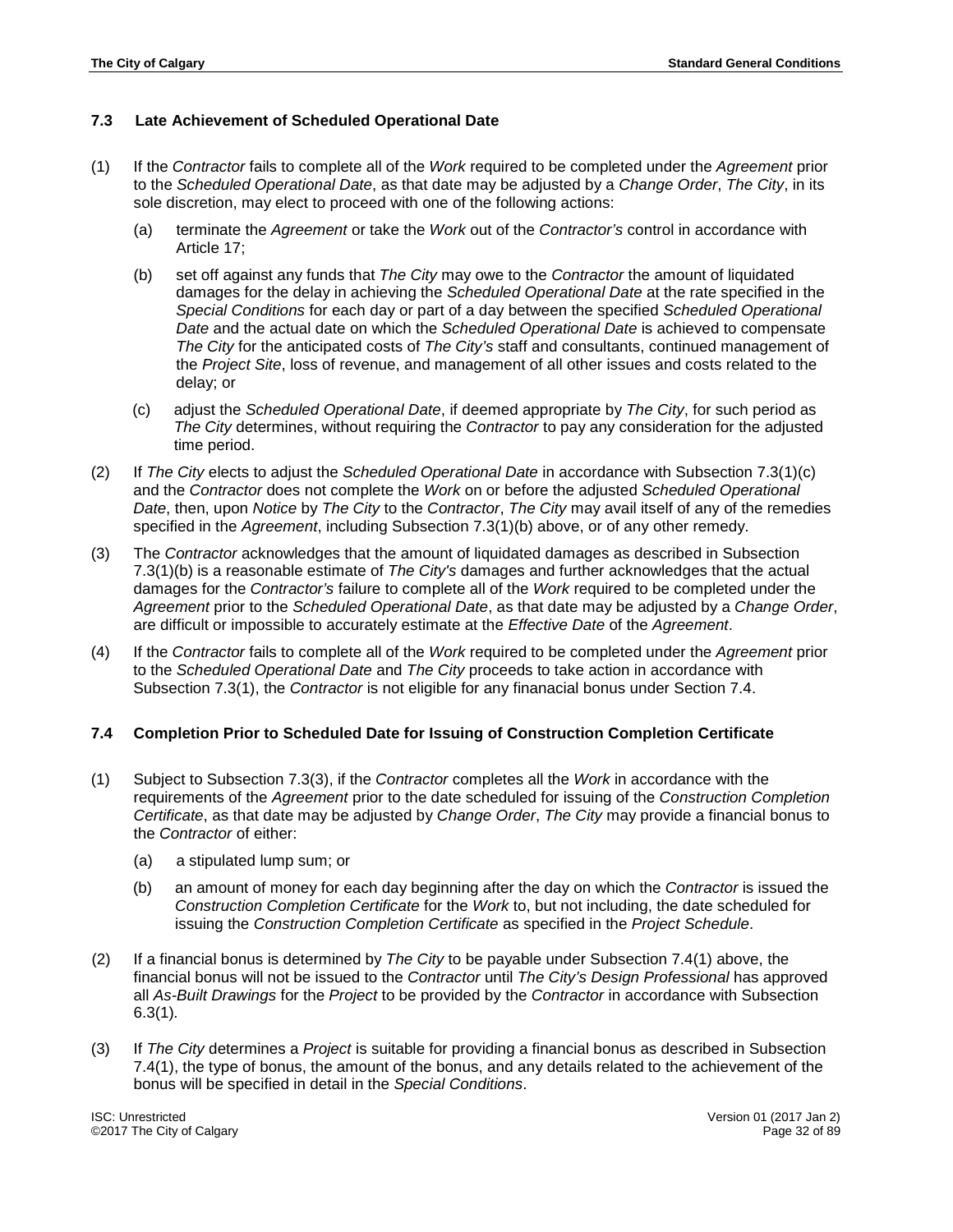### 7.3 Late Achievement of Scheduled Operational Date

(1) If the *Contractor* fails to complete all of the *Work* required to be completed under the *Agreement* prior to the *Scheduled Operational Date*, as that date may be adjusted by a *Change Order*, *The City*, in its sole discretion, may elect to proceed with one of the following actions:

   (a) terminate the *Agreement* or take the *Work* out of the *Contractor's* control in accordance with Article 17;

   (b) set off against any funds that *The City* may owe to the *Contractor* the amount of liquidated damages for the delay in achieving the *Scheduled Operational Date* at the rate specified in the *Special Conditions* for each day or part of a day between the specified *Scheduled Operational Date* and the actual date on which the *Scheduled Operational Date* is achieved to compensate *The City* for the anticipated costs of *The City's* staff and consultants, continued management of the *Project Site*, loss of revenue, and management of all other issues and costs related to the delay; or

   (c) adjust the *Scheduled Operational Date*, if deemed appropriate by *The City*, for such period as *The City* determines, without requiring the *Contractor* to pay any consideration for the adjusted time period.

(2) If *The City* elects to adjust the *Scheduled Operational Date* in accordance with Subsection 7.3(1)(c) and the *Contractor* does not complete the *Work* on or before the adjusted *Scheduled Operational Date*, then, upon *Notice* by *The City* to the *Contractor*, *The City* may avail itself of any of the remedies specified in the *Agreement*, including Subsection 7.3(1)(b) above, or of any other remedy.

(3) The *Contractor* acknowledges that the amount of liquidated damages as described in Subsection 7.3(1)(b) is a reasonable estimate of *The City's* damages and further acknowledges that the actual damages for the *Contractor's* failure to complete all of the *Work* required to be completed under the *Agreement* prior to the *Scheduled Operational Date*, as that date may be adjusted by a *Change Order*, are difficult or impossible to accurately estimate at the *Effective Date* of the *Agreement*.

(4) If the *Contractor* fails to complete all of the *Work* required to be completed under the *Agreement* prior to the *Scheduled Operational Date* and *The City* proceeds to take action in accordance with Subsection 7.3(1), the *Contractor* is not eligible for any finanacial bonus under Section 7.4.

### 7.4 Completion Prior to Scheduled Date for Issuing of Construction Completion Certificate

(1) Subject to Subsection 7.3(3), if the *Contractor* completes all the *Work* in accordance with the requirements of the *Agreement* prior to the date scheduled for issuing of the *Construction Completion Certificate*, as that date may be adjusted by *Change Order*, *The City* may provide a financial bonus to the *Contractor* of either:

   (a) a stipulated lump sum; or

   (b) an amount of money for each day beginning after the day on which the *Contractor* is issued the *Construction Completion Certificate* for the *Work* to, but not including, the date scheduled for issuing the *Construction Completion Certificate* as specified in the *Project Schedule*.

(2) If a financial bonus is determined by *The City* to be payable under Subsection 7.4(1) above, the financial bonus will not be issued to the *Contractor* until *The City's Design Professional* has approved all *As-Built Drawings* for the *Project* to be provided by the *Contractor* in accordance with Subsection 6.3(1).

(3) If *The City* determines a *Project* is suitable for providing a financial bonus as described in Subsection 7.4(1), the type of bonus, the amount of the bonus, and any details related to the achievement of the bonus will be specified in detail in the *Special Conditions*.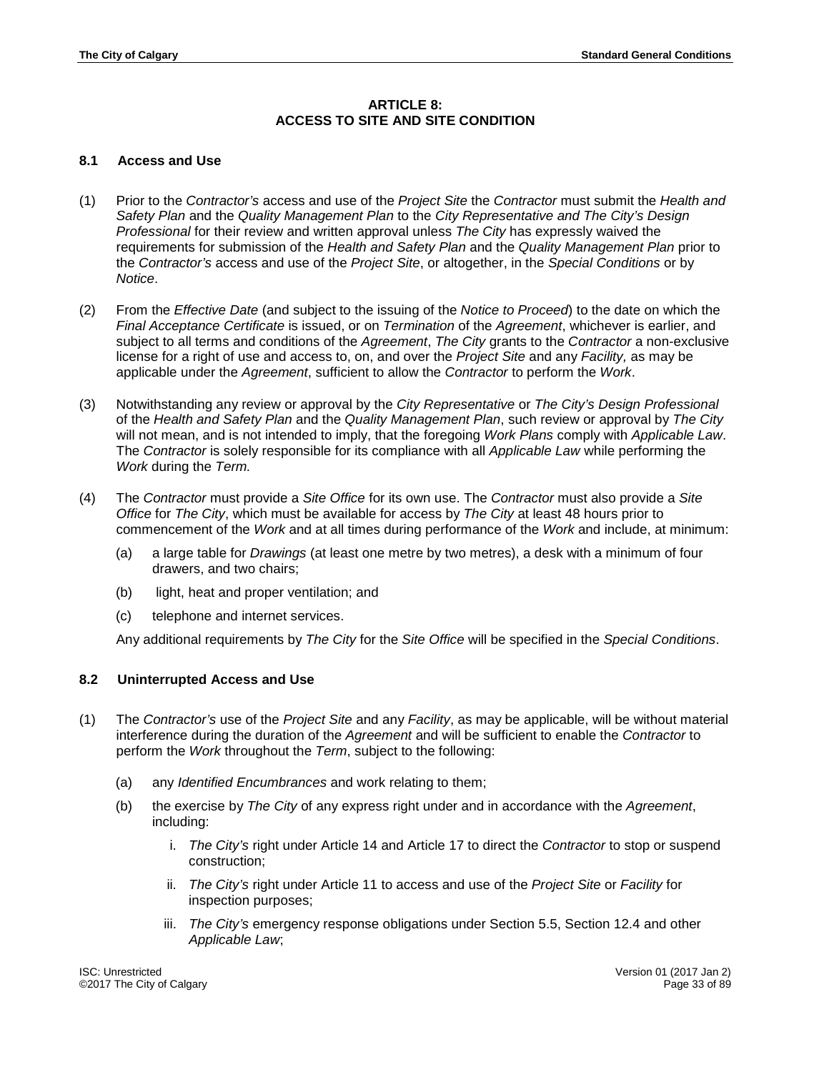## ARTICLE 8:
## ACCESS TO SITE AND SITE CONDITION

### 8.1 Access and Use

(1) Prior to the *Contractor's* access and use of the *Project Site* the *Contractor* must submit the *Health and Safety Plan* and the *Quality Management Plan* to the *City Representative and The City's Design Professional* for their review and written approval unless *The City* has expressly waived the requirements for submission of the *Health and Safety Plan* and the *Quality Management Plan* prior to the *Contractor's* access and use of the *Project Site*, or altogether, in the *Special Conditions* or by *Notice*.

(2) From the *Effective Date* (and subject to the issuing of the *Notice to Proceed*) to the date on which the *Final Acceptance Certificate* is issued, or on *Termination* of the *Agreement*, whichever is earlier, and subject to all terms and conditions of the *Agreement*, *The City* grants to the *Contractor* a non-exclusive license for a right of use and access to, on, and over the *Project Site* and any *Facility,* as may be applicable under the *Agreement*, sufficient to allow the *Contractor* to perform the *Work*.

(3) Notwithstanding any review or approval by the *City Representative* or *The City's Design Professional* of the *Health and Safety Plan* and the *Quality Management Plan*, such review or approval by *The City* will not mean, and is not intended to imply, that the foregoing *Work Plans* comply with *Applicable Law*. The *Contractor* is solely responsible for its compliance with all *Applicable Law* while performing the *Work* during the *Term.*

(4) The *Contractor* must provide a *Site Office* for its own use. The *Contractor* must also provide a *Site Office* for *The City*, which must be available for access by *The City* at least 48 hours prior to commencement of the *Work* and at all times during performance of the *Work* and include, at minimum:

   (a) a large table for *Drawings* (at least one metre by two metres), a desk with a minimum of four drawers, and two chairs;

   (b) light, heat and proper ventilation; and

   (c) telephone and internet services.

   Any additional requirements by *The City* for the *Site Office* will be specified in the *Special Conditions*.

### 8.2 Uninterrupted Access and Use

(1) The *Contractor's* use of the *Project Site* and any *Facility*, as may be applicable, will be without material interference during the duration of the *Agreement* and will be sufficient to enable the *Contractor* to perform the *Work* throughout the *Term*, subject to the following:

   (a) any *Identified Encumbrances* and work relating to them;

   (b) the exercise by *The City* of any express right under and in accordance with the *Agreement*, including:

      i. *The City's* right under Article 14 and Article 17 to direct the *Contractor* to stop or suspend construction;

      ii. *The City's* right under Article 11 to access and use of the *Project Site* or *Facility* for inspection purposes;

      iii. *The City's* emergency response obligations under Section 5.5, Section 12.4 and other *Applicable Law*;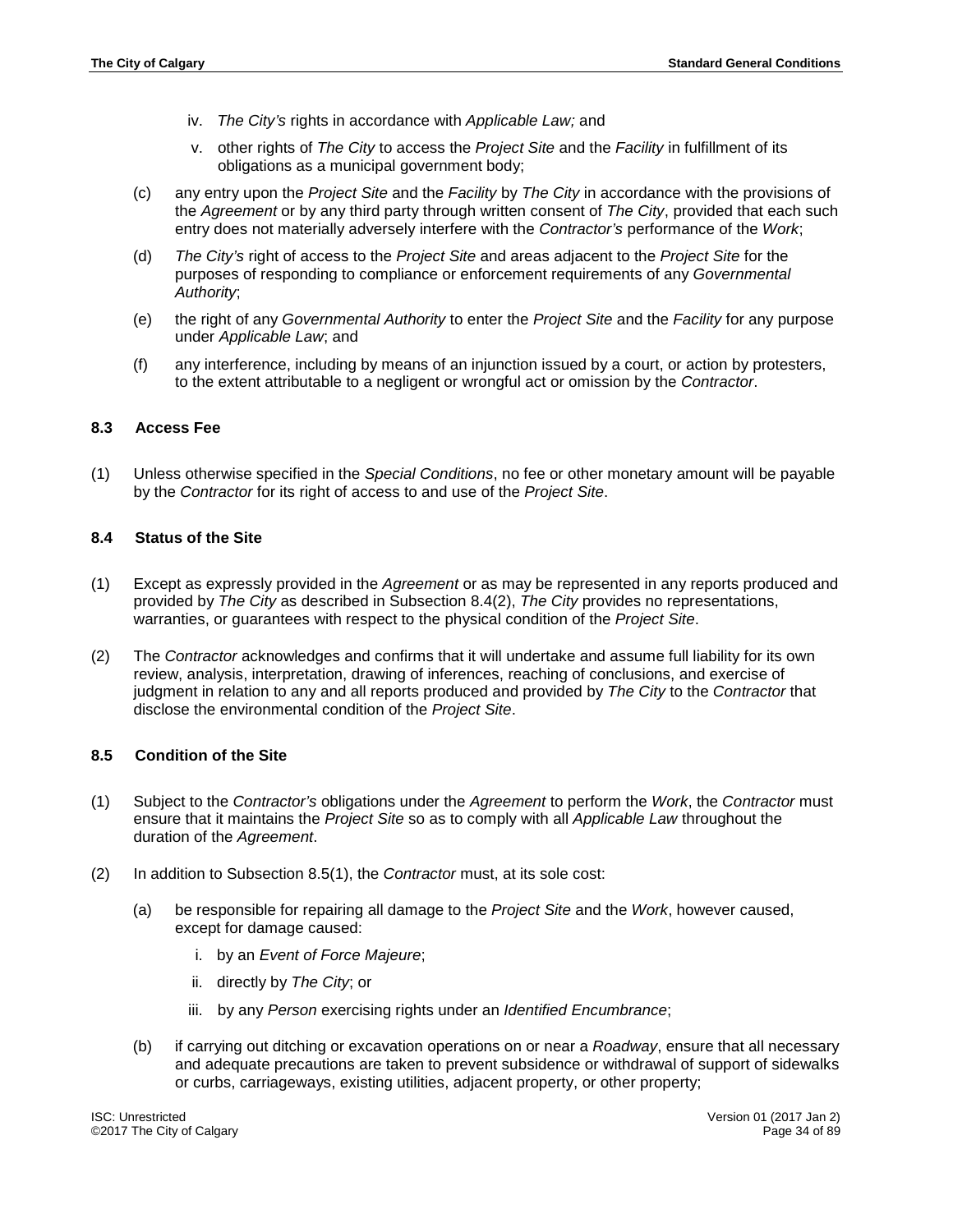iv. *The City's* rights in accordance with *Applicable Law;* and

v. other rights of *The City* to access the *Project Site* and the *Facility* in fulfillment of its obligations as a municipal government body;

(c) any entry upon the *Project Site* and the *Facility* by *The City* in accordance with the provisions of the *Agreement* or by any third party through written consent of *The City*, provided that each such entry does not materially adversely interfere with the *Contractor's* performance of the *Work*;

(d) *The City's* right of access to the *Project Site* and areas adjacent to the *Project Site* for the purposes of responding to compliance or enforcement requirements of any *Governmental Authority*;

(e) the right of any *Governmental Authority* to enter the *Project Site* and the *Facility* for any purpose under *Applicable Law*; and

(f) any interference, including by means of an injunction issued by a court, or action by protesters, to the extent attributable to a negligent or wrongful act or omission by the *Contractor*.

### 8.3 Access Fee

(1) Unless otherwise specified in the *Special Conditions*, no fee or other monetary amount will be payable by the *Contractor* for its right of access to and use of the *Project Site*.

### 8.4 Status of the Site

(1) Except as expressly provided in the *Agreement* or as may be represented in any reports produced and provided by *The City* as described in Subsection 8.4(2), *The City* provides no representations, warranties, or guarantees with respect to the physical condition of the *Project Site*.

(2) The *Contractor* acknowledges and confirms that it will undertake and assume full liability for its own review, analysis, interpretation, drawing of inferences, reaching of conclusions, and exercise of judgment in relation to any and all reports produced and provided by *The City* to the *Contractor* that disclose the environmental condition of the *Project Site*.

### 8.5 Condition of the Site

(1) Subject to the *Contractor's* obligations under the *Agreement* to perform the *Work*, the *Contractor* must ensure that it maintains the *Project Site* so as to comply with all *Applicable Law* throughout the duration of the *Agreement*.

(2) In addition to Subsection 8.5(1), the *Contractor* must, at its sole cost:

(a) be responsible for repairing all damage to the *Project Site* and the *Work*, however caused, except for damage caused:

i. by an *Event of Force Majeure*;

ii. directly by *The City*; or

iii. by any *Person* exercising rights under an *Identified Encumbrance*;

(b) if carrying out ditching or excavation operations on or near a *Roadway*, ensure that all necessary and adequate precautions are taken to prevent subsidence or withdrawal of support of sidewalks or curbs, carriageways, existing utilities, adjacent property, or other property;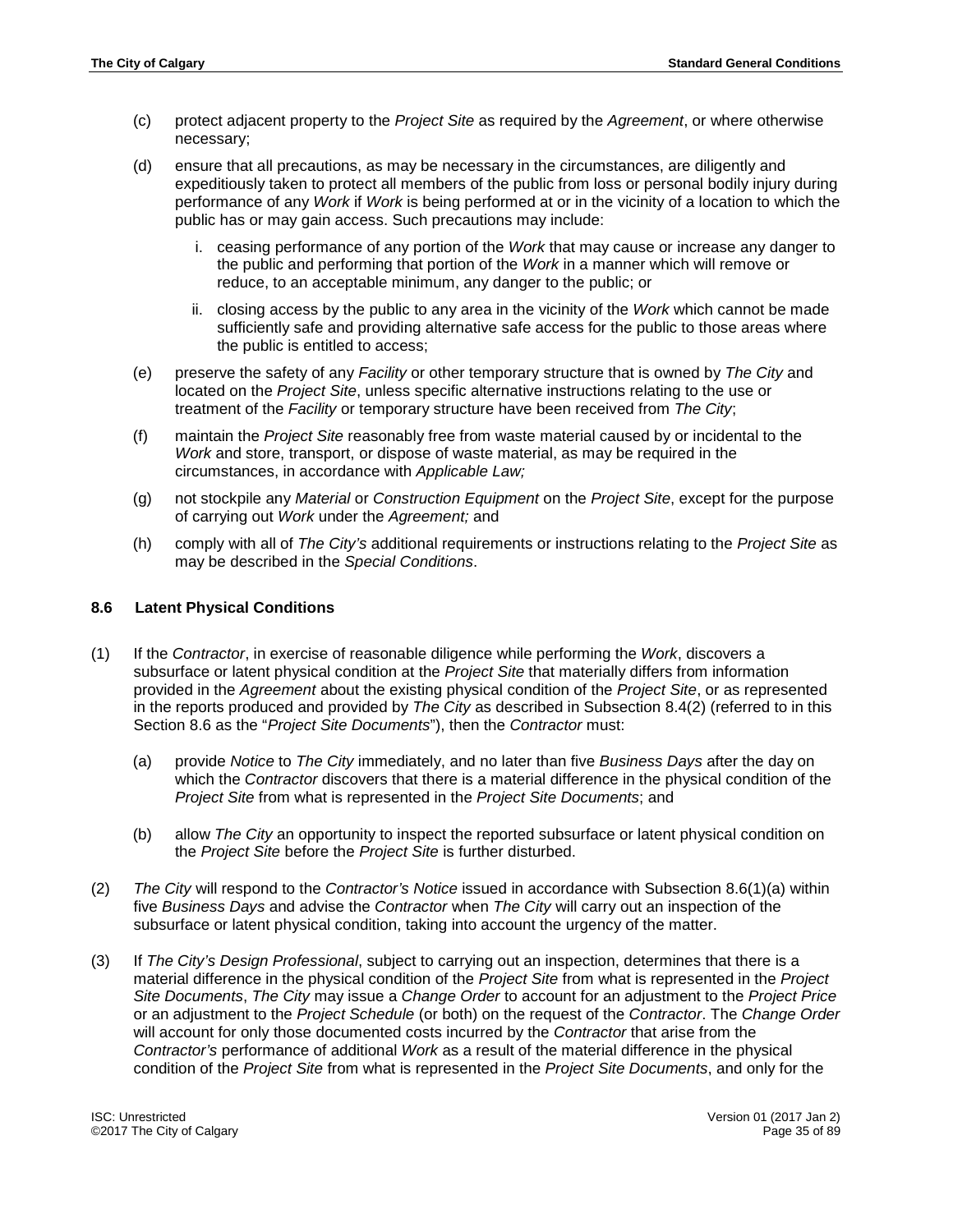(c) protect adjacent property to the *Project Site* as required by the *Agreement*, or where otherwise necessary;

(d) ensure that all precautions, as may be necessary in the circumstances, are diligently and expeditiously taken to protect all members of the public from loss or personal bodily injury during performance of any *Work* if *Work* is being performed at or in the vicinity of a location to which the public has or may gain access. Such precautions may include:

   i. ceasing performance of any portion of the *Work* that may cause or increase any danger to the public and performing that portion of the *Work* in a manner which will remove or reduce, to an acceptable minimum, any danger to the public; or

   ii. closing access by the public to any area in the vicinity of the *Work* which cannot be made sufficiently safe and providing alternative safe access for the public to those areas where the public is entitled to access;

(e) preserve the safety of any *Facility* or other temporary structure that is owned by *The City* and located on the *Project Site*, unless specific alternative instructions relating to the use or treatment of the *Facility* or temporary structure have been received from *The City*;

(f) maintain the *Project Site* reasonably free from waste material caused by or incidental to the *Work* and store, transport, or dispose of waste material, as may be required in the circumstances, in accordance with *Applicable Law;*

(g) not stockpile any *Material* or *Construction Equipment* on the *Project Site*, except for the purpose of carrying out *Work* under the *Agreement;* and

(h) comply with all of *The City's* additional requirements or instructions relating to the *Project Site* as may be described in the *Special Conditions*.

### 8.6 Latent Physical Conditions

(1) If the *Contractor*, in exercise of reasonable diligence while performing the *Work*, discovers a subsurface or latent physical condition at the *Project Site* that materially differs from information provided in the *Agreement* about the existing physical condition of the *Project Site*, or as represented in the reports produced and provided by *The City* as described in Subsection 8.4(2) (referred to in this Section 8.6 as the "*Project Site Documents*"), then the *Contractor* must:

   (a) provide *Notice* to *The City* immediately, and no later than five *Business Days* after the day on which the *Contractor* discovers that there is a material difference in the physical condition of the *Project Site* from what is represented in the *Project Site Documents*; and

   (b) allow *The City* an opportunity to inspect the reported subsurface or latent physical condition on the *Project Site* before the *Project Site* is further disturbed.

(2) *The City* will respond to the *Contractor's Notice* issued in accordance with Subsection 8.6(1)(a) within five *Business Days* and advise the *Contractor* when *The City* will carry out an inspection of the subsurface or latent physical condition, taking into account the urgency of the matter.

(3) If *The City's Design Professional*, subject to carrying out an inspection, determines that there is a material difference in the physical condition of the *Project Site* from what is represented in the *Project Site Documents*, *The City* may issue a *Change Order* to account for an adjustment to the *Project Price* or an adjustment to the *Project Schedule* (or both) on the request of the *Contractor*. The *Change Order* will account for only those documented costs incurred by the *Contractor* that arise from the *Contractor's* performance of additional *Work* as a result of the material difference in the physical condition of the *Project Site* from what is represented in the *Project Site Documents*, and only for the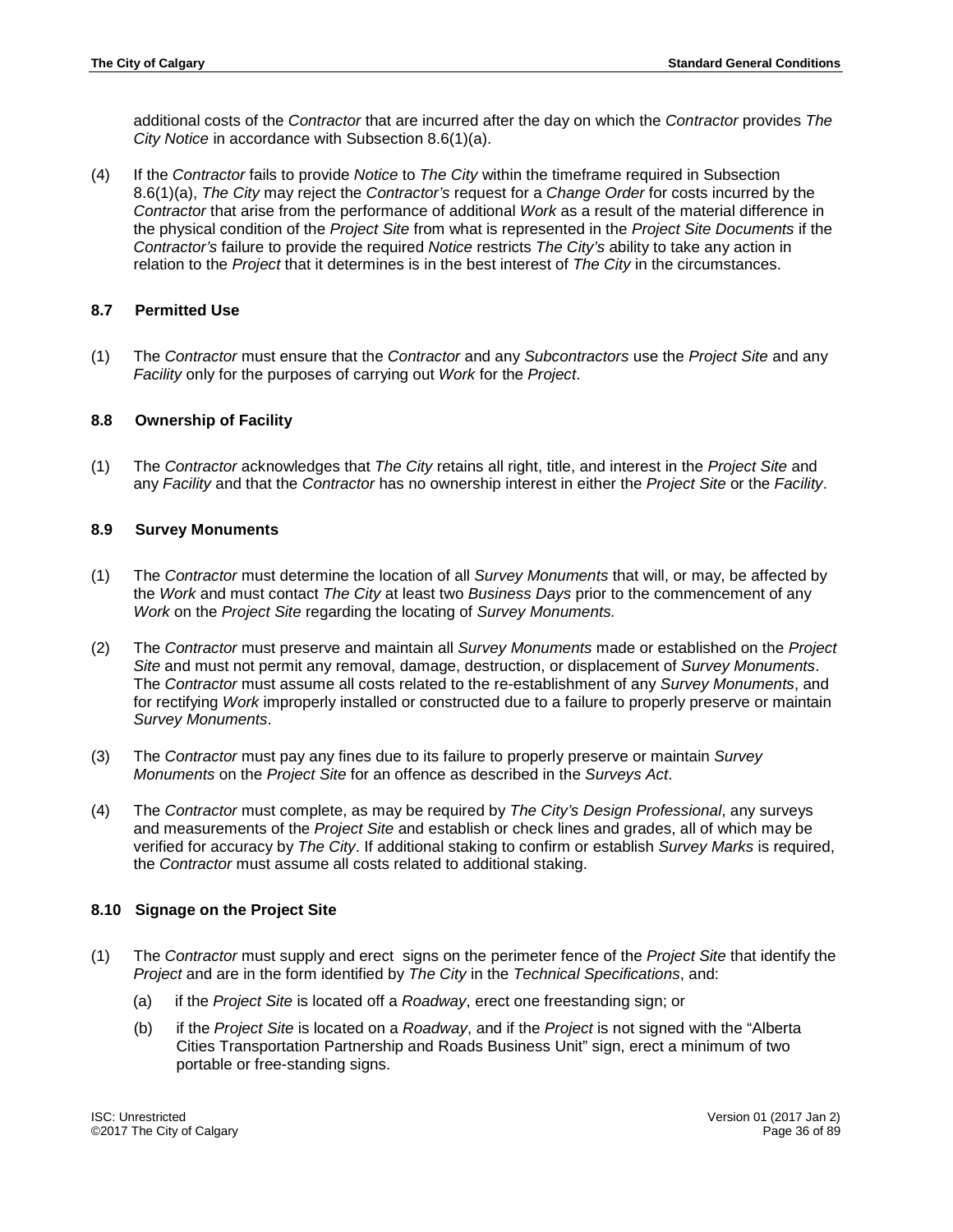additional costs of the *Contractor* that are incurred after the day on which the *Contractor* provides *The City Notice* in accordance with Subsection 8.6(1)(a).

(4) If the *Contractor* fails to provide *Notice* to *The City* within the timeframe required in Subsection 8.6(1)(a), *The City* may reject the *Contractor's* request for a *Change Order* for costs incurred by the *Contractor* that arise from the performance of additional *Work* as a result of the material difference in the physical condition of the *Project Site* from what is represented in the *Project Site Documents* if the *Contractor's* failure to provide the required *Notice* restricts *The City's* ability to take any action in relation to the *Project* that it determines is in the best interest of *The City* in the circumstances.

### 8.7 Permitted Use

(1) The *Contractor* must ensure that the *Contractor* and any *Subcontractors* use the *Project Site* and any *Facility* only for the purposes of carrying out *Work* for the *Project*.

### 8.8 Ownership of Facility

(1) The *Contractor* acknowledges that *The City* retains all right, title, and interest in the *Project Site* and any *Facility* and that the *Contractor* has no ownership interest in either the *Project Site* or the *Facility*.

### 8.9 Survey Monuments

(1) The *Contractor* must determine the location of all *Survey Monuments* that will, or may, be affected by the *Work* and must contact *The City* at least two *Business Days* prior to the commencement of any *Work* on the *Project Site* regarding the locating of *Survey Monuments.*

(2) The *Contractor* must preserve and maintain all *Survey Monuments* made or established on the *Project Site* and must not permit any removal, damage, destruction, or displacement of *Survey Monuments*. The *Contractor* must assume all costs related to the re-establishment of any *Survey Monuments*, and for rectifying *Work* improperly installed or constructed due to a failure to properly preserve or maintain *Survey Monuments*.

(3) The *Contractor* must pay any fines due to its failure to properly preserve or maintain *Survey Monuments* on the *Project Site* for an offence as described in the *Surveys Act*.

(4) The *Contractor* must complete, as may be required by *The City's Design Professional*, any surveys and measurements of the *Project Site* and establish or check lines and grades, all of which may be verified for accuracy by *The City*. If additional staking to confirm or establish *Survey Marks* is required, the *Contractor* must assume all costs related to additional staking.

### 8.10 Signage on the Project Site

(1) The *Contractor* must supply and erect signs on the perimeter fence of the *Project Site* that identify the *Project* and are in the form identified by *The City* in the *Technical Specifications*, and:

   (a) if the *Project Site* is located off a *Roadway*, erect one freestanding sign; or

   (b) if the *Project Site* is located on a *Roadway*, and if the *Project* is not signed with the "Alberta Cities Transportation Partnership and Roads Business Unit" sign, erect a minimum of two portable or free-standing signs.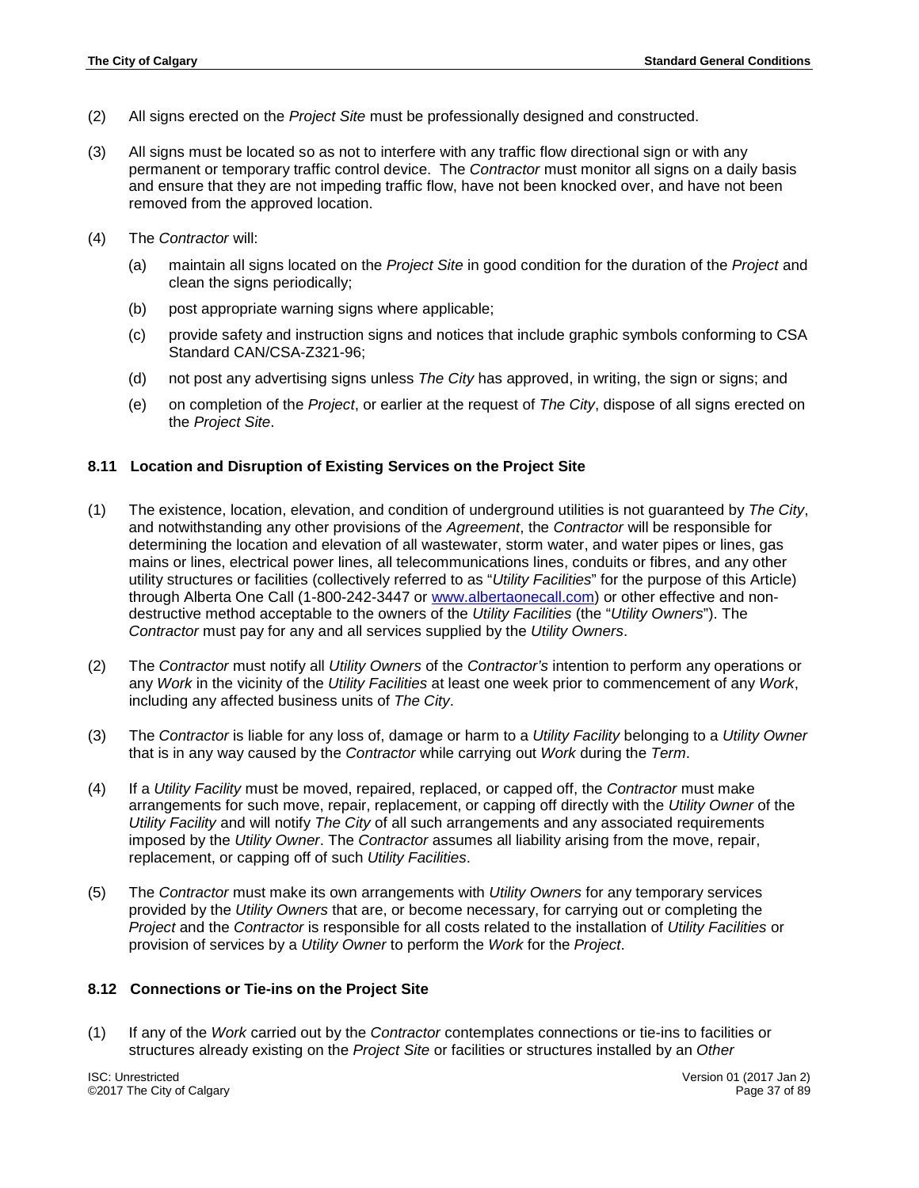(2) All signs erected on the *Project Site* must be professionally designed and constructed.

(3) All signs must be located so as not to interfere with any traffic flow directional sign or with any permanent or temporary traffic control device. The *Contractor* must monitor all signs on a daily basis and ensure that they are not impeding traffic flow, have not been knocked over, and have not been removed from the approved location.

(4) The *Contractor* will:

  (a) maintain all signs located on the *Project Site* in good condition for the duration of the *Project* and clean the signs periodically;

  (b) post appropriate warning signs where applicable;

  (c) provide safety and instruction signs and notices that include graphic symbols conforming to CSA Standard CAN/CSA-Z321-96;

  (d) not post any advertising signs unless *The City* has approved, in writing, the sign or signs; and

  (e) on completion of the *Project*, or earlier at the request of *The City*, dispose of all signs erected on the *Project Site*.

### 8.11 Location and Disruption of Existing Services on the Project Site

(1) The existence, location, elevation, and condition of underground utilities is not guaranteed by *The City*, and notwithstanding any other provisions of the *Agreement*, the *Contractor* will be responsible for determining the location and elevation of all wastewater, storm water, and water pipes or lines, gas mains or lines, electrical power lines, all telecommunications lines, conduits or fibres, and any other utility structures or facilities (collectively referred to as "*Utility Facilities*" for the purpose of this Article) through Alberta One Call (1-800-242-3447 or www.albertaonecall.com) or other effective and non-destructive method acceptable to the owners of the *Utility Facilities* (the "*Utility Owners*"). The *Contractor* must pay for any and all services supplied by the *Utility Owners*.

(2) The *Contractor* must notify all *Utility Owners* of the *Contractor's* intention to perform any operations or any *Work* in the vicinity of the *Utility Facilities* at least one week prior to commencement of any *Work*, including any affected business units of *The City*.

(3) The *Contractor* is liable for any loss of, damage or harm to a *Utility Facility* belonging to a *Utility Owner* that is in any way caused by the *Contractor* while carrying out *Work* during the *Term*.

(4) If a *Utility Facility* must be moved, repaired, replaced, or capped off, the *Contractor* must make arrangements for such move, repair, replacement, or capping off directly with the *Utility Owner* of the *Utility Facility* and will notify *The City* of all such arrangements and any associated requirements imposed by the *Utility Owner*. The *Contractor* assumes all liability arising from the move, repair, replacement, or capping off of such *Utility Facilities*.

(5) The *Contractor* must make its own arrangements with *Utility Owners* for any temporary services provided by the *Utility Owners* that are, or become necessary, for carrying out or completing the *Project* and the *Contractor* is responsible for all costs related to the installation of *Utility Facilities* or provision of services by a *Utility Owner* to perform the *Work* for the *Project*.

### 8.12 Connections or Tie-ins on the Project Site

(1) If any of the *Work* carried out by the *Contractor* contemplates connections or tie-ins to facilities or structures already existing on the *Project Site* or facilities or structures installed by an *Other*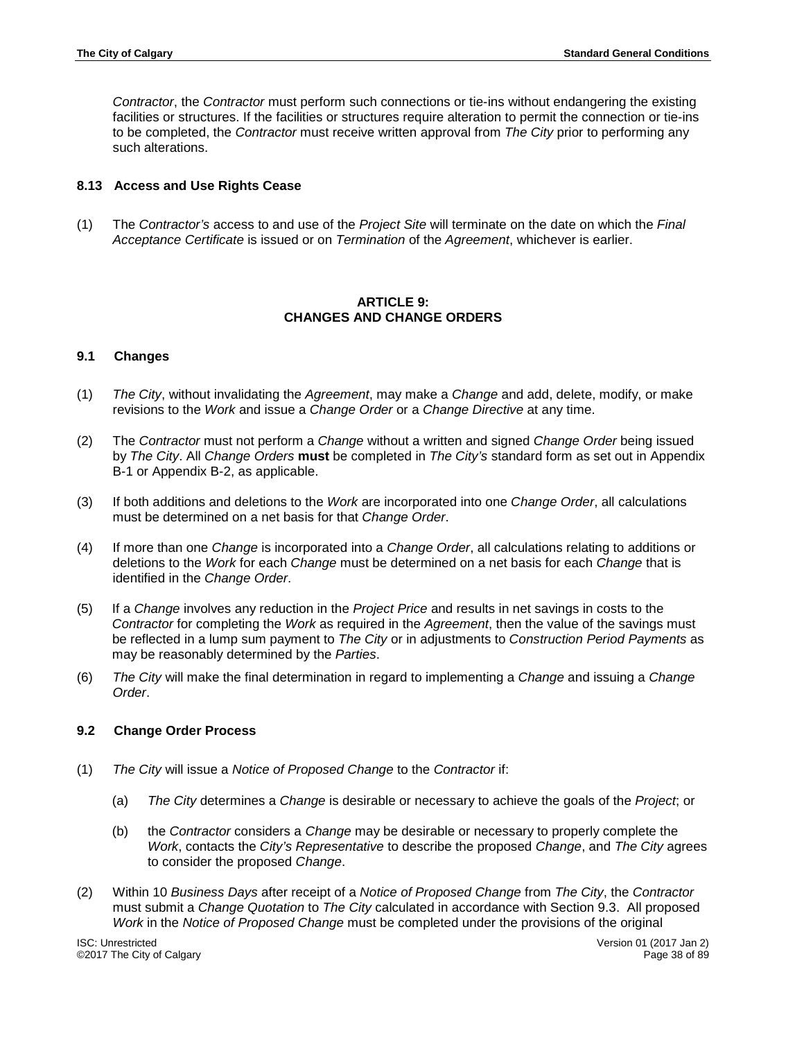*Contractor*, the *Contractor* must perform such connections or tie-ins without endangering the existing facilities or structures. If the facilities or structures require alteration to permit the connection or tie-ins to be completed, the *Contractor* must receive written approval from *The City* prior to performing any such alterations.

### 8.13 Access and Use Rights Cease

(1) The *Contractor's* access to and use of the *Project Site* will terminate on the date on which the *Final Acceptance Certificate* is issued or on *Termination* of the *Agreement*, whichever is earlier.

## ARTICLE 9: CHANGES AND CHANGE ORDERS

### 9.1 Changes

(1) *The City*, without invalidating the *Agreement*, may make a *Change* and add, delete, modify, or make revisions to the *Work* and issue a *Change Order* or a *Change Directive* at any time.

(2) The *Contractor* must not perform a *Change* without a written and signed *Change Order* being issued by *The City*. All *Change Orders* **must** be completed in *The City's* standard form as set out in Appendix B-1 or Appendix B-2, as applicable.

(3) If both additions and deletions to the *Work* are incorporated into one *Change Order*, all calculations must be determined on a net basis for that *Change Order*.

(4) If more than one *Change* is incorporated into a *Change Order*, all calculations relating to additions or deletions to the *Work* for each *Change* must be determined on a net basis for each *Change* that is identified in the *Change Order*.

(5) If a *Change* involves any reduction in the *Project Price* and results in net savings in costs to the *Contractor* for completing the *Work* as required in the *Agreement*, then the value of the savings must be reflected in a lump sum payment to *The City* or in adjustments to *Construction Period Payments* as may be reasonably determined by the *Parties*.

(6) *The City* will make the final determination in regard to implementing a *Change* and issuing a *Change Order*.

### 9.2 Change Order Process

(1) *The City* will issue a *Notice of Proposed Change* to the *Contractor* if:

(a) *The City* determines a *Change* is desirable or necessary to achieve the goals of the *Project*; or

(b) the *Contractor* considers a *Change* may be desirable or necessary to properly complete the *Work*, contacts the *City's Representative* to describe the proposed *Change*, and *The City* agrees to consider the proposed *Change*.

(2) Within 10 *Business Days* after receipt of a *Notice of Proposed Change* from *The City*, the *Contractor* must submit a *Change Quotation* to *The City* calculated in accordance with Section 9.3. All proposed *Work* in the *Notice of Proposed Change* must be completed under the provisions of the original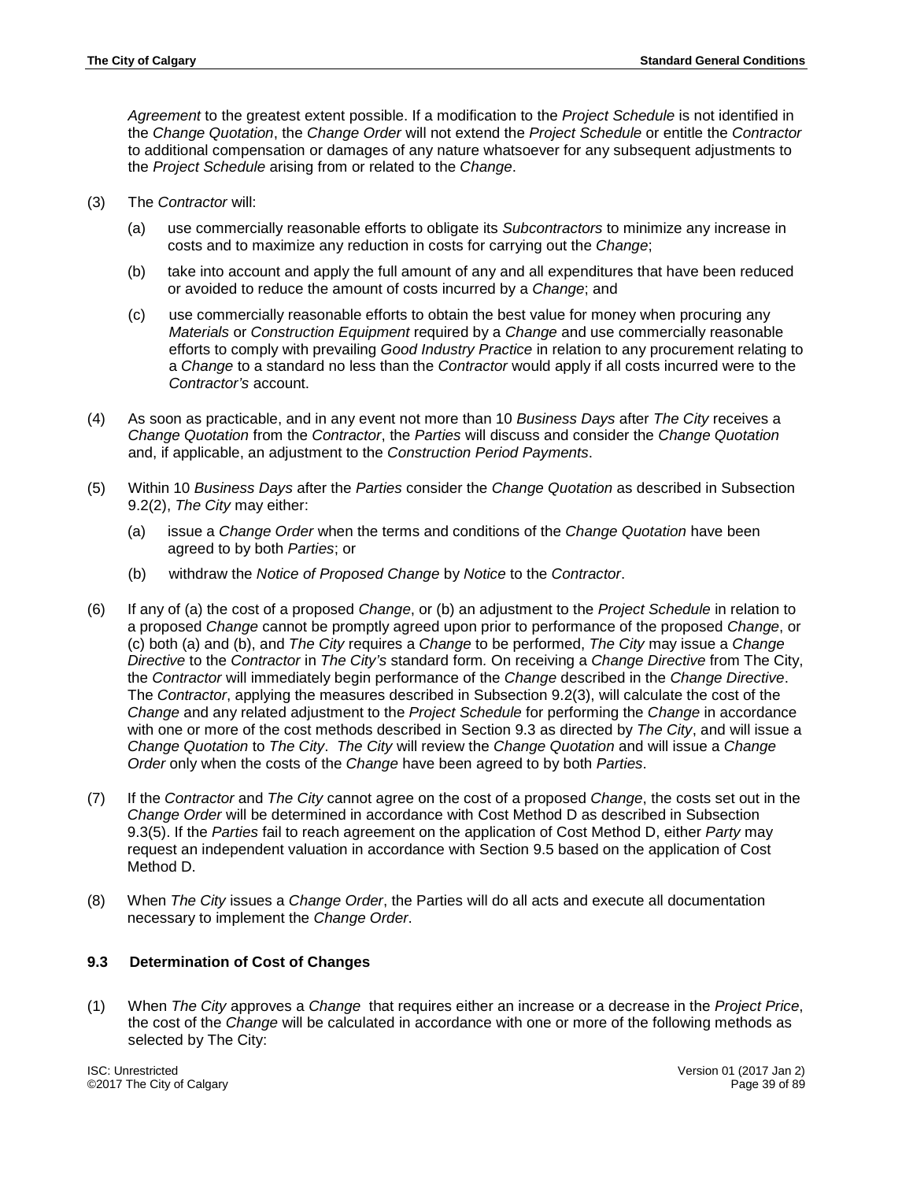*Agreement* to the greatest extent possible. If a modification to the *Project Schedule* is not identified in the *Change Quotation*, the *Change Order* will not extend the *Project Schedule* or entitle the *Contractor* to additional compensation or damages of any nature whatsoever for any subsequent adjustments to the *Project Schedule* arising from or related to the *Change*.

(3) The *Contractor* will:

(a) use commercially reasonable efforts to obligate its *Subcontractors* to minimize any increase in costs and to maximize any reduction in costs for carrying out the *Change*;

(b) take into account and apply the full amount of any and all expenditures that have been reduced or avoided to reduce the amount of costs incurred by a *Change*; and

(c) use commercially reasonable efforts to obtain the best value for money when procuring any *Materials* or *Construction Equipment* required by a *Change* and use commercially reasonable efforts to comply with prevailing *Good Industry Practice* in relation to any procurement relating to a *Change* to a standard no less than the *Contractor* would apply if all costs incurred were to the *Contractor's* account.

(4) As soon as practicable, and in any event not more than 10 *Business Days* after *The City* receives a *Change Quotation* from the *Contractor*, the *Parties* will discuss and consider the *Change Quotation* and, if applicable, an adjustment to the *Construction Period Payments*.

(5) Within 10 *Business Days* after the *Parties* consider the *Change Quotation* as described in Subsection 9.2(2), *The City* may either:

(a) issue a *Change Order* when the terms and conditions of the *Change Quotation* have been agreed to by both *Parties*; or

(b) withdraw the *Notice of Proposed Change* by *Notice* to the *Contractor*.

(6) If any of (a) the cost of a proposed *Change*, or (b) an adjustment to the *Project Schedule* in relation to a proposed *Change* cannot be promptly agreed upon prior to performance of the proposed *Change*, or (c) both (a) and (b), and *The City* requires a *Change* to be performed, *The City* may issue a *Change Directive* to the *Contractor* in *The City's* standard form. On receiving a *Change Directive* from The City, the *Contractor* will immediately begin performance of the *Change* described in the *Change Directive*. The *Contractor*, applying the measures described in Subsection 9.2(3), will calculate the cost of the *Change* and any related adjustment to the *Project Schedule* for performing the *Change* in accordance with one or more of the cost methods described in Section 9.3 as directed by *The City*, and will issue a *Change Quotation* to *The City*. *The City* will review the *Change Quotation* and will issue a *Change Order* only when the costs of the *Change* have been agreed to by both *Parties*.

(7) If the *Contractor* and *The City* cannot agree on the cost of a proposed *Change*, the costs set out in the *Change Order* will be determined in accordance with Cost Method D as described in Subsection 9.3(5). If the *Parties* fail to reach agreement on the application of Cost Method D, either *Party* may request an independent valuation in accordance with Section 9.5 based on the application of Cost Method D.

(8) When *The City* issues a *Change Order*, the Parties will do all acts and execute all documentation necessary to implement the *Change Order*.

### 9.3 Determination of Cost of Changes

(1) When *The City* approves a *Change* that requires either an increase or a decrease in the *Project Price*, the cost of the *Change* will be calculated in accordance with one or more of the following methods as selected by The City: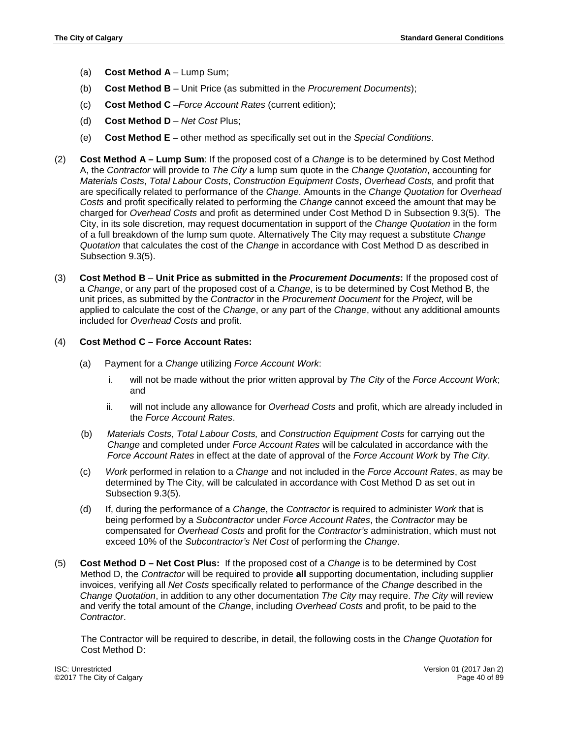(a) **Cost Method A** – Lump Sum;

(b) **Cost Method B** – Unit Price (as submitted in the *Procurement Documents*);

(c) **Cost Method C** –*Force Account Rates* (current edition);

(d) **Cost Method D** – *Net Cost* Plus;

(e) **Cost Method E** – other method as specifically set out in the *Special Conditions*.

(2) **Cost Method A – Lump Sum**: If the proposed cost of a *Change* is to be determined by Cost Method A, the *Contractor* will provide to *The City* a lump sum quote in the *Change Quotation*, accounting for *Materials Costs*, *Total Labour Costs*, *Construction Equipment Costs*, *Overhead Costs,* and profit that are specifically related to performance of the *Change*. Amounts in the *Change Quotation* for *Overhead Costs* and profit specifically related to performing the *Change* cannot exceed the amount that may be charged for *Overhead Costs* and profit as determined under Cost Method D in Subsection 9.3(5). The City, in its sole discretion, may request documentation in support of the *Change Quotation* in the form of a full breakdown of the lump sum quote. Alternatively The City may request a substitute *Change Quotation* that calculates the cost of the *Change* in accordance with Cost Method D as described in Subsection 9.3(5).

(3) **Cost Method B** – **Unit Price as submitted in the *Procurement Documents*:** If the proposed cost of a *Change*, or any part of the proposed cost of a *Change*, is to be determined by Cost Method B, the unit prices, as submitted by the *Contractor* in the *Procurement Document* for the *Project*, will be applied to calculate the cost of the *Change*, or any part of the *Change*, without any additional amounts included for *Overhead Costs* and profit.

(4) **Cost Method C – Force Account Rates:**

(a) Payment for a *Change* utilizing *Force Account Work*:

i. will not be made without the prior written approval by *The City* of the *Force Account Work*; and

ii. will not include any allowance for *Overhead Costs* and profit, which are already included in the *Force Account Rates*.

(b) *Materials Costs*, *Total Labour Costs,* and *Construction Equipment Costs* for carrying out the *Change* and completed under *Force Account Rates* will be calculated in accordance with the *Force Account Rates* in effect at the date of approval of the *Force Account Work* by *The City*.

(c) *Work* performed in relation to a *Change* and not included in the *Force Account Rates*, as may be determined by The City, will be calculated in accordance with Cost Method D as set out in Subsection 9.3(5).

(d) If, during the performance of a *Change*, the *Contractor* is required to administer *Work* that is being performed by a *Subcontractor* under *Force Account Rates*, the *Contractor* may be compensated for *Overhead Costs* and profit for the *Contractor's* administration, which must not exceed 10% of the *Subcontractor's Net Cost* of performing the *Change*.

(5) **Cost Method D – Net Cost Plus:** If the proposed cost of a *Change* is to be determined by Cost Method D, the *Contractor* will be required to provide **all** supporting documentation, including supplier invoices, verifying all *Net Costs* specifically related to performance of the *Change* described in the *Change Quotation*, in addition to any other documentation *The City* may require. *The City* will review and verify the total amount of the *Change*, including *Overhead Costs* and profit, to be paid to the *Contractor*.

The Contractor will be required to describe, in detail, the following costs in the *Change Quotation* for Cost Method D: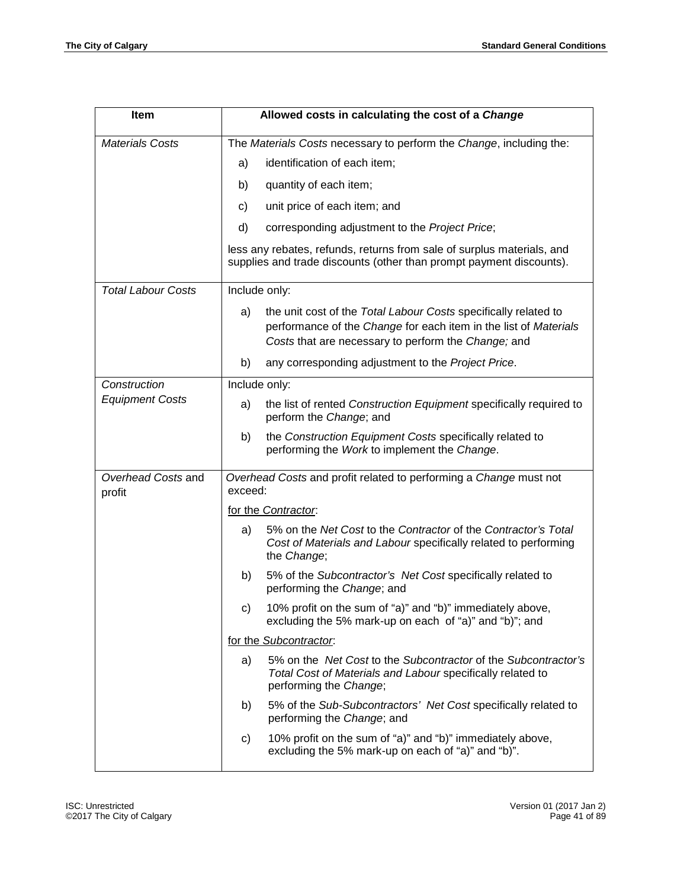| Item | Allowed costs in calculating the cost of a *Change* |
|---|---|
| *Materials Costs* | The *Materials Costs* necessary to perform the *Change*, including the:<br>a) identification of each item;<br>b) quantity of each item;<br>c) unit price of each item; and<br>d) corresponding adjustment to the *Project Price*;<br>less any rebates, refunds, returns from sale of surplus materials, and supplies and trade discounts (other than prompt payment discounts). |
| *Total Labour Costs* | Include only:<br>a) the unit cost of the *Total Labour Costs* specifically related to performance of the *Change* for each item in the list of *Materials Costs* that are necessary to perform the *Change;* and<br>b) any corresponding adjustment to the *Project Price*. |
| *Construction Equipment Costs* | Include only:<br>a) the list of rented *Construction Equipment* specifically required to perform the *Change*; and<br>b) the *Construction Equipment Costs* specifically related to performing the *Work* to implement the *Change*. |
| *Overhead Costs* and profit | *Overhead Costs* and profit related to performing a *Change* must not exceed:<br><u>for the *Contractor*</u>:<br>a) 5% on the *Net Cost* to the *Contractor* of the *Contractor's Total Cost of Materials and Labour* specifically related to performing the *Change*;<br>b) 5% of the *Subcontractor's Net Cost* specifically related to performing the *Change*; and<br>c) 10% profit on the sum of "a)" and "b)" immediately above, excluding the 5% mark-up on each of "a)" and "b)"; and<br><u>for the *Subcontractor*</u>:<br>a) 5% on the *Net Cost* to the *Subcontractor* of the *Subcontractor's Total Cost of Materials and Labour* specifically related to performing the *Change*;<br>b) 5% of the *Sub-Subcontractors' Net Cost* specifically related to performing the *Change*; and<br>c) 10% profit on the sum of "a)" and "b)" immediately above, excluding the 5% mark-up on each of "a)" and "b)". |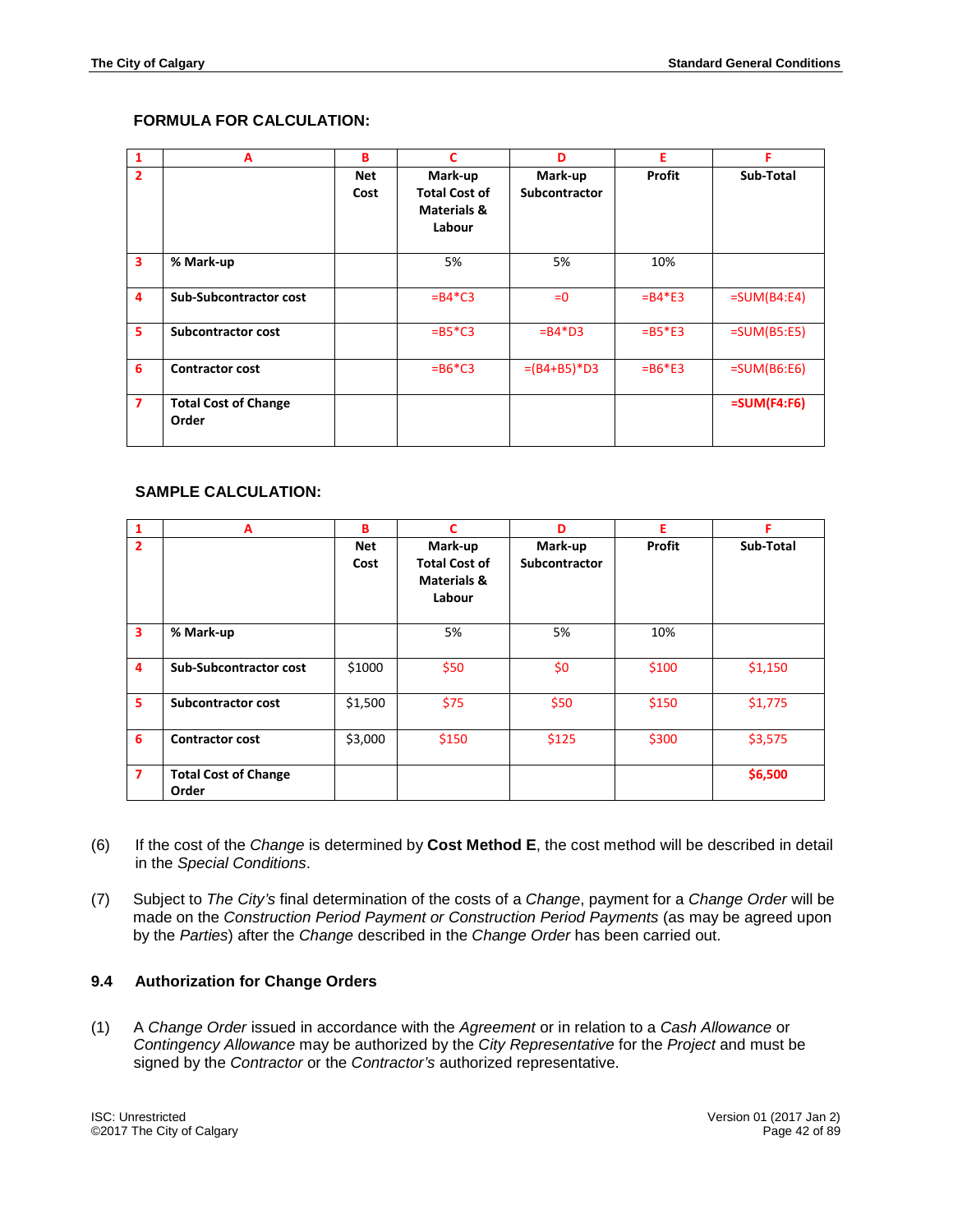**FORMULA FOR CALCULATION:**

| 1 | A | B | C | D | E | F |
|---|---|---|---|---|---|---|
| 2 | | Net Cost | Mark-up Total Cost of Materials & Labour | Mark-up Subcontractor | Profit | Sub-Total |
| 3 | % Mark-up | | 5% | 5% | 10% | |
| 4 | Sub-Subcontractor cost | | =B4*C3 | =0 | =B4*E3 | =SUM(B4:E4) |
| 5 | Subcontractor cost | | =B5*C3 | =B4*D3 | =B5*E3 | =SUM(B5:E5) |
| 6 | Contractor cost | | =B6*C3 | =(B4+B5)*D3 | =B6*E3 | =SUM(B6:E6) |
| 7 | Total Cost of Change Order | | | | | **=SUM(F4:F6)** |

**SAMPLE CALCULATION:**

| 1 | A | B | C | D | E | F |
|---|---|---|---|---|---|---|
| 2 | | Net Cost | Mark-up Total Cost of Materials & Labour | Mark-up Subcontractor | Profit | Sub-Total |
| 3 | % Mark-up | | 5% | 5% | 10% | |
| 4 | Sub-Subcontractor cost | $1000 | $50 | $0 | $100 | $1,150 |
| 5 | Subcontractor cost | $1,500 | $75 | $50 | $150 | $1,775 |
| 6 | Contractor cost | $3,000 | $150 | $125 | $300 | $3,575 |
| 7 | Total Cost of Change Order | | | | | **$6,500** |

(6) If the cost of the *Change* is determined by **Cost Method E**, the cost method will be described in detail in the *Special Conditions*.

(7) Subject to *The City's* final determination of the costs of a *Change*, payment for a *Change Order* will be made on the *Construction Period Payment or Construction Period Payments* (as may be agreed upon by the *Parties*) after the *Change* described in the *Change Order* has been carried out.

### 9.4 Authorization for Change Orders

(1) A *Change Order* issued in accordance with the *Agreement* or in relation to a *Cash Allowance* or *Contingency Allowance* may be authorized by the *City Representative* for the *Project* and must be signed by the *Contractor* or the *Contractor's* authorized representative.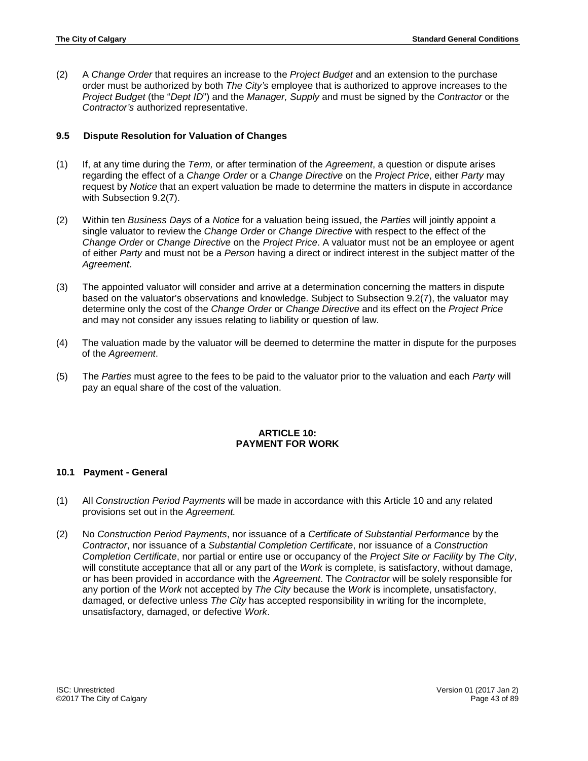(2) A *Change Order* that requires an increase to the *Project Budget* and an extension to the purchase order must be authorized by both *The City's* employee that is authorized to approve increases to the *Project Budget* (the "*Dept ID*") and the *Manager, Supply* and must be signed by the *Contractor* or the *Contractor's* authorized representative.

### 9.5 Dispute Resolution for Valuation of Changes

(1) If, at any time during the *Term,* or after termination of the *Agreement*, a question or dispute arises regarding the effect of a *Change Order* or a *Change Directive* on the *Project Price*, either *Party* may request by *Notice* that an expert valuation be made to determine the matters in dispute in accordance with Subsection 9.2(7).

(2) Within ten *Business Days* of a *Notice* for a valuation being issued, the *Parties* will jointly appoint a single valuator to review the *Change Order* or *Change Directive* with respect to the effect of the *Change Order* or *Change Directive* on the *Project Price*. A valuator must not be an employee or agent of either *Party* and must not be a *Person* having a direct or indirect interest in the subject matter of the *Agreement*.

(3) The appointed valuator will consider and arrive at a determination concerning the matters in dispute based on the valuator's observations and knowledge. Subject to Subsection 9.2(7), the valuator may determine only the cost of the *Change Order* or *Change Directive* and its effect on the *Project Price* and may not consider any issues relating to liability or question of law.

(4) The valuation made by the valuator will be deemed to determine the matter in dispute for the purposes of the *Agreement*.

(5) The *Parties* must agree to the fees to be paid to the valuator prior to the valuation and each *Party* will pay an equal share of the cost of the valuation.

## ARTICLE 10: PAYMENT FOR WORK

### 10.1 Payment - General

(1) All *Construction Period Payments* will be made in accordance with this Article 10 and any related provisions set out in the *Agreement.*

(2) No *Construction Period Payments*, nor issuance of a *Certificate of Substantial Performance* by the *Contractor*, nor issuance of a *Substantial Completion Certificate*, nor issuance of a *Construction Completion Certificate*, nor partial or entire use or occupancy of the *Project Site or Facility* by *The City*, will constitute acceptance that all or any part of the *Work* is complete, is satisfactory, without damage, or has been provided in accordance with the *Agreement*. The *Contractor* will be solely responsible for any portion of the *Work* not accepted by *The City* because the *Work* is incomplete, unsatisfactory, damaged, or defective unless *The City* has accepted responsibility in writing for the incomplete, unsatisfactory, damaged, or defective *Work*.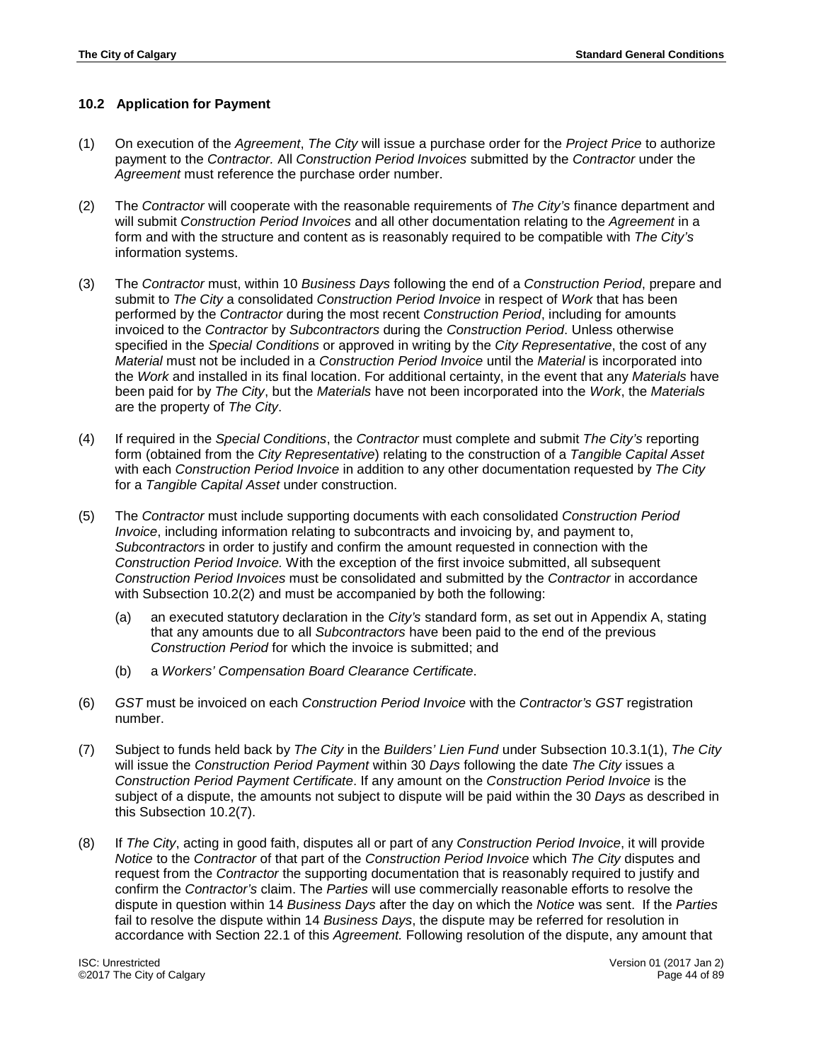### 10.2 Application for Payment

(1) On execution of the *Agreement*, *The City* will issue a purchase order for the *Project Price* to authorize payment to the *Contractor.* All *Construction Period Invoices* submitted by the *Contractor* under the *Agreement* must reference the purchase order number.

(2) The *Contractor* will cooperate with the reasonable requirements of *The City's* finance department and will submit *Construction Period Invoices* and all other documentation relating to the *Agreement* in a form and with the structure and content as is reasonably required to be compatible with *The City's* information systems.

(3) The *Contractor* must, within 10 *Business Days* following the end of a *Construction Period*, prepare and submit to *The City* a consolidated *Construction Period Invoice* in respect of *Work* that has been performed by the *Contractor* during the most recent *Construction Period*, including for amounts invoiced to the *Contractor* by *Subcontractors* during the *Construction Period*. Unless otherwise specified in the *Special Conditions* or approved in writing by the *City Representative*, the cost of any *Material* must not be included in a *Construction Period Invoice* until the *Material* is incorporated into the *Work* and installed in its final location. For additional certainty, in the event that any *Materials* have been paid for by *The City*, but the *Materials* have not been incorporated into the *Work*, the *Materials* are the property of *The City*.

(4) If required in the *Special Conditions*, the *Contractor* must complete and submit *The City's* reporting form (obtained from the *City Representative*) relating to the construction of a *Tangible Capital Asset* with each *Construction Period Invoice* in addition to any other documentation requested by *The City* for a *Tangible Capital Asset* under construction.

(5) The *Contractor* must include supporting documents with each consolidated *Construction Period Invoice*, including information relating to subcontracts and invoicing by, and payment to, *Subcontractors* in order to justify and confirm the amount requested in connection with the *Construction Period Invoice.* With the exception of the first invoice submitted, all subsequent *Construction Period Invoices* must be consolidated and submitted by the *Contractor* in accordance with Subsection 10.2(2) and must be accompanied by both the following:

   (a) an executed statutory declaration in the *City's* standard form, as set out in Appendix A, stating that any amounts due to all *Subcontractors* have been paid to the end of the previous *Construction Period* for which the invoice is submitted; and

   (b) a *Workers' Compensation Board Clearance Certificate*.

(6) *GST* must be invoiced on each *Construction Period Invoice* with the *Contractor's GST* registration number.

(7) Subject to funds held back by *The City* in the *Builders' Lien Fund* under Subsection 10.3.1(1), *The City* will issue the *Construction Period Payment* within 30 *Days* following the date *The City* issues a *Construction Period Payment Certificate*. If any amount on the *Construction Period Invoice* is the subject of a dispute, the amounts not subject to dispute will be paid within the 30 *Days* as described in this Subsection 10.2(7).

(8) If *The City*, acting in good faith, disputes all or part of any *Construction Period Invoice*, it will provide *Notice* to the *Contractor* of that part of the *Construction Period Invoice* which *The City* disputes and request from the *Contractor* the supporting documentation that is reasonably required to justify and confirm the *Contractor's* claim. The *Parties* will use commercially reasonable efforts to resolve the dispute in question within 14 *Business Days* after the day on which the *Notice* was sent. If the *Parties* fail to resolve the dispute within 14 *Business Days*, the dispute may be referred for resolution in accordance with Section 22.1 of this *Agreement.* Following resolution of the dispute, any amount that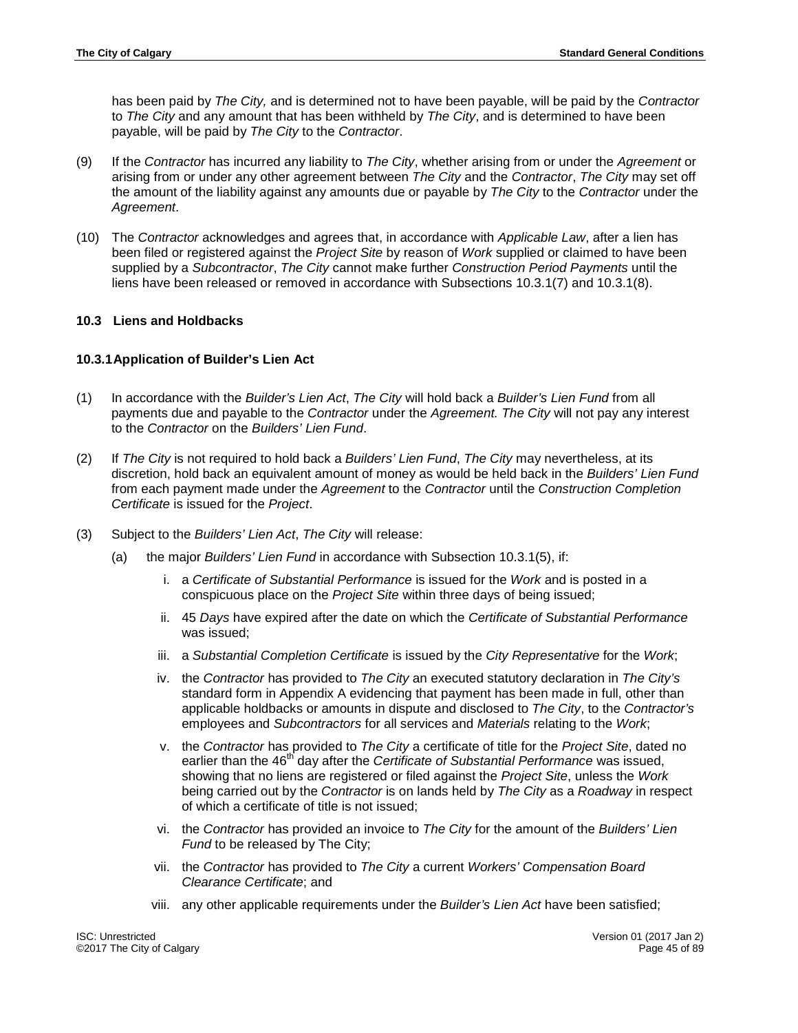has been paid by *The City,* and is determined not to have been payable, will be paid by the *Contractor* to *The City* and any amount that has been withheld by *The City*, and is determined to have been payable, will be paid by *The City* to the *Contractor*.

(9) If the *Contractor* has incurred any liability to *The City*, whether arising from or under the *Agreement* or arising from or under any other agreement between *The City* and the *Contractor*, *The City* may set off the amount of the liability against any amounts due or payable by *The City* to the *Contractor* under the *Agreement*.

(10) The *Contractor* acknowledges and agrees that, in accordance with *Applicable Law*, after a lien has been filed or registered against the *Project Site* by reason of *Work* supplied or claimed to have been supplied by a *Subcontractor*, *The City* cannot make further *Construction Period Payments* until the liens have been released or removed in accordance with Subsections 10.3.1(7) and 10.3.1(8).

### 10.3 Liens and Holdbacks

#### 10.3.1 Application of Builder's Lien Act

(1) In accordance with the *Builder's Lien Act*, *The City* will hold back a *Builder's Lien Fund* from all payments due and payable to the *Contractor* under the *Agreement. The City* will not pay any interest to the *Contractor* on the *Builders' Lien Fund*.

(2) If *The City* is not required to hold back a *Builders' Lien Fund*, *The City* may nevertheless, at its discretion, hold back an equivalent amount of money as would be held back in the *Builders' Lien Fund* from each payment made under the *Agreement* to the *Contractor* until the *Construction Completion Certificate* is issued for the *Project*.

(3) Subject to the *Builders' Lien Act*, *The City* will release:

   (a) the major *Builders' Lien Fund* in accordance with Subsection 10.3.1(5), if:

      i. a *Certificate of Substantial Performance* is issued for the *Work* and is posted in a conspicuous place on the *Project Site* within three days of being issued;

      ii. 45 *Days* have expired after the date on which the *Certificate of Substantial Performance* was issued;

      iii. a *Substantial Completion Certificate* is issued by the *City Representative* for the *Work*;

      iv. the *Contractor* has provided to *The City* an executed statutory declaration in *The City's* standard form in Appendix A evidencing that payment has been made in full, other than applicable holdbacks or amounts in dispute and disclosed to *The City*, to the *Contractor's* employees and *Subcontractors* for all services and *Materials* relating to the *Work*;

      v. the *Contractor* has provided to *The City* a certificate of title for the *Project Site*, dated no earlier than the 46th day after the *Certificate of Substantial Performance* was issued, showing that no liens are registered or filed against the *Project Site*, unless the *Work* being carried out by the *Contractor* is on lands held by *The City* as a *Roadway* in respect of which a certificate of title is not issued;

      vi. the *Contractor* has provided an invoice to *The City* for the amount of the *Builders' Lien Fund* to be released by The City;

      vii. the *Contractor* has provided to *The City* a current *Workers' Compensation Board Clearance Certificate*; and

      viii. any other applicable requirements under the *Builder's Lien Act* have been satisfied;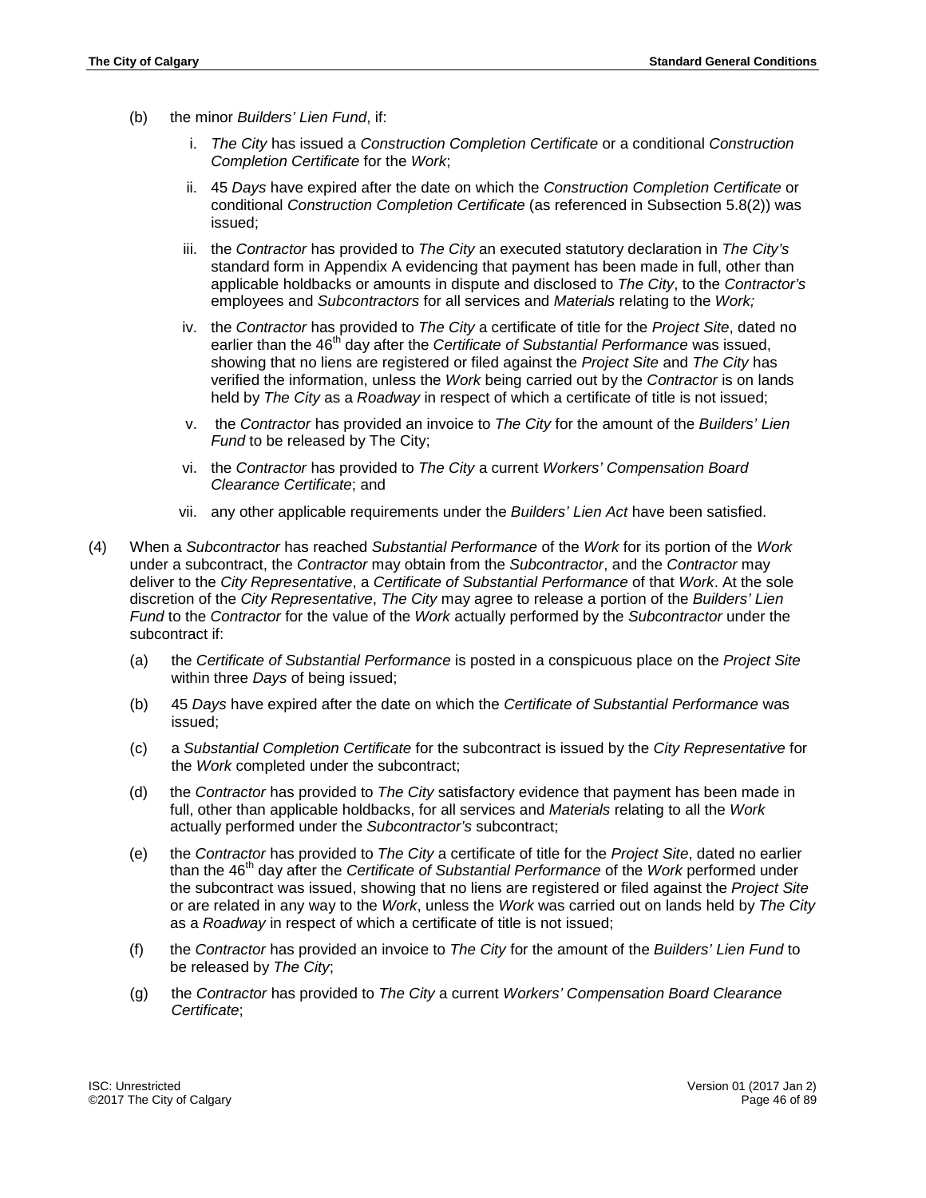(b) the minor *Builders' Lien Fund*, if:

   i. *The City* has issued a *Construction Completion Certificate* or a conditional *Construction Completion Certificate* for the *Work*;

   ii. 45 *Days* have expired after the date on which the *Construction Completion Certificate* or conditional *Construction Completion Certificate* (as referenced in Subsection 5.8(2)) was issued;

   iii. the *Contractor* has provided to *The City* an executed statutory declaration in *The City's* standard form in Appendix A evidencing that payment has been made in full, other than applicable holdbacks or amounts in dispute and disclosed to *The City*, to the *Contractor's* employees and *Subcontractors* for all services and *Materials* relating to the *Work;*

   iv. the *Contractor* has provided to *The City* a certificate of title for the *Project Site*, dated no earlier than the 46th day after the *Certificate of Substantial Performance* was issued, showing that no liens are registered or filed against the *Project Site* and *The City* has verified the information, unless the *Work* being carried out by the *Contractor* is on lands held by *The City* as a *Roadway* in respect of which a certificate of title is not issued;

   v. the *Contractor* has provided an invoice to *The City* for the amount of the *Builders' Lien Fund* to be released by The City;

   vi. the *Contractor* has provided to *The City* a current *Workers' Compensation Board Clearance Certificate*; and

   vii. any other applicable requirements under the *Builders' Lien Act* have been satisfied.

(4) When a *Subcontractor* has reached *Substantial Performance* of the *Work* for its portion of the *Work* under a subcontract, the *Contractor* may obtain from the *Subcontractor*, and the *Contractor* may deliver to the *City Representative*, a *Certificate of Substantial Performance* of that *Work*. At the sole discretion of the *City Representative*, *The City* may agree to release a portion of the *Builders' Lien Fund* to the *Contractor* for the value of the *Work* actually performed by the *Subcontractor* under the subcontract if:

   (a) the *Certificate of Substantial Performance* is posted in a conspicuous place on the *Project Site* within three *Days* of being issued;

   (b) 45 *Days* have expired after the date on which the *Certificate of Substantial Performance* was issued;

   (c) a *Substantial Completion Certificate* for the subcontract is issued by the *City Representative* for the *Work* completed under the subcontract;

   (d) the *Contractor* has provided to *The City* satisfactory evidence that payment has been made in full, other than applicable holdbacks, for all services and *Materials* relating to all the *Work* actually performed under the *Subcontractor's* subcontract;

   (e) the *Contractor* has provided to *The City* a certificate of title for the *Project Site*, dated no earlier than the 46th day after the *Certificate of Substantial Performance* of the *Work* performed under the subcontract was issued, showing that no liens are registered or filed against the *Project Site* or are related in any way to the *Work*, unless the *Work* was carried out on lands held by *The City* as a *Roadway* in respect of which a certificate of title is not issued;

   (f) the *Contractor* has provided an invoice to *The City* for the amount of the *Builders' Lien Fund* to be released by *The City*;

   (g) the *Contractor* has provided to *The City* a current *Workers' Compensation Board Clearance Certificate*;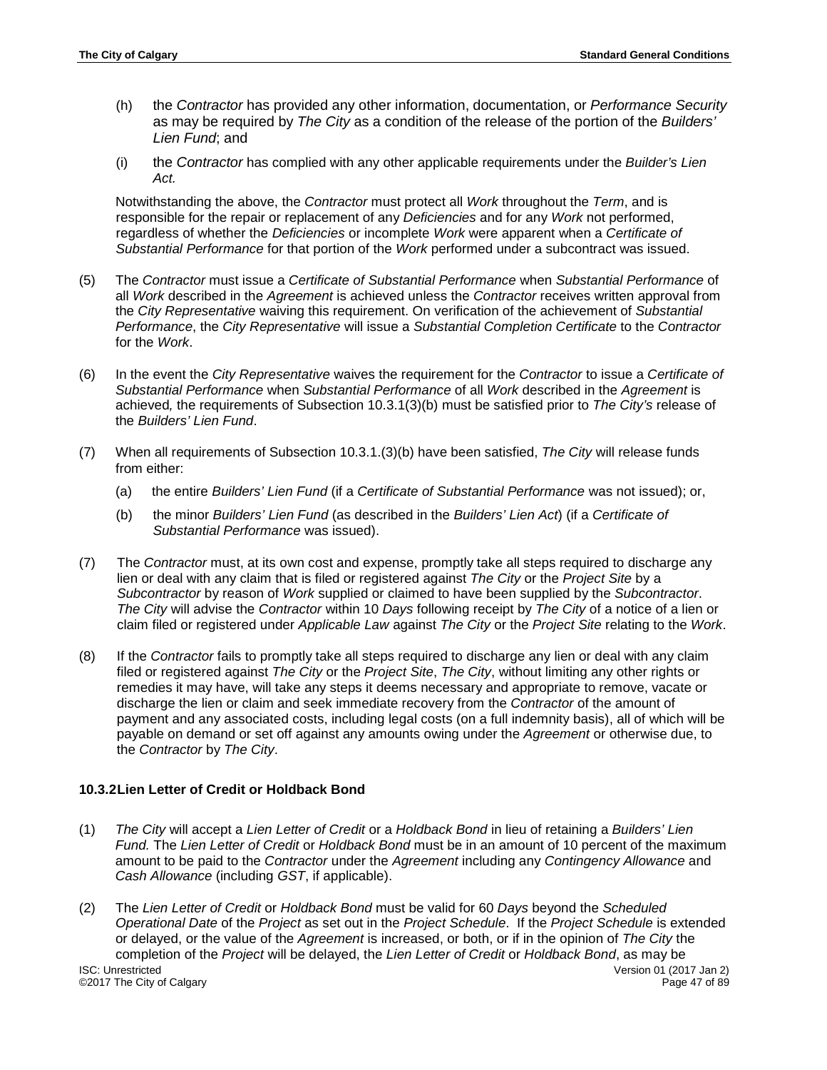(h) the *Contractor* has provided any other information, documentation, or *Performance Security* as may be required by *The City* as a condition of the release of the portion of the *Builders' Lien Fund*; and

(i) the *Contractor* has complied with any other applicable requirements under the *Builder's Lien Act.*

Notwithstanding the above, the *Contractor* must protect all *Work* throughout the *Term*, and is responsible for the repair or replacement of any *Deficiencies* and for any *Work* not performed, regardless of whether the *Deficiencies* or incomplete *Work* were apparent when a *Certificate of Substantial Performance* for that portion of the *Work* performed under a subcontract was issued.

(5) The *Contractor* must issue a *Certificate of Substantial Performance* when *Substantial Performance* of all *Work* described in the *Agreement* is achieved unless the *Contractor* receives written approval from the *City Representative* waiving this requirement. On verification of the achievement of *Substantial Performance*, the *City Representative* will issue a *Substantial Completion Certificate* to the *Contractor* for the *Work*.

(6) In the event the *City Representative* waives the requirement for the *Contractor* to issue a *Certificate of Substantial Performance* when *Substantial Performance* of all *Work* described in the *Agreement* is achieved*,* the requirements of Subsection 10.3.1(3)(b) must be satisfied prior to *The City's* release of the *Builders' Lien Fund*.

(7) When all requirements of Subsection 10.3.1.(3)(b) have been satisfied, *The City* will release funds from either:

(a) the entire *Builders' Lien Fund* (if a *Certificate of Substantial Performance* was not issued); or,

(b) the minor *Builders' Lien Fund* (as described in the *Builders' Lien Act*) (if a *Certificate of Substantial Performance* was issued).

(7) The *Contractor* must, at its own cost and expense, promptly take all steps required to discharge any lien or deal with any claim that is filed or registered against *The City* or the *Project Site* by a *Subcontractor* by reason of *Work* supplied or claimed to have been supplied by the *Subcontractor*. *The City* will advise the *Contractor* within 10 *Days* following receipt by *The City* of a notice of a lien or claim filed or registered under *Applicable Law* against *The City* or the *Project Site* relating to the *Work*.

(8) If the *Contractor* fails to promptly take all steps required to discharge any lien or deal with any claim filed or registered against *The City* or the *Project Site*, *The City*, without limiting any other rights or remedies it may have, will take any steps it deems necessary and appropriate to remove, vacate or discharge the lien or claim and seek immediate recovery from the *Contractor* of the amount of payment and any associated costs, including legal costs (on a full indemnity basis), all of which will be payable on demand or set off against any amounts owing under the *Agreement* or otherwise due, to the *Contractor* by *The City*.

### 10.3.2 Lien Letter of Credit or Holdback Bond

(1) *The City* will accept a *Lien Letter of Credit* or a *Holdback Bond* in lieu of retaining a *Builders' Lien Fund.* The *Lien Letter of Credit* or *Holdback Bond* must be in an amount of 10 percent of the maximum amount to be paid to the *Contractor* under the *Agreement* including any *Contingency Allowance* and *Cash Allowance* (including *GST*, if applicable).

(2) The *Lien Letter of Credit* or *Holdback Bond* must be valid for 60 *Days* beyond the *Scheduled Operational Date* of the *Project* as set out in the *Project Schedule*. If the *Project Schedule* is extended or delayed, or the value of the *Agreement* is increased, or both, or if in the opinion of *The City* the completion of the *Project* will be delayed, the *Lien Letter of Credit* or *Holdback Bond*, as may be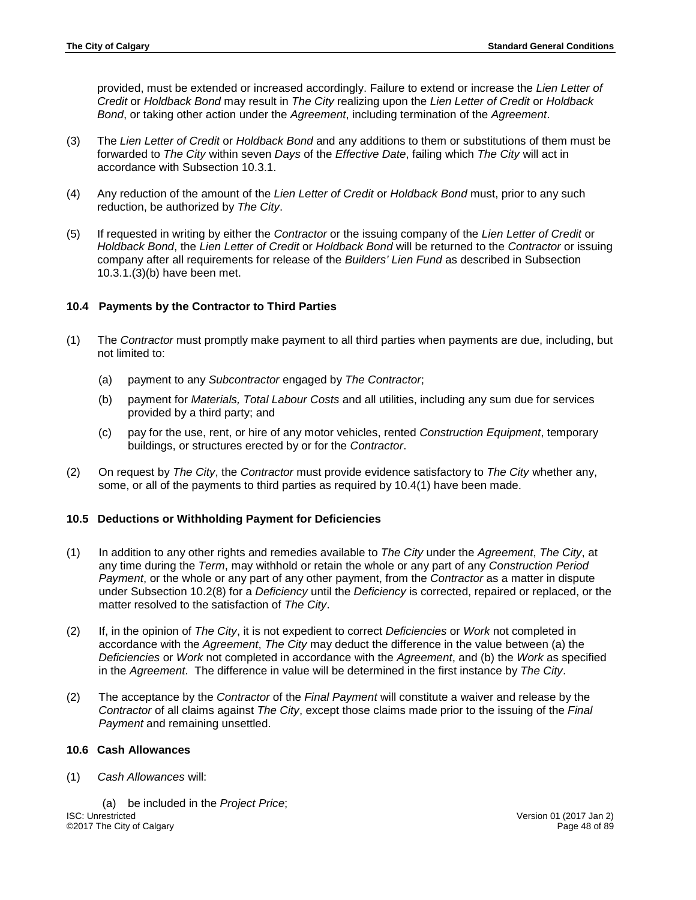provided, must be extended or increased accordingly. Failure to extend or increase the *Lien Letter of Credit* or *Holdback Bond* may result in *The City* realizing upon the *Lien Letter of Credit* or *Holdback Bond*, or taking other action under the *Agreement*, including termination of the *Agreement*.

(3) The *Lien Letter of Credit* or *Holdback Bond* and any additions to them or substitutions of them must be forwarded to *The City* within seven *Days* of the *Effective Date*, failing which *The City* will act in accordance with Subsection 10.3.1.

(4) Any reduction of the amount of the *Lien Letter of Credit* or *Holdback Bond* must, prior to any such reduction, be authorized by *The City*.

(5) If requested in writing by either the *Contractor* or the issuing company of the *Lien Letter of Credit* or *Holdback Bond*, the *Lien Letter of Credit* or *Holdback Bond* will be returned to the *Contractor* or issuing company after all requirements for release of the *Builders' Lien Fund* as described in Subsection 10.3.1.(3)(b) have been met.

### 10.4 Payments by the Contractor to Third Parties

(1) The *Contractor* must promptly make payment to all third parties when payments are due, including, but not limited to:

 (a) payment to any *Subcontractor* engaged by *The Contractor*;

 (b) payment for *Materials, Total Labour Costs* and all utilities, including any sum due for services provided by a third party; and

 (c) pay for the use, rent, or hire of any motor vehicles, rented *Construction Equipment*, temporary buildings, or structures erected by or for the *Contractor*.

(2) On request by *The City*, the *Contractor* must provide evidence satisfactory to *The City* whether any, some, or all of the payments to third parties as required by 10.4(1) have been made.

### 10.5 Deductions or Withholding Payment for Deficiencies

(1) In addition to any other rights and remedies available to *The City* under the *Agreement*, *The City*, at any time during the *Term*, may withhold or retain the whole or any part of any *Construction Period Payment*, or the whole or any part of any other payment, from the *Contractor* as a matter in dispute under Subsection 10.2(8) for a *Deficiency* until the *Deficiency* is corrected, repaired or replaced, or the matter resolved to the satisfaction of *The City*.

(2) If, in the opinion of *The City*, it is not expedient to correct *Deficiencies* or *Work* not completed in accordance with the *Agreement*, *The City* may deduct the difference in the value between (a) the *Deficiencies* or *Work* not completed in accordance with the *Agreement*, and (b) the *Work* as specified in the *Agreement*. The difference in value will be determined in the first instance by *The City*.

(2) The acceptance by the *Contractor* of the *Final Payment* will constitute a waiver and release by the *Contractor* of all claims against *The City*, except those claims made prior to the issuing of the *Final Payment* and remaining unsettled.

### 10.6 Cash Allowances

(1) *Cash Allowances* will:

 (a) be included in the *Project Price*;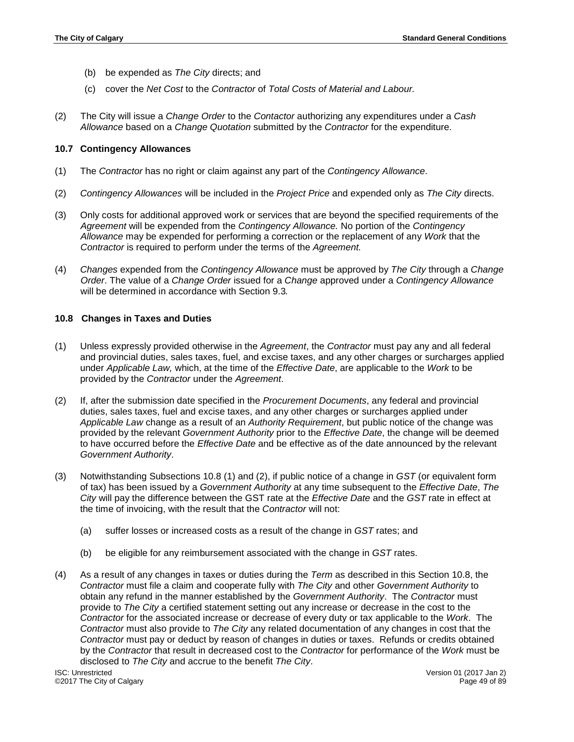(b) be expended as *The City* directs; and

(c) cover the *Net Cost* to the *Contractor* of *Total Costs of Material and Labour.*

(2) The City will issue a *Change Order* to the *Contactor* authorizing any expenditures under a *Cash Allowance* based on a *Change Quotation* submitted by the *Contractor* for the expenditure.

### 10.7 Contingency Allowances

(1) The *Contractor* has no right or claim against any part of the *Contingency Allowance*.

(2) *Contingency Allowances* will be included in the *Project Price* and expended only as *The City* directs.

(3) Only costs for additional approved work or services that are beyond the specified requirements of the *Agreement* will be expended from the *Contingency Allowance.* No portion of the *Contingency Allowance* may be expended for performing a correction or the replacement of any *Work* that the *Contractor* is required to perform under the terms of the *Agreement.*

(4) *Changes* expended from the *Contingency Allowance* must be approved by *The City* through a *Change Order*. The value of a *Change Order* issued for a *Change* approved under a *Contingency Allowance* will be determined in accordance with Section 9.3*.*

### 10.8 Changes in Taxes and Duties

(1) Unless expressly provided otherwise in the *Agreement*, the *Contractor* must pay any and all federal and provincial duties, sales taxes, fuel, and excise taxes, and any other charges or surcharges applied under *Applicable Law,* which, at the time of the *Effective Date*, are applicable to the *Work* to be provided by the *Contractor* under the *Agreement*.

(2) If, after the submission date specified in the *Procurement Documents*, any federal and provincial duties, sales taxes, fuel and excise taxes, and any other charges or surcharges applied under *Applicable Law* change as a result of an *Authority Requirement*, but public notice of the change was provided by the relevant *Government Authority* prior to the *Effective Date*, the change will be deemed to have occurred before the *Effective Date* and be effective as of the date announced by the relevant *Government Authority*.

(3) Notwithstanding Subsections 10.8 (1) and (2), if public notice of a change in *GST* (or equivalent form of tax) has been issued by a *Government Authority* at any time subsequent to the *Effective Date*, *The City* will pay the difference between the GST rate at the *Effective Date* and the *GST* rate in effect at the time of invoicing, with the result that the *Contractor* will not:

(a) suffer losses or increased costs as a result of the change in *GST* rates; and

(b) be eligible for any reimbursement associated with the change in *GST* rates.

(4) As a result of any changes in taxes or duties during the *Term* as described in this Section 10.8, the *Contractor* must file a claim and cooperate fully with *The City* and other *Government Authority* to obtain any refund in the manner established by the *Government Authority*. The *Contractor* must provide to *The City* a certified statement setting out any increase or decrease in the cost to the *Contractor* for the associated increase or decrease of every duty or tax applicable to the *Work*. The *Contractor* must also provide to *The City* any related documentation of any changes in cost that the *Contractor* must pay or deduct by reason of changes in duties or taxes. Refunds or credits obtained by the *Contractor* that result in decreased cost to the *Contractor* for performance of the *Work* must be disclosed to *The City* and accrue to the benefit *The City*.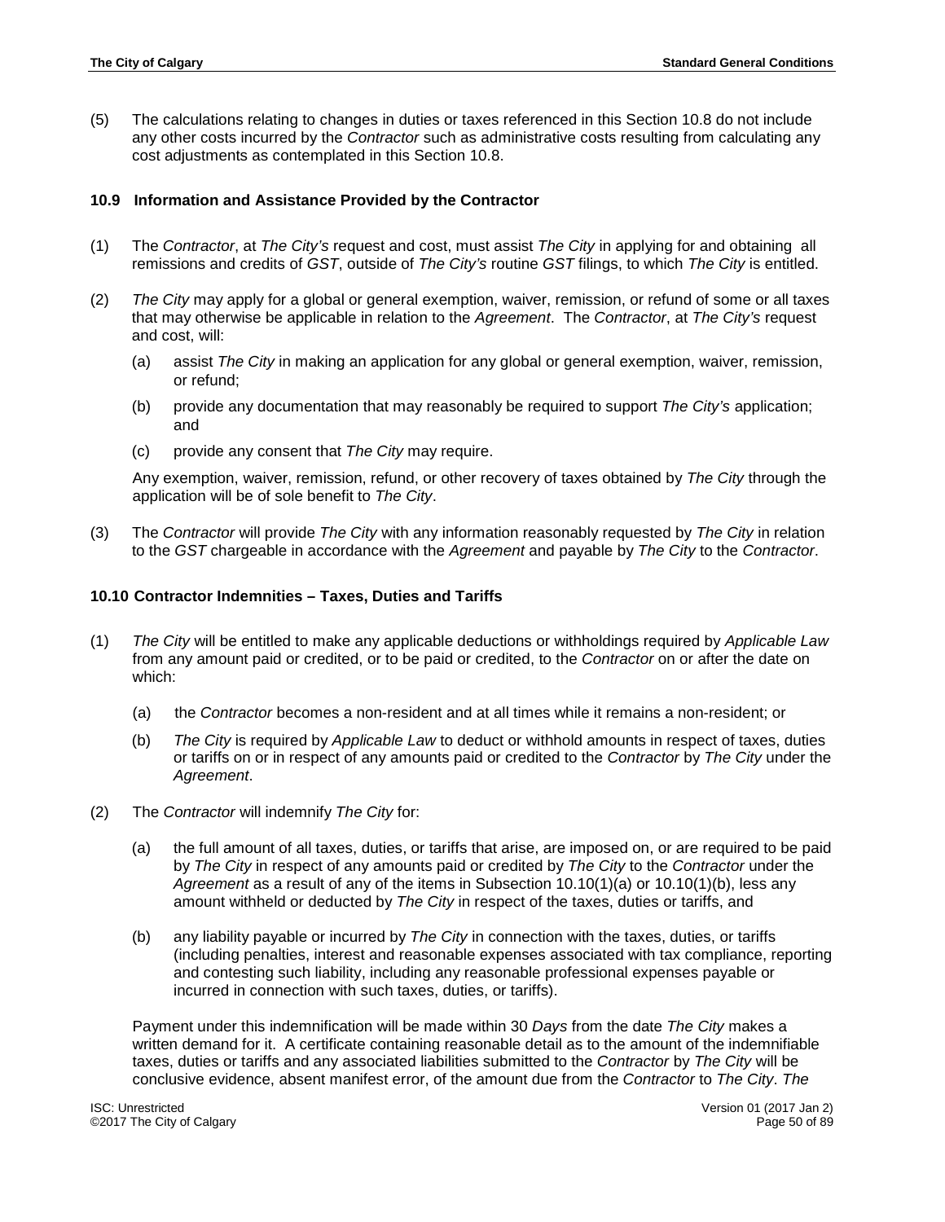(5) The calculations relating to changes in duties or taxes referenced in this Section 10.8 do not include any other costs incurred by the *Contractor* such as administrative costs resulting from calculating any cost adjustments as contemplated in this Section 10.8.

### 10.9 Information and Assistance Provided by the Contractor

(1) The *Contractor*, at *The City's* request and cost, must assist *The City* in applying for and obtaining all remissions and credits of *GST*, outside of *The City's* routine *GST* filings, to which *The City* is entitled.

(2) *The City* may apply for a global or general exemption, waiver, remission, or refund of some or all taxes that may otherwise be applicable in relation to the *Agreement*. The *Contractor*, at *The City's* request and cost, will:

   (a) assist *The City* in making an application for any global or general exemption, waiver, remission, or refund;

   (b) provide any documentation that may reasonably be required to support *The City's* application; and

   (c) provide any consent that *The City* may require.

   Any exemption, waiver, remission, refund, or other recovery of taxes obtained by *The City* through the application will be of sole benefit to *The City*.

(3) The *Contractor* will provide *The City* with any information reasonably requested by *The City* in relation to the *GST* chargeable in accordance with the *Agreement* and payable by *The City* to the *Contractor*.

### 10.10 Contractor Indemnities – Taxes, Duties and Tariffs

(1) *The City* will be entitled to make any applicable deductions or withholdings required by *Applicable Law* from any amount paid or credited, or to be paid or credited, to the *Contractor* on or after the date on which:

   (a) the *Contractor* becomes a non-resident and at all times while it remains a non-resident; or

   (b) *The City* is required by *Applicable Law* to deduct or withhold amounts in respect of taxes, duties or tariffs on or in respect of any amounts paid or credited to the *Contractor* by *The City* under the *Agreement*.

(2) The *Contractor* will indemnify *The City* for:

   (a) the full amount of all taxes, duties, or tariffs that arise, are imposed on, or are required to be paid by *The City* in respect of any amounts paid or credited by *The City* to the *Contractor* under the *Agreement* as a result of any of the items in Subsection 10.10(1)(a) or 10.10(1)(b), less any amount withheld or deducted by *The City* in respect of the taxes, duties or tariffs, and

   (b) any liability payable or incurred by *The City* in connection with the taxes, duties, or tariffs (including penalties, interest and reasonable expenses associated with tax compliance, reporting and contesting such liability, including any reasonable professional expenses payable or incurred in connection with such taxes, duties, or tariffs).

   Payment under this indemnification will be made within 30 *Days* from the date *The City* makes a written demand for it. A certificate containing reasonable detail as to the amount of the indemnifiable taxes, duties or tariffs and any associated liabilities submitted to the *Contractor* by *The City* will be conclusive evidence, absent manifest error, of the amount due from the *Contractor* to *The City*. *The*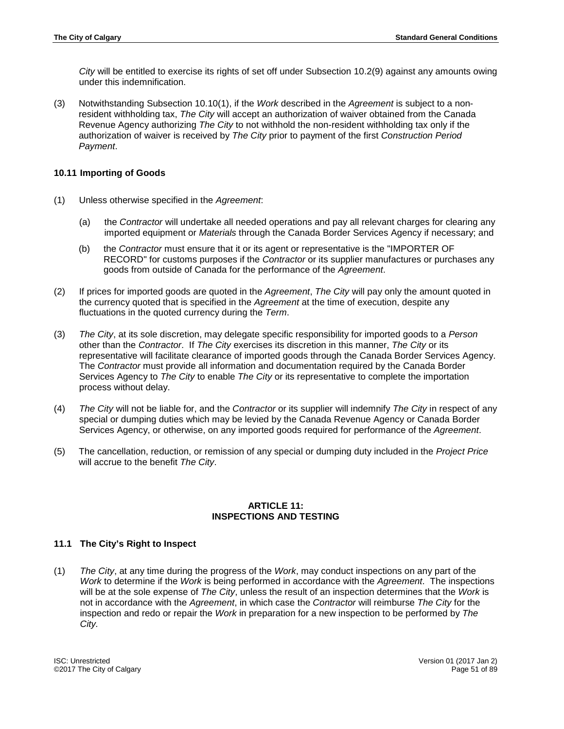*City* will be entitled to exercise its rights of set off under Subsection 10.2(9) against any amounts owing under this indemnification.

(3) Notwithstanding Subsection 10.10(1), if the *Work* described in the *Agreement* is subject to a non-resident withholding tax, *The City* will accept an authorization of waiver obtained from the Canada Revenue Agency authorizing *The City* to not withhold the non-resident withholding tax only if the authorization of waiver is received by *The City* prior to payment of the first *Construction Period Payment*.

### 10.11 Importing of Goods

(1) Unless otherwise specified in the *Agreement*:

   (a) the *Contractor* will undertake all needed operations and pay all relevant charges for clearing any imported equipment or *Materials* through the Canada Border Services Agency if necessary; and

   (b) the *Contractor* must ensure that it or its agent or representative is the "IMPORTER OF RECORD" for customs purposes if the *Contractor* or its supplier manufactures or purchases any goods from outside of Canada for the performance of the *Agreement*.

(2) If prices for imported goods are quoted in the *Agreement*, *The City* will pay only the amount quoted in the currency quoted that is specified in the *Agreement* at the time of execution, despite any fluctuations in the quoted currency during the *Term*.

(3) *The City*, at its sole discretion, may delegate specific responsibility for imported goods to a *Person* other than the *Contractor*. If *The City* exercises its discretion in this manner, *The City* or its representative will facilitate clearance of imported goods through the Canada Border Services Agency. The *Contractor* must provide all information and documentation required by the Canada Border Services Agency to *The City* to enable *The City* or its representative to complete the importation process without delay.

(4) *The City* will not be liable for, and the *Contractor* or its supplier will indemnify *The City* in respect of any special or dumping duties which may be levied by the Canada Revenue Agency or Canada Border Services Agency, or otherwise, on any imported goods required for performance of the *Agreement*.

(5) The cancellation, reduction, or remission of any special or dumping duty included in the *Project Price* will accrue to the benefit *The City*.

## ARTICLE 11: INSPECTIONS AND TESTING

### 11.1 The City's Right to Inspect

(1) *The City*, at any time during the progress of the *Work*, may conduct inspections on any part of the *Work* to determine if the *Work* is being performed in accordance with the *Agreement*. The inspections will be at the sole expense of *The City*, unless the result of an inspection determines that the *Work* is not in accordance with the *Agreement*, in which case the *Contractor* will reimburse *The City* for the inspection and redo or repair the *Work* in preparation for a new inspection to be performed by *The City*.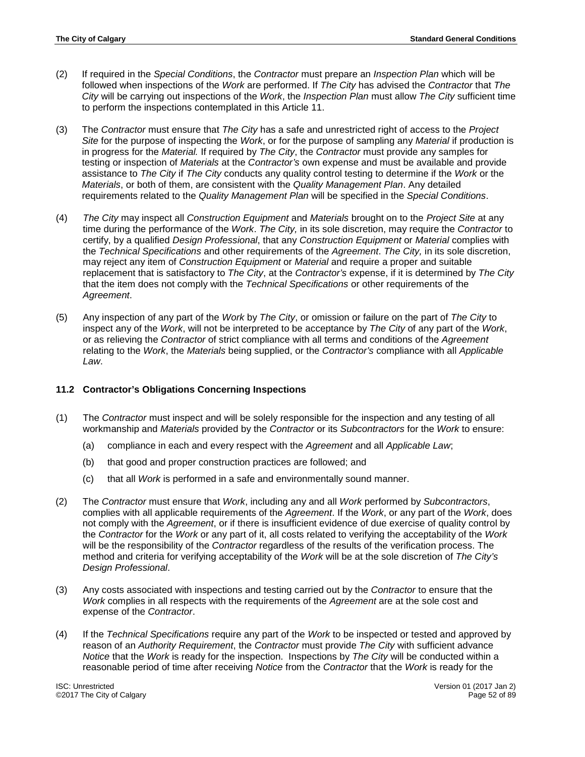(2) If required in the *Special Conditions*, the *Contractor* must prepare an *Inspection Plan* which will be followed when inspections of the *Work* are performed. If *The City* has advised the *Contractor* that *The City* will be carrying out inspections of the *Work*, the *Inspection Plan* must allow *The City* sufficient time to perform the inspections contemplated in this Article 11.

(3) The *Contractor* must ensure that *The City* has a safe and unrestricted right of access to the *Project Site* for the purpose of inspecting the *Work*, or for the purpose of sampling any *Material* if production is in progress for the *Material.* If required by *The City*, the *Contractor* must provide any samples for testing or inspection of *Materials* at the *Contractor's* own expense and must be available and provide assistance to *The City* if *The City* conducts any quality control testing to determine if the *Work* or the *Materials*, or both of them, are consistent with the *Quality Management Plan*. Any detailed requirements related to the *Quality Management Plan* will be specified in the *Special Conditions*.

(4) *The City* may inspect all *Construction Equipment* and *Materials* brought on to the *Project Site* at any time during the performance of the *Work*. *The City,* in its sole discretion, may require the *Contractor* to certify, by a qualified *Design Professional*, that any *Construction Equipment* or *Material* complies with the *Technical Specifications* and other requirements of the *Agreement*. *The City,* in its sole discretion, may reject any item of *Construction Equipment* or *Material* and require a proper and suitable replacement that is satisfactory to *The City*, at the *Contractor's* expense, if it is determined by *The City* that the item does not comply with the *Technical Specifications* or other requirements of the *Agreement*.

(5) Any inspection of any part of the *Work* by *The City*, or omission or failure on the part of *The City* to inspect any of the *Work*, will not be interpreted to be acceptance by *The City* of any part of the *Work*, or as relieving the *Contractor* of strict compliance with all terms and conditions of the *Agreement* relating to the *Work*, the *Materials* being supplied, or the *Contractor's* compliance with all *Applicable Law*.

### 11.2 Contractor's Obligations Concerning Inspections

(1) The *Contractor* must inspect and will be solely responsible for the inspection and any testing of all workmanship and *Materials* provided by the *Contractor* or its *Subcontractors* for the *Work* to ensure:

   (a) compliance in each and every respect with the *Agreement* and all *Applicable Law*;

   (b) that good and proper construction practices are followed; and

   (c) that all *Work* is performed in a safe and environmentally sound manner.

(2) The *Contractor* must ensure that *Work*, including any and all *Work* performed by *Subcontractors*, complies with all applicable requirements of the *Agreement*. If the *Work*, or any part of the *Work*, does not comply with the *Agreement*, or if there is insufficient evidence of due exercise of quality control by the *Contractor* for the *Work* or any part of it, all costs related to verifying the acceptability of the *Work* will be the responsibility of the *Contractor* regardless of the results of the verification process. The method and criteria for verifying acceptability of the *Work* will be at the sole discretion of *The City's Design Professional*.

(3) Any costs associated with inspections and testing carried out by the *Contractor* to ensure that the *Work* complies in all respects with the requirements of the *Agreement* are at the sole cost and expense of the *Contractor*.

(4) If the *Technical Specifications* require any part of the *Work* to be inspected or tested and approved by reason of an *Authority Requirement*, the *Contractor* must provide *The City* with sufficient advance *Notice* that the *Work* is ready for the inspection. Inspections by *The City* will be conducted within a reasonable period of time after receiving *Notice* from the *Contractor* that the *Work* is ready for the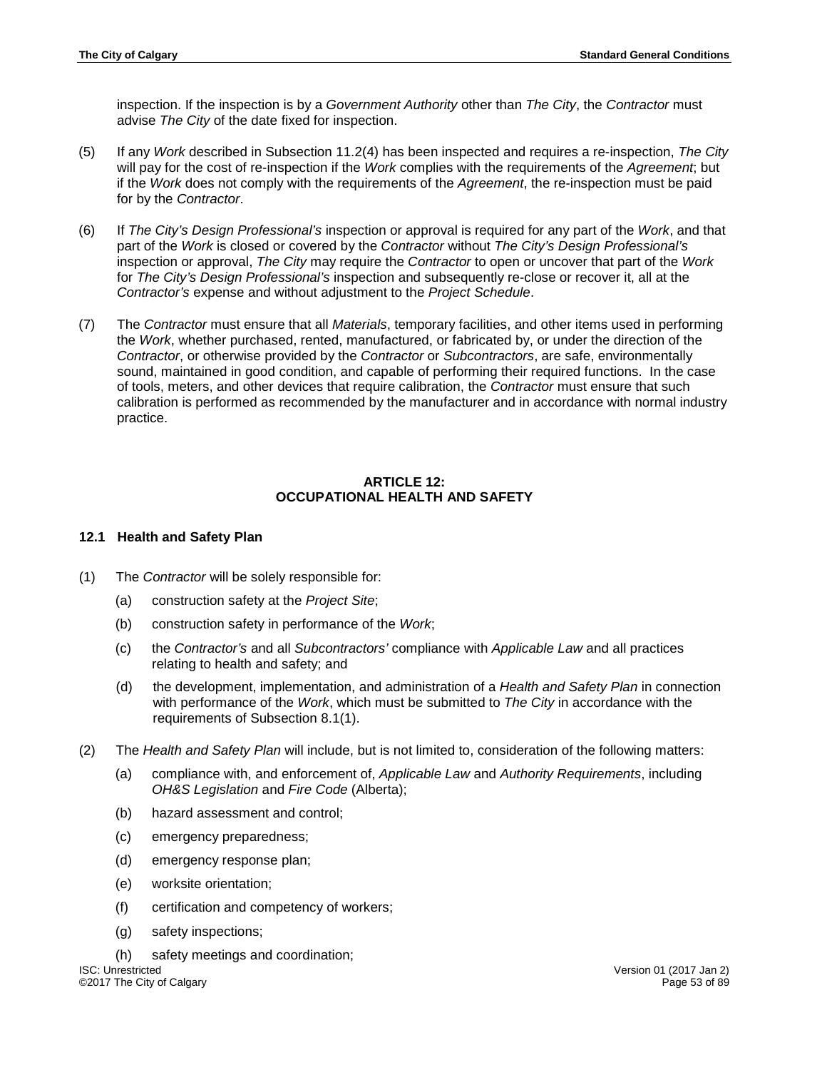inspection. If the inspection is by a *Government Authority* other than *The City*, the *Contractor* must advise *The City* of the date fixed for inspection.

(5) If any *Work* described in Subsection 11.2(4) has been inspected and requires a re-inspection, *The City* will pay for the cost of re-inspection if the *Work* complies with the requirements of the *Agreement*; but if the *Work* does not comply with the requirements of the *Agreement*, the re-inspection must be paid for by the *Contractor*.

(6) If *The City's Design Professional's* inspection or approval is required for any part of the *Work*, and that part of the *Work* is closed or covered by the *Contractor* without *The City's Design Professional's* inspection or approval, *The City* may require the *Contractor* to open or uncover that part of the *Work* for *The City's Design Professional's* inspection and subsequently re-close or recover it, all at the *Contractor's* expense and without adjustment to the *Project Schedule*.

(7) The *Contractor* must ensure that all *Materials*, temporary facilities, and other items used in performing the *Work*, whether purchased, rented, manufactured, or fabricated by, or under the direction of the *Contractor*, or otherwise provided by the *Contractor* or *Subcontractors*, are safe, environmentally sound, maintained in good condition, and capable of performing their required functions. In the case of tools, meters, and other devices that require calibration, the *Contractor* must ensure that such calibration is performed as recommended by the manufacturer and in accordance with normal industry practice.

## ARTICLE 12: OCCUPATIONAL HEALTH AND SAFETY

### 12.1 Health and Safety Plan

(1) The *Contractor* will be solely responsible for:

- (a) construction safety at the *Project Site*;
- (b) construction safety in performance of the *Work*;
- (c) the *Contractor's* and all *Subcontractors'* compliance with *Applicable Law* and all practices relating to health and safety; and
- (d) the development, implementation, and administration of a *Health and Safety Plan* in connection with performance of the *Work*, which must be submitted to *The City* in accordance with the requirements of Subsection 8.1(1).

(2) The *Health and Safety Plan* will include, but is not limited to, consideration of the following matters:

- (a) compliance with, and enforcement of, *Applicable Law* and *Authority Requirements*, including *OH&S Legislation* and *Fire Code* (Alberta);
- (b) hazard assessment and control;
- (c) emergency preparedness;
- (d) emergency response plan;
- (e) worksite orientation;
- (f) certification and competency of workers;
- (g) safety inspections;
- (h) safety meetings and coordination;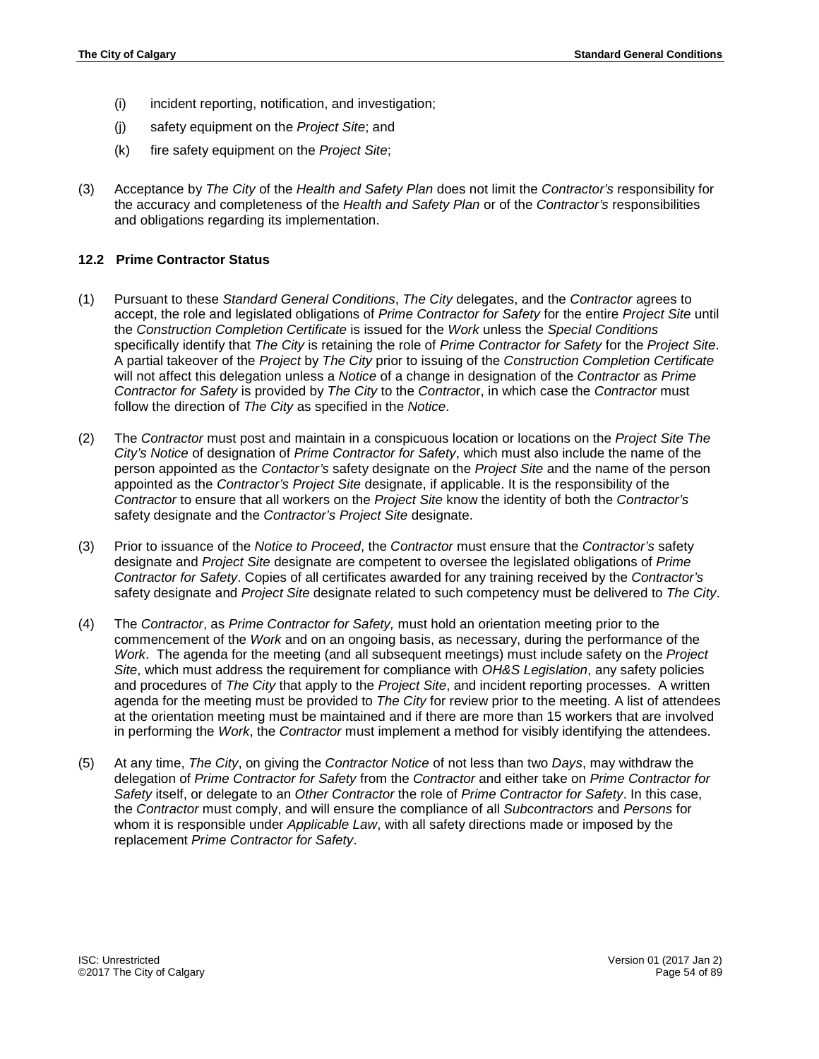(i) incident reporting, notification, and investigation;

(j) safety equipment on the *Project Site*; and

(k) fire safety equipment on the *Project Site*;

(3) Acceptance by *The City* of the *Health and Safety Plan* does not limit the *Contractor's* responsibility for the accuracy and completeness of the *Health and Safety Plan* or of the *Contractor's* responsibilities and obligations regarding its implementation.

### 12.2 Prime Contractor Status

(1) Pursuant to these *Standard General Conditions*, *The City* delegates, and the *Contractor* agrees to accept, the role and legislated obligations of *Prime Contractor for Safety* for the entire *Project Site* until the *Construction Completion Certificate* is issued for the *Work* unless the *Special Conditions* specifically identify that *The City* is retaining the role of *Prime Contractor for Safety* for the *Project Site*. A partial takeover of the *Project* by *The City* prior to issuing of the *Construction Completion Certificate* will not affect this delegation unless a *Notice* of a change in designation of the *Contractor* as *Prime Contractor for Safety* is provided by *The City* to the *Contracto*r, in which case the *Contractor* must follow the direction of *The City* as specified in the *Notice*.

(2) The *Contractor* must post and maintain in a conspicuous location or locations on the *Project Site The City's Notice* of designation of *Prime Contractor for Safety*, which must also include the name of the person appointed as the *Contactor's* safety designate on the *Project Site* and the name of the person appointed as the *Contractor's Project Site* designate, if applicable. It is the responsibility of the *Contractor* to ensure that all workers on the *Project Site* know the identity of both the *Contractor's* safety designate and the *Contractor's Project Site* designate.

(3) Prior to issuance of the *Notice to Proceed*, the *Contractor* must ensure that the *Contractor's* safety designate and *Project Site* designate are competent to oversee the legislated obligations of *Prime Contractor for Safety*. Copies of all certificates awarded for any training received by the *Contractor's* safety designate and *Project Site* designate related to such competency must be delivered to *The City*.

(4) The *Contractor*, as *Prime Contractor for Safety,* must hold an orientation meeting prior to the commencement of the *Work* and on an ongoing basis, as necessary, during the performance of the *Work*. The agenda for the meeting (and all subsequent meetings) must include safety on the *Project Site*, which must address the requirement for compliance with *OH&S Legislation*, any safety policies and procedures of *The City* that apply to the *Project Site*, and incident reporting processes. A written agenda for the meeting must be provided to *The City* for review prior to the meeting. A list of attendees at the orientation meeting must be maintained and if there are more than 15 workers that are involved in performing the *Work*, the *Contractor* must implement a method for visibly identifying the attendees.

(5) At any time, *The City*, on giving the *Contractor Notice* of not less than two *Days*, may withdraw the delegation of *Prime Contractor for Safety* from the *Contractor* and either take on *Prime Contractor for Safety* itself, or delegate to an *Other Contractor* the role of *Prime Contractor for Safety*. In this case, the *Contractor* must comply, and will ensure the compliance of all *Subcontractors* and *Persons* for whom it is responsible under *Applicable Law*, with all safety directions made or imposed by the replacement *Prime Contractor for Safety*.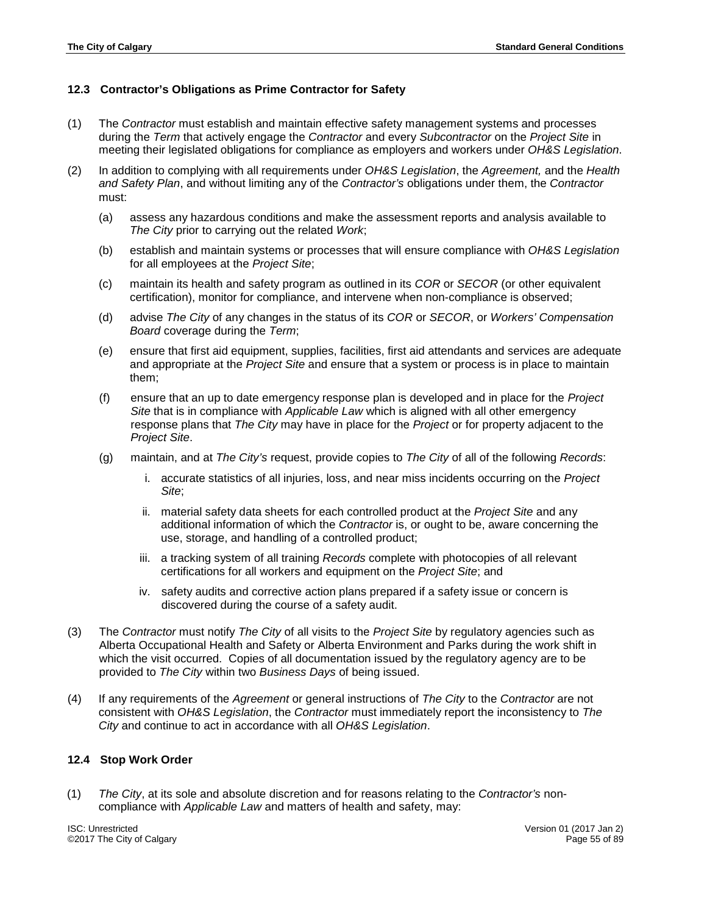### 12.3 Contractor's Obligations as Prime Contractor for Safety

(1) The *Contractor* must establish and maintain effective safety management systems and processes during the *Term* that actively engage the *Contractor* and every *Subcontractor* on the *Project Site* in meeting their legislated obligations for compliance as employers and workers under *OH&S Legislation*.

(2) In addition to complying with all requirements under *OH&S Legislation*, the *Agreement,* and the *Health and Safety Plan*, and without limiting any of the *Contractor's* obligations under them, the *Contractor* must:

(a) assess any hazardous conditions and make the assessment reports and analysis available to *The City* prior to carrying out the related *Work*;

(b) establish and maintain systems or processes that will ensure compliance with *OH&S Legislation* for all employees at the *Project Site*;

(c) maintain its health and safety program as outlined in its *COR* or *SECOR* (or other equivalent certification), monitor for compliance, and intervene when non-compliance is observed;

(d) advise *The City* of any changes in the status of its *COR* or *SECOR*, or *Workers' Compensation Board* coverage during the *Term*;

(e) ensure that first aid equipment, supplies, facilities, first aid attendants and services are adequate and appropriate at the *Project Site* and ensure that a system or process is in place to maintain them;

(f) ensure that an up to date emergency response plan is developed and in place for the *Project Site* that is in compliance with *Applicable Law* which is aligned with all other emergency response plans that *The City* may have in place for the *Project* or for property adjacent to the *Project Site*.

(g) maintain, and at *The City's* request, provide copies to *The City* of all of the following *Records*:

i. accurate statistics of all injuries, loss, and near miss incidents occurring on the *Project Site*;

ii. material safety data sheets for each controlled product at the *Project Site* and any additional information of which the *Contractor* is, or ought to be, aware concerning the use, storage, and handling of a controlled product;

iii. a tracking system of all training *Records* complete with photocopies of all relevant certifications for all workers and equipment on the *Project Site*; and

iv. safety audits and corrective action plans prepared if a safety issue or concern is discovered during the course of a safety audit.

(3) The *Contractor* must notify *The City* of all visits to the *Project Site* by regulatory agencies such as Alberta Occupational Health and Safety or Alberta Environment and Parks during the work shift in which the visit occurred. Copies of all documentation issued by the regulatory agency are to be provided to *The City* within two *Business Days* of being issued.

(4) If any requirements of the *Agreement* or general instructions of *The City* to the *Contractor* are not consistent with *OH&S Legislation*, the *Contractor* must immediately report the inconsistency to *The City* and continue to act in accordance with all *OH&S Legislation*.

### 12.4 Stop Work Order

(1) *The City*, at its sole and absolute discretion and for reasons relating to the *Contractor's* non-compliance with *Applicable Law* and matters of health and safety, may: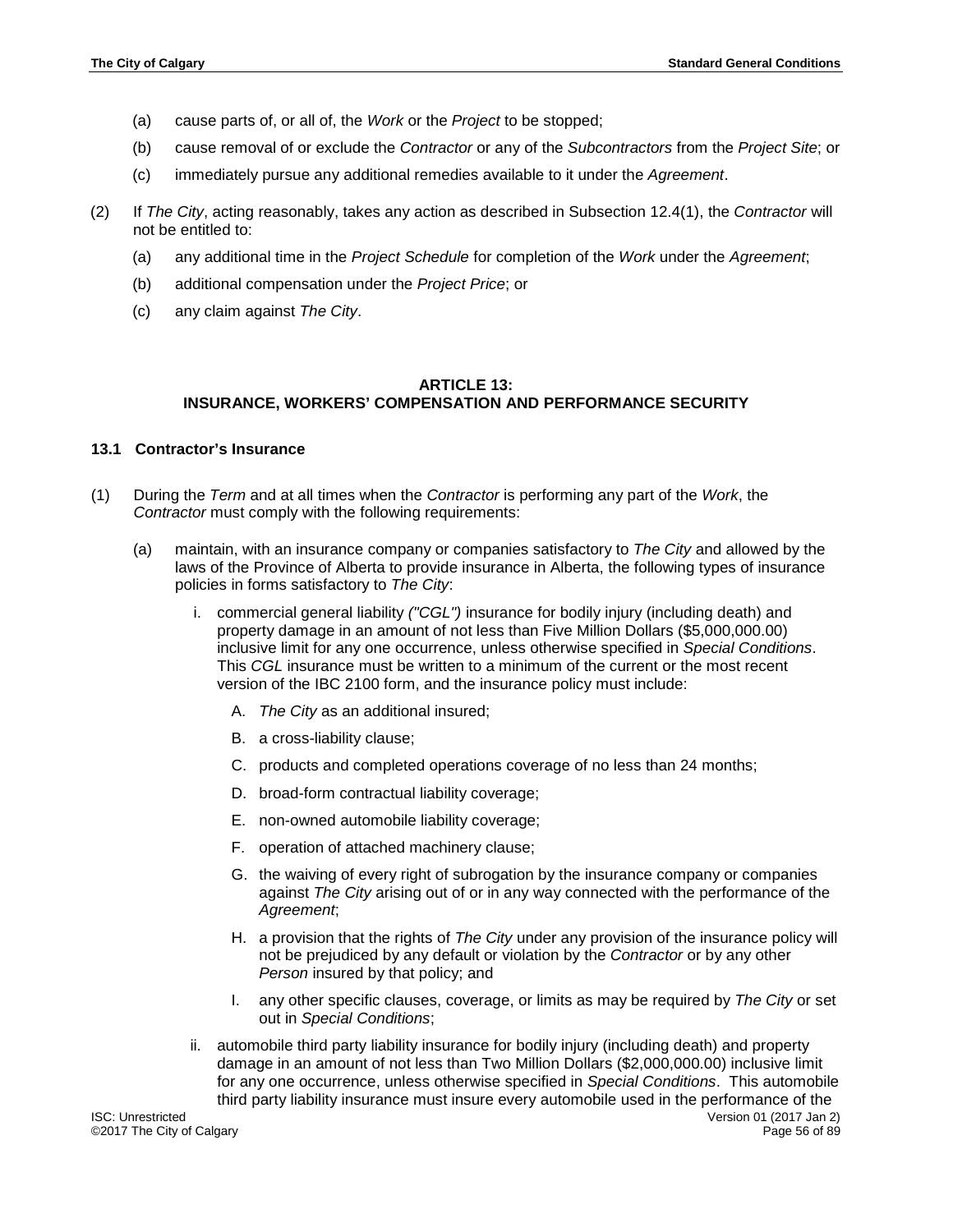(a) cause parts of, or all of, the *Work* or the *Project* to be stopped;

(b) cause removal of or exclude the *Contractor* or any of the *Subcontractors* from the *Project Site*; or

(c) immediately pursue any additional remedies available to it under the *Agreement*.

(2) If *The City*, acting reasonably, takes any action as described in Subsection 12.4(1), the *Contractor* will not be entitled to:

(a) any additional time in the *Project Schedule* for completion of the *Work* under the *Agreement*;

(b) additional compensation under the *Project Price*; or

(c) any claim against *The City*.

## ARTICLE 13: INSURANCE, WORKERS' COMPENSATION AND PERFORMANCE SECURITY

### 13.1 Contractor's Insurance

(1) During the *Term* and at all times when the *Contractor* is performing any part of the *Work*, the *Contractor* must comply with the following requirements:

(a) maintain, with an insurance company or companies satisfactory to *The City* and allowed by the laws of the Province of Alberta to provide insurance in Alberta, the following types of insurance policies in forms satisfactory to *The City*:

i. commercial general liability *("CGL")* insurance for bodily injury (including death) and property damage in an amount of not less than Five Million Dollars ($5,000,000.00) inclusive limit for any one occurrence, unless otherwise specified in *Special Conditions*. This *CGL* insurance must be written to a minimum of the current or the most recent version of the IBC 2100 form, and the insurance policy must include:

A. *The City* as an additional insured;

B. a cross-liability clause;

C. products and completed operations coverage of no less than 24 months;

D. broad-form contractual liability coverage;

E. non-owned automobile liability coverage;

F. operation of attached machinery clause;

G. the waiving of every right of subrogation by the insurance company or companies against *The City* arising out of or in any way connected with the performance of the *Agreement*;

H. a provision that the rights of *The City* under any provision of the insurance policy will not be prejudiced by any default or violation by the *Contractor* or by any other *Person* insured by that policy; and

I. any other specific clauses, coverage, or limits as may be required by *The City* or set out in *Special Conditions*;

ii. automobile third party liability insurance for bodily injury (including death) and property damage in an amount of not less than Two Million Dollars ($2,000,000.00) inclusive limit for any one occurrence, unless otherwise specified in *Special Conditions*. This automobile third party liability insurance must insure every automobile used in the performance of the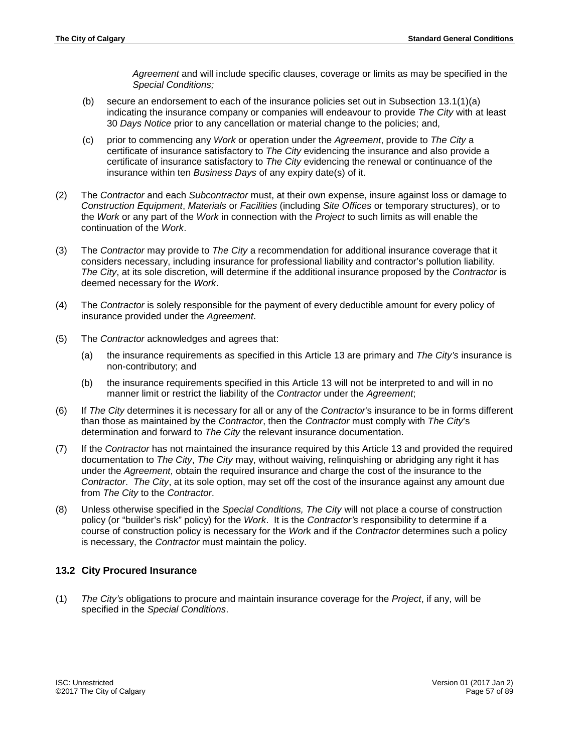*Agreement* and will include specific clauses, coverage or limits as may be specified in the *Special Conditions;*

(b) secure an endorsement to each of the insurance policies set out in Subsection 13.1(1)(a) indicating the insurance company or companies will endeavour to provide *The City* with at least 30 *Days Notice* prior to any cancellation or material change to the policies; and,

(c) prior to commencing any *Work* or operation under the *Agreement*, provide to *The City* a certificate of insurance satisfactory to *The City* evidencing the insurance and also provide a certificate of insurance satisfactory to *The City* evidencing the renewal or continuance of the insurance within ten *Business Days* of any expiry date(s) of it.

(2) The *Contractor* and each *Subcontractor* must, at their own expense, insure against loss or damage to *Construction Equipment*, *Materials* or *Facilities* (including *Site Offices* or temporary structures), or to the *Work* or any part of the *Work* in connection with the *Project* to such limits as will enable the continuation of the *Work*.

(3) The *Contractor* may provide to *The City* a recommendation for additional insurance coverage that it considers necessary, including insurance for professional liability and contractor's pollution liability. *The City*, at its sole discretion, will determine if the additional insurance proposed by the *Contractor* is deemed necessary for the *Work*.

(4) The *Contractor* is solely responsible for the payment of every deductible amount for every policy of insurance provided under the *Agreement*.

(5) The *Contractor* acknowledges and agrees that:

(a) the insurance requirements as specified in this Article 13 are primary and *The City's* insurance is non-contributory; and

(b) the insurance requirements specified in this Article 13 will not be interpreted to and will in no manner limit or restrict the liability of the *Contractor* under the *Agreement*;

(6) If *The City* determines it is necessary for all or any of the *Contractor*'s insurance to be in forms different than those as maintained by the *Contractor*, then the *Contractor* must comply with *The City*'s determination and forward to *The City* the relevant insurance documentation.

(7) If the *Contractor* has not maintained the insurance required by this Article 13 and provided the required documentation to *The City*, *The City* may, without waiving, relinquishing or abridging any right it has under the *Agreement*, obtain the required insurance and charge the cost of the insurance to the *Contractor*. *The City*, at its sole option, may set off the cost of the insurance against any amount due from *The City* to the *Contractor*.

(8) Unless otherwise specified in the *Special Conditions, The City* will not place a course of construction policy (or "builder's risk" policy) for the *Work*. It is the *Contractor's* responsibility to determine if a course of construction policy is necessary for the *Work* and if the *Contractor* determines such a policy is necessary, the *Contractor* must maintain the policy.

## 13.2 City Procured Insurance

(1) *The City's* obligations to procure and maintain insurance coverage for the *Project*, if any, will be specified in the *Special Conditions*.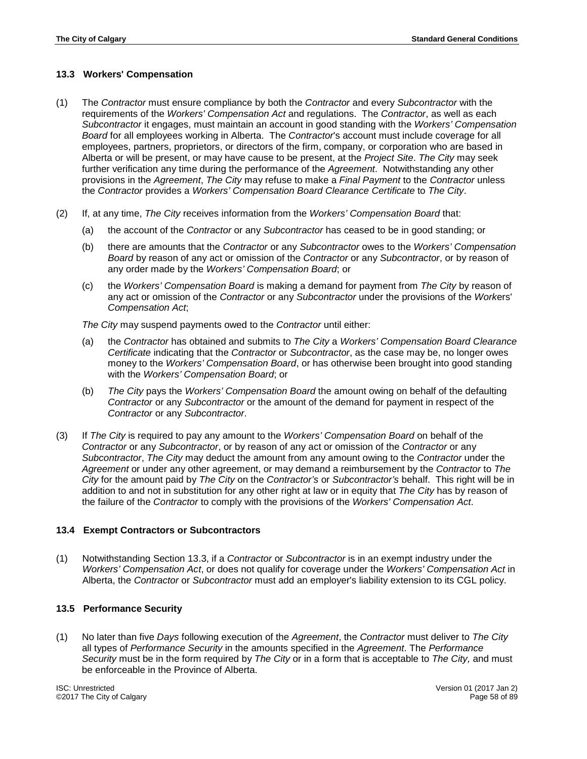### 13.3 Workers' Compensation

(1) The *Contractor* must ensure compliance by both the *Contractor* and every *Subcontractor* with the requirements of the *Workers' Compensation Act* and regulations. The *Contractor*, as well as each *Subcontractor* it engages, must maintain an account in good standing with the *Workers' Compensation Board* for all employees working in Alberta. The *Contractor*'s account must include coverage for all employees, partners, proprietors, or directors of the firm, company, or corporation who are based in Alberta or will be present, or may have cause to be present, at the *Project Site*. *The City* may seek further verification any time during the performance of the *Agreement*. Notwithstanding any other provisions in the *Agreement*, *The City* may refuse to make a *Final Payment* to the *Contractor* unless the *Contractor* provides a *Workers' Compensation Board Clearance Certificate* to *The City*.

(2) If, at any time, *The City* receives information from the *Workers' Compensation Board* that:

(a) the account of the *Contractor* or any *Subcontractor* has ceased to be in good standing; or

(b) there are amounts that the *Contractor* or any *Subcontractor* owes to the *Workers' Compensation Board* by reason of any act or omission of the *Contractor* or any *Subcontractor*, or by reason of any order made by the *Workers' Compensation Board*; or

(c) the *Workers' Compensation Board* is making a demand for payment from *The City* by reason of any act or omission of the *Contractor* or any *Subcontractor* under the provisions of the *Work*ers' *Compensation Act*;

*The City* may suspend payments owed to the *Contractor* until either:

(a) the *Contractor* has obtained and submits to *The City* a *Workers' Compensation Board Clearance Certificate* indicating that the *Contractor* or *Subcontractor*, as the case may be, no longer owes money to the *Workers' Compensation Board*, or has otherwise been brought into good standing with the *Workers' Compensation Board*; or

(b) *The City* pays the *Workers' Compensation Board* the amount owing on behalf of the defaulting *Contractor* or any *Subcontractor* or the amount of the demand for payment in respect of the *Contractor* or any *Subcontractor*.

(3) If *The City* is required to pay any amount to the *Workers' Compensation Board* on behalf of the *Contractor* or any *Subcontractor*, or by reason of any act or omission of the *Contractor* or any *Subcontractor*, *The City* may deduct the amount from any amount owing to the *Contractor* under the *Agreement* or under any other agreement, or may demand a reimbursement by the *Contractor* to *The City* for the amount paid by *The City* on the *Contractor's* or *Subcontractor's* behalf. This right will be in addition to and not in substitution for any other right at law or in equity that *The City* has by reason of the failure of the *Contractor* to comply with the provisions of the *Workers' Compensation Act*.

### 13.4 Exempt Contractors or Subcontractors

(1) Notwithstanding Section 13.3, if a *Contractor* or *Subcontractor* is in an exempt industry under the *Workers' Compensation Act*, or does not qualify for coverage under the *Workers' Compensation Act* in Alberta, the *Contractor* or *Subcontractor* must add an employer's liability extension to its CGL policy.

### 13.5 Performance Security

(1) No later than five *Days* following execution of the *Agreement*, the *Contractor* must deliver to *The City* all types of *Performance Security* in the amounts specified in the *Agreement*. The *Performance Security* must be in the form required by *The City* or in a form that is acceptable to *The City,* and must be enforceable in the Province of Alberta.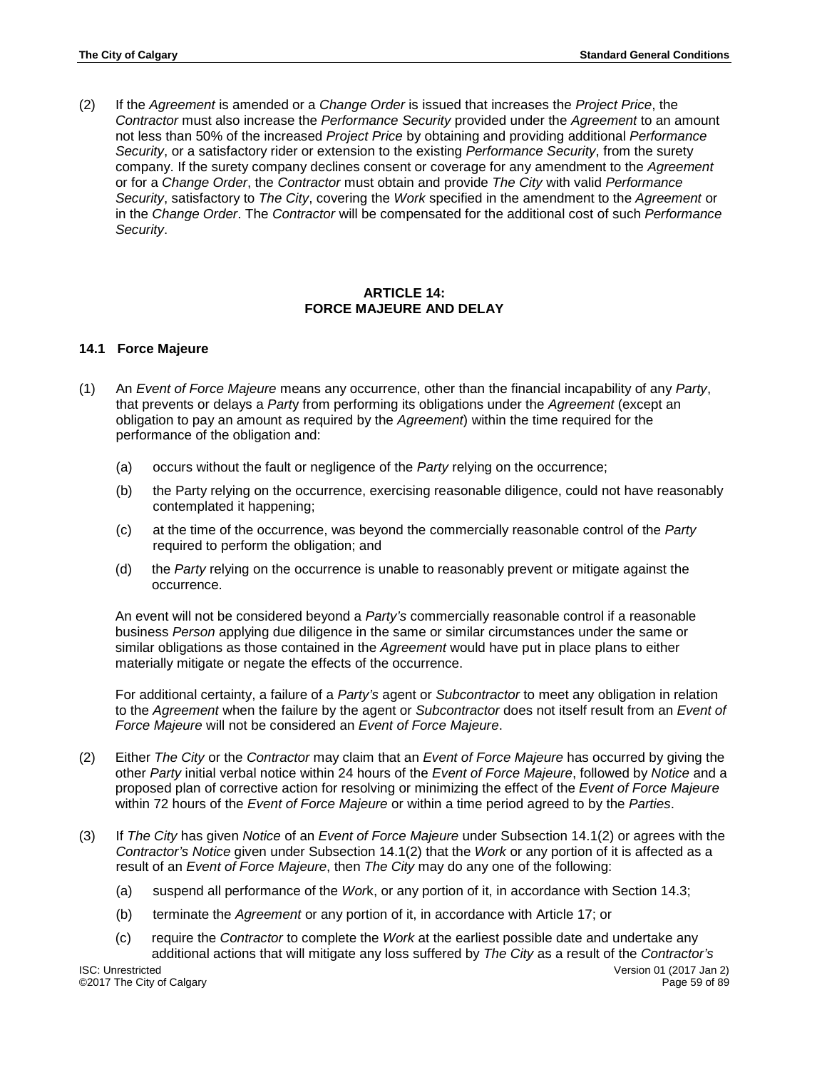(2) If the *Agreement* is amended or a *Change Order* is issued that increases the *Project Price*, the *Contractor* must also increase the *Performance Security* provided under the *Agreement* to an amount not less than 50% of the increased *Project Price* by obtaining and providing additional *Performance Security*, or a satisfactory rider or extension to the existing *Performance Security*, from the surety company. If the surety company declines consent or coverage for any amendment to the *Agreement* or for a *Change Order*, the *Contractor* must obtain and provide *The City* with valid *Performance Security*, satisfactory to *The City*, covering the *Work* specified in the amendment to the *Agreement* or in the *Change Order*. The *Contractor* will be compensated for the additional cost of such *Performance Security*.

## ARTICLE 14: FORCE MAJEURE AND DELAY

### 14.1 Force Majeure

(1) An *Event of Force Majeure* means any occurrence, other than the financial incapability of any *Party*, that prevents or delays a *Party* from performing its obligations under the *Agreement* (except an obligation to pay an amount as required by the *Agreement*) within the time required for the performance of the obligation and:

   (a) occurs without the fault or negligence of the *Party* relying on the occurrence;

   (b) the Party relying on the occurrence, exercising reasonable diligence, could not have reasonably contemplated it happening;

   (c) at the time of the occurrence, was beyond the commercially reasonable control of the *Party* required to perform the obligation; and

   (d) the *Party* relying on the occurrence is unable to reasonably prevent or mitigate against the occurrence.

   An event will not be considered beyond a *Party's* commercially reasonable control if a reasonable business *Person* applying due diligence in the same or similar circumstances under the same or similar obligations as those contained in the *Agreement* would have put in place plans to either materially mitigate or negate the effects of the occurrence.

   For additional certainty, a failure of a *Party's* agent or *Subcontractor* to meet any obligation in relation to the *Agreement* when the failure by the agent or *Subcontractor* does not itself result from an *Event of Force Majeure* will not be considered an *Event of Force Majeure*.

(2) Either *The City* or the *Contractor* may claim that an *Event of Force Majeure* has occurred by giving the other *Party* initial verbal notice within 24 hours of the *Event of Force Majeure*, followed by *Notice* and a proposed plan of corrective action for resolving or minimizing the effect of the *Event of Force Majeure* within 72 hours of the *Event of Force Majeure* or within a time period agreed to by the *Parties*.

(3) If *The City* has given *Notice* of an *Event of Force Majeure* under Subsection 14.1(2) or agrees with the *Contractor's Notice* given under Subsection 14.1(2) that the *Work* or any portion of it is affected as a result of an *Event of Force Majeure*, then *The City* may do any one of the following:

   (a) suspend all performance of the *Work*, or any portion of it, in accordance with Section 14.3;

   (b) terminate the *Agreement* or any portion of it, in accordance with Article 17; or

   (c) require the *Contractor* to complete the *Work* at the earliest possible date and undertake any additional actions that will mitigate any loss suffered by *The City* as a result of the *Contractor's*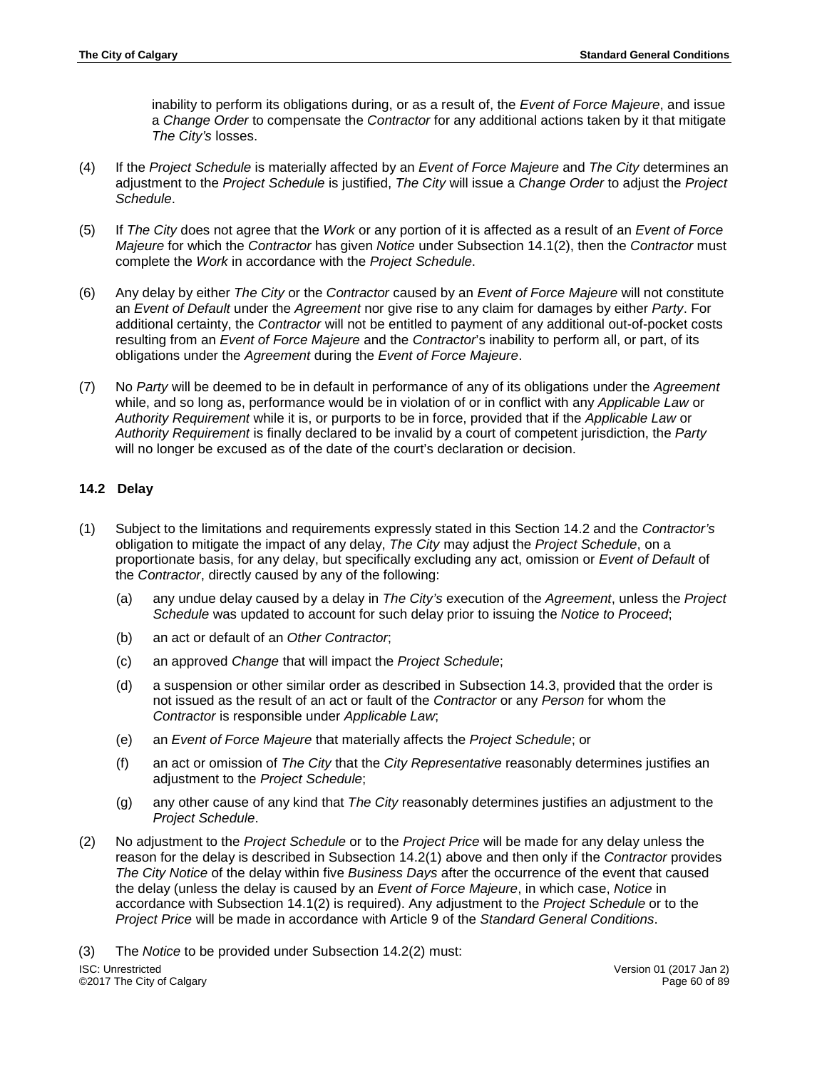inability to perform its obligations during, or as a result of, the *Event of Force Majeure*, and issue a *Change Order* to compensate the *Contractor* for any additional actions taken by it that mitigate *The City's* losses.

(4) If the *Project Schedule* is materially affected by an *Event of Force Majeure* and *The City* determines an adjustment to the *Project Schedule* is justified, *The City* will issue a *Change Order* to adjust the *Project Schedule*.

(5) If *The City* does not agree that the *Work* or any portion of it is affected as a result of an *Event of Force Majeure* for which the *Contractor* has given *Notice* under Subsection 14.1(2), then the *Contractor* must complete the *Work* in accordance with the *Project Schedule*.

(6) Any delay by either *The City* or the *Contractor* caused by an *Event of Force Majeure* will not constitute an *Event of Default* under the *Agreement* nor give rise to any claim for damages by either *Party*. For additional certainty, the *Contractor* will not be entitled to payment of any additional out-of-pocket costs resulting from an *Event of Force Majeure* and the *Contractor*'s inability to perform all, or part, of its obligations under the *Agreement* during the *Event of Force Majeure*.

(7) No *Party* will be deemed to be in default in performance of any of its obligations under the *Agreement* while, and so long as, performance would be in violation of or in conflict with any *Applicable Law* or *Authority Requirement* while it is, or purports to be in force, provided that if the *Applicable Law* or *Authority Requirement* is finally declared to be invalid by a court of competent jurisdiction, the *Party* will no longer be excused as of the date of the court's declaration or decision.

### 14.2 Delay

(1) Subject to the limitations and requirements expressly stated in this Section 14.2 and the *Contractor's* obligation to mitigate the impact of any delay, *The City* may adjust the *Project Schedule*, on a proportionate basis, for any delay, but specifically excluding any act, omission or *Event of Default* of the *Contractor*, directly caused by any of the following:

   (a) any undue delay caused by a delay in *The City's* execution of the *Agreement*, unless the *Project Schedule* was updated to account for such delay prior to issuing the *Notice to Proceed*;

   (b) an act or default of an *Other Contractor*;

   (c) an approved *Change* that will impact the *Project Schedule*;

   (d) a suspension or other similar order as described in Subsection 14.3, provided that the order is not issued as the result of an act or fault of the *Contractor* or any *Person* for whom the *Contractor* is responsible under *Applicable Law*;

   (e) an *Event of Force Majeure* that materially affects the *Project Schedule*; or

   (f) an act or omission of *The City* that the *City Representative* reasonably determines justifies an adjustment to the *Project Schedule*;

   (g) any other cause of any kind that *The City* reasonably determines justifies an adjustment to the *Project Schedule*.

(2) No adjustment to the *Project Schedule* or to the *Project Price* will be made for any delay unless the reason for the delay is described in Subsection 14.2(1) above and then only if the *Contractor* provides *The City Notice* of the delay within five *Business Days* after the occurrence of the event that caused the delay (unless the delay is caused by an *Event of Force Majeure*, in which case, *Notice* in accordance with Subsection 14.1(2) is required). Any adjustment to the *Project Schedule* or to the *Project Price* will be made in accordance with Article 9 of the *Standard General Conditions*.

(3) The *Notice* to be provided under Subsection 14.2(2) must: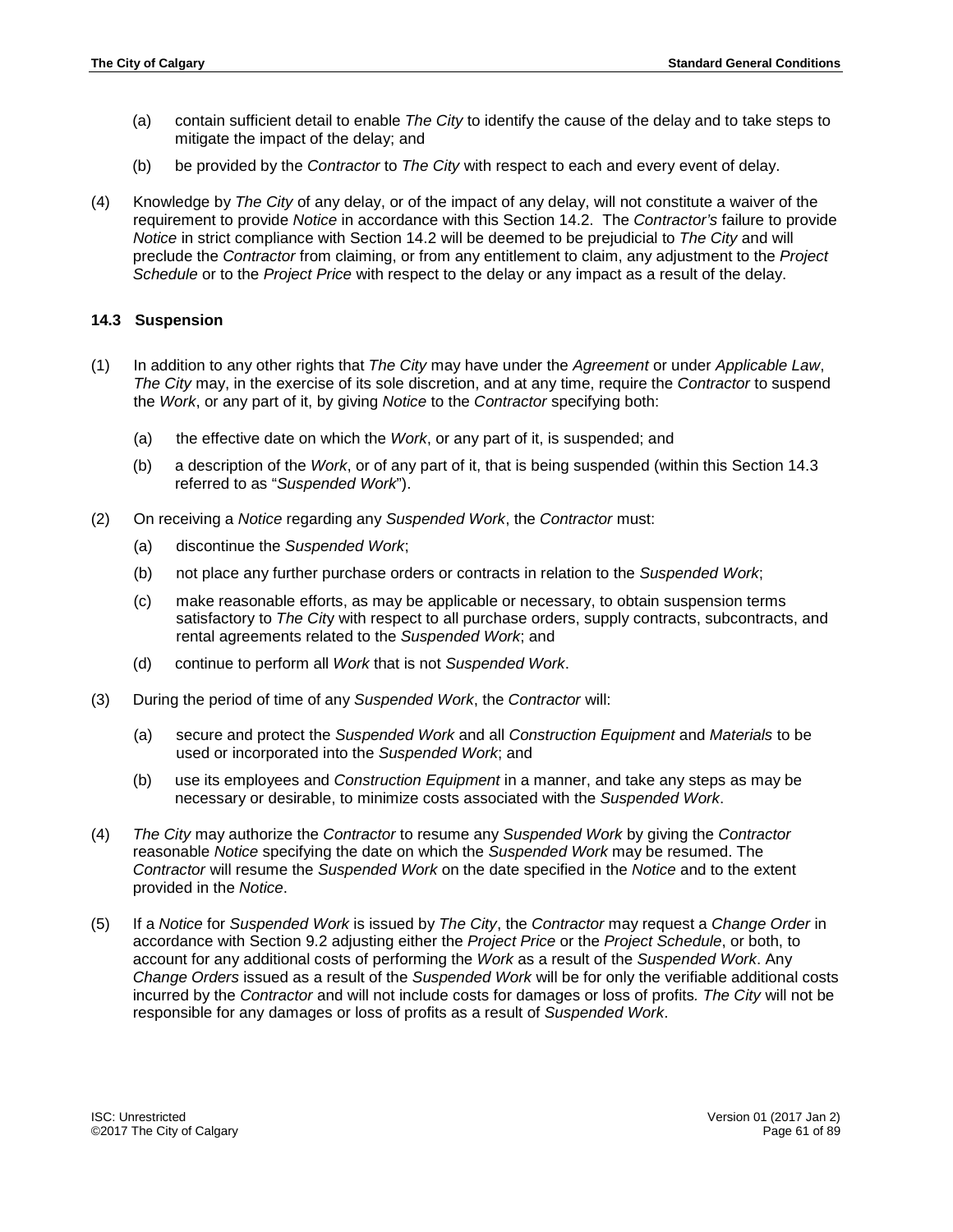(a) contain sufficient detail to enable *The City* to identify the cause of the delay and to take steps to mitigate the impact of the delay; and

(b) be provided by the *Contractor* to *The City* with respect to each and every event of delay.

(4) Knowledge by *The City* of any delay, or of the impact of any delay, will not constitute a waiver of the requirement to provide *Notice* in accordance with this Section 14.2. The *Contractor's* failure to provide *Notice* in strict compliance with Section 14.2 will be deemed to be prejudicial to *The City* and will preclude the *Contractor* from claiming, or from any entitlement to claim, any adjustment to the *Project Schedule* or to the *Project Price* with respect to the delay or any impact as a result of the delay.

### 14.3 Suspension

(1) In addition to any other rights that *The City* may have under the *Agreement* or under *Applicable Law*, *The City* may, in the exercise of its sole discretion, and at any time, require the *Contractor* to suspend the *Work*, or any part of it, by giving *Notice* to the *Contractor* specifying both:

(a) the effective date on which the *Work*, or any part of it, is suspended; and

(b) a description of the *Work*, or of any part of it, that is being suspended (within this Section 14.3 referred to as "*Suspended Work*").

(2) On receiving a *Notice* regarding any *Suspended Work*, the *Contractor* must:

(a) discontinue the *Suspended Work*;

(b) not place any further purchase orders or contracts in relation to the *Suspended Work*;

(c) make reasonable efforts, as may be applicable or necessary, to obtain suspension terms satisfactory to *The City* with respect to all purchase orders, supply contracts, subcontracts, and rental agreements related to the *Suspended Work*; and

(d) continue to perform all *Work* that is not *Suspended Work*.

(3) During the period of time of any *Suspended Work*, the *Contractor* will:

(a) secure and protect the *Suspended Work* and all *Construction Equipment* and *Materials* to be used or incorporated into the *Suspended Work*; and

(b) use its employees and *Construction Equipment* in a manner, and take any steps as may be necessary or desirable, to minimize costs associated with the *Suspended Work*.

(4) *The City* may authorize the *Contractor* to resume any *Suspended Work* by giving the *Contractor* reasonable *Notice* specifying the date on which the *Suspended Work* may be resumed. The *Contractor* will resume the *Suspended Work* on the date specified in the *Notice* and to the extent provided in the *Notice*.

(5) If a *Notice* for *Suspended Work* is issued by *The City*, the *Contractor* may request a *Change Order* in accordance with Section 9.2 adjusting either the *Project Price* or the *Project Schedule*, or both, to account for any additional costs of performing the *Work* as a result of the *Suspended Work*. Any *Change Orders* issued as a result of the *Suspended Work* will be for only the verifiable additional costs incurred by the *Contractor* and will not include costs for damages or loss of profits. *The City* will not be responsible for any damages or loss of profits as a result of *Suspended Work*.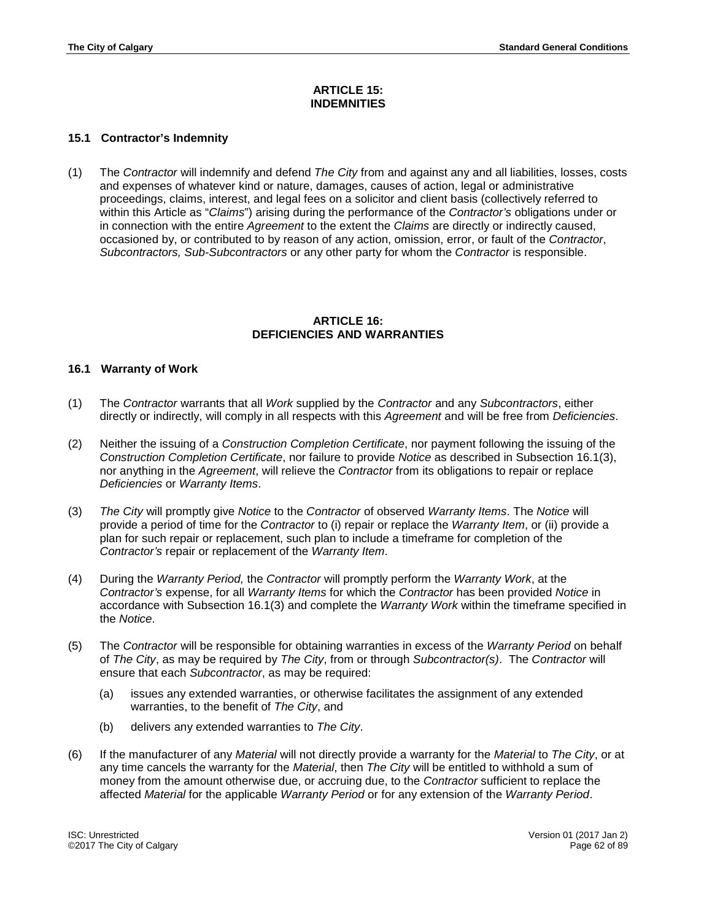## ARTICLE 15: INDEMNITIES

### 15.1 Contractor's Indemnity

(1) The *Contractor* will indemnify and defend *The City* from and against any and all liabilities, losses, costs and expenses of whatever kind or nature, damages, causes of action, legal or administrative proceedings, claims, interest, and legal fees on a solicitor and client basis (collectively referred to within this Article as "*Claims*") arising during the performance of the *Contractor's* obligations under or in connection with the entire *Agreement* to the extent the *Claims* are directly or indirectly caused, occasioned by, or contributed to by reason of any action, omission, error, or fault of the *Contractor*, *Subcontractors, Sub-Subcontractors* or any other party for whom the *Contractor* is responsible.

## ARTICLE 16: DEFICIENCIES AND WARRANTIES

### 16.1 Warranty of Work

(1) The *Contractor* warrants that all *Work* supplied by the *Contractor* and any *Subcontractors*, either directly or indirectly, will comply in all respects with this *Agreement* and will be free from *Deficiencies*.

(2) Neither the issuing of a *Construction Completion Certificate*, nor payment following the issuing of the *Construction Completion Certificate*, nor failure to provide *Notice* as described in Subsection 16.1(3), nor anything in the *Agreement*, will relieve the *Contractor* from its obligations to repair or replace *Deficiencies* or *Warranty Items*.

(3) *The City* will promptly give *Notice* to the *Contractor* of observed *Warranty Items*. The *Notice* will provide a period of time for the *Contractor* to (i) repair or replace the *Warranty Item*, or (ii) provide a plan for such repair or replacement, such plan to include a timeframe for completion of the *Contractor's* repair or replacement of the *Warranty Item*.

(4) During the *Warranty Period,* the *Contractor* will promptly perform the *Warranty Work*, at the *Contractor's* expense, for all *Warranty Items* for which the *Contractor* has been provided *Notice* in accordance with Subsection 16.1(3) and complete the *Warranty Work* within the timeframe specified in the *Notice*.

(5) The *Contractor* will be responsible for obtaining warranties in excess of the *Warranty Period* on behalf of *The City*, as may be required by *The City*, from or through *Subcontractor(s)*. The *Contractor* will ensure that each *Subcontractor*, as may be required:

   (a) issues any extended warranties, or otherwise facilitates the assignment of any extended warranties, to the benefit of *The City*, and

   (b) delivers any extended warranties to *The City*.

(6) If the manufacturer of any *Material* will not directly provide a warranty for the *Material* to *The City*, or at any time cancels the warranty for the *Material*, then *The City* will be entitled to withhold a sum of money from the amount otherwise due, or accruing due, to the *Contractor* sufficient to replace the affected *Material* for the applicable *Warranty Period* or for any extension of the *Warranty Period*.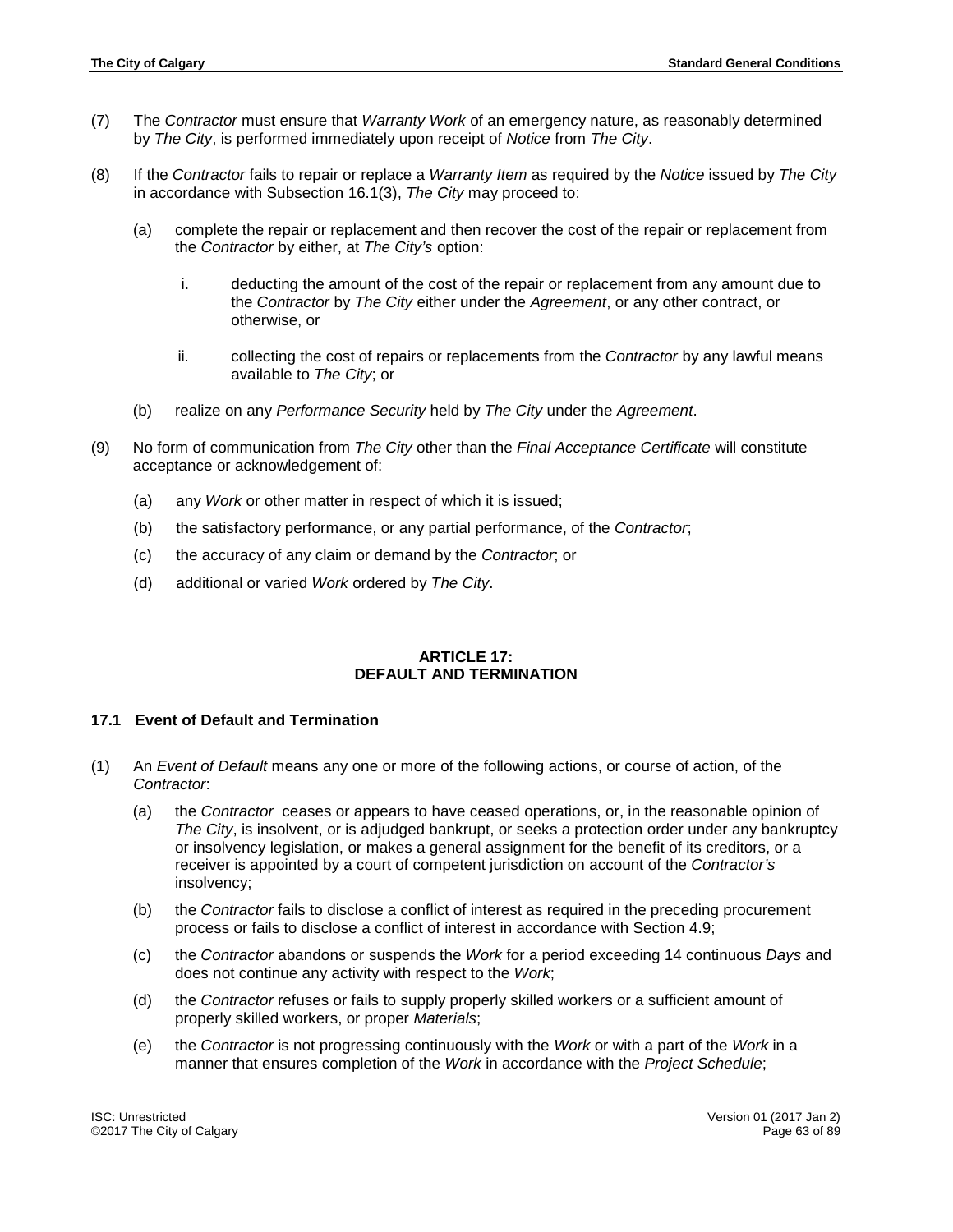(7) The *Contractor* must ensure that *Warranty Work* of an emergency nature, as reasonably determined by *The City*, is performed immediately upon receipt of *Notice* from *The City*.

(8) If the *Contractor* fails to repair or replace a *Warranty Item* as required by the *Notice* issued by *The City* in accordance with Subsection 16.1(3), *The City* may proceed to:

 (a) complete the repair or replacement and then recover the cost of the repair or replacement from the *Contractor* by either, at *The City's* option:

  i. deducting the amount of the cost of the repair or replacement from any amount due to the *Contractor* by *The City* either under the *Agreement*, or any other contract, or otherwise, or

  ii. collecting the cost of repairs or replacements from the *Contractor* by any lawful means available to *The City*; or

 (b) realize on any *Performance Security* held by *The City* under the *Agreement*.

(9) No form of communication from *The City* other than the *Final Acceptance Certificate* will constitute acceptance or acknowledgement of:

 (a) any *Work* or other matter in respect of which it is issued;

 (b) the satisfactory performance, or any partial performance, of the *Contractor*;

 (c) the accuracy of any claim or demand by the *Contractor*; or

 (d) additional or varied *Work* ordered by *The City*.

## ARTICLE 17: DEFAULT AND TERMINATION

### 17.1 Event of Default and Termination

(1) An *Event of Default* means any one or more of the following actions, or course of action, of the *Contractor*:

 (a) the *Contractor* ceases or appears to have ceased operations, or, in the reasonable opinion of *The City*, is insolvent, or is adjudged bankrupt, or seeks a protection order under any bankruptcy or insolvency legislation, or makes a general assignment for the benefit of its creditors, or a receiver is appointed by a court of competent jurisdiction on account of the *Contractor's* insolvency;

 (b) the *Contractor* fails to disclose a conflict of interest as required in the preceding procurement process or fails to disclose a conflict of interest in accordance with Section 4.9;

 (c) the *Contractor* abandons or suspends the *Work* for a period exceeding 14 continuous *Days* and does not continue any activity with respect to the *Work*;

 (d) the *Contractor* refuses or fails to supply properly skilled workers or a sufficient amount of properly skilled workers, or proper *Materials*;

 (e) the *Contractor* is not progressing continuously with the *Work* or with a part of the *Work* in a manner that ensures completion of the *Work* in accordance with the *Project Schedule*;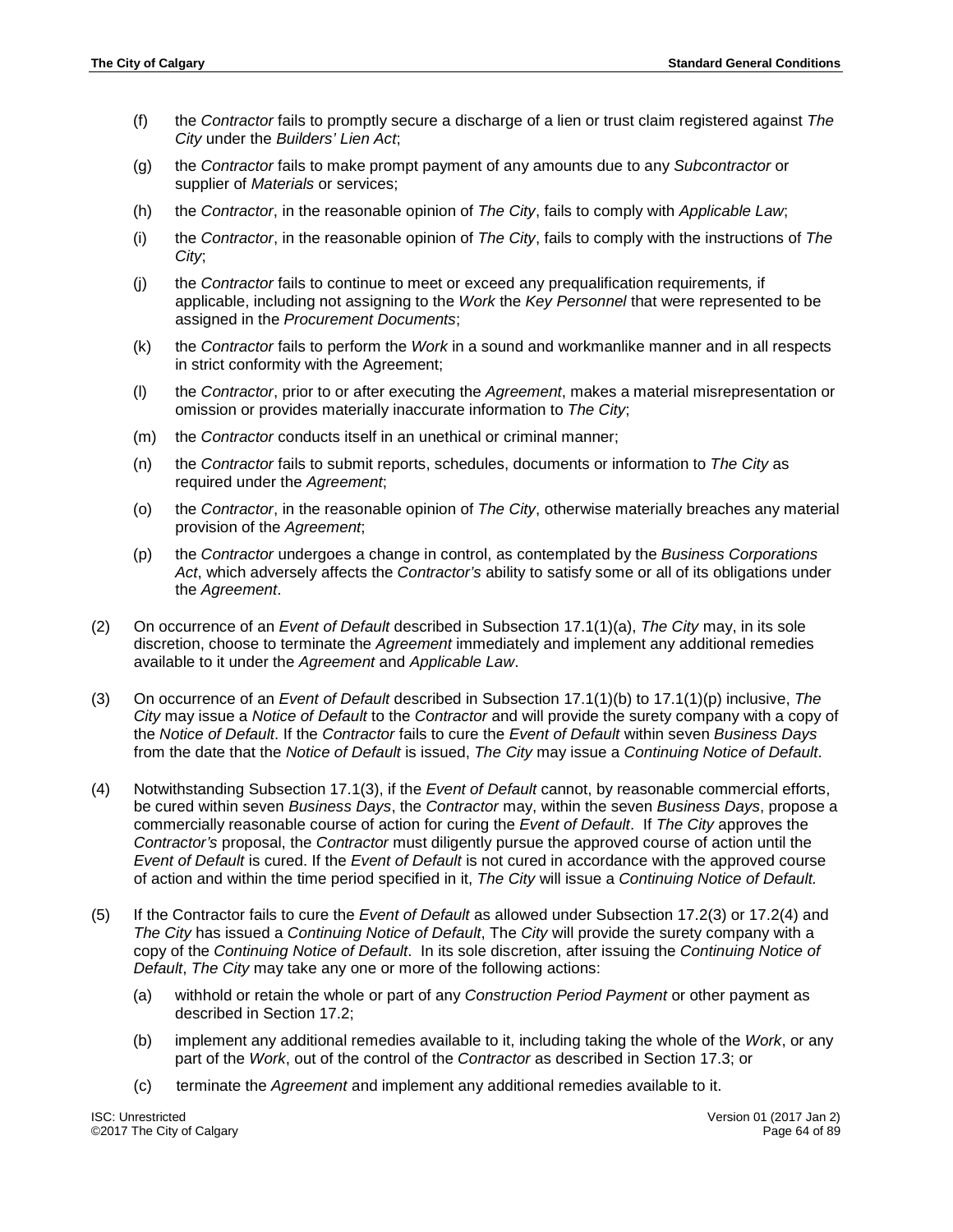(f) the *Contractor* fails to promptly secure a discharge of a lien or trust claim registered against *The City* under the *Builders' Lien Act*;

(g) the *Contractor* fails to make prompt payment of any amounts due to any *Subcontractor* or supplier of *Materials* or services;

(h) the *Contractor*, in the reasonable opinion of *The City*, fails to comply with *Applicable Law*;

(i) the *Contractor*, in the reasonable opinion of *The City*, fails to comply with the instructions of *The City*;

(j) the *Contractor* fails to continue to meet or exceed any prequalification requirements, if applicable, including not assigning to the *Work* the *Key Personnel* that were represented to be assigned in the *Procurement Documents*;

(k) the *Contractor* fails to perform the *Work* in a sound and workmanlike manner and in all respects in strict conformity with the Agreement;

(l) the *Contractor*, prior to or after executing the *Agreement*, makes a material misrepresentation or omission or provides materially inaccurate information to *The City*;

(m) the *Contractor* conducts itself in an unethical or criminal manner;

(n) the *Contractor* fails to submit reports, schedules, documents or information to *The City* as required under the *Agreement*;

(o) the *Contractor*, in the reasonable opinion of *The City*, otherwise materially breaches any material provision of the *Agreement*;

(p) the *Contractor* undergoes a change in control, as contemplated by the *Business Corporations Act*, which adversely affects the *Contractor's* ability to satisfy some or all of its obligations under the *Agreement*.

(2) On occurrence of an *Event of Default* described in Subsection 17.1(1)(a), *The City* may, in its sole discretion, choose to terminate the *Agreement* immediately and implement any additional remedies available to it under the *Agreement* and *Applicable Law*.

(3) On occurrence of an *Event of Default* described in Subsection 17.1(1)(b) to 17.1(1)(p) inclusive, *The City* may issue a *Notice of Default* to the *Contractor* and will provide the surety company with a copy of the *Notice of Default*. If the *Contractor* fails to cure the *Event of Default* within seven *Business Days* from the date that the *Notice of Default* is issued, *The City* may issue a *Continuing Notice of Default*.

(4) Notwithstanding Subsection 17.1(3), if the *Event of Default* cannot, by reasonable commercial efforts, be cured within seven *Business Days*, the *Contractor* may, within the seven *Business Days*, propose a commercially reasonable course of action for curing the *Event of Default*. If *The City* approves the *Contractor's* proposal, the *Contractor* must diligently pursue the approved course of action until the *Event of Default* is cured. If the *Event of Default* is not cured in accordance with the approved course of action and within the time period specified in it, *The City* will issue a *Continuing Notice of Default.*

(5) If the Contractor fails to cure the *Event of Default* as allowed under Subsection 17.2(3) or 17.2(4) and *The City* has issued a *Continuing Notice of Default*, The *City* will provide the surety company with a copy of the *Continuing Notice of Default*. In its sole discretion, after issuing the *Continuing Notice of Default*, *The City* may take any one or more of the following actions:

(a) withhold or retain the whole or part of any *Construction Period Payment* or other payment as described in Section 17.2;

(b) implement any additional remedies available to it, including taking the whole of the *Work*, or any part of the *Work*, out of the control of the *Contractor* as described in Section 17.3; or

(c) terminate the *Agreement* and implement any additional remedies available to it.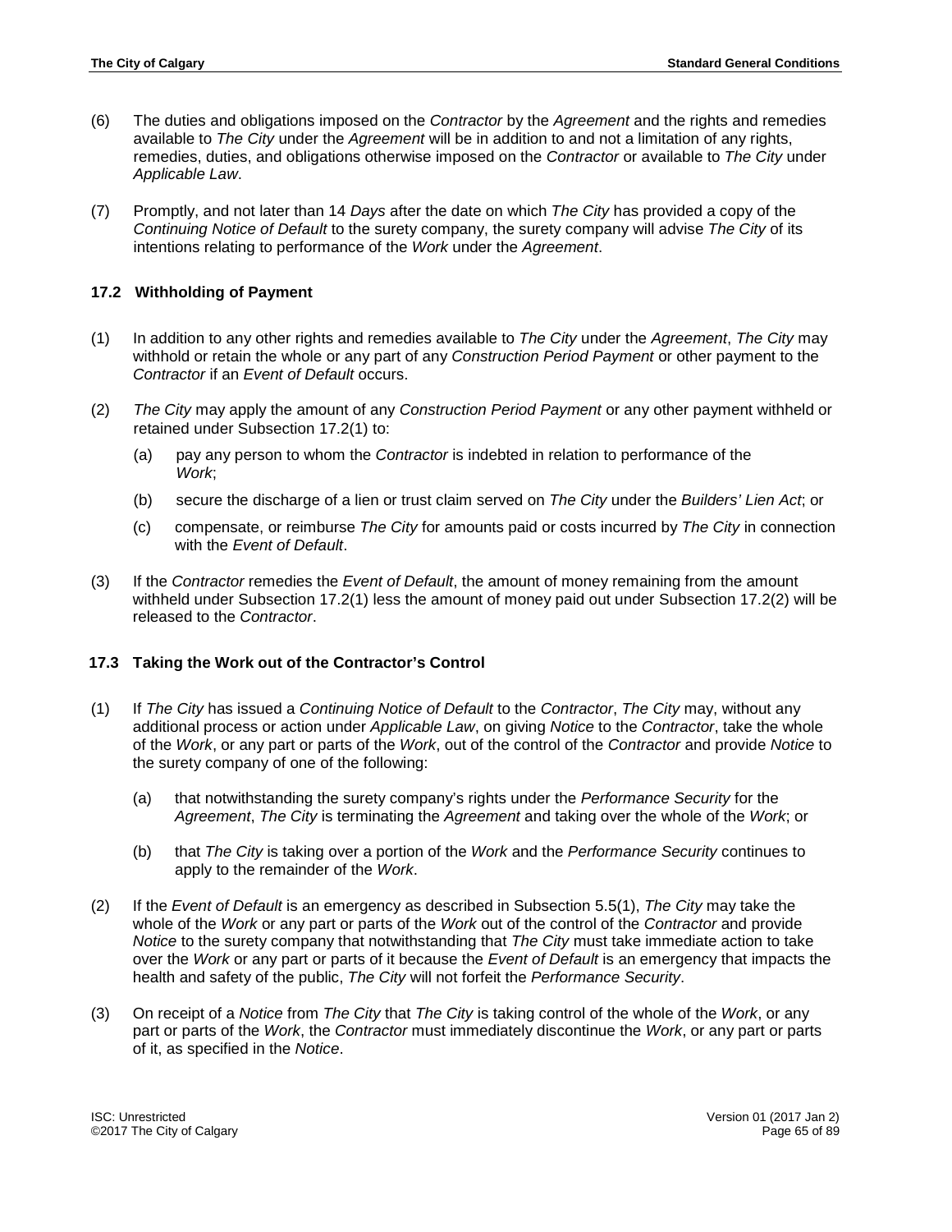(6) The duties and obligations imposed on the *Contractor* by the *Agreement* and the rights and remedies available to *The City* under the *Agreement* will be in addition to and not a limitation of any rights, remedies, duties, and obligations otherwise imposed on the *Contractor* or available to *The City* under *Applicable Law*.

(7) Promptly, and not later than 14 *Days* after the date on which *The City* has provided a copy of the *Continuing Notice of Default* to the surety company, the surety company will advise *The City* of its intentions relating to performance of the *Work* under the *Agreement*.

### 17.2 Withholding of Payment

(1) In addition to any other rights and remedies available to *The City* under the *Agreement*, *The City* may withhold or retain the whole or any part of any *Construction Period Payment* or other payment to the *Contractor* if an *Event of Default* occurs.

(2) *The City* may apply the amount of any *Construction Period Payment* or any other payment withheld or retained under Subsection 17.2(1) to:

  (a) pay any person to whom the *Contractor* is indebted in relation to performance of the *Work*;

  (b) secure the discharge of a lien or trust claim served on *The City* under the *Builders' Lien Act*; or

  (c) compensate, or reimburse *The City* for amounts paid or costs incurred by *The City* in connection with the *Event of Default*.

(3) If the *Contractor* remedies the *Event of Default*, the amount of money remaining from the amount withheld under Subsection 17.2(1) less the amount of money paid out under Subsection 17.2(2) will be released to the *Contractor*.

### 17.3 Taking the Work out of the Contractor's Control

(1) If *The City* has issued a *Continuing Notice of Default* to the *Contractor*, *The City* may, without any additional process or action under *Applicable Law*, on giving *Notice* to the *Contractor*, take the whole of the *Work*, or any part or parts of the *Work*, out of the control of the *Contractor* and provide *Notice* to the surety company of one of the following:

  (a) that notwithstanding the surety company's rights under the *Performance Security* for the *Agreement*, *The City* is terminating the *Agreement* and taking over the whole of the *Work*; or

  (b) that *The City* is taking over a portion of the *Work* and the *Performance Security* continues to apply to the remainder of the *Work*.

(2) If the *Event of Default* is an emergency as described in Subsection 5.5(1), *The City* may take the whole of the *Work* or any part or parts of the *Work* out of the control of the *Contractor* and provide *Notice* to the surety company that notwithstanding that *The City* must take immediate action to take over the *Work* or any part or parts of it because the *Event of Default* is an emergency that impacts the health and safety of the public, *The City* will not forfeit the *Performance Security*.

(3) On receipt of a *Notice* from *The City* that *The City* is taking control of the whole of the *Work*, or any part or parts of the *Work*, the *Contractor* must immediately discontinue the *Work*, or any part or parts of it, as specified in the *Notice*.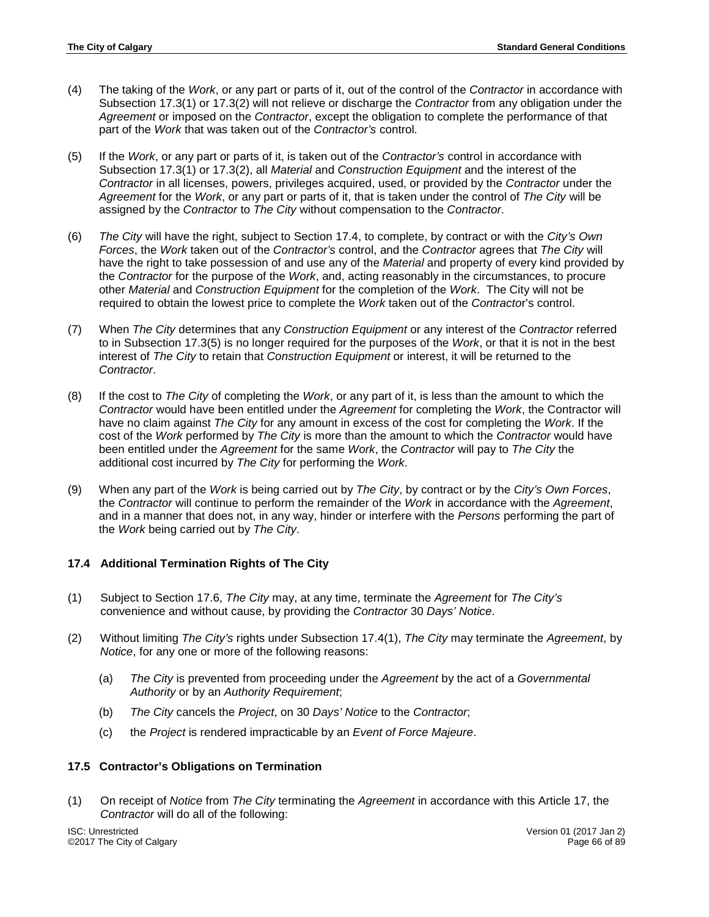(4) The taking of the *Work*, or any part or parts of it, out of the control of the *Contractor* in accordance with Subsection 17.3(1) or 17.3(2) will not relieve or discharge the *Contractor* from any obligation under the *Agreement* or imposed on the *Contractor*, except the obligation to complete the performance of that part of the *Work* that was taken out of the *Contractor's* control.

(5) If the *Work*, or any part or parts of it, is taken out of the *Contractor's* control in accordance with Subsection 17.3(1) or 17.3(2), all *Material* and *Construction Equipment* and the interest of the *Contractor* in all licenses, powers, privileges acquired, used, or provided by the *Contractor* under the *Agreement* for the *Work*, or any part or parts of it, that is taken under the control of *The City* will be assigned by the *Contractor* to *The City* without compensation to the *Contractor*.

(6) *The City* will have the right, subject to Section 17.4, to complete, by contract or with the *City's Own Forces*, the *Work* taken out of the *Contractor's* control, and the *Contractor* agrees that *The City* will have the right to take possession of and use any of the *Material* and property of every kind provided by the *Contractor* for the purpose of the *Work*, and, acting reasonably in the circumstances, to procure other *Material* and *Construction Equipment* for the completion of the *Work*. The City will not be required to obtain the lowest price to complete the *Work* taken out of the *Contracto*r's control.

(7) When *The City* determines that any *Construction Equipment* or any interest of the *Contractor* referred to in Subsection 17.3(5) is no longer required for the purposes of the *Work*, or that it is not in the best interest of *The City* to retain that *Construction Equipment* or interest, it will be returned to the *Contractor*.

(8) If the cost to *The City* of completing the *Work*, or any part of it, is less than the amount to which the *Contractor* would have been entitled under the *Agreement* for completing the *Work*, the Contractor will have no claim against *The City* for any amount in excess of the cost for completing the *Work*. If the cost of the *Work* performed by *The City* is more than the amount to which the *Contractor* would have been entitled under the *Agreement* for the same *Work*, the *Contractor* will pay to *The City* the additional cost incurred by *The City* for performing the *Work*.

(9) When any part of the *Work* is being carried out by *The City*, by contract or by the *City's Own Forces*, the *Contractor* will continue to perform the remainder of the *Work* in accordance with the *Agreement*, and in a manner that does not, in any way, hinder or interfere with the *Persons* performing the part of the *Work* being carried out by *The City*.

### 17.4 Additional Termination Rights of The City

(1) Subject to Section 17.6, *The City* may, at any time, terminate the *Agreement* for *The City's* convenience and without cause, by providing the *Contractor* 30 *Days' Notice*.

(2) Without limiting *The City's* rights under Subsection 17.4(1), *The City* may terminate the *Agreement*, by *Notice*, for any one or more of the following reasons:

  (a) *The City* is prevented from proceeding under the *Agreement* by the act of a *Governmental Authority* or by an *Authority Requirement*;

  (b) *The City* cancels the *Project*, on 30 *Days' Notice* to the *Contractor*;

  (c) the *Project* is rendered impracticable by an *Event of Force Majeure*.

### 17.5 Contractor's Obligations on Termination

(1) On receipt of *Notice* from *The City* terminating the *Agreement* in accordance with this Article 17, the *Contractor* will do all of the following: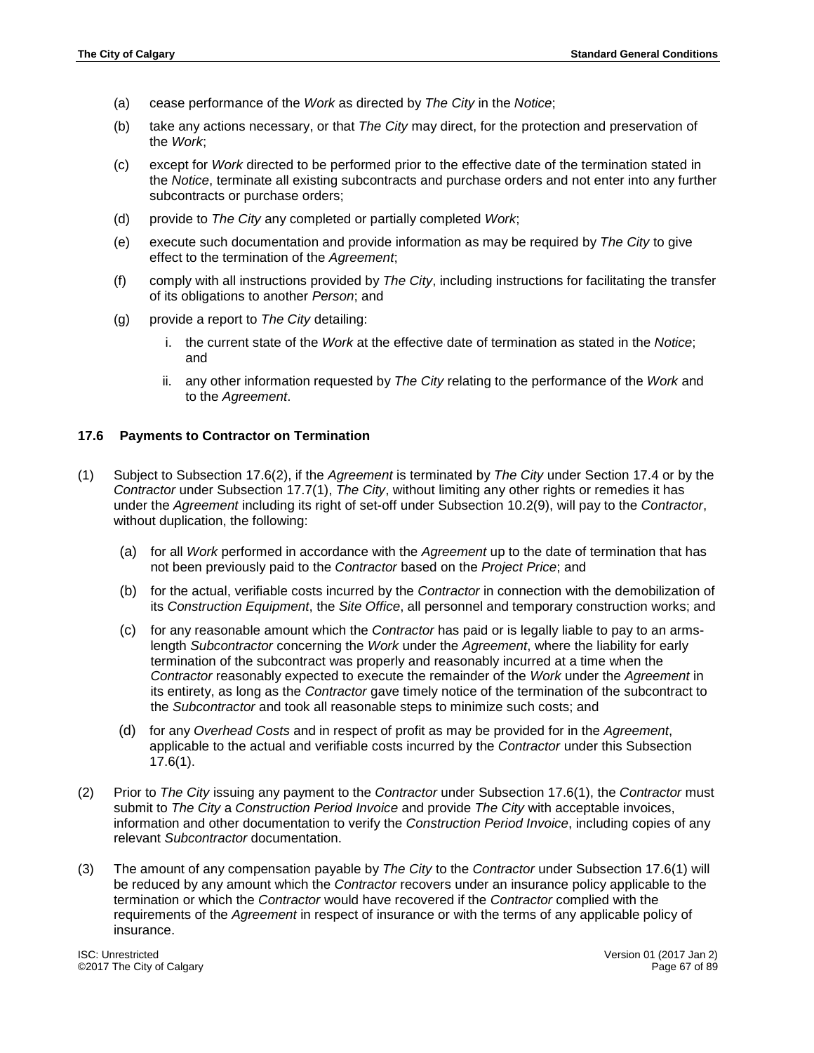(a) cease performance of the *Work* as directed by *The City* in the *Notice*;

(b) take any actions necessary, or that *The City* may direct, for the protection and preservation of the *Work*;

(c) except for *Work* directed to be performed prior to the effective date of the termination stated in the *Notice*, terminate all existing subcontracts and purchase orders and not enter into any further subcontracts or purchase orders;

(d) provide to *The City* any completed or partially completed *Work*;

(e) execute such documentation and provide information as may be required by *The City* to give effect to the termination of the *Agreement*;

(f) comply with all instructions provided by *The City*, including instructions for facilitating the transfer of its obligations to another *Person*; and

(g) provide a report to *The City* detailing:

   i. the current state of the *Work* at the effective date of termination as stated in the *Notice*; and

   ii. any other information requested by *The City* relating to the performance of the *Work* and to the *Agreement*.

### 17.6 Payments to Contractor on Termination

(1) Subject to Subsection 17.6(2), if the *Agreement* is terminated by *The City* under Section 17.4 or by the *Contractor* under Subsection 17.7(1), *The City*, without limiting any other rights or remedies it has under the *Agreement* including its right of set-off under Subsection 10.2(9), will pay to the *Contractor*, without duplication, the following:

   (a) for all *Work* performed in accordance with the *Agreement* up to the date of termination that has not been previously paid to the *Contractor* based on the *Project Price*; and

   (b) for the actual, verifiable costs incurred by the *Contractor* in connection with the demobilization of its *Construction Equipment*, the *Site Office*, all personnel and temporary construction works; and

   (c) for any reasonable amount which the *Contractor* has paid or is legally liable to pay to an arms-length *Subcontractor* concerning the *Work* under the *Agreement*, where the liability for early termination of the subcontract was properly and reasonably incurred at a time when the *Contractor* reasonably expected to execute the remainder of the *Work* under the *Agreement* in its entirety, as long as the *Contractor* gave timely notice of the termination of the subcontract to the *Subcontractor* and took all reasonable steps to minimize such costs; and

   (d) for any *Overhead Costs* and in respect of profit as may be provided for in the *Agreement*, applicable to the actual and verifiable costs incurred by the *Contractor* under this Subsection 17.6(1).

(2) Prior to *The City* issuing any payment to the *Contractor* under Subsection 17.6(1), the *Contractor* must submit to *The City* a *Construction Period Invoice* and provide *The City* with acceptable invoices, information and other documentation to verify the *Construction Period Invoice*, including copies of any relevant *Subcontractor* documentation.

(3) The amount of any compensation payable by *The City* to the *Contractor* under Subsection 17.6(1) will be reduced by any amount which the *Contractor* recovers under an insurance policy applicable to the termination or which the *Contractor* would have recovered if the *Contractor* complied with the requirements of the *Agreement* in respect of insurance or with the terms of any applicable policy of insurance.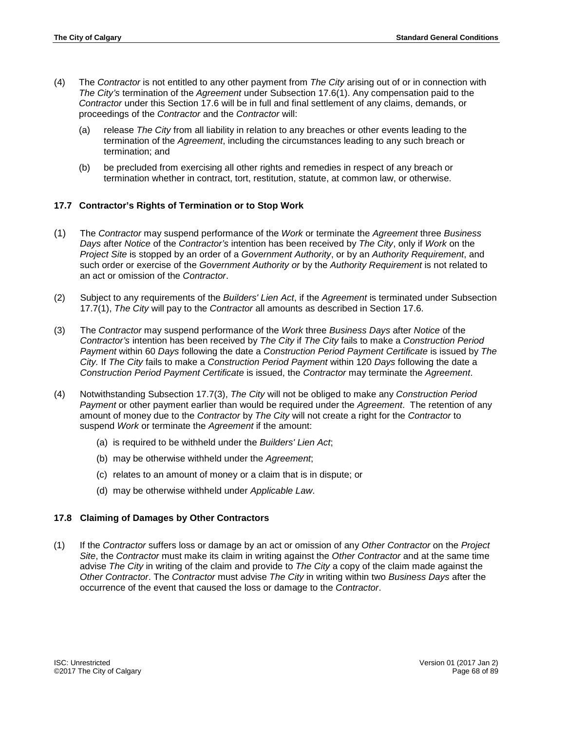(4) The *Contractor* is not entitled to any other payment from *The City* arising out of or in connection with *The City's* termination of the *Agreement* under Subsection 17.6(1). Any compensation paid to the *Contractor* under this Section 17.6 will be in full and final settlement of any claims, demands, or proceedings of the *Contractor* and the *Contractor* will:

   (a) release *The City* from all liability in relation to any breaches or other events leading to the termination of the *Agreement*, including the circumstances leading to any such breach or termination; and

   (b) be precluded from exercising all other rights and remedies in respect of any breach or termination whether in contract, tort, restitution, statute, at common law, or otherwise.

### 17.7 Contractor's Rights of Termination or to Stop Work

(1) The *Contractor* may suspend performance of the *Work* or terminate the *Agreement* three *Business Days* after *Notice* of the *Contractor's* intention has been received by *The City*, only if *Work* on the *Project Site* is stopped by an order of a *Government Authority*, or by an *Authority Requirement*, and such order or exercise of the *Government Authority or* by the *Authority Requirement* is not related to an act or omission of the *Contractor*.

(2) Subject to any requirements of the *Builders' Lien Act*, if the *Agreement* is terminated under Subsection 17.7(1), *The City* will pay to the *Contractor* all amounts as described in Section 17.6.

(3) The *Contractor* may suspend performance of the *Work* three *Business Days* after *Notice* of the *Contractor's* intention has been received by *The City* if *The City* fails to make a *Construction Period Payment* within 60 *Days* following the date a *Construction Period Payment Certificate* is issued by *The City.* If *The City* fails to make a *Construction Period Payment* within 120 *Days* following the date a *Construction Period Payment Certificate* is issued, the *Contractor* may terminate the *Agreement*.

(4) Notwithstanding Subsection 17.7(3), *The City* will not be obliged to make any *Construction Period Payment* or other payment earlier than would be required under the *Agreement*. The retention of any amount of money due to the *Contractor* by *The City* will not create a right for the *Contractor* to suspend *Work* or terminate the *Agreement* if the amount:

   (a) is required to be withheld under the *Builders' Lien Act*;

   (b) may be otherwise withheld under the *Agreement*;

   (c) relates to an amount of money or a claim that is in dispute; or

   (d) may be otherwise withheld under *Applicable Law*.

### 17.8 Claiming of Damages by Other Contractors

(1) If the *Contractor* suffers loss or damage by an act or omission of any *Other Contractor* on the *Project Site*, the *Contractor* must make its claim in writing against the *Other Contractor* and at the same time advise *The City* in writing of the claim and provide to *The City* a copy of the claim made against the *Other Contractor*. The *Contractor* must advise *The City* in writing within two *Business Days* after the occurrence of the event that caused the loss or damage to the *Contractor*.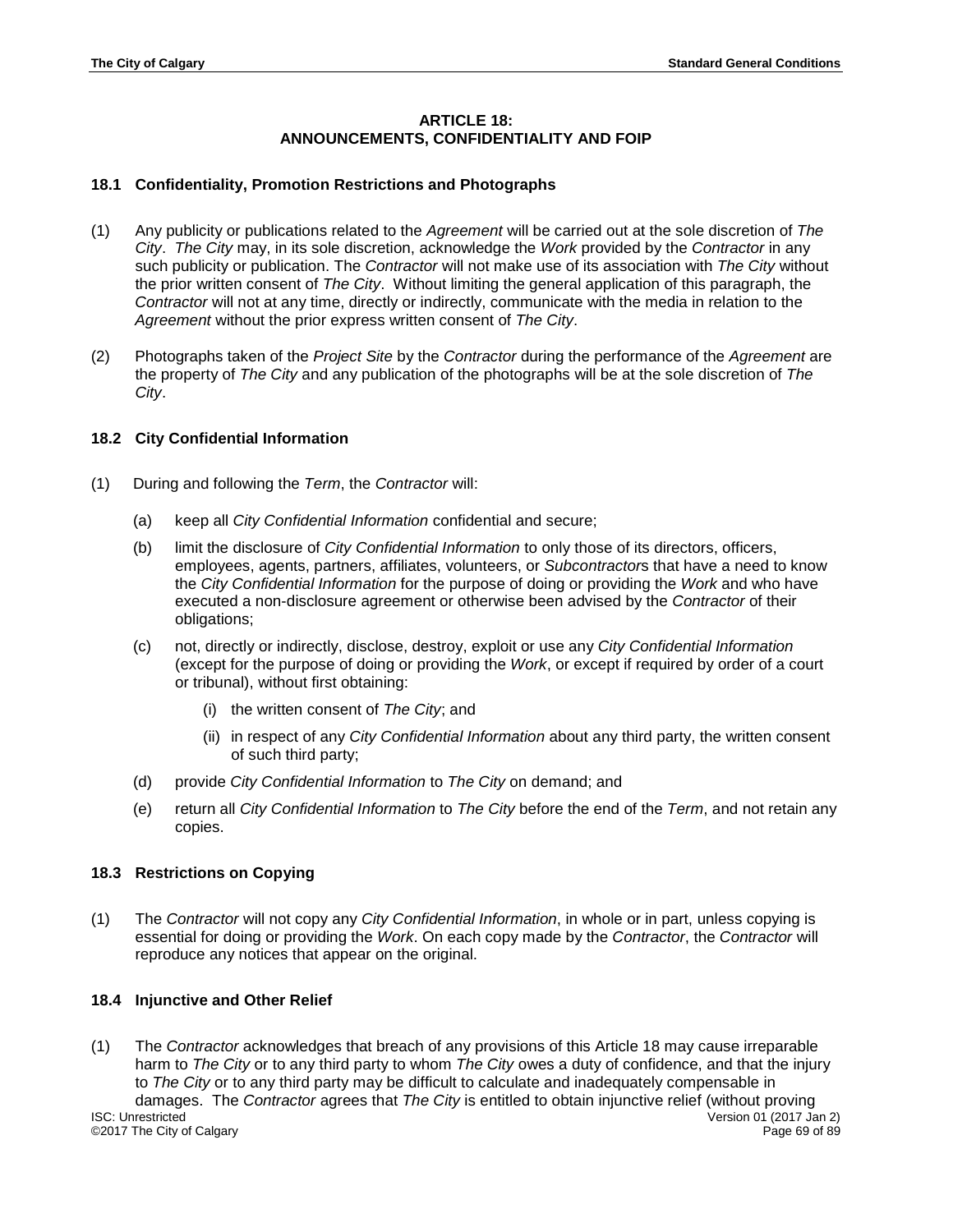## ARTICLE 18: ANNOUNCEMENTS, CONFIDENTIALITY AND FOIP

### 18.1 Confidentiality, Promotion Restrictions and Photographs

(1) Any publicity or publications related to the *Agreement* will be carried out at the sole discretion of *The City*. *The City* may, in its sole discretion, acknowledge the *Work* provided by the *Contractor* in any such publicity or publication. The *Contractor* will not make use of its association with *The City* without the prior written consent of *The City*. Without limiting the general application of this paragraph, the *Contractor* will not at any time, directly or indirectly, communicate with the media in relation to the *Agreement* without the prior express written consent of *The City*.

(2) Photographs taken of the *Project Site* by the *Contractor* during the performance of the *Agreement* are the property of *The City* and any publication of the photographs will be at the sole discretion of *The City*.

### 18.2 City Confidential Information

(1) During and following the *Term*, the *Contractor* will:

- (a) keep all *City Confidential Information* confidential and secure;
- (b) limit the disclosure of *City Confidential Information* to only those of its directors, officers, employees, agents, partners, affiliates, volunteers, or *Subcontractor*s that have a need to know the *City Confidential Information* for the purpose of doing or providing the *Work* and who have executed a non-disclosure agreement or otherwise been advised by the *Contractor* of their obligations;
- (c) not, directly or indirectly, disclose, destroy, exploit or use any *City Confidential Information* (except for the purpose of doing or providing the *Work*, or except if required by order of a court or tribunal), without first obtaining:
  - (i) the written consent of *The City*; and
  - (ii) in respect of any *City Confidential Information* about any third party, the written consent of such third party;
- (d) provide *City Confidential Information* to *The City* on demand; and
- (e) return all *City Confidential Information* to *The City* before the end of the *Term*, and not retain any copies.

### 18.3 Restrictions on Copying

(1) The *Contractor* will not copy any *City Confidential Information*, in whole or in part, unless copying is essential for doing or providing the *Work*. On each copy made by the *Contractor*, the *Contractor* will reproduce any notices that appear on the original.

### 18.4 Injunctive and Other Relief

(1) The *Contractor* acknowledges that breach of any provisions of this Article 18 may cause irreparable harm to *The City* or to any third party to whom *The City* owes a duty of confidence, and that the injury to *The City* or to any third party may be difficult to calculate and inadequately compensable in damages. The *Contractor* agrees that *The City* is entitled to obtain injunctive relief (without proving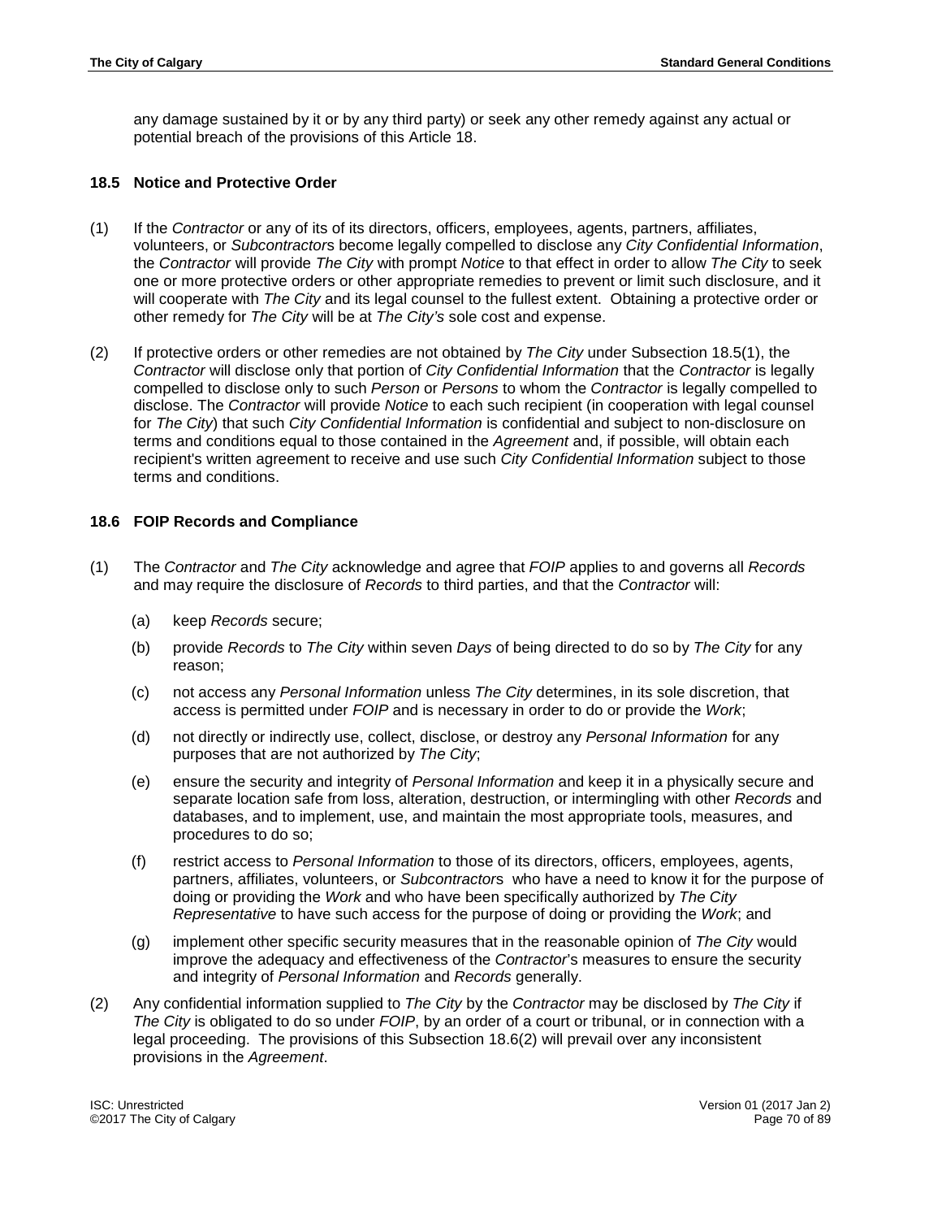any damage sustained by it or by any third party) or seek any other remedy against any actual or potential breach of the provisions of this Article 18.

### 18.5 Notice and Protective Order

(1) If the *Contractor* or any of its of its directors, officers, employees, agents, partners, affiliates, volunteers, or *Subcontractors* become legally compelled to disclose any *City Confidential Information*, the *Contractor* will provide *The City* with prompt *Notice* to that effect in order to allow *The City* to seek one or more protective orders or other appropriate remedies to prevent or limit such disclosure, and it will cooperate with *The City* and its legal counsel to the fullest extent. Obtaining a protective order or other remedy for *The City* will be at *The City's* sole cost and expense.

(2) If protective orders or other remedies are not obtained by *The City* under Subsection 18.5(1), the *Contractor* will disclose only that portion of *City Confidential Information* that the *Contractor* is legally compelled to disclose only to such *Person* or *Persons* to whom the *Contractor* is legally compelled to disclose. The *Contractor* will provide *Notice* to each such recipient (in cooperation with legal counsel for *The City*) that such *City Confidential Information* is confidential and subject to non-disclosure on terms and conditions equal to those contained in the *Agreement* and, if possible, will obtain each recipient's written agreement to receive and use such *City Confidential Information* subject to those terms and conditions.

### 18.6 FOIP Records and Compliance

(1) The *Contractor* and *The City* acknowledge and agree that *FOIP* applies to and governs all *Records* and may require the disclosure of *Records* to third parties, and that the *Contractor* will:

   (a) keep *Records* secure;

   (b) provide *Records* to *The City* within seven *Days* of being directed to do so by *The City* for any reason;

   (c) not access any *Personal Information* unless *The City* determines, in its sole discretion, that access is permitted under *FOIP* and is necessary in order to do or provide the *Work*;

   (d) not directly or indirectly use, collect, disclose, or destroy any *Personal Information* for any purposes that are not authorized by *The City*;

   (e) ensure the security and integrity of *Personal Information* and keep it in a physically secure and separate location safe from loss, alteration, destruction, or intermingling with other *Records* and databases, and to implement, use, and maintain the most appropriate tools, measures, and procedures to do so;

   (f) restrict access to *Personal Information* to those of its directors, officers, employees, agents, partners, affiliates, volunteers, or *Subcontractors* who have a need to know it for the purpose of doing or providing the *Work* and who have been specifically authorized by *The City Representative* to have such access for the purpose of doing or providing the *Work*; and

   (g) implement other specific security measures that in the reasonable opinion of *The City* would improve the adequacy and effectiveness of the *Contractor*'s measures to ensure the security and integrity of *Personal Information* and *Records* generally.

(2) Any confidential information supplied to *The City* by the *Contractor* may be disclosed by *The City* if *The City* is obligated to do so under *FOIP*, by an order of a court or tribunal, or in connection with a legal proceeding. The provisions of this Subsection 18.6(2) will prevail over any inconsistent provisions in the *Agreement*.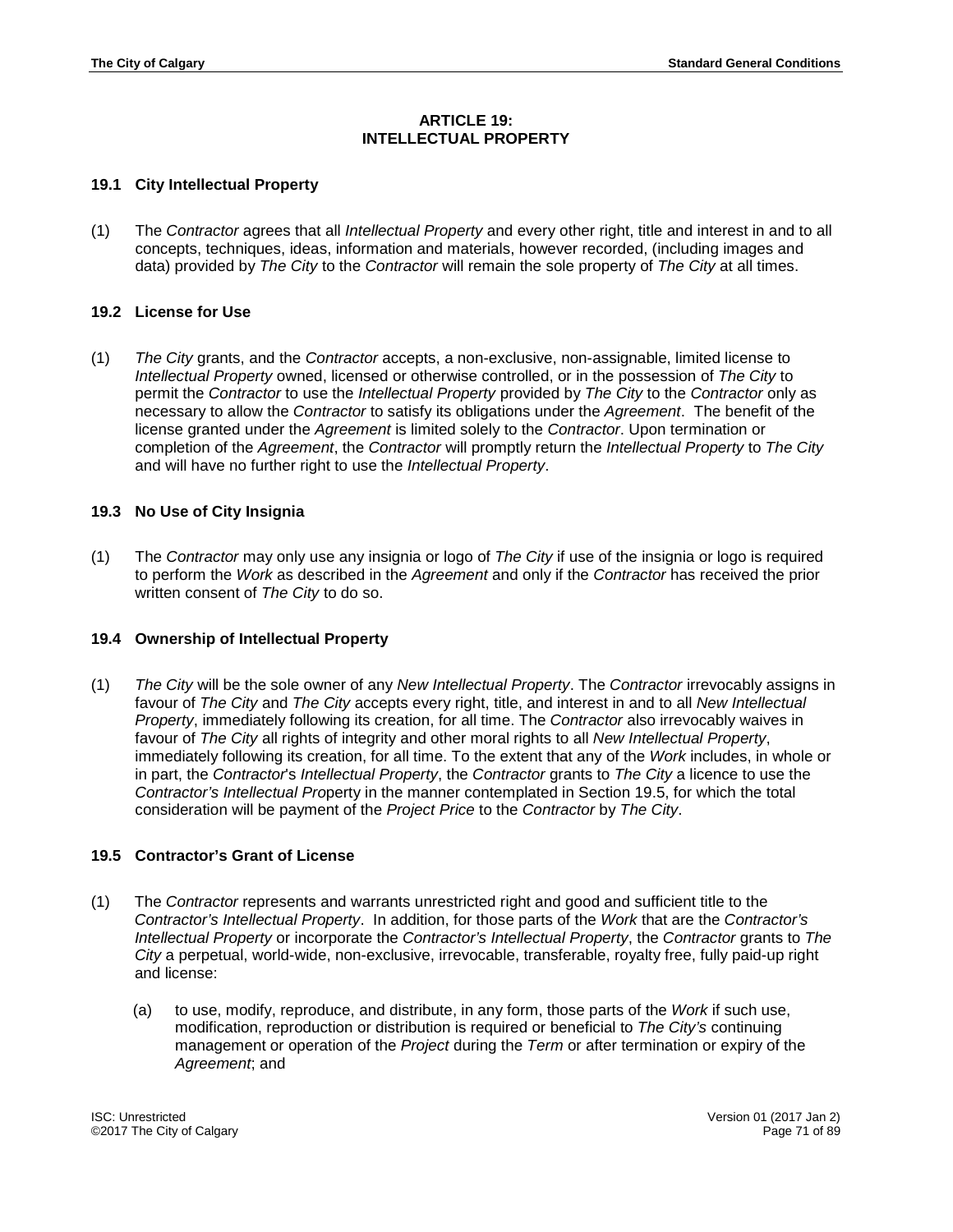**ARTICLE 19:**
**INTELLECTUAL PROPERTY**

### 19.1 City Intellectual Property

(1) The *Contractor* agrees that all *Intellectual Property* and every other right, title and interest in and to all concepts, techniques, ideas, information and materials, however recorded, (including images and data) provided by *The City* to the *Contractor* will remain the sole property of *The City* at all times.

### 19.2 License for Use

(1) *The City* grants, and the *Contractor* accepts, a non-exclusive, non-assignable, limited license to *Intellectual Property* owned, licensed or otherwise controlled, or in the possession of *The City* to permit the *Contractor* to use the *Intellectual Property* provided by *The City* to the *Contractor* only as necessary to allow the *Contractor* to satisfy its obligations under the *Agreement*. The benefit of the license granted under the *Agreement* is limited solely to the *Contractor*. Upon termination or completion of the *Agreement*, the *Contractor* will promptly return the *Intellectual Property* to *The City* and will have no further right to use the *Intellectual Property*.

### 19.3 No Use of City Insignia

(1) The *Contractor* may only use any insignia or logo of *The City* if use of the insignia or logo is required to perform the *Work* as described in the *Agreement* and only if the *Contractor* has received the prior written consent of *The City* to do so.

### 19.4 Ownership of Intellectual Property

(1) *The City* will be the sole owner of any *New Intellectual Property*. The *Contractor* irrevocably assigns in favour of *The City* and *The City* accepts every right, title, and interest in and to all *New Intellectual Property*, immediately following its creation, for all time. The *Contractor* also irrevocably waives in favour of *The City* all rights of integrity and other moral rights to all *New Intellectual Property*, immediately following its creation, for all time. To the extent that any of the *Work* includes, in whole or in part, the *Contractor*'s *Intellectual Property*, the *Contractor* grants to *The City* a licence to use the *Contractor's Intellectual Pro*perty in the manner contemplated in Section 19.5, for which the total consideration will be payment of the *Project Price* to the *Contractor* by *The City*.

### 19.5 Contractor's Grant of License

(1) The *Contractor* represents and warrants unrestricted right and good and sufficient title to the *Contractor's Intellectual Property*. In addition, for those parts of the *Work* that are the *Contractor's Intellectual Property* or incorporate the *Contractor's Intellectual Property*, the *Contractor* grants to *The City* a perpetual, world-wide, non-exclusive, irrevocable, transferable, royalty free, fully paid-up right and license:

   (a) to use, modify, reproduce, and distribute, in any form, those parts of the *Work* if such use, modification, reproduction or distribution is required or beneficial to *The City's* continuing management or operation of the *Project* during the *Term* or after termination or expiry of the *Agreement*; and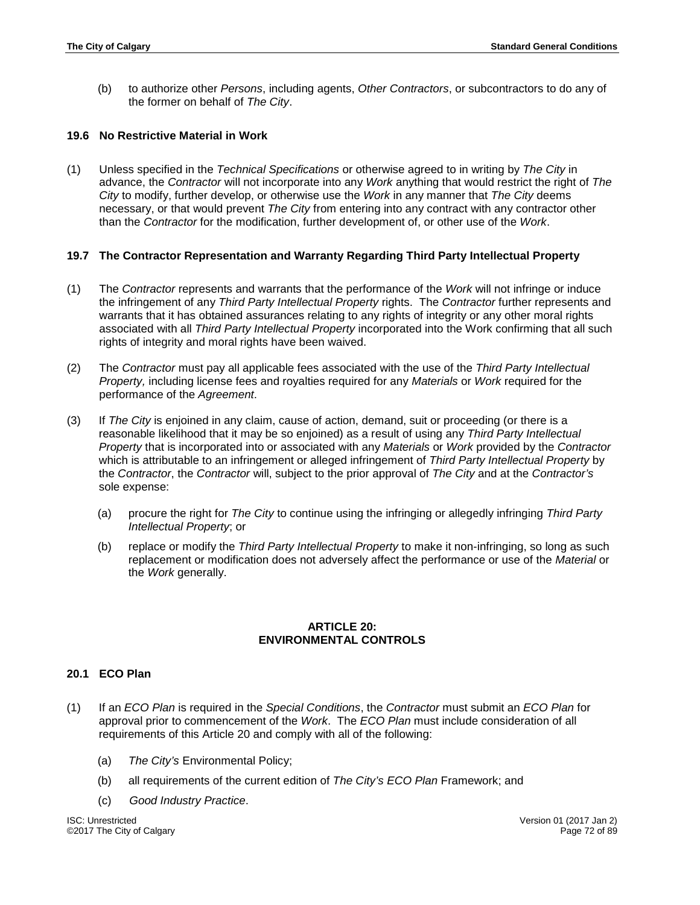(b) to authorize other *Persons*, including agents, *Other Contractors*, or subcontractors to do any of the former on behalf of *The City*.

### 19.6 No Restrictive Material in Work

(1) Unless specified in the *Technical Specifications* or otherwise agreed to in writing by *The City* in advance, the *Contractor* will not incorporate into any *Work* anything that would restrict the right of *The City* to modify, further develop, or otherwise use the *Work* in any manner that *The City* deems necessary, or that would prevent *The City* from entering into any contract with any contractor other than the *Contractor* for the modification, further development of, or other use of the *Work*.

### 19.7 The Contractor Representation and Warranty Regarding Third Party Intellectual Property

(1) The *Contractor* represents and warrants that the performance of the *Work* will not infringe or induce the infringement of any *Third Party Intellectual Property* rights. The *Contractor* further represents and warrants that it has obtained assurances relating to any rights of integrity or any other moral rights associated with all *Third Party Intellectual Property* incorporated into the Work confirming that all such rights of integrity and moral rights have been waived.

(2) The *Contractor* must pay all applicable fees associated with the use of the *Third Party Intellectual Property,* including license fees and royalties required for any *Materials* or *Work* required for the performance of the *Agreement*.

(3) If *The City* is enjoined in any claim, cause of action, demand, suit or proceeding (or there is a reasonable likelihood that it may be so enjoined) as a result of using any *Third Party Intellectual Property* that is incorporated into or associated with any *Materials* or *Work* provided by the *Contractor* which is attributable to an infringement or alleged infringement of *Third Party Intellectual Property* by the *Contractor*, the *Contractor* will, subject to the prior approval of *The City* and at the *Contractor's* sole expense:

   (a) procure the right for *The City* to continue using the infringing or allegedly infringing *Third Party Intellectual Property*; or

   (b) replace or modify the *Third Party Intellectual Property* to make it non-infringing, so long as such replacement or modification does not adversely affect the performance or use of the *Material* or the *Work* generally.

## ARTICLE 20: ENVIRONMENTAL CONTROLS

### 20.1 ECO Plan

(1) If an *ECO Plan* is required in the *Special Conditions*, the *Contractor* must submit an *ECO Plan* for approval prior to commencement of the *Work*. The *ECO Plan* must include consideration of all requirements of this Article 20 and comply with all of the following:

   (a) *The City's* Environmental Policy;

   (b) all requirements of the current edition of *The City's ECO Plan* Framework; and

   (c) *Good Industry Practice*.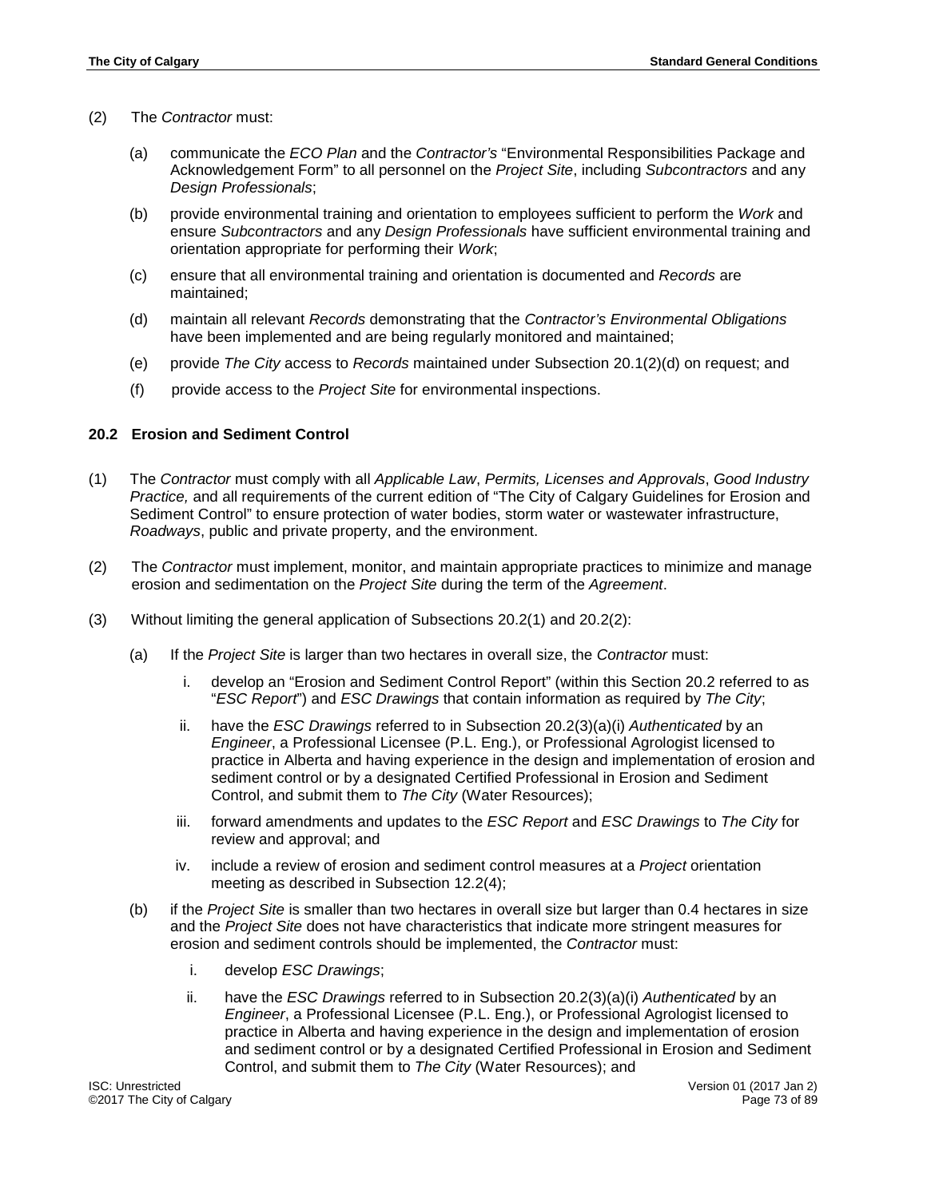(2) The *Contractor* must:

(a) communicate the *ECO Plan* and the *Contractor's* "Environmental Responsibilities Package and Acknowledgement Form" to all personnel on the *Project Site*, including *Subcontractors* and any *Design Professionals*;

(b) provide environmental training and orientation to employees sufficient to perform the *Work* and ensure *Subcontractors* and any *Design Professionals* have sufficient environmental training and orientation appropriate for performing their *Work*;

(c) ensure that all environmental training and orientation is documented and *Records* are maintained;

(d) maintain all relevant *Records* demonstrating that the *Contractor's Environmental Obligations* have been implemented and are being regularly monitored and maintained;

(e) provide *The City* access to *Records* maintained under Subsection 20.1(2)(d) on request; and

(f) provide access to the *Project Site* for environmental inspections.

### 20.2 Erosion and Sediment Control

(1) The *Contractor* must comply with all *Applicable Law*, *Permits, Licenses and Approvals*, *Good Industry Practice,* and all requirements of the current edition of "The City of Calgary Guidelines for Erosion and Sediment Control" to ensure protection of water bodies, storm water or wastewater infrastructure, *Roadways*, public and private property, and the environment.

(2) The *Contractor* must implement, monitor, and maintain appropriate practices to minimize and manage erosion and sedimentation on the *Project Site* during the term of the *Agreement*.

(3) Without limiting the general application of Subsections 20.2(1) and 20.2(2):

(a) If the *Project Site* is larger than two hectares in overall size, the *Contractor* must:

i. develop an "Erosion and Sediment Control Report" (within this Section 20.2 referred to as "*ESC Report*") and *ESC Drawings* that contain information as required by *The City*;

ii. have the *ESC Drawings* referred to in Subsection 20.2(3)(a)(i) *Authenticated* by an *Engineer*, a Professional Licensee (P.L. Eng.), or Professional Agrologist licensed to practice in Alberta and having experience in the design and implementation of erosion and sediment control or by a designated Certified Professional in Erosion and Sediment Control, and submit them to *The City* (Water Resources);

iii. forward amendments and updates to the *ESC Report* and *ESC Drawings* to *The City* for review and approval; and

iv. include a review of erosion and sediment control measures at a *Project* orientation meeting as described in Subsection 12.2(4);

(b) if the *Project Site* is smaller than two hectares in overall size but larger than 0.4 hectares in size and the *Project Site* does not have characteristics that indicate more stringent measures for erosion and sediment controls should be implemented, the *Contractor* must:

i. develop *ESC Drawings*;

ii. have the *ESC Drawings* referred to in Subsection 20.2(3)(a)(i) *Authenticated* by an *Engineer*, a Professional Licensee (P.L. Eng.), or Professional Agrologist licensed to practice in Alberta and having experience in the design and implementation of erosion and sediment control or by a designated Certified Professional in Erosion and Sediment Control, and submit them to *The City* (Water Resources); and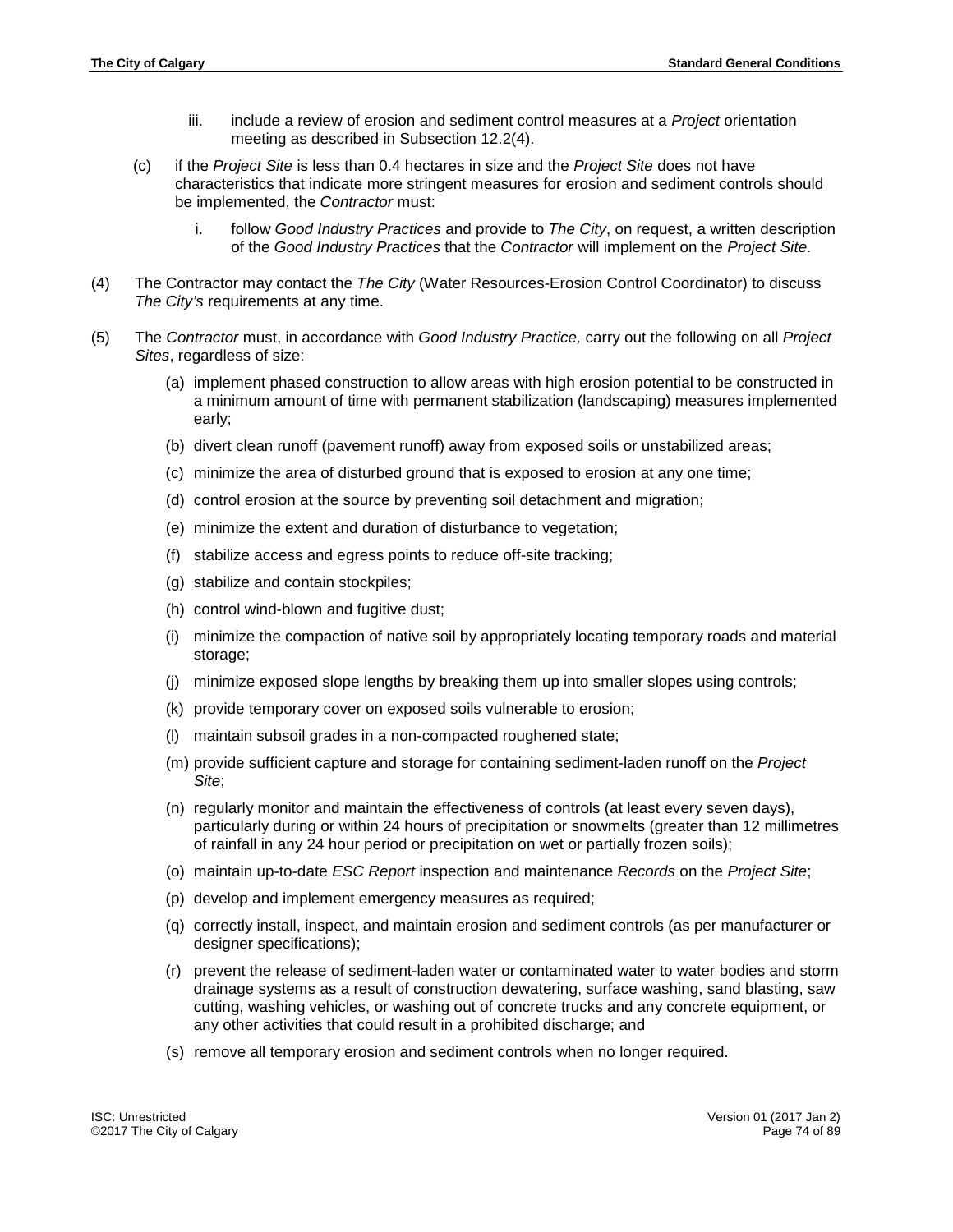iii. include a review of erosion and sediment control measures at a *Project* orientation meeting as described in Subsection 12.2(4).

(c) if the *Project Site* is less than 0.4 hectares in size and the *Project Site* does not have characteristics that indicate more stringent measures for erosion and sediment controls should be implemented, the *Contractor* must:

  i. follow *Good Industry Practices* and provide to *The City*, on request, a written description of the *Good Industry Practices* that the *Contractor* will implement on the *Project Site*.

(4) The Contractor may contact the *The City* (Water Resources-Erosion Control Coordinator) to discuss *The City's* requirements at any time.

(5) The *Contractor* must, in accordance with *Good Industry Practice,* carry out the following on all *Project Sites*, regardless of size:

(a) implement phased construction to allow areas with high erosion potential to be constructed in a minimum amount of time with permanent stabilization (landscaping) measures implemented early;

(b) divert clean runoff (pavement runoff) away from exposed soils or unstabilized areas;

(c) minimize the area of disturbed ground that is exposed to erosion at any one time;

(d) control erosion at the source by preventing soil detachment and migration;

(e) minimize the extent and duration of disturbance to vegetation;

(f) stabilize access and egress points to reduce off-site tracking;

(g) stabilize and contain stockpiles;

(h) control wind-blown and fugitive dust;

(i) minimize the compaction of native soil by appropriately locating temporary roads and material storage;

(j) minimize exposed slope lengths by breaking them up into smaller slopes using controls;

(k) provide temporary cover on exposed soils vulnerable to erosion;

(l) maintain subsoil grades in a non-compacted roughened state;

(m) provide sufficient capture and storage for containing sediment-laden runoff on the *Project Site*;

(n) regularly monitor and maintain the effectiveness of controls (at least every seven days), particularly during or within 24 hours of precipitation or snowmelts (greater than 12 millimetres of rainfall in any 24 hour period or precipitation on wet or partially frozen soils);

(o) maintain up-to-date *ESC Report* inspection and maintenance *Records* on the *Project Site*;

(p) develop and implement emergency measures as required;

(q) correctly install, inspect, and maintain erosion and sediment controls (as per manufacturer or designer specifications);

(r) prevent the release of sediment-laden water or contaminated water to water bodies and storm drainage systems as a result of construction dewatering, surface washing, sand blasting, saw cutting, washing vehicles, or washing out of concrete trucks and any concrete equipment, or any other activities that could result in a prohibited discharge; and

(s) remove all temporary erosion and sediment controls when no longer required.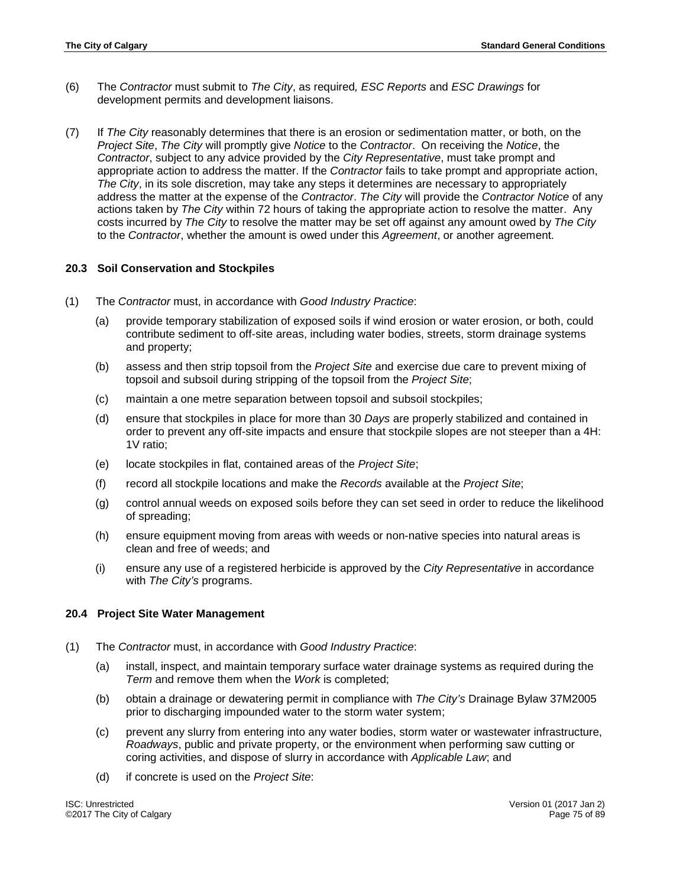(6) The *Contractor* must submit to *The City*, as required, *ESC Reports* and *ESC Drawings* for development permits and development liaisons.

(7) If *The City* reasonably determines that there is an erosion or sedimentation matter, or both, on the *Project Site*, *The City* will promptly give *Notice* to the *Contractor*. On receiving the *Notice*, the *Contractor*, subject to any advice provided by the *City Representative*, must take prompt and appropriate action to address the matter. If the *Contractor* fails to take prompt and appropriate action, *The City*, in its sole discretion, may take any steps it determines are necessary to appropriately address the matter at the expense of the *Contractor*. *The City* will provide the *Contractor Notice* of any actions taken by *The City* within 72 hours of taking the appropriate action to resolve the matter. Any costs incurred by *The City* to resolve the matter may be set off against any amount owed by *The City* to the *Contractor*, whether the amount is owed under this *Agreement*, or another agreement.

### 20.3 Soil Conservation and Stockpiles

(1) The *Contractor* must, in accordance with *Good Industry Practice*:

  (a) provide temporary stabilization of exposed soils if wind erosion or water erosion, or both, could contribute sediment to off-site areas, including water bodies, streets, storm drainage systems and property;

  (b) assess and then strip topsoil from the *Project Site* and exercise due care to prevent mixing of topsoil and subsoil during stripping of the topsoil from the *Project Site*;

  (c) maintain a one metre separation between topsoil and subsoil stockpiles;

  (d) ensure that stockpiles in place for more than 30 *Days* are properly stabilized and contained in order to prevent any off-site impacts and ensure that stockpile slopes are not steeper than a 4H: 1V ratio;

  (e) locate stockpiles in flat, contained areas of the *Project Site*;

  (f) record all stockpile locations and make the *Records* available at the *Project Site*;

  (g) control annual weeds on exposed soils before they can set seed in order to reduce the likelihood of spreading;

  (h) ensure equipment moving from areas with weeds or non-native species into natural areas is clean and free of weeds; and

  (i) ensure any use of a registered herbicide is approved by the *City Representative* in accordance with *The City's* programs.

### 20.4 Project Site Water Management

(1) The *Contractor* must, in accordance with *Good Industry Practice*:

  (a) install, inspect, and maintain temporary surface water drainage systems as required during the *Term* and remove them when the *Work* is completed;

  (b) obtain a drainage or dewatering permit in compliance with *The City's* Drainage Bylaw 37M2005 prior to discharging impounded water to the storm water system;

  (c) prevent any slurry from entering into any water bodies, storm water or wastewater infrastructure, *Roadways*, public and private property, or the environment when performing saw cutting or coring activities, and dispose of slurry in accordance with *Applicable Law*; and

  (d) if concrete is used on the *Project Site*: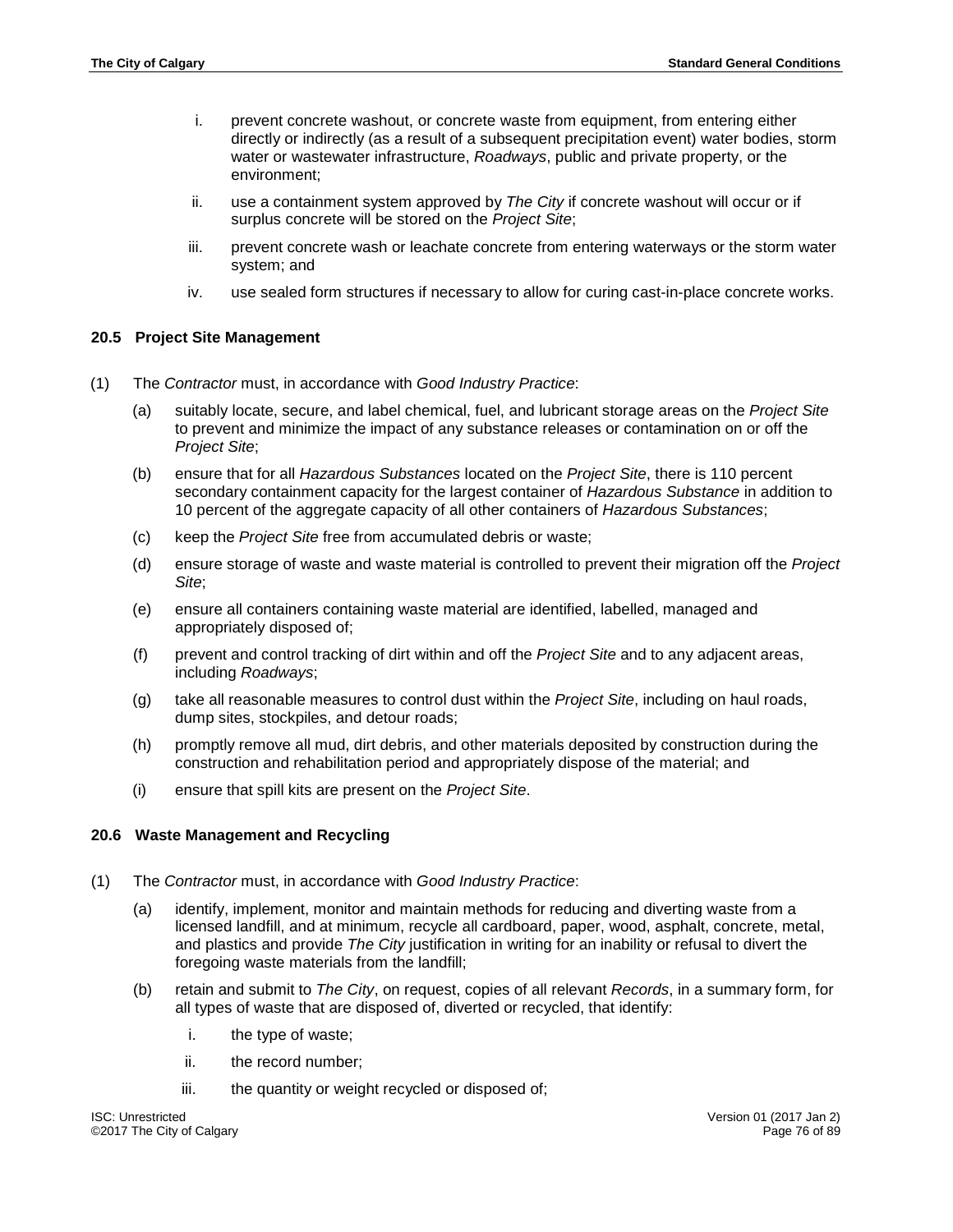i. prevent concrete washout, or concrete waste from equipment, from entering either directly or indirectly (as a result of a subsequent precipitation event) water bodies, storm water or wastewater infrastructure, *Roadways*, public and private property, or the environment;

ii. use a containment system approved by *The City* if concrete washout will occur or if surplus concrete will be stored on the *Project Site*;

iii. prevent concrete wash or leachate concrete from entering waterways or the storm water system; and

iv. use sealed form structures if necessary to allow for curing cast-in-place concrete works.

### 20.5 Project Site Management

(1) The *Contractor* must, in accordance with *Good Industry Practice*:

(a) suitably locate, secure, and label chemical, fuel, and lubricant storage areas on the *Project Site* to prevent and minimize the impact of any substance releases or contamination on or off the *Project Site*;

(b) ensure that for all *Hazardous Substances* located on the *Project Site*, there is 110 percent secondary containment capacity for the largest container of *Hazardous Substance* in addition to 10 percent of the aggregate capacity of all other containers of *Hazardous Substances*;

(c) keep the *Project Site* free from accumulated debris or waste;

(d) ensure storage of waste and waste material is controlled to prevent their migration off the *Project Site*;

(e) ensure all containers containing waste material are identified, labelled, managed and appropriately disposed of;

(f) prevent and control tracking of dirt within and off the *Project Site* and to any adjacent areas, including *Roadways*;

(g) take all reasonable measures to control dust within the *Project Site*, including on haul roads, dump sites, stockpiles, and detour roads;

(h) promptly remove all mud, dirt debris, and other materials deposited by construction during the construction and rehabilitation period and appropriately dispose of the material; and

(i) ensure that spill kits are present on the *Project Site*.

### 20.6 Waste Management and Recycling

(1) The *Contractor* must, in accordance with *Good Industry Practice*:

(a) identify, implement, monitor and maintain methods for reducing and diverting waste from a licensed landfill, and at minimum, recycle all cardboard, paper, wood, asphalt, concrete, metal, and plastics and provide *The City* justification in writing for an inability or refusal to divert the foregoing waste materials from the landfill;

(b) retain and submit to *The City*, on request, copies of all relevant *Records*, in a summary form, for all types of waste that are disposed of, diverted or recycled, that identify:

i. the type of waste;

ii. the record number;

iii. the quantity or weight recycled or disposed of;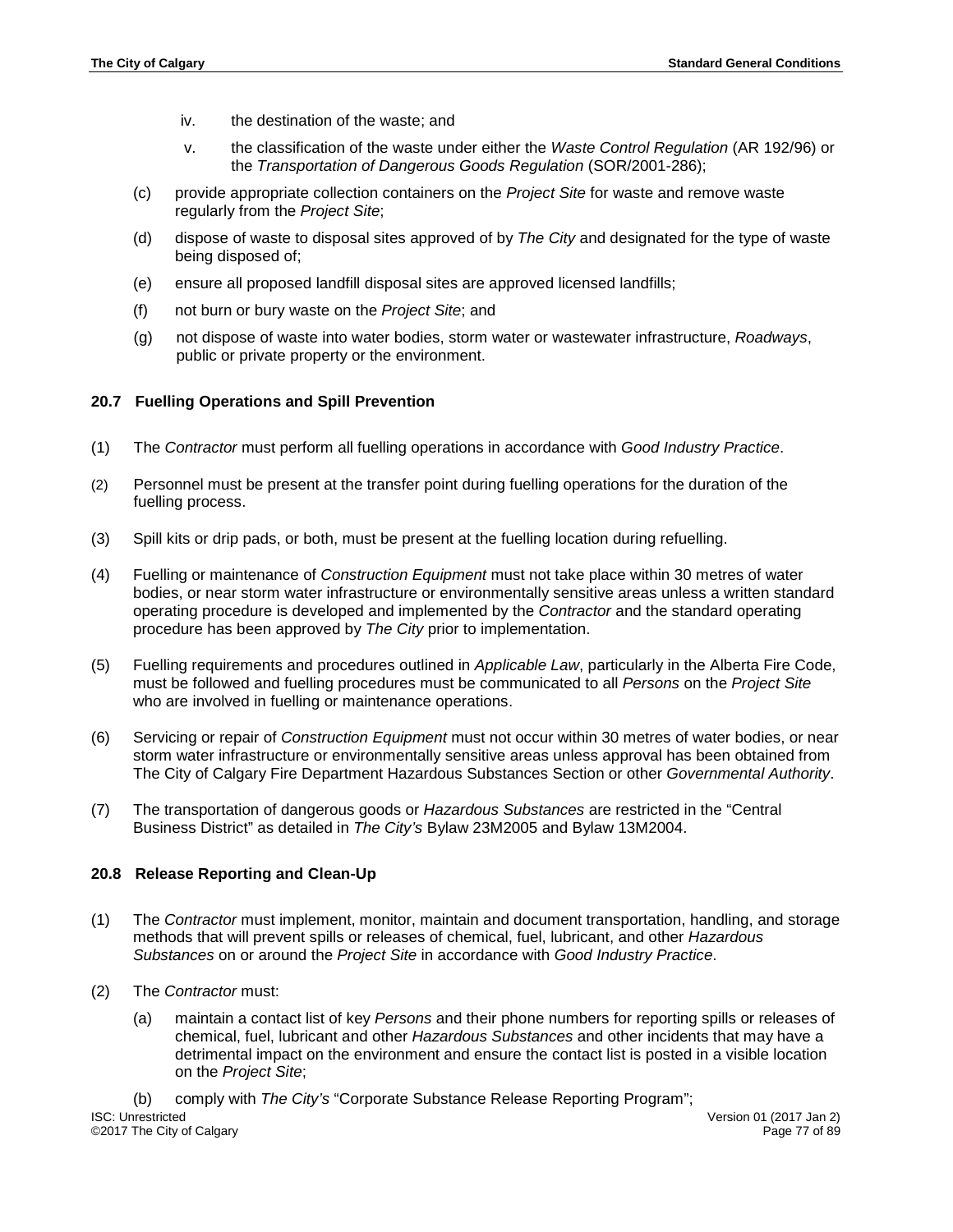iv. the destination of the waste; and

v. the classification of the waste under either the *Waste Control Regulation* (AR 192/96) or the *Transportation of Dangerous Goods Regulation* (SOR/2001-286);

(c) provide appropriate collection containers on the *Project Site* for waste and remove waste regularly from the *Project Site*;

(d) dispose of waste to disposal sites approved of by *The City* and designated for the type of waste being disposed of;

(e) ensure all proposed landfill disposal sites are approved licensed landfills;

(f) not burn or bury waste on the *Project Site*; and

(g) not dispose of waste into water bodies, storm water or wastewater infrastructure, *Roadways*, public or private property or the environment.

### 20.7 Fuelling Operations and Spill Prevention

(1) The *Contractor* must perform all fuelling operations in accordance with *Good Industry Practice*.

(2) Personnel must be present at the transfer point during fuelling operations for the duration of the fuelling process.

(3) Spill kits or drip pads, or both, must be present at the fuelling location during refuelling.

(4) Fuelling or maintenance of *Construction Equipment* must not take place within 30 metres of water bodies, or near storm water infrastructure or environmentally sensitive areas unless a written standard operating procedure is developed and implemented by the *Contractor* and the standard operating procedure has been approved by *The City* prior to implementation.

(5) Fuelling requirements and procedures outlined in *Applicable Law*, particularly in the Alberta Fire Code, must be followed and fuelling procedures must be communicated to all *Persons* on the *Project Site* who are involved in fuelling or maintenance operations.

(6) Servicing or repair of *Construction Equipment* must not occur within 30 metres of water bodies, or near storm water infrastructure or environmentally sensitive areas unless approval has been obtained from The City of Calgary Fire Department Hazardous Substances Section or other *Governmental Authority*.

(7) The transportation of dangerous goods or *Hazardous Substances* are restricted in the "Central Business District" as detailed in *The City's* Bylaw 23M2005 and Bylaw 13M2004.

### 20.8 Release Reporting and Clean-Up

(1) The *Contractor* must implement, monitor, maintain and document transportation, handling, and storage methods that will prevent spills or releases of chemical, fuel, lubricant, and other *Hazardous Substances* on or around the *Project Site* in accordance with *Good Industry Practice*.

(2) The *Contractor* must:

(a) maintain a contact list of key *Persons* and their phone numbers for reporting spills or releases of chemical, fuel, lubricant and other *Hazardous Substances* and other incidents that may have a detrimental impact on the environment and ensure the contact list is posted in a visible location on the *Project Site*;

(b) comply with *The City's* "Corporate Substance Release Reporting Program";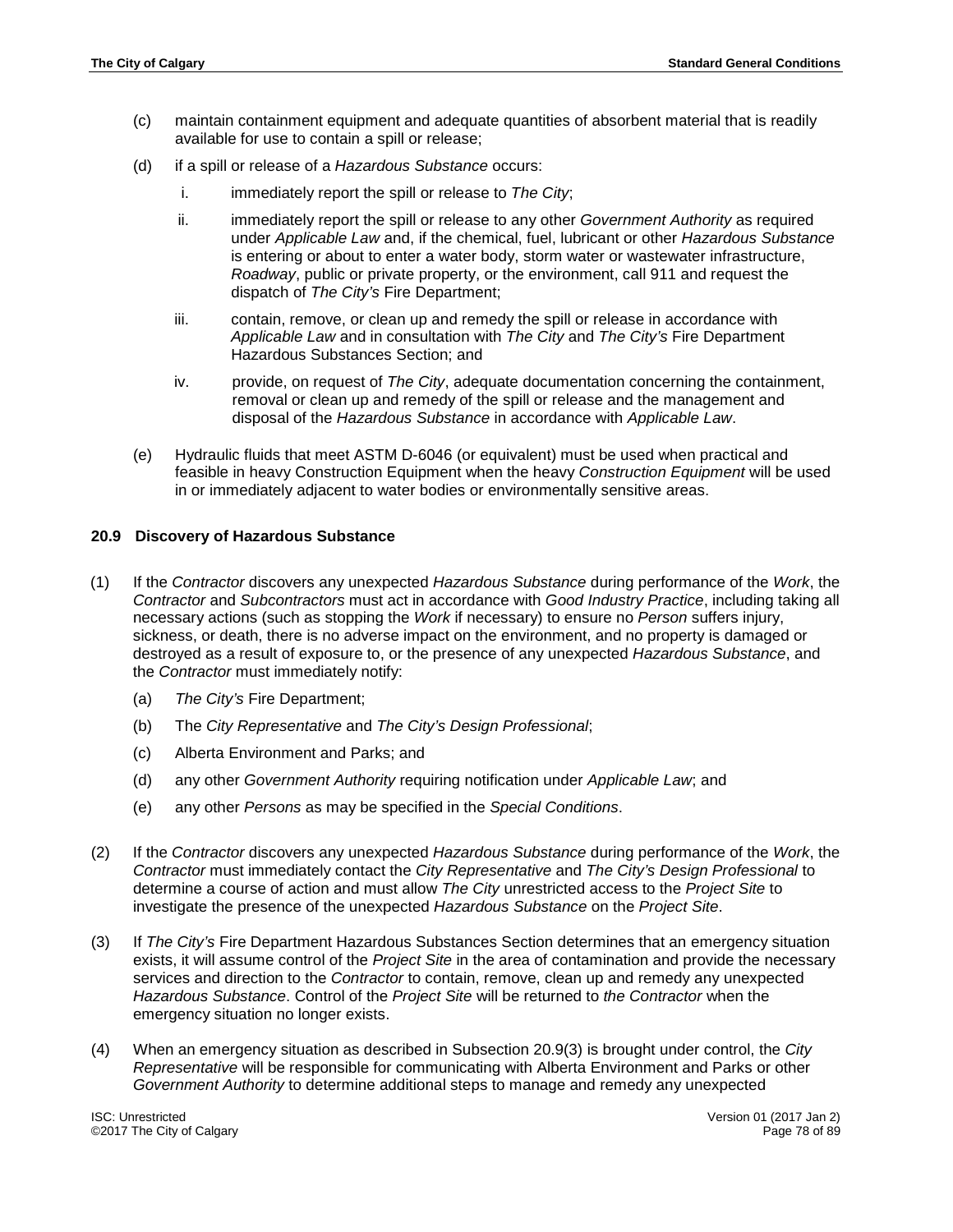(c) maintain containment equipment and adequate quantities of absorbent material that is readily available for use to contain a spill or release;

(d) if a spill or release of a *Hazardous Substance* occurs:

   i. immediately report the spill or release to *The City*;

   ii. immediately report the spill or release to any other *Government Authority* as required under *Applicable Law* and, if the chemical, fuel, lubricant or other *Hazardous Substance* is entering or about to enter a water body, storm water or wastewater infrastructure, *Roadway*, public or private property, or the environment, call 911 and request the dispatch of *The City's* Fire Department;

   iii. contain, remove, or clean up and remedy the spill or release in accordance with *Applicable Law* and in consultation with *The City* and *The City's* Fire Department Hazardous Substances Section; and

   iv. provide, on request of *The City*, adequate documentation concerning the containment, removal or clean up and remedy of the spill or release and the management and disposal of the *Hazardous Substance* in accordance with *Applicable Law*.

(e) Hydraulic fluids that meet ASTM D-6046 (or equivalent) must be used when practical and feasible in heavy Construction Equipment when the heavy *Construction Equipment* will be used in or immediately adjacent to water bodies or environmentally sensitive areas.

### 20.9 Discovery of Hazardous Substance

(1) If the *Contractor* discovers any unexpected *Hazardous Substance* during performance of the *Work*, the *Contractor* and *Subcontractors* must act in accordance with *Good Industry Practice*, including taking all necessary actions (such as stopping the *Work* if necessary) to ensure no *Person* suffers injury, sickness, or death, there is no adverse impact on the environment, and no property is damaged or destroyed as a result of exposure to, or the presence of any unexpected *Hazardous Substance*, and the *Contractor* must immediately notify:

   (a) *The City's* Fire Department;

   (b) The *City Representative* and *The City's Design Professional*;

   (c) Alberta Environment and Parks; and

   (d) any other *Government Authority* requiring notification under *Applicable Law*; and

   (e) any other *Persons* as may be specified in the *Special Conditions*.

(2) If the *Contractor* discovers any unexpected *Hazardous Substance* during performance of the *Work*, the *Contractor* must immediately contact the *City Representative* and *The City's Design Professional* to determine a course of action and must allow *The City* unrestricted access to the *Project Site* to investigate the presence of the unexpected *Hazardous Substance* on the *Project Site*.

(3) If *The City's* Fire Department Hazardous Substances Section determines that an emergency situation exists, it will assume control of the *Project Site* in the area of contamination and provide the necessary services and direction to the *Contractor* to contain, remove, clean up and remedy any unexpected *Hazardous Substance*. Control of the *Project Site* will be returned to *the Contractor* when the emergency situation no longer exists.

(4) When an emergency situation as described in Subsection 20.9(3) is brought under control, the *City Representative* will be responsible for communicating with Alberta Environment and Parks or other *Government Authority* to determine additional steps to manage and remedy any unexpected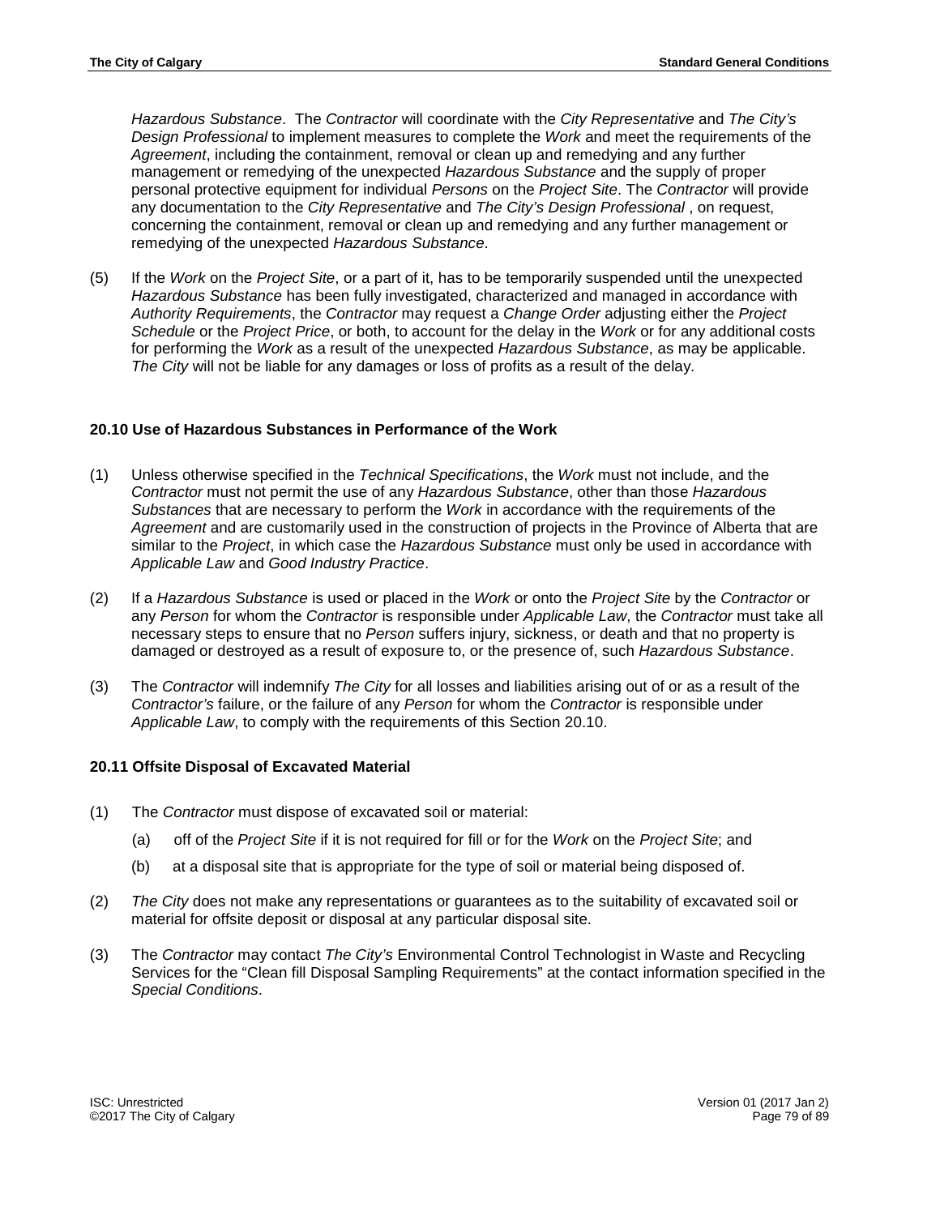*Hazardous Substance*. The *Contractor* will coordinate with the *City Representative* and *The City's Design Professional* to implement measures to complete the *Work* and meet the requirements of the *Agreement*, including the containment, removal or clean up and remedying and any further management or remedying of the unexpected *Hazardous Substance* and the supply of proper personal protective equipment for individual *Persons* on the *Project Site*. The *Contractor* will provide any documentation to the *City Representative* and *The City's Design Professional* , on request, concerning the containment, removal or clean up and remedying and any further management or remedying of the unexpected *Hazardous Substance*.

(5) If the *Work* on the *Project Site*, or a part of it, has to be temporarily suspended until the unexpected *Hazardous Substance* has been fully investigated, characterized and managed in accordance with *Authority Requirements*, the *Contractor* may request a *Change Order* adjusting either the *Project Schedule* or the *Project Price*, or both, to account for the delay in the *Work* or for any additional costs for performing the *Work* as a result of the unexpected *Hazardous Substance*, as may be applicable. *The City* will not be liable for any damages or loss of profits as a result of the delay.

### 20.10 Use of Hazardous Substances in Performance of the Work

(1) Unless otherwise specified in the *Technical Specifications*, the *Work* must not include, and the *Contractor* must not permit the use of any *Hazardous Substance*, other than those *Hazardous Substances* that are necessary to perform the *Work* in accordance with the requirements of the *Agreement* and are customarily used in the construction of projects in the Province of Alberta that are similar to the *Project*, in which case the *Hazardous Substance* must only be used in accordance with *Applicable Law* and *Good Industry Practice*.

(2) If a *Hazardous Substance* is used or placed in the *Work* or onto the *Project Site* by the *Contractor* or any *Person* for whom the *Contractor* is responsible under *Applicable Law*, the *Contractor* must take all necessary steps to ensure that no *Person* suffers injury, sickness, or death and that no property is damaged or destroyed as a result of exposure to, or the presence of, such *Hazardous Substance*.

(3) The *Contractor* will indemnify *The City* for all losses and liabilities arising out of or as a result of the *Contractor's* failure, or the failure of any *Person* for whom the *Contractor* is responsible under *Applicable Law*, to comply with the requirements of this Section 20.10.

### 20.11 Offsite Disposal of Excavated Material

(1) The *Contractor* must dispose of excavated soil or material:

   (a) off of the *Project Site* if it is not required for fill or for the *Work* on the *Project Site*; and

   (b) at a disposal site that is appropriate for the type of soil or material being disposed of.

(2) *The City* does not make any representations or guarantees as to the suitability of excavated soil or material for offsite deposit or disposal at any particular disposal site.

(3) The *Contractor* may contact *The City's* Environmental Control Technologist in Waste and Recycling Services for the "Clean fill Disposal Sampling Requirements" at the contact information specified in the *Special Conditions*.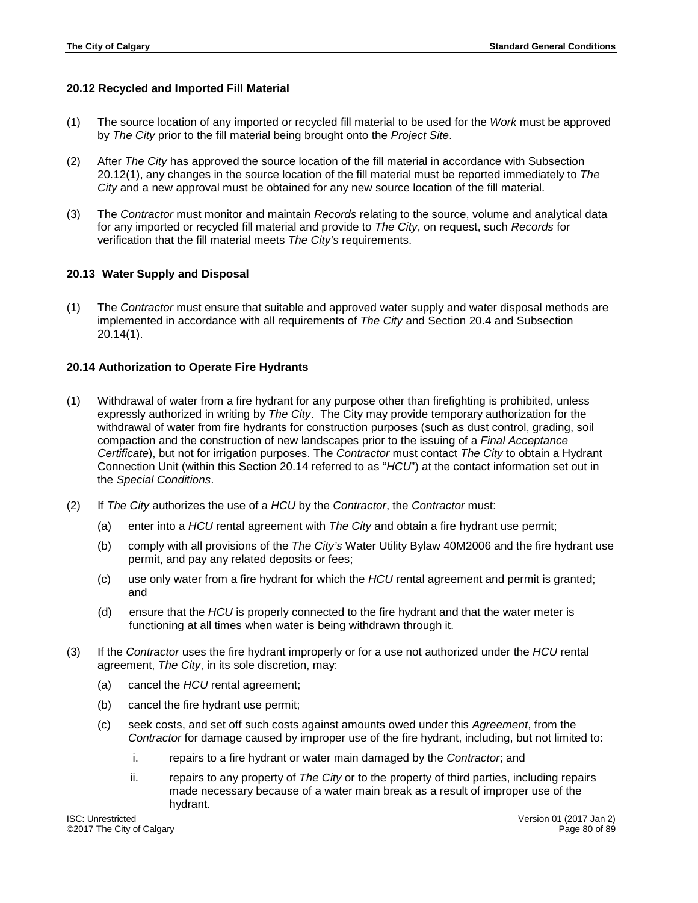### 20.12 Recycled and Imported Fill Material

(1) The source location of any imported or recycled fill material to be used for the *Work* must be approved by *The City* prior to the fill material being brought onto the *Project Site*.

(2) After *The City* has approved the source location of the fill material in accordance with Subsection 20.12(1), any changes in the source location of the fill material must be reported immediately to *The City* and a new approval must be obtained for any new source location of the fill material.

(3) The *Contractor* must monitor and maintain *Records* relating to the source, volume and analytical data for any imported or recycled fill material and provide to *The City*, on request, such *Records* for verification that the fill material meets *The City's* requirements.

### 20.13 Water Supply and Disposal

(1) The *Contractor* must ensure that suitable and approved water supply and water disposal methods are implemented in accordance with all requirements of *The City* and Section 20.4 and Subsection 20.14(1).

### 20.14 Authorization to Operate Fire Hydrants

(1) Withdrawal of water from a fire hydrant for any purpose other than firefighting is prohibited, unless expressly authorized in writing by *The City*. The City may provide temporary authorization for the withdrawal of water from fire hydrants for construction purposes (such as dust control, grading, soil compaction and the construction of new landscapes prior to the issuing of a *Final Acceptance Certificate*), but not for irrigation purposes. The *Contractor* must contact *The City* to obtain a Hydrant Connection Unit (within this Section 20.14 referred to as "*HCU*") at the contact information set out in the *Special Conditions*.

(2) If *The City* authorizes the use of a *HCU* by the *Contractor*, the *Contractor* must:

   (a) enter into a *HCU* rental agreement with *The City* and obtain a fire hydrant use permit;

   (b) comply with all provisions of the *The City's* Water Utility Bylaw 40M2006 and the fire hydrant use permit, and pay any related deposits or fees;

   (c) use only water from a fire hydrant for which the *HCU* rental agreement and permit is granted; and

   (d) ensure that the *HCU* is properly connected to the fire hydrant and that the water meter is functioning at all times when water is being withdrawn through it.

(3) If the *Contractor* uses the fire hydrant improperly or for a use not authorized under the *HCU* rental agreement, *The City*, in its sole discretion, may:

   (a) cancel the *HCU* rental agreement;

   (b) cancel the fire hydrant use permit;

   (c) seek costs, and set off such costs against amounts owed under this *Agreement*, from the *Contractor* for damage caused by improper use of the fire hydrant, including, but not limited to:

      i. repairs to a fire hydrant or water main damaged by the *Contractor*; and

      ii. repairs to any property of *The City* or to the property of third parties, including repairs made necessary because of a water main break as a result of improper use of the hydrant.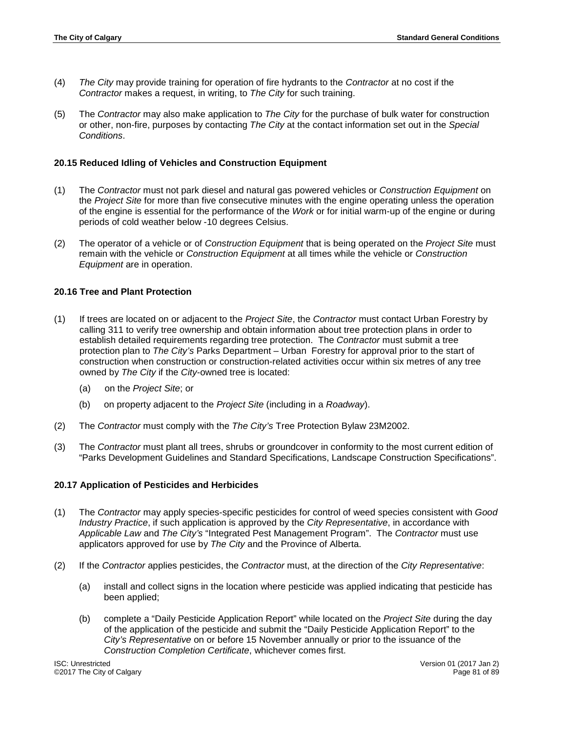(4) *The City* may provide training for operation of fire hydrants to the *Contractor* at no cost if the *Contractor* makes a request, in writing, to *The City* for such training.

(5) The *Contractor* may also make application to *The City* for the purchase of bulk water for construction or other, non-fire, purposes by contacting *The City* at the contact information set out in the *Special Conditions*.

### 20.15 Reduced Idling of Vehicles and Construction Equipment

(1) The *Contractor* must not park diesel and natural gas powered vehicles or *Construction Equipment* on the *Project Site* for more than five consecutive minutes with the engine operating unless the operation of the engine is essential for the performance of the *Work* or for initial warm-up of the engine or during periods of cold weather below -10 degrees Celsius.

(2) The operator of a vehicle or of *Construction Equipment* that is being operated on the *Project Site* must remain with the vehicle or *Construction Equipment* at all times while the vehicle or *Construction Equipment* are in operation.

### 20.16 Tree and Plant Protection

(1) If trees are located on or adjacent to the *Project Site*, the *Contractor* must contact Urban Forestry by calling 311 to verify tree ownership and obtain information about tree protection plans in order to establish detailed requirements regarding tree protection. The *Contractor* must submit a tree protection plan to *The City's* Parks Department – Urban Forestry for approval prior to the start of construction when construction or construction-related activities occur within six metres of any tree owned by *The City* if the *City*-owned tree is located:

   (a) on the *Project Site*; or

   (b) on property adjacent to the *Project Site* (including in a *Roadway*).

(2) The *Contractor* must comply with the *The City's* Tree Protection Bylaw 23M2002.

(3) The *Contractor* must plant all trees, shrubs or groundcover in conformity to the most current edition of "Parks Development Guidelines and Standard Specifications, Landscape Construction Specifications".

### 20.17 Application of Pesticides and Herbicides

(1) The *Contractor* may apply species-specific pesticides for control of weed species consistent with *Good Industry Practice*, if such application is approved by the *City Representative*, in accordance with *Applicable Law* and *The City's* "Integrated Pest Management Program". The *Contractor* must use applicators approved for use by *The City* and the Province of Alberta.

(2) If the *Contractor* applies pesticides, the *Contractor* must, at the direction of the *City Representative*:

   (a) install and collect signs in the location where pesticide was applied indicating that pesticide has been applied;

   (b) complete a "Daily Pesticide Application Report" while located on the *Project Site* during the day of the application of the pesticide and submit the "Daily Pesticide Application Report" to the *City's Representative* on or before 15 November annually or prior to the issuance of the *Construction Completion Certificate*, whichever comes first.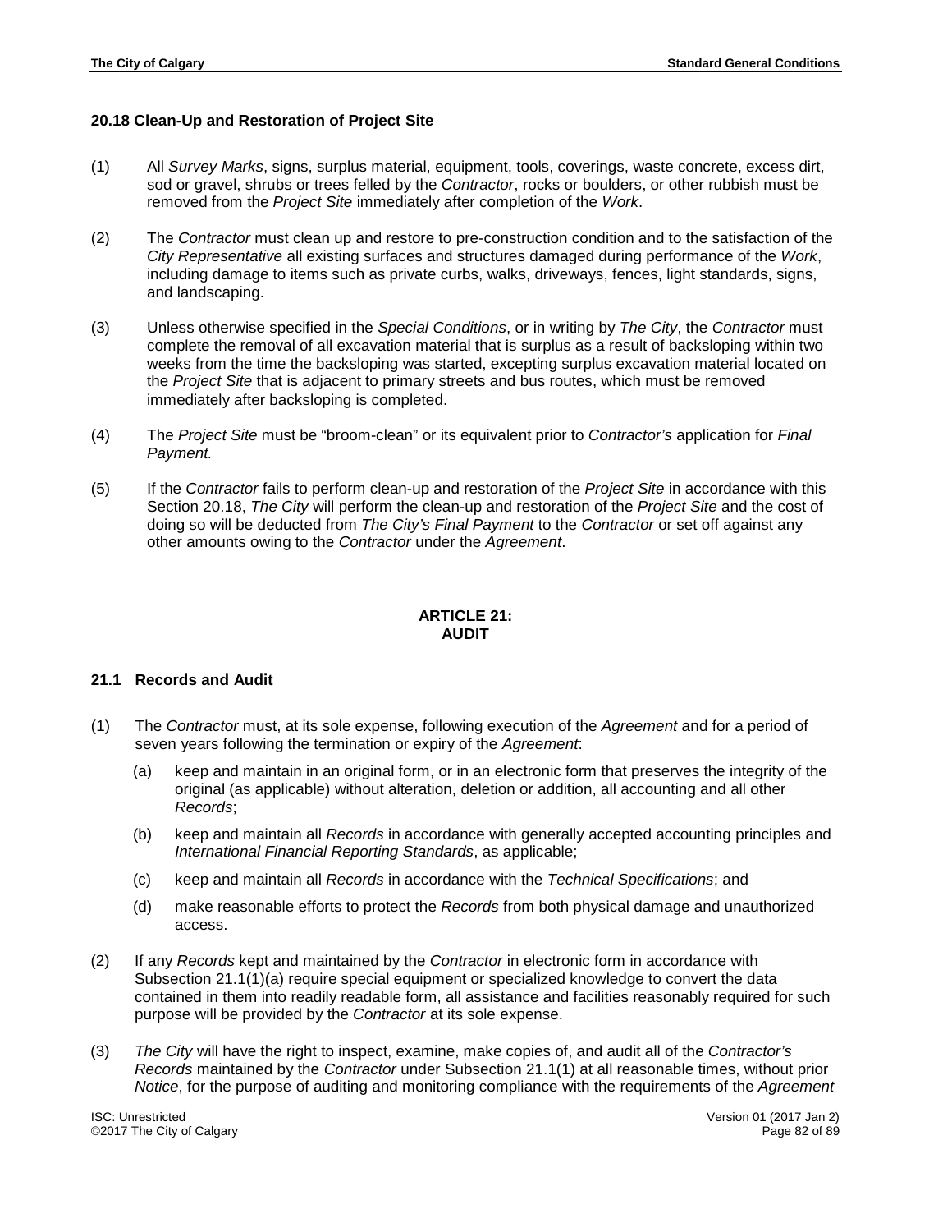### 20.18 Clean-Up and Restoration of Project Site

(1) All *Survey Marks*, signs, surplus material, equipment, tools, coverings, waste concrete, excess dirt, sod or gravel, shrubs or trees felled by the *Contractor*, rocks or boulders, or other rubbish must be removed from the *Project Site* immediately after completion of the *Work*.

(2) The *Contractor* must clean up and restore to pre-construction condition and to the satisfaction of the *City Representative* all existing surfaces and structures damaged during performance of the *Work*, including damage to items such as private curbs, walks, driveways, fences, light standards, signs, and landscaping.

(3) Unless otherwise specified in the *Special Conditions*, or in writing by *The City*, the *Contractor* must complete the removal of all excavation material that is surplus as a result of backsloping within two weeks from the time the backsloping was started, excepting surplus excavation material located on the *Project Site* that is adjacent to primary streets and bus routes, which must be removed immediately after backsloping is completed.

(4) The *Project Site* must be "broom-clean" or its equivalent prior to *Contractor's* application for *Final Payment.*

(5) If the *Contractor* fails to perform clean-up and restoration of the *Project Site* in accordance with this Section 20.18, *The City* will perform the clean-up and restoration of the *Project Site* and the cost of doing so will be deducted from *The City's Final Payment* to the *Contractor* or set off against any other amounts owing to the *Contractor* under the *Agreement*.

## ARTICLE 21: AUDIT

### 21.1 Records and Audit

(1) The *Contractor* must, at its sole expense, following execution of the *Agreement* and for a period of seven years following the termination or expiry of the *Agreement*:

   (a) keep and maintain in an original form, or in an electronic form that preserves the integrity of the original (as applicable) without alteration, deletion or addition, all accounting and all other *Records*;

   (b) keep and maintain all *Records* in accordance with generally accepted accounting principles and *International Financial Reporting Standards*, as applicable;

   (c) keep and maintain all *Records* in accordance with the *Technical Specifications*; and

   (d) make reasonable efforts to protect the *Records* from both physical damage and unauthorized access.

(2) If any *Records* kept and maintained by the *Contractor* in electronic form in accordance with Subsection 21.1(1)(a) require special equipment or specialized knowledge to convert the data contained in them into readily readable form, all assistance and facilities reasonably required for such purpose will be provided by the *Contractor* at its sole expense.

(3) *The City* will have the right to inspect, examine, make copies of, and audit all of the *Contractor's Records* maintained by the *Contractor* under Subsection 21.1(1) at all reasonable times, without prior *Notice*, for the purpose of auditing and monitoring compliance with the requirements of the *Agreement*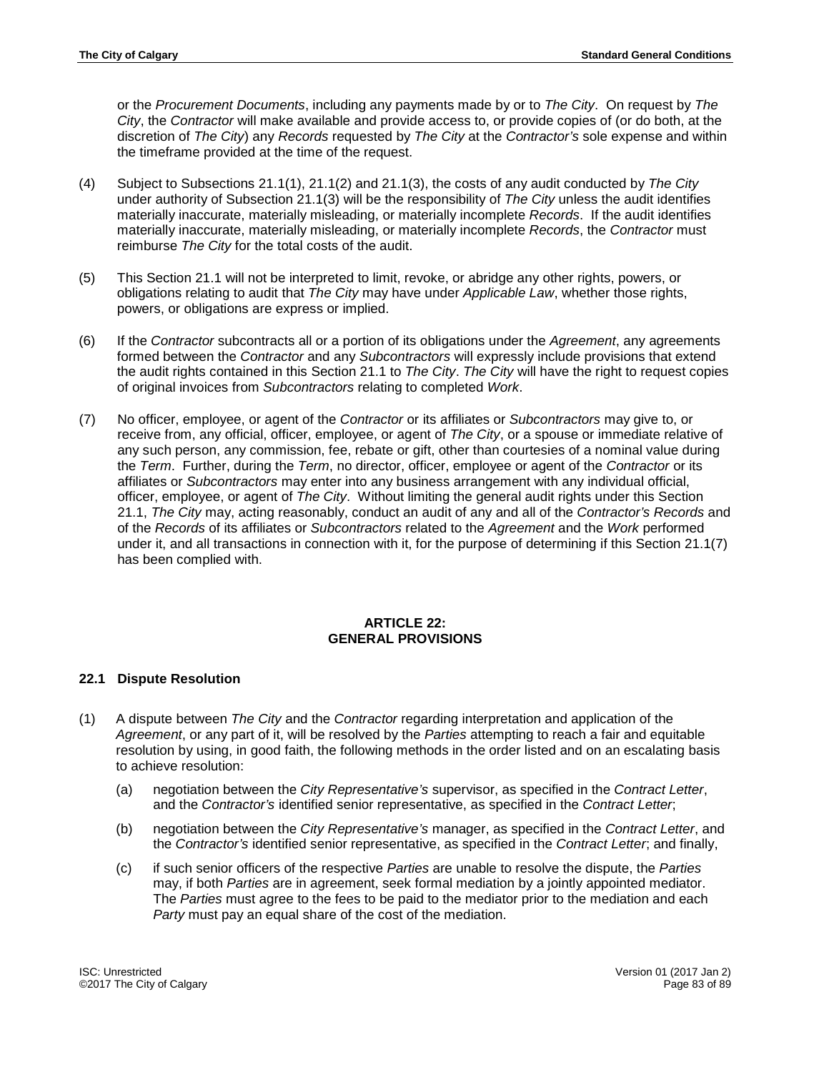or the *Procurement Documents*, including any payments made by or to *The City*. On request by *The City*, the *Contractor* will make available and provide access to, or provide copies of (or do both, at the discretion of *The City*) any *Records* requested by *The City* at the *Contractor's* sole expense and within the timeframe provided at the time of the request.

(4) Subject to Subsections 21.1(1), 21.1(2) and 21.1(3), the costs of any audit conducted by *The City* under authority of Subsection 21.1(3) will be the responsibility of *The City* unless the audit identifies materially inaccurate, materially misleading, or materially incomplete *Records*. If the audit identifies materially inaccurate, materially misleading, or materially incomplete *Records*, the *Contractor* must reimburse *The City* for the total costs of the audit.

(5) This Section 21.1 will not be interpreted to limit, revoke, or abridge any other rights, powers, or obligations relating to audit that *The City* may have under *Applicable Law*, whether those rights, powers, or obligations are express or implied.

(6) If the *Contractor* subcontracts all or a portion of its obligations under the *Agreement*, any agreements formed between the *Contractor* and any *Subcontractors* will expressly include provisions that extend the audit rights contained in this Section 21.1 to *The City*. *The City* will have the right to request copies of original invoices from *Subcontractors* relating to completed *Work*.

(7) No officer, employee, or agent of the *Contractor* or its affiliates or *Subcontractors* may give to, or receive from, any official, officer, employee, or agent of *The City*, or a spouse or immediate relative of any such person, any commission, fee, rebate or gift, other than courtesies of a nominal value during the *Term*. Further, during the *Term*, no director, officer, employee or agent of the *Contractor* or its affiliates or *Subcontractors* may enter into any business arrangement with any individual official, officer, employee, or agent of *The City*. Without limiting the general audit rights under this Section 21.1, *The City* may, acting reasonably, conduct an audit of any and all of the *Contractor's Records* and of the *Records* of its affiliates or *Subcontractors* related to the *Agreement* and the *Work* performed under it, and all transactions in connection with it, for the purpose of determining if this Section 21.1(7) has been complied with.

## ARTICLE 22: GENERAL PROVISIONS

### 22.1 Dispute Resolution

(1) A dispute between *The City* and the *Contractor* regarding interpretation and application of the *Agreement*, or any part of it, will be resolved by the *Parties* attempting to reach a fair and equitable resolution by using, in good faith, the following methods in the order listed and on an escalating basis to achieve resolution:

   (a) negotiation between the *City Representative's* supervisor, as specified in the *Contract Letter*, and the *Contractor's* identified senior representative, as specified in the *Contract Letter*;

   (b) negotiation between the *City Representative's* manager, as specified in the *Contract Letter*, and the *Contractor's* identified senior representative, as specified in the *Contract Letter*; and finally,

   (c) if such senior officers of the respective *Parties* are unable to resolve the dispute, the *Parties* may, if both *Parties* are in agreement, seek formal mediation by a jointly appointed mediator. The *Parties* must agree to the fees to be paid to the mediator prior to the mediation and each *Party* must pay an equal share of the cost of the mediation.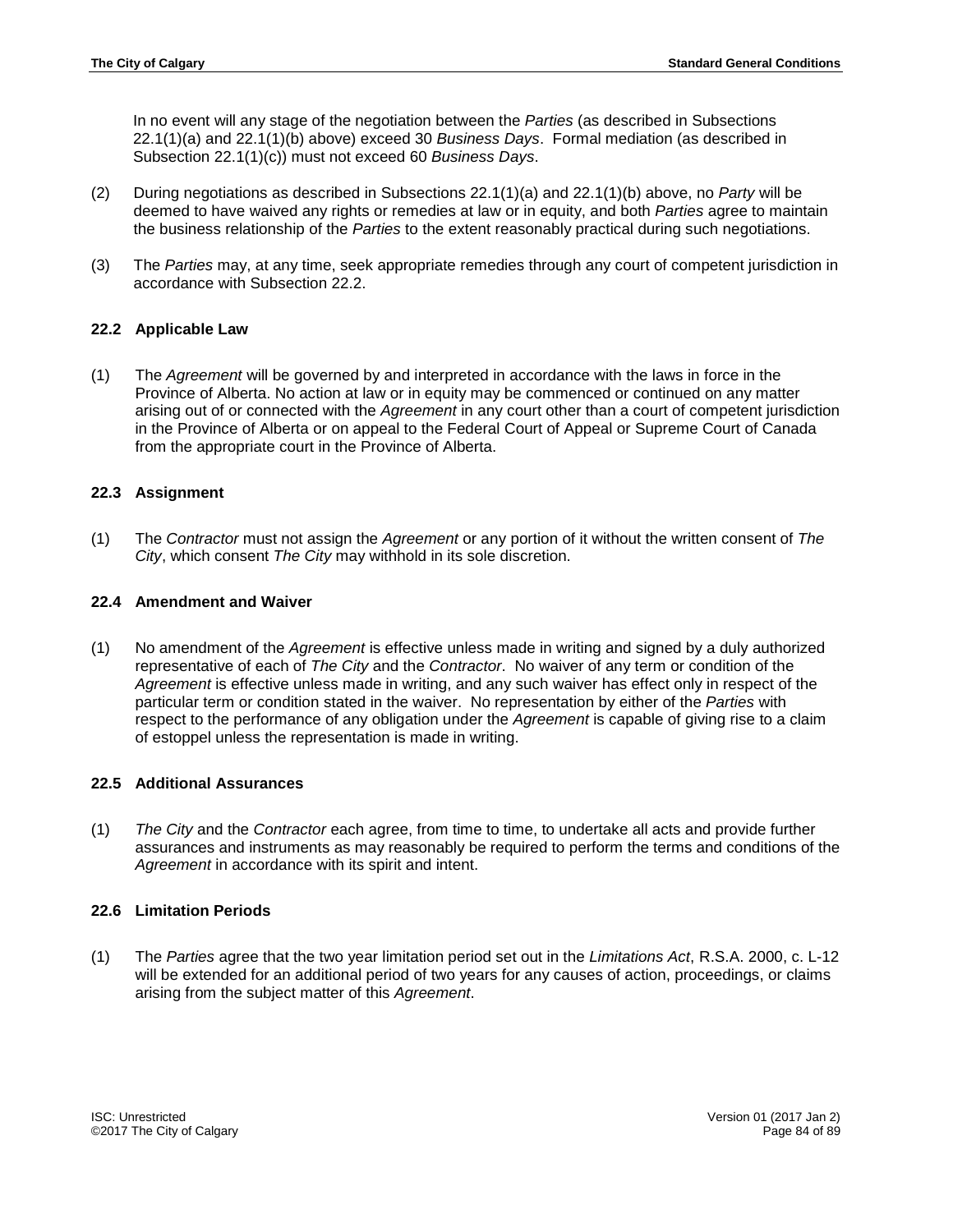In no event will any stage of the negotiation between the *Parties* (as described in Subsections 22.1(1)(a) and 22.1(1)(b) above) exceed 30 *Business Days*. Formal mediation (as described in Subsection 22.1(1)(c)) must not exceed 60 *Business Days*.

(2) During negotiations as described in Subsections 22.1(1)(a) and 22.1(1)(b) above, no *Party* will be deemed to have waived any rights or remedies at law or in equity, and both *Parties* agree to maintain the business relationship of the *Parties* to the extent reasonably practical during such negotiations.

(3) The *Parties* may, at any time, seek appropriate remedies through any court of competent jurisdiction in accordance with Subsection 22.2.

### 22.2 Applicable Law

(1) The *Agreement* will be governed by and interpreted in accordance with the laws in force in the Province of Alberta. No action at law or in equity may be commenced or continued on any matter arising out of or connected with the *Agreement* in any court other than a court of competent jurisdiction in the Province of Alberta or on appeal to the Federal Court of Appeal or Supreme Court of Canada from the appropriate court in the Province of Alberta.

### 22.3 Assignment

(1) The *Contractor* must not assign the *Agreement* or any portion of it without the written consent of *The City*, which consent *The City* may withhold in its sole discretion.

### 22.4 Amendment and Waiver

(1) No amendment of the *Agreement* is effective unless made in writing and signed by a duly authorized representative of each of *The City* and the *Contractor*. No waiver of any term or condition of the *Agreement* is effective unless made in writing, and any such waiver has effect only in respect of the particular term or condition stated in the waiver. No representation by either of the *Parties* with respect to the performance of any obligation under the *Agreement* is capable of giving rise to a claim of estoppel unless the representation is made in writing.

### 22.5 Additional Assurances

(1) *The City* and the *Contractor* each agree, from time to time, to undertake all acts and provide further assurances and instruments as may reasonably be required to perform the terms and conditions of the *Agreement* in accordance with its spirit and intent.

### 22.6 Limitation Periods

(1) The *Parties* agree that the two year limitation period set out in the *Limitations Act*, R.S.A. 2000, c. L-12 will be extended for an additional period of two years for any causes of action, proceedings, or claims arising from the subject matter of this *Agreement*.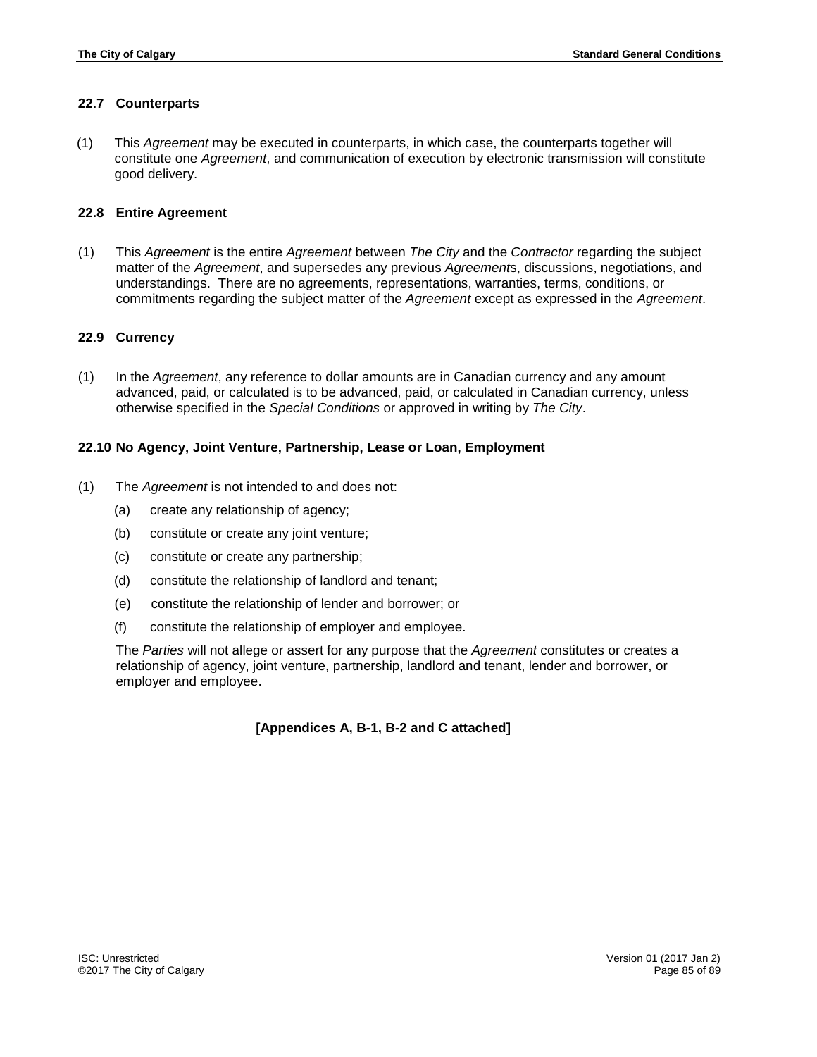### 22.7 Counterparts

(1) This *Agreement* may be executed in counterparts, in which case, the counterparts together will constitute one *Agreement*, and communication of execution by electronic transmission will constitute good delivery.

### 22.8 Entire Agreement

(1) This *Agreement* is the entire *Agreement* between *The City* and the *Contractor* regarding the subject matter of the *Agreement*, and supersedes any previous *Agreement*s, discussions, negotiations, and understandings. There are no agreements, representations, warranties, terms, conditions, or commitments regarding the subject matter of the *Agreement* except as expressed in the *Agreement*.

### 22.9 Currency

(1) In the *Agreement*, any reference to dollar amounts are in Canadian currency and any amount advanced, paid, or calculated is to be advanced, paid, or calculated in Canadian currency, unless otherwise specified in the *Special Conditions* or approved in writing by *The City*.

### 22.10 No Agency, Joint Venture, Partnership, Lease or Loan, Employment

(1) The *Agreement* is not intended to and does not:

- (a) create any relationship of agency;
- (b) constitute or create any joint venture;
- (c) constitute or create any partnership;
- (d) constitute the relationship of landlord and tenant;
- (e) constitute the relationship of lender and borrower; or
- (f) constitute the relationship of employer and employee.

The *Parties* will not allege or assert for any purpose that the *Agreement* constitutes or creates a relationship of agency, joint venture, partnership, landlord and tenant, lender and borrower, or employer and employee.

**[Appendices A, B-1, B-2 and C attached]**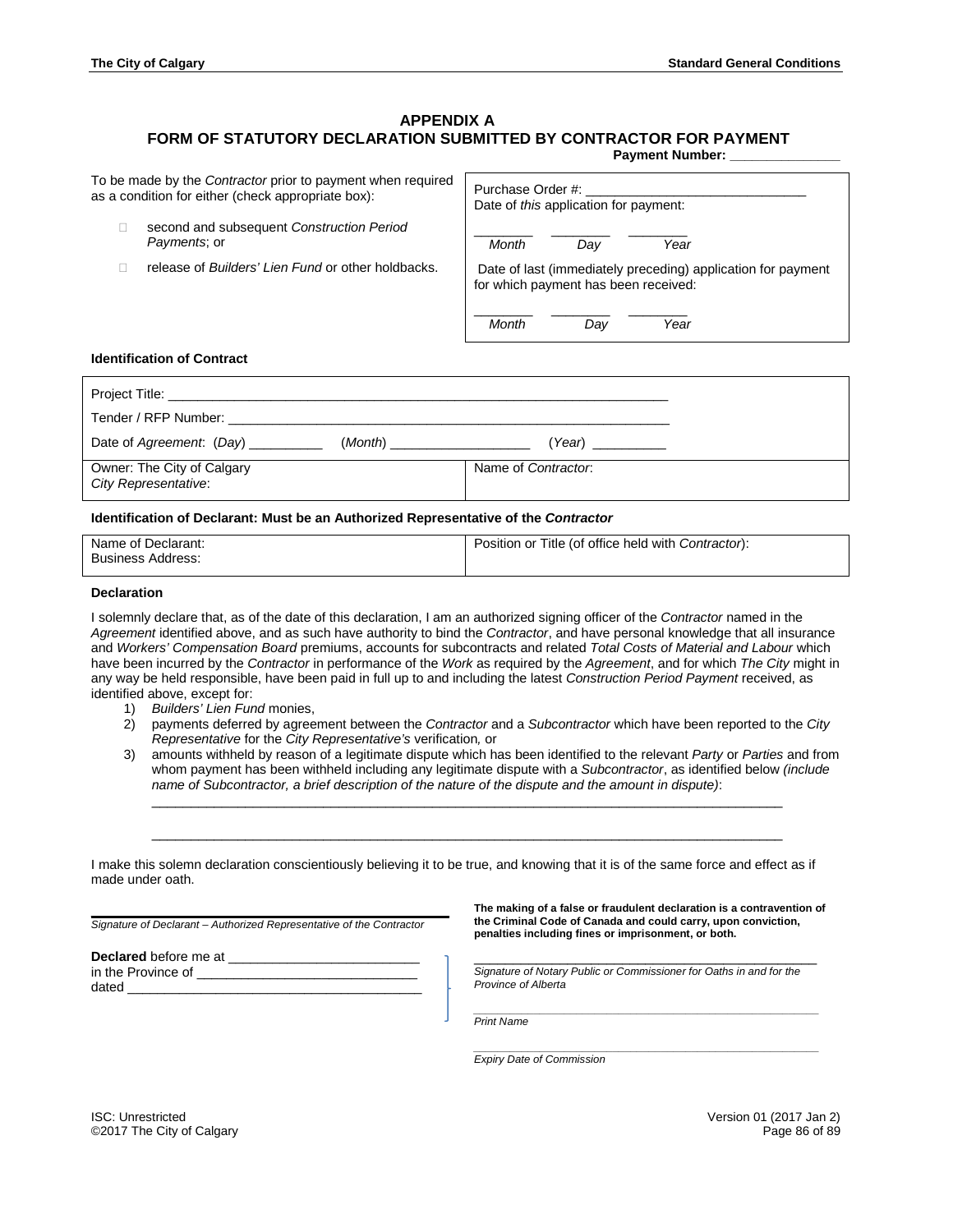# APPENDIX A
# FORM OF STATUTORY DECLARATION SUBMITTED BY CONTRACTOR FOR PAYMENT

**Payment Number: _______________**

To be made by the *Contractor* prior to payment when required as a condition for either (check appropriate box):

- ☐ second and subsequent *Construction Period Payments*; or
- ☐ release of *Builders' Lien Fund* or other holdbacks.

Purchase Order #: ______________________________

Date of *this* application for payment:

________ ________ ________
*Month* *Day* *Year*

Date of last (immediately preceding) application for payment for which payment has been received:

________ ________ ________
*Month* *Day* *Year*

**Identification of Contract**

| | |
|---|---|
| Project Title: ______________________________________________________________________ | |
| Tender / RFP Number: ________________________________________________________________ | |
| Date of *Agreement*: (*Day*) __________ (*Month*) ___________________ (*Year*) __________ | |
| Owner: The City of Calgary<br>*City Representative*: | Name of *Contractor*: |

**Identification of Declarant: Must be an Authorized Representative of the *Contractor***

| | |
|---|---|
| Name of Declarant:<br>Business Address: | Position or Title (of office held with *Contractor*): |

**Declaration**

I solemnly declare that, as of the date of this declaration, I am an authorized signing officer of the *Contractor* named in the *Agreement* identified above, and as such have authority to bind the *Contractor*, and have personal knowledge that all insurance and *Workers' Compensation Board* premiums, accounts for subcontracts and related *Total Costs of Material and Labour* which have been incurred by the *Contractor* in performance of the *Work* as required by the *Agreement*, and for which *The City* might in any way be held responsible, have been paid in full up to and including the latest *Construction Period Payment* received, as identified above, except for:

1) *Builders' Lien Fund* monies,
2) payments deferred by agreement between the *Contractor* and a *Subcontractor* which have been reported to the *City Representative* for the *City Representative's* verification, or
3) amounts withheld by reason of a legitimate dispute which has been identified to the relevant *Party* or *Parties* and from whom payment has been withheld including any legitimate dispute with a *Subcontractor*, as identified below *(include name of Subcontractor, a brief description of the nature of the dispute and the amount in dispute)*:

   ________________________________________________________________________________________

   ________________________________________________________________________________________

I make this solemn declaration conscientiously believing it to be true, and knowing that it is of the same force and effect as if made under oath.

______________________________________________
*Signature of Declarant – Authorized Representative of the Contractor*

**The making of a false or fraudulent declaration is a contravention of the Criminal Code of Canada and could carry, upon conviction, penalties including fines or imprisonment, or both.**

**Declared** before me at __________________________
in the Province of ______________________________
dated _________________________________________

______________________________________________
*Signature of Notary Public or Commissioner for Oaths in and for the Province of Alberta*

______________________________________________
*Print Name*

______________________________________________
*Expiry Date of Commission*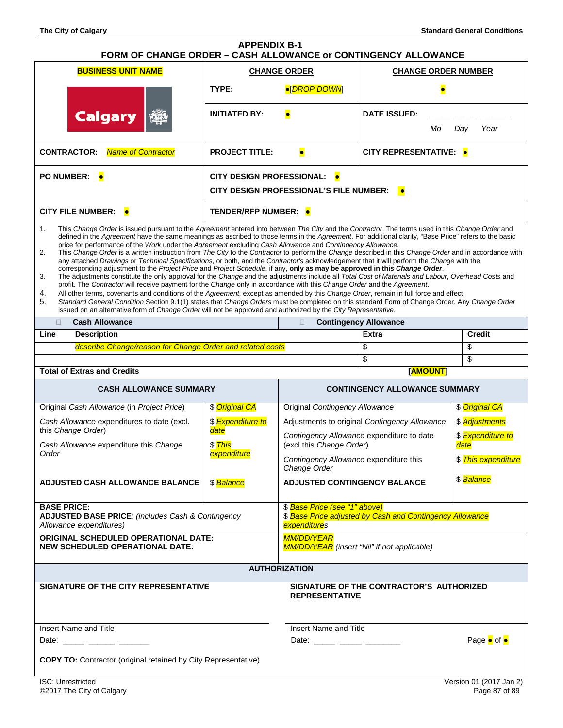# APPENDIX B-1
## FORM OF CHANGE ORDER – CASH ALLOWANCE or CONTINGENCY ALLOWANCE

| BUSINESS UNIT NAME | CHANGE ORDER | | CHANGE ORDER NUMBER |
|---|---|---|---|
| Calgary | TYPE: | ●[DROP DOWN] | ● |
| | INITIATED BY: | ● | DATE ISSUED: _____ _____ _______ Mo Day Year |
| CONTRACTOR: *Name of Contractor* | PROJECT TITLE: | ● | CITY REPRESENTATIVE: ● |
| PO NUMBER: ● | CITY DESIGN PROFESSIONAL: ● CITY DESIGN PROFESSIONAL'S FILE NUMBER: ● | | |
| CITY FILE NUMBER: ● | TENDER/RFP NUMBER: ● | | |

1. This *Change Order* is issued pursuant to the *Agreement* entered into between *The City* and the *Contractor*. The terms used in this *Change Order* and defined in the *Agreement* have the same meanings as ascribed to those terms in the *Agreement*. For additional clarity, "Base Price" refers to the basic price for performance of the *Work* under the *Agreement* excluding *Cash Allowance* and *Contingency Allowance*.
2. This *Change Order* is a written instruction from *The City* to the *Contractor* to perform the *Change* described in this *Change Order* and in accordance with any attached *Drawings* or *Technical Specifications*, or both, and the *Contractor's* acknowledgement that it will perform the *Change* with the corresponding adjustment to the *Project Price* and *Project Schedule*, if any, **only as may be approved in this *Change Order***.
3. The adjustments constitute the only approval for the *Change* and the adjustments include all *Total Cost of Materials and Labour*, *Overhead Costs* and profit. The *Contractor* will receive payment for the *Change* only in accordance with this *Change Order* and the *Agreement*.
4. All other terms, covenants and conditions of the *Agreement*, except as amended by this *Change Order*, remain in full force and effect.
5. *Standard General Condition* Section 9.1(1) states that *Change Orders* must be completed on this standard Form of Change Order. Any *Change Order* issued on an alternative form of *Change Order* will not be approved and authorized by the *City Representative*.

☐ **Cash Allowance** ☐ **Contingency Allowance**

| Line | Description | Extra | Credit |
|---|---|---|---|
| | *describe Change/reason for Change Order and related costs* | $ | $ |
| | | $ | $ |
| **Total of Extras and Credits** | | **[AMOUNT]** | |

| CASH ALLOWANCE SUMMARY | | CONTINGENCY ALLOWANCE SUMMARY | |
|---|---|---|---|
| Original *Cash Allowance* (in *Project Price*) | $ *Original CA* | Original *Contingency Allowance* | $ *Original CA* |
| *Cash Allowance* expenditures to date (excl. this *Change Order*) | $ *Expenditure to date* | Adjustments to original *Contingency Allowance* | $ *Adjustments* |
| *Cash Allowance* expenditure this *Change Order* | $ *This expenditure* | *Contingency Allowance* expenditure to date (excl this *Change Order*) | $ *Expenditure to date* |
| | | *Contingency Allowance* expenditure this *Change Order* | $ *This expenditure* |
| **ADJUSTED CASH ALLOWANCE BALANCE** | $ *Balance* | **ADJUSTED CONTINGENCY BALANCE** | $ *Balance* |

| | |
|---|---|
| **BASE PRICE:** **ADJUSTED BASE PRICE**: *(includes Cash & Contingency Allowance expenditures)* | $ *Base Price (see "1" above)* $ *Base Price adjusted by Cash and Contingency Allowance expenditures* |
| **ORIGINAL SCHEDULED OPERATIONAL DATE:** **NEW SCHEDULED OPERATIONAL DATE:** | *MM/DD/YEAR* *MM/DD/YEAR* *(insert "Nil" if not applicable)* |

**AUTHORIZATION**

| SIGNATURE OF THE CITY REPRESENTATIVE | SIGNATURE OF THE CONTRACTOR'S AUTHORIZED REPRESENTATIVE |
|---|---|
| Insert Name and Title | Insert Name and Title |
| Date: _____ ______ _______ | Date: _____ _____ ________ Page ● of ● |

**COPY TO:** Contractor (original retained by City Representative)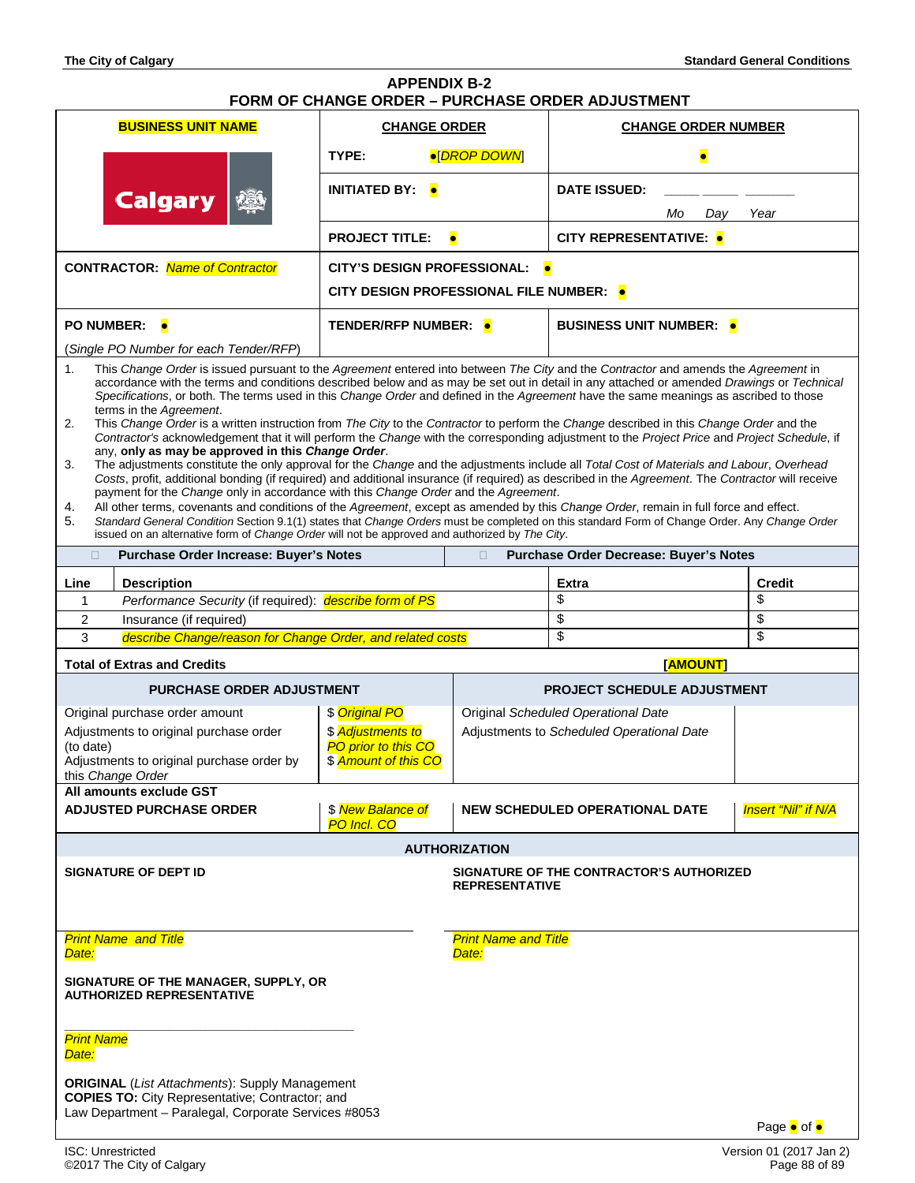# APPENDIX B-2
# FORM OF CHANGE ORDER – PURCHASE ORDER ADJUSTMENT

| BUSINESS UNIT NAME | CHANGE ORDER | CHANGE ORDER NUMBER |
|---|---|---|
| Calgary | **TYPE:** •[*DROP DOWN*] | • |
| | **INITIATED BY:** • | **DATE ISSUED:** _____ _____ _______ *Mo Day Year* |
| | **PROJECT TITLE:** • | **CITY REPRESENTATIVE:** • |
| **CONTRACTOR:** *Name of Contractor* | **CITY'S DESIGN PROFESSIONAL:** • **CITY DESIGN PROFESSIONAL FILE NUMBER:** • | |
| **PO NUMBER:** • (*Single PO Number for each Tender/RFP*) | **TENDER/RFP NUMBER:** • | **BUSINESS UNIT NUMBER:** • |

1. This *Change Order* is issued pursuant to the *Agreement* entered into between *The City* and the *Contractor* and amends the *Agreement* in accordance with the terms and conditions described below and as may be set out in detail in any attached or amended *Drawings* or *Technical Specifications*, or both. The terms used in this *Change Order* and defined in the *Agreement* have the same meanings as ascribed to those terms in the *Agreement*.
2. This *Change Order* is a written instruction from *The City* to the *Contractor* to perform the *Change* described in this *Change Order* and the *Contractor's* acknowledgement that it will perform the *Change* with the corresponding adjustment to the *Project Price* and *Project Schedule*, if any, **only as may be approved in this *Change Order***.
3. The adjustments constitute the only approval for the *Change* and the adjustments include all *Total Cost of Materials and Labour*, *Overhead Costs*, profit, additional bonding (if required) and additional insurance (if required) as described in the *Agreement*. The *Contractor* will receive payment for the *Change* only in accordance with this *Change Order* and the *Agreement*.
4. All other terms, covenants and conditions of the *Agreement*, except as amended by this *Change Order*, remain in full force and effect.
5. *Standard General Condition* Section 9.1(1) states that *Change Orders* must be completed on this standard Form of Change Order. Any *Change Order* issued on an alternative form of *Change Order* will not be approved and authorized by *The City*.

☐ **Purchase Order Increase: Buyer's Notes** ☐ **Purchase Order Decrease: Buyer's Notes**

| Line | Description | Extra | Credit |
|---|---|---|---|
| 1 | *Performance Security* (if required): *describe form of PS* | $ | $ |
| 2 | Insurance (if required) | $ | $ |
| 3 | *describe Change/reason for Change Order, and related costs* | $ | $ |
| **Total of Extras and Credits** | | **[AMOUNT]** | |

| PURCHASE ORDER ADJUSTMENT | | PROJECT SCHEDULE ADJUSTMENT | |
|---|---|---|---|
| Original purchase order amount | $ *Original PO* | Original *Scheduled Operational Date* | |
| Adjustments to original purchase order (to date) | $ *Adjustments to PO prior to this CO* | Adjustments to *Scheduled Operational Date* | |
| Adjustments to original purchase order by this *Change Order* | $ *Amount of this CO* | | |
| **All amounts exclude GST** | | | |
| **ADJUSTED PURCHASE ORDER** | $ *New Balance of PO Incl. CO* | **NEW SCHEDULED OPERATIONAL DATE** | *Insert "Nil" if N/A* |

**AUTHORIZATION**

**SIGNATURE OF DEPT ID**

*Print Name and Title*
*Date:*

**SIGNATURE OF THE CONTRACTOR'S AUTHORIZED REPRESENTATIVE**

*Print Name and Title*
*Date:*

**SIGNATURE OF THE MANAGER, SUPPLY, OR AUTHORIZED REPRESENTATIVE**

_______________________________________

*Print Name*
*Date:*

**ORIGINAL** (*List Attachments*): Supply Management
**COPIES TO:** City Representative; Contractor; and
Law Department – Paralegal, Corporate Services #8053

Page • of •

ISC: Unrestricted
©2017 The City of Calgary

Version 01 (2017 Jan 2)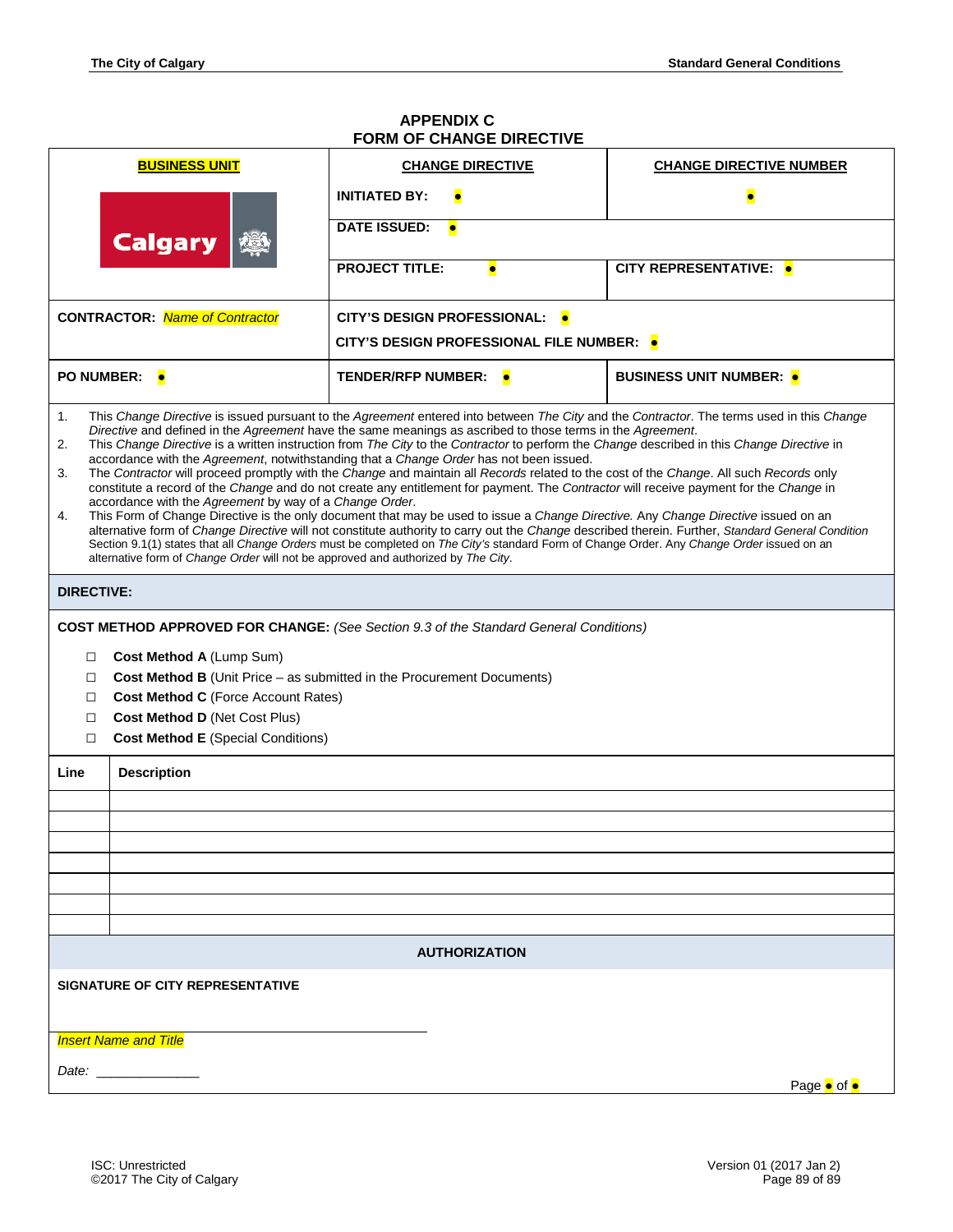## APPENDIX C
## FORM OF CHANGE DIRECTIVE

| | | |
|---|---|---|
| **BUSINESS UNIT** | **CHANGE DIRECTIVE** | **CHANGE DIRECTIVE NUMBER** |
| Calgary | **INITIATED BY:** ● | ● |
| | **DATE ISSUED:** ● | |
| | **PROJECT TITLE:** ● | **CITY REPRESENTATIVE:** ● |
| **CONTRACTOR:** *Name of Contractor* | **CITY'S DESIGN PROFESSIONAL:** ● <br> **CITY'S DESIGN PROFESSIONAL FILE NUMBER:** ● | |
| **PO NUMBER:** ● | **TENDER/RFP NUMBER:** ● | **BUSINESS UNIT NUMBER:** ● |

1. This *Change Directive* is issued pursuant to the *Agreement* entered into between *The City* and the *Contractor*. The terms used in this *Change Directive* and defined in the *Agreement* have the same meanings as ascribed to those terms in the *Agreement*.
2. This *Change Directive* is a written instruction from *The City* to the *Contractor* to perform the *Change* described in this *Change Directive* in accordance with the *Agreement*, notwithstanding that a *Change Order* has not been issued.
3. The *Contractor* will proceed promptly with the *Change* and maintain all *Records* related to the cost of the *Change*. All such *Records* only constitute a record of the *Change* and do not create any entitlement for payment. The *Contractor* will receive payment for the *Change* in accordance with the *Agreement* by way of a *Change Order*.
4. This Form of Change Directive is the only document that may be used to issue a *Change Directive.* Any *Change Directive* issued on an alternative form of *Change Directive* will not constitute authority to carry out the *Change* described therein. Further, *Standard General Condition* Section 9.1(1) states that all *Change Orders* must be completed on *The City's* standard Form of Change Order. Any *Change Order* issued on an alternative form of *Change Order* will not be approved and authorized by *The City*.

**DIRECTIVE:**

**COST METHOD APPROVED FOR CHANGE:** *(See Section 9.3 of the Standard General Conditions)*

- ☐ **Cost Method A** (Lump Sum)
- ☐ **Cost Method B** (Unit Price – as submitted in the Procurement Documents)
- ☐ **Cost Method C** (Force Account Rates)
- ☐ **Cost Method D** (Net Cost Plus)
- ☐ **Cost Method E** (Special Conditions)

| Line | Description |
|---|---|
| | |
| | |
| | |
| | |
| | |
| | |
| | |

**AUTHORIZATION**

**SIGNATURE OF CITY REPRESENTATIVE**

______________________________

*Insert Name and Title*

*Date:* _______________

Page ● of ●